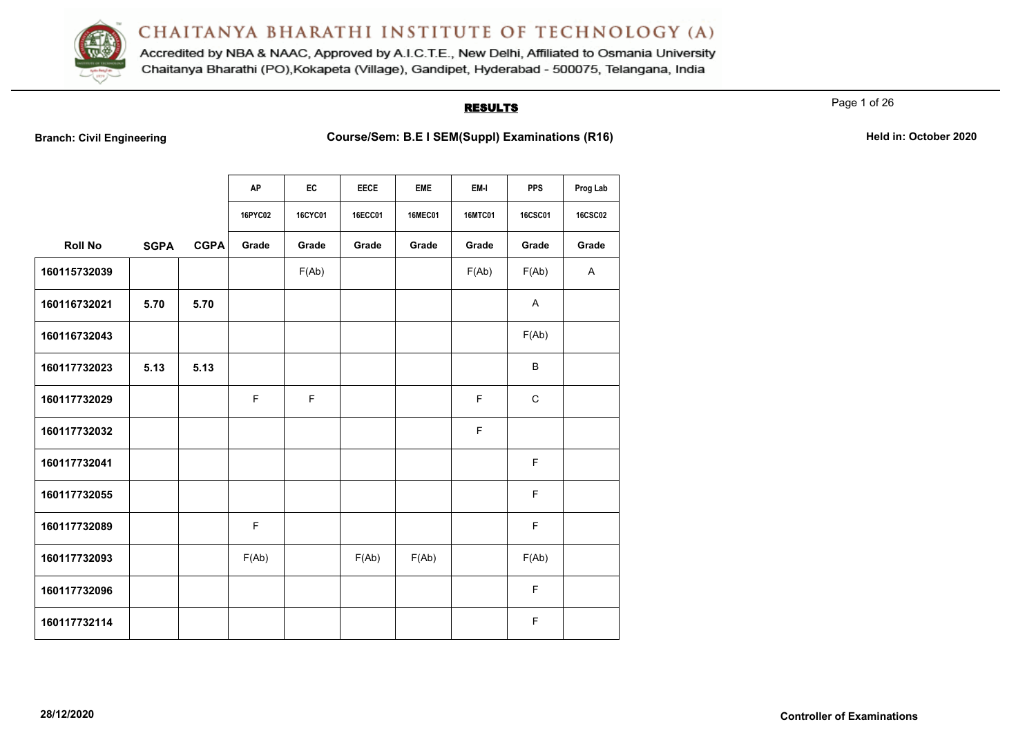# CHAITANYA BHARATHI INSTITUTE OF TECHNOLOGY (A)

Accredited by NBA & NAAC, Approved by A.I.C.T.E., New Delhi, Affiliated to Osmania University
Chaitanya Bharathi (PO),Kokapeta (Village), Gandipet, Hyderabad - 500075, Telangana, India

## RESULTS

**Branch: Civil Engineering** **Course/Sem: B.E I SEM(Suppl) Examinations (R16)** **Held in: October 2020**

| | | | AP | EC | EECE | EME | EM-I | PPS | Prog Lab |
|---|---|---|---|---|---|---|---|---|---|
| | | | 16PYC02 | 16CYC01 | 16ECC01 | 16MEC01 | 16MTC01 | 16CSC01 | 16CSC02 |
| **Roll No** | **SGPA** | **CGPA** | **Grade** | **Grade** | **Grade** | **Grade** | **Grade** | **Grade** | **Grade** |
| 160115732039 | | | | F(Ab) | | | F(Ab) | F(Ab) | A |
| 160116732021 | 5.70 | 5.70 | | | | | | A | |
| 160116732043 | | | | | | | | F(Ab) | |
| 160117732023 | 5.13 | 5.13 | | | | | | B | |
| 160117732029 | | | F | F | | | F | C | |
| 160117732032 | | | | | | | F | | |
| 160117732041 | | | | | | | | F | |
| 160117732055 | | | | | | | | F | |
| 160117732089 | | | F | | | | | F | |
| 160117732093 | | | F(Ab) | | F(Ab) | F(Ab) | | F(Ab) | |
| 160117732096 | | | | | | | | F | |
| 160117732114 | | | | | | | | F | |

**28/12/2020** **Controller of Examinations**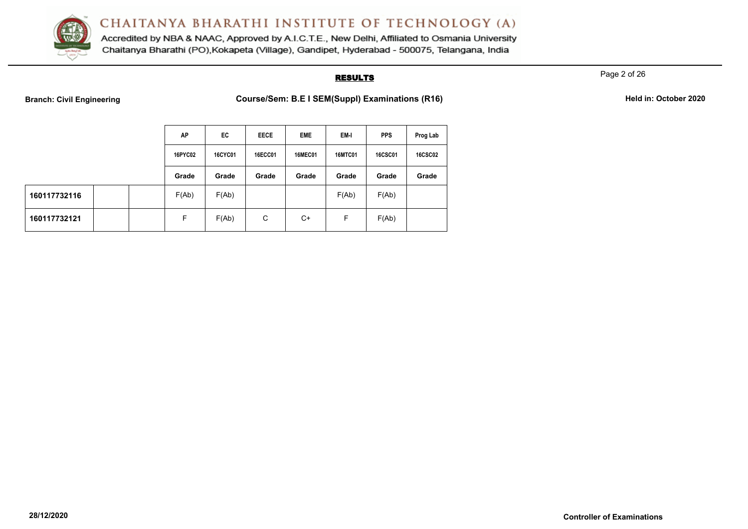**RESULTS**

**Branch: Civil Engineering** **Course/Sem: B.E I SEM(Suppl) Examinations (R16)** **Held in: October 2020**

| | | | AP | EC | EECE | EME | EM-I | PPS | Prog Lab |
|---|---|---|---|---|---|---|---|---|---|
| | | | 16PYC02 | 16CYC01 | 16ECC01 | 16MEC01 | 16MTC01 | 16CSC01 | 16CSC02 |
| | | | Grade | Grade | Grade | Grade | Grade | Grade | Grade |
| **160117732116** | | | F(Ab) | F(Ab) | | | F(Ab) | F(Ab) | |
| **160117732121** | | | F | F(Ab) | C | C+ | F | F(Ab) | |

**28/12/2020** **Controller of Examinations**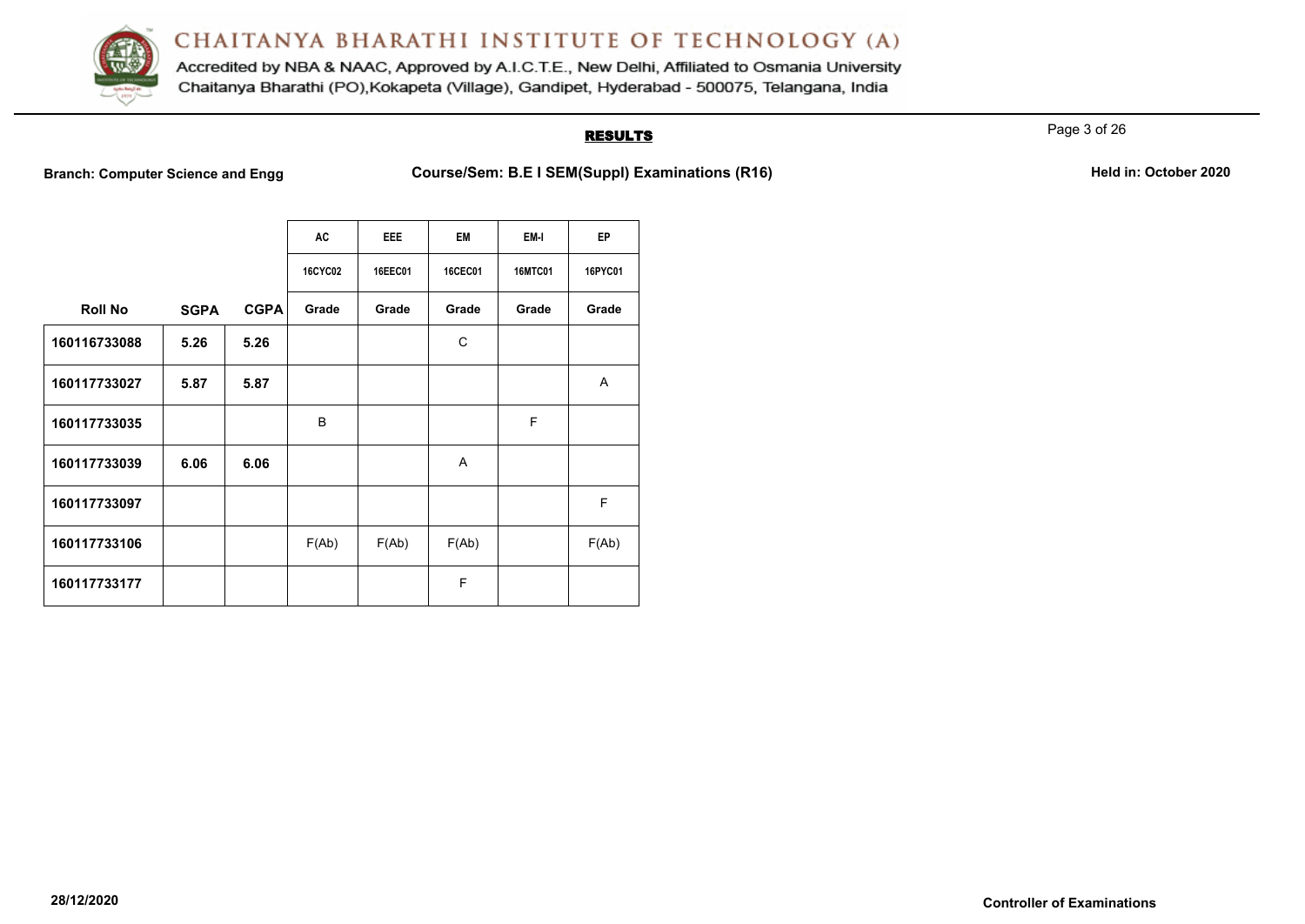# CHAITANYA BHARATHI INSTITUTE OF TECHNOLOGY (A)

Accredited by NBA & NAAC, Approved by A.I.C.T.E., New Delhi, Affiliated to Osmania University
Chaitanya Bharathi (PO),Kokapeta (Village), Gandipet, Hyderabad - 500075, Telangana, India

## RESULTS

**Branch: Computer Science and Engg** | **Course/Sem: B.E I SEM(Suppl) Examinations (R16)** | **Held in: October 2020**

| | | | AC | EEE | EM | EM-I | EP |
|---|---|---|---|---|---|---|---|
| | | | 16CYC02 | 16EEC01 | 16CEC01 | 16MTC01 | 16PYC01 |
| **Roll No** | **SGPA** | **CGPA** | **Grade** | **Grade** | **Grade** | **Grade** | **Grade** |
| **160116733088** | **5.26** | **5.26** | | | C | | |
| **160117733027** | **5.87** | **5.87** | | | | | A |
| **160117733035** | | | B | | | F | |
| **160117733039** | **6.06** | **6.06** | | | A | | |
| **160117733097** | | | | | | | F |
| **160117733106** | | | F(Ab) | F(Ab) | F(Ab) | | F(Ab) |
| **160117733177** | | | | | F | | |

**28/12/2020** **Controller of Examinations**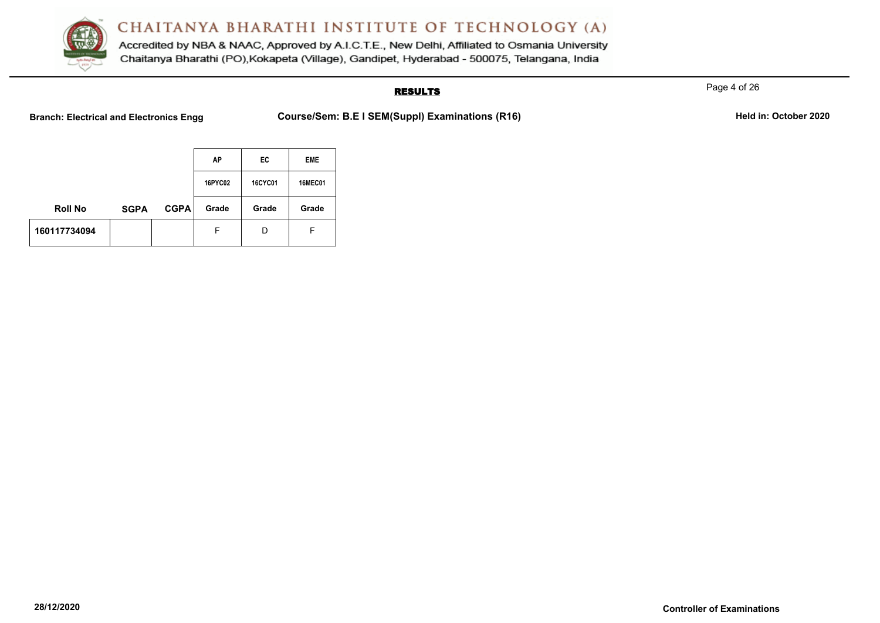# CHAITANYA BHARATHI INSTITUTE OF TECHNOLOGY (A)

Accredited by NBA & NAAC, Approved by A.I.C.T.E., New Delhi, Affiliated to Osmania University
Chaitanya Bharathi (PO),Kokapeta (Village), Gandipet, Hyderabad - 500075, Telangana, India

## RESULTS

**Branch: Electrical and Electronics Engg** **Course/Sem: B.E I SEM(Suppl) Examinations (R16)** **Held in: October 2020**

| | | | AP | EC | EME |
|---|---|---|---|---|---|
| | | | 16PYC02 | 16CYC01 | 16MEC01 |
| **Roll No** | **SGPA** | **CGPA** | **Grade** | **Grade** | **Grade** |
| 160117734094 | | | F | D | F |

**28/12/2020** **Controller of Examinations**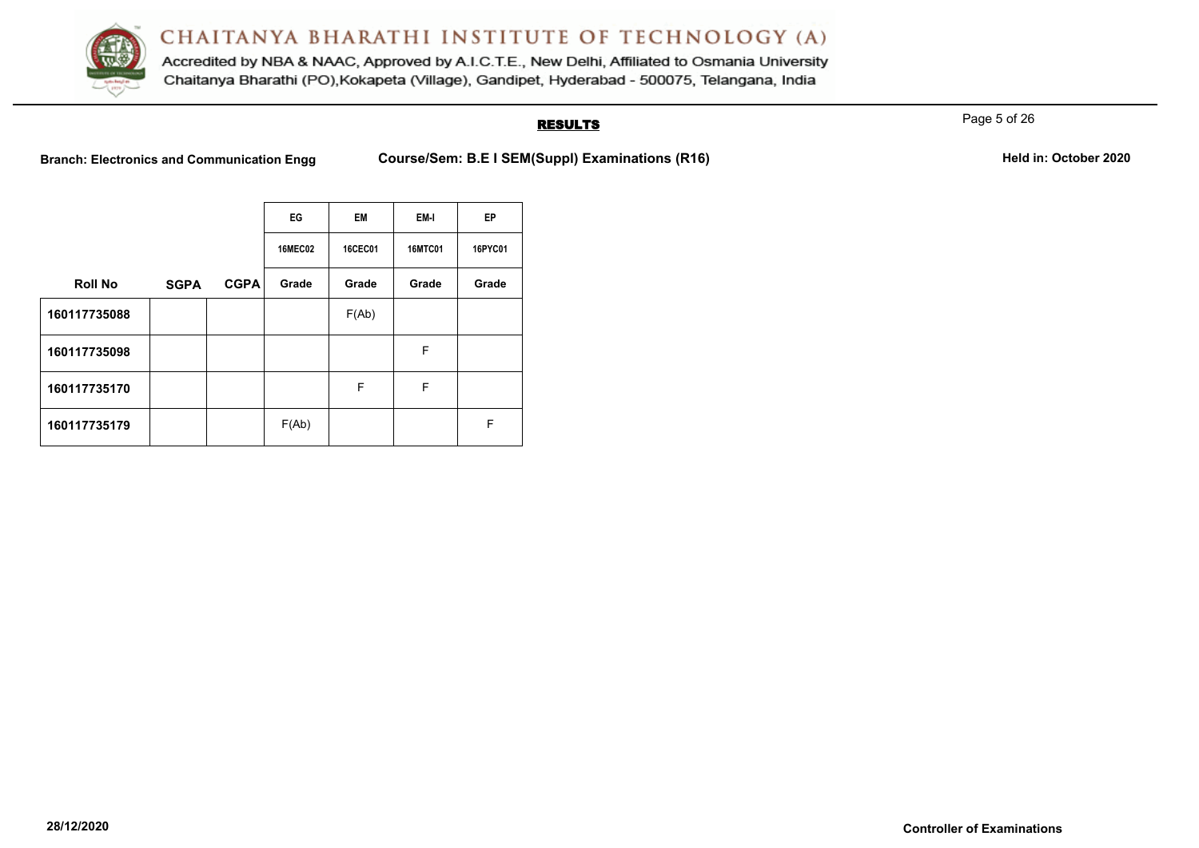## RESULTS

**Branch: Electronics and Communication Engg** **Course/Sem: B.E I SEM(Suppl) Examinations (R16)** **Held in: October 2020**

| | | | EG | EM | EM-I | EP |
|---|---|---|---|---|---|---|
| | | | 16MEC02 | 16CEC01 | 16MTC01 | 16PYC01 |
| **Roll No** | **SGPA** | **CGPA** | **Grade** | **Grade** | **Grade** | **Grade** |
| **160117735088** | | | | F(Ab) | | |
| **160117735098** | | | | | F | |
| **160117735170** | | | | F | F | |
| **160117735179** | | | F(Ab) | | | F |

**28/12/2020** **Controller of Examinations**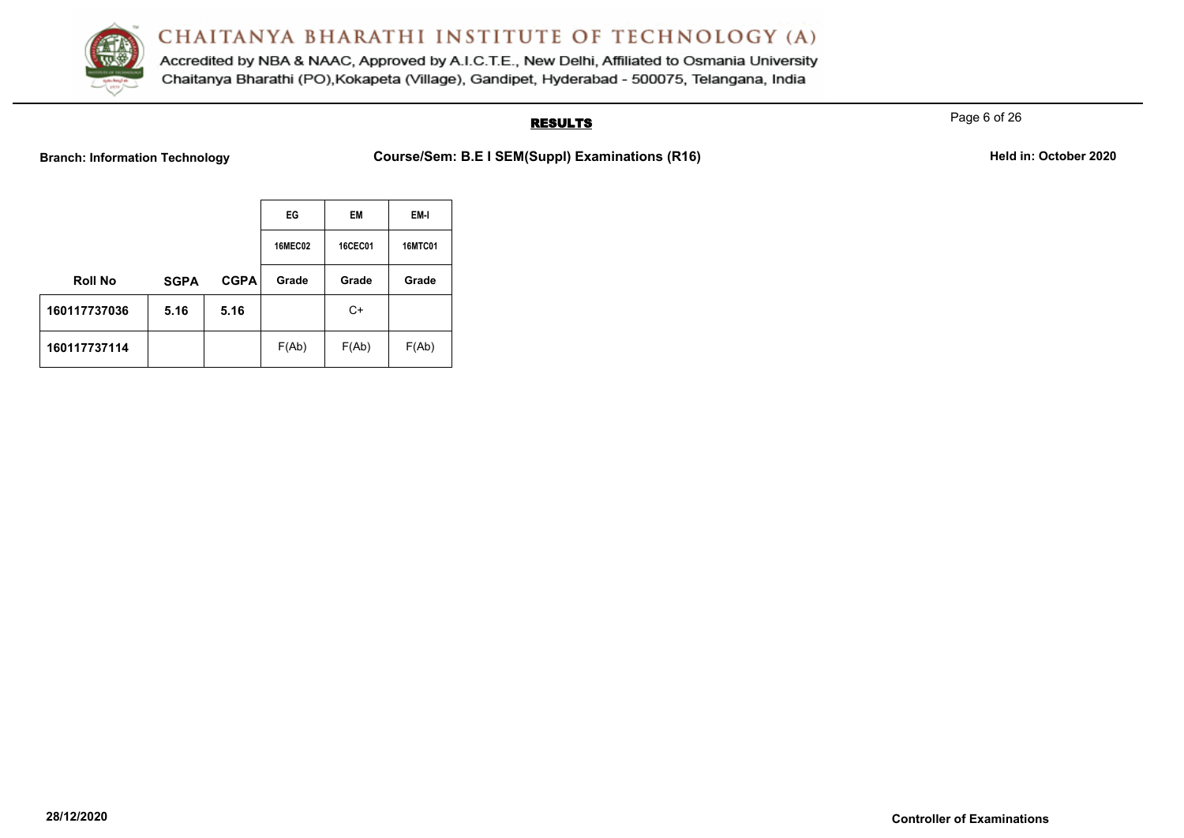# CHAITANYA BHARATHI INSTITUTE OF TECHNOLOGY (A)

Accredited by NBA & NAAC, Approved by A.I.C.T.E., New Delhi, Affiliated to Osmania University
Chaitanya Bharathi (PO),Kokapeta (Village), Gandipet, Hyderabad - 500075, Telangana, India

## RESULTS

**Branch: Information Technology** **Course/Sem: B.E I SEM(Suppl) Examinations (R16)** **Held in: October 2020**

| | | | EG | EM | EM-I |
|---|---|---|---|---|---|
| | | | 16MEC02 | 16CEC01 | 16MTC01 |
| **Roll No** | **SGPA** | **CGPA** | Grade | Grade | Grade |
| **160117737036** | **5.16** | **5.16** | | C+ | |
| **160117737114** | | | F(Ab) | F(Ab) | F(Ab) |

**28/12/2020** **Controller of Examinations**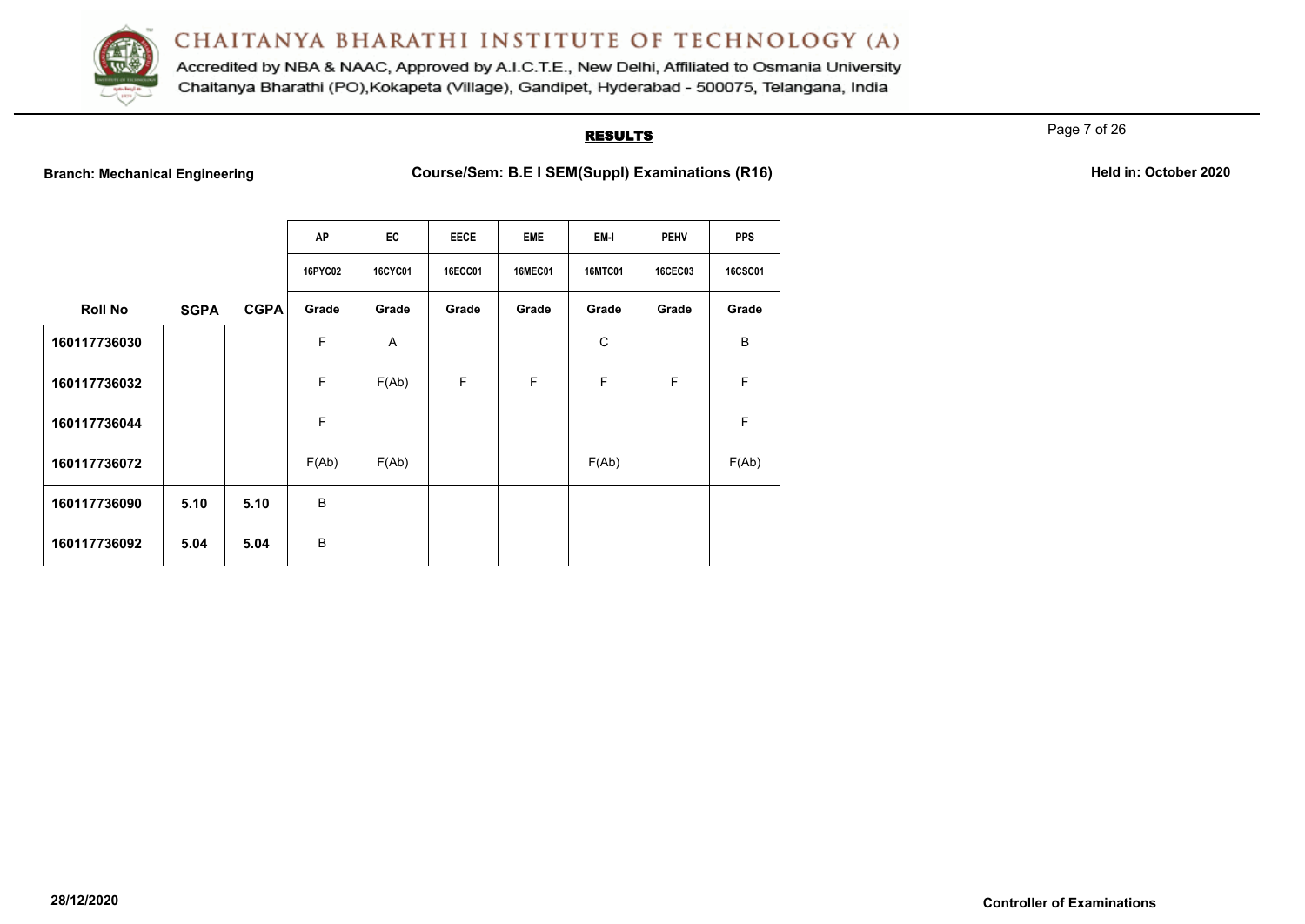# CHAITANYA BHARATHI INSTITUTE OF TECHNOLOGY (A)

Accredited by NBA & NAAC, Approved by A.I.C.T.E., New Delhi, Affiliated to Osmania University
Chaitanya Bharathi (PO),Kokapeta (Village), Gandipet, Hyderabad - 500075, Telangana, India

## RESULTS

**Branch: Mechanical Engineering** **Course/Sem: B.E I SEM(Suppl) Examinations (R16)** **Held in: October 2020**

| | | | AP | EC | EECE | EME | EM-I | PEHV | PPS |
|---|---|---|---|---|---|---|---|---|---|
| | | | 16PYC02 | 16CYC01 | 16ECC01 | 16MEC01 | 16MTC01 | 16CEC03 | 16CSC01 |
| **Roll No** | **SGPA** | **CGPA** | **Grade** | **Grade** | **Grade** | **Grade** | **Grade** | **Grade** | **Grade** |
| **160117736030** | | | F | A | | | C | | B |
| **160117736032** | | | F | F(Ab) | F | F | F | F | F |
| **160117736044** | | | F | | | | | | F |
| **160117736072** | | | F(Ab) | F(Ab) | | | F(Ab) | | F(Ab) |
| **160117736090** | **5.10** | **5.10** | B | | | | | | |
| **160117736092** | **5.04** | **5.04** | B | | | | | | |

**28/12/2020** **Controller of Examinations**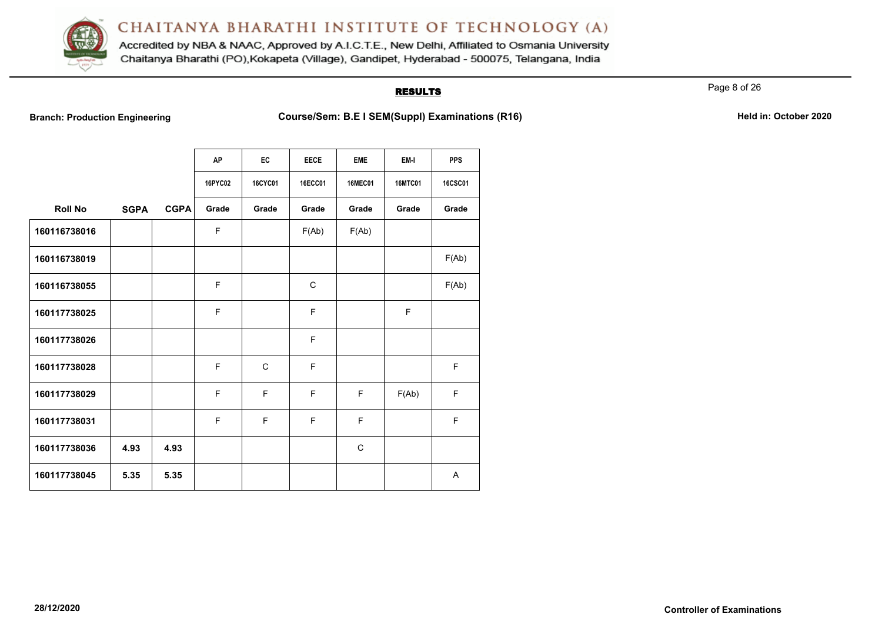# CHAITANYA BHARATHI INSTITUTE OF TECHNOLOGY (A)

Accredited by NBA & NAAC, Approved by A.I.C.T.E., New Delhi, Affiliated to Osmania University
Chaitanya Bharathi (PO),Kokapeta (Village), Gandipet, Hyderabad - 500075, Telangana, India

## RESULTS

**Branch: Production Engineering** **Course/Sem: B.E I SEM(Suppl) Examinations (R16)** **Held in: October 2020**

| | | | AP | EC | EECE | EME | EM-I | PPS |
|---|---|---|---|---|---|---|---|---|
| | | | 16PYC02 | 16CYC01 | 16ECC01 | 16MEC01 | 16MTC01 | 16CSC01 |
| **Roll No** | **SGPA** | **CGPA** | **Grade** | **Grade** | **Grade** | **Grade** | **Grade** | **Grade** |
| 160116738016 | | | F | | F(Ab) | F(Ab) | | |
| 160116738019 | | | | | | | | F(Ab) |
| 160116738055 | | | F | | C | | | F(Ab) |
| 160117738025 | | | F | | F | | F | |
| 160117738026 | | | | | F | | | |
| 160117738028 | | | F | C | F | | | F |
| 160117738029 | | | F | F | F | F | F(Ab) | F |
| 160117738031 | | | F | F | F | F | | F |
| 160117738036 | 4.93 | 4.93 | | | | C | | |
| 160117738045 | 5.35 | 5.35 | | | | | | A |

28/12/2020 **Controller of Examinations**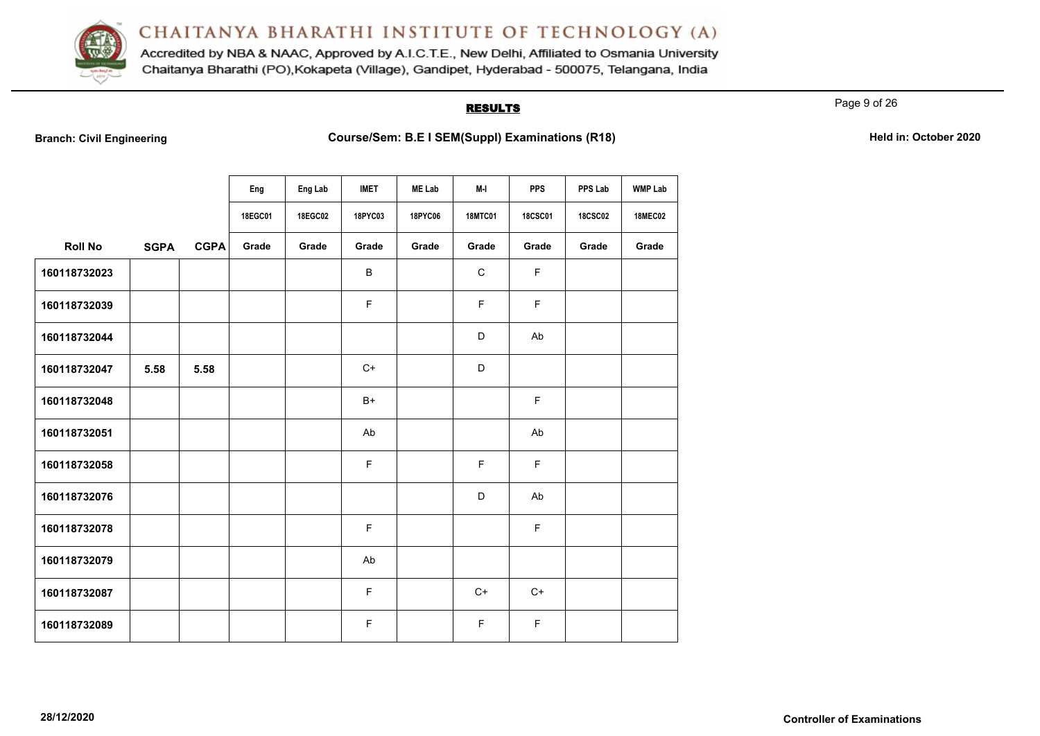# CHAITANYA BHARATHI INSTITUTE OF TECHNOLOGY (A)

Accredited by NBA & NAAC, Approved by A.I.C.T.E., New Delhi, Affiliated to Osmania University
Chaitanya Bharathi (PO),Kokapeta (Village), Gandipet, Hyderabad - 500075, Telangana, India

## RESULTS

**Branch: Civil Engineering** **Course/Sem: B.E I SEM(Suppl) Examinations (R18)** **Held in: October 2020**

| | | | Eng | Eng Lab | IMET | ME Lab | M-I | PPS | PPS Lab | WMP Lab |
|---|---|---|---|---|---|---|---|---|---|---|
| | | | 18EGC01 | 18EGC02 | 18PYC03 | 18PYC06 | 18MTC01 | 18CSC01 | 18CSC02 | 18MEC02 |
| **Roll No** | **SGPA** | **CGPA** | **Grade** | **Grade** | **Grade** | **Grade** | **Grade** | **Grade** | **Grade** | **Grade** |
| 160118732023 | | | | | B | | C | F | | |
| 160118732039 | | | | | F | | F | F | | |
| 160118732044 | | | | | | | D | Ab | | |
| 160118732047 | 5.58 | 5.58 | | | C+ | | D | | | |
| 160118732048 | | | | | B+ | | | F | | |
| 160118732051 | | | | | Ab | | | Ab | | |
| 160118732058 | | | | | F | | F | F | | |
| 160118732076 | | | | | | | D | Ab | | |
| 160118732078 | | | | | F | | | F | | |
| 160118732079 | | | | | Ab | | | | | |
| 160118732087 | | | | | F | | C+ | C+ | | |
| 160118732089 | | | | | F | | F | F | | |

**28/12/2020** **Controller of Examinations**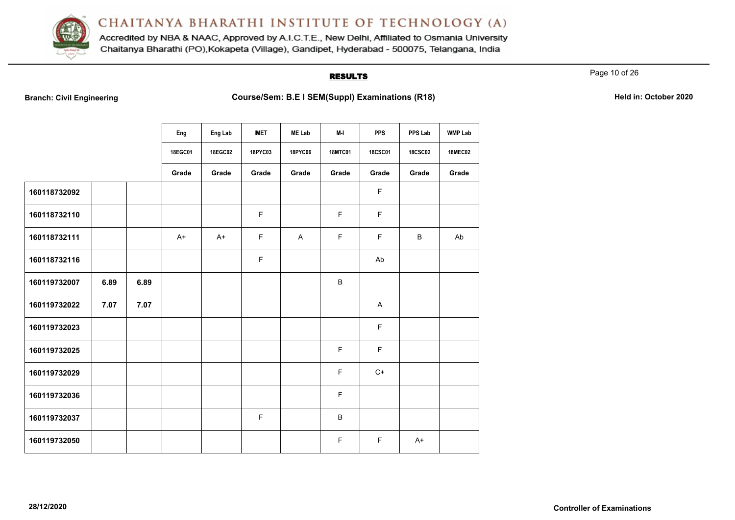CHAITANYA BHARATHI INSTITUTE OF TECHNOLOGY (A)

Accredited by NBA & NAAC, Approved by A.I.C.T.E., New Delhi, Affiliated to Osmania University

Chaitanya Bharathi (PO),Kokapeta (Village), Gandipet, Hyderabad - 500075, Telangana, India

## RESULTS

**Branch: Civil Engineering** | **Course/Sem: B.E I SEM(Suppl) Examinations (R18)** | **Held in: October 2020**

| | | | Eng | Eng Lab | IMET | ME Lab | M-I | PPS | PPS Lab | WMP Lab |
|---|---|---|---|---|---|---|---|---|---|---|
| | | | 18EGC01 | 18EGC02 | 18PYC03 | 18PYC06 | 18MTC01 | 18CSC01 | 18CSC02 | 18MEC02 |
| | | | Grade | Grade | Grade | Grade | Grade | Grade | Grade | Grade |
| **160118732092** | | | | | | | | F | | |
| **160118732110** | | | | | F | | F | F | | |
| **160118732111** | | | A+ | A+ | F | A | F | F | B | Ab |
| **160118732116** | | | | | F | | | Ab | | |
| **160119732007** | **6.89** | **6.89** | | | | | B | | | |
| **160119732022** | **7.07** | **7.07** | | | | | | A | | |
| **160119732023** | | | | | | | | F | | |
| **160119732025** | | | | | | | F | F | | |
| **160119732029** | | | | | | | F | C+ | | |
| **160119732036** | | | | | | | F | | | |
| **160119732037** | | | | | F | | B | | | |
| **160119732050** | | | | | | | F | F | A+ | |

**28/12/2020** | **Controller of Examinations**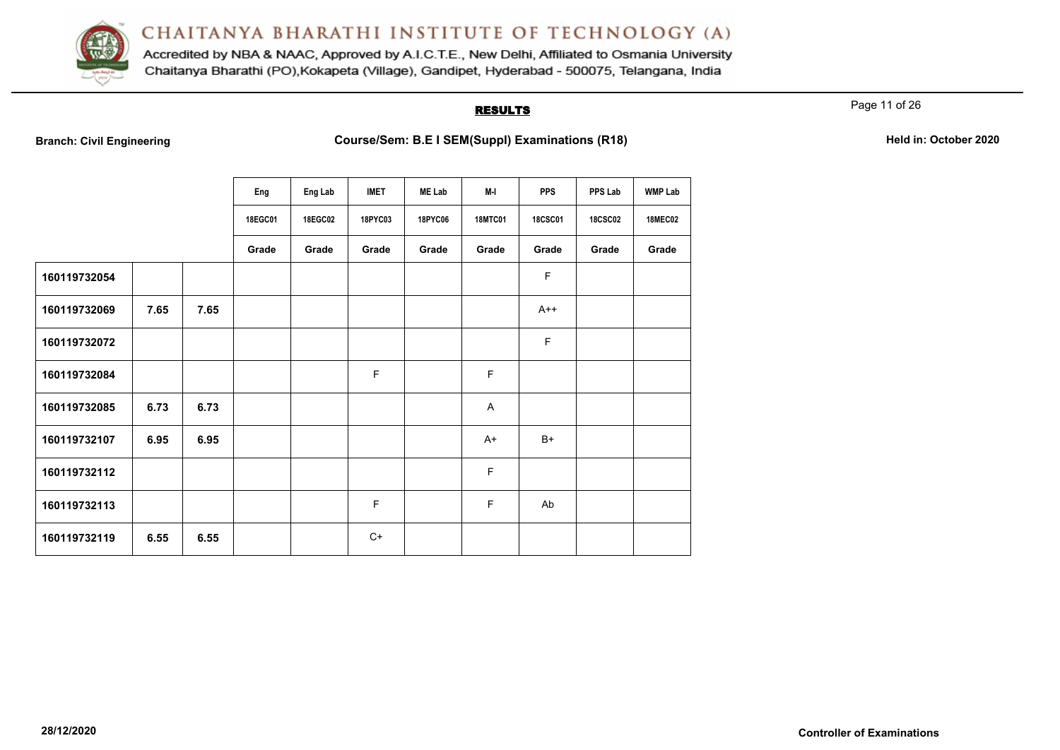# CHAITANYA BHARATHI INSTITUTE OF TECHNOLOGY (A)

Accredited by NBA & NAAC, Approved by A.I.C.T.E., New Delhi, Affiliated to Osmania University
Chaitanya Bharathi (PO),Kokapeta (Village), Gandipet, Hyderabad - 500075, Telangana, India

## RESULTS

**Branch: Civil Engineering** **Course/Sem: B.E I SEM(Suppl) Examinations (R18)** **Held in: October 2020**

| | | | Eng | Eng Lab | IMET | ME Lab | M-I | PPS | PPS Lab | WMP Lab |
|---|---|---|---|---|---|---|---|---|---|---|
| | | | 18EGC01 | 18EGC02 | 18PYC03 | 18PYC06 | 18MTC01 | 18CSC01 | 18CSC02 | 18MEC02 |
| | | | Grade | Grade | Grade | Grade | Grade | Grade | Grade | Grade |
| 160119732054 | | | | | | | | F | | |
| 160119732069 | 7.65 | 7.65 | | | | | | A++ | | |
| 160119732072 | | | | | | | | F | | |
| 160119732084 | | | | | F | | F | | | |
| 160119732085 | 6.73 | 6.73 | | | | | A | | | |
| 160119732107 | 6.95 | 6.95 | | | | | A+ | B+ | | |
| 160119732112 | | | | | | | F | | | |
| 160119732113 | | | | | F | | F | Ab | | |
| 160119732119 | 6.55 | 6.55 | | | C+ | | | | | |

**28/12/2020** **Controller of Examinations**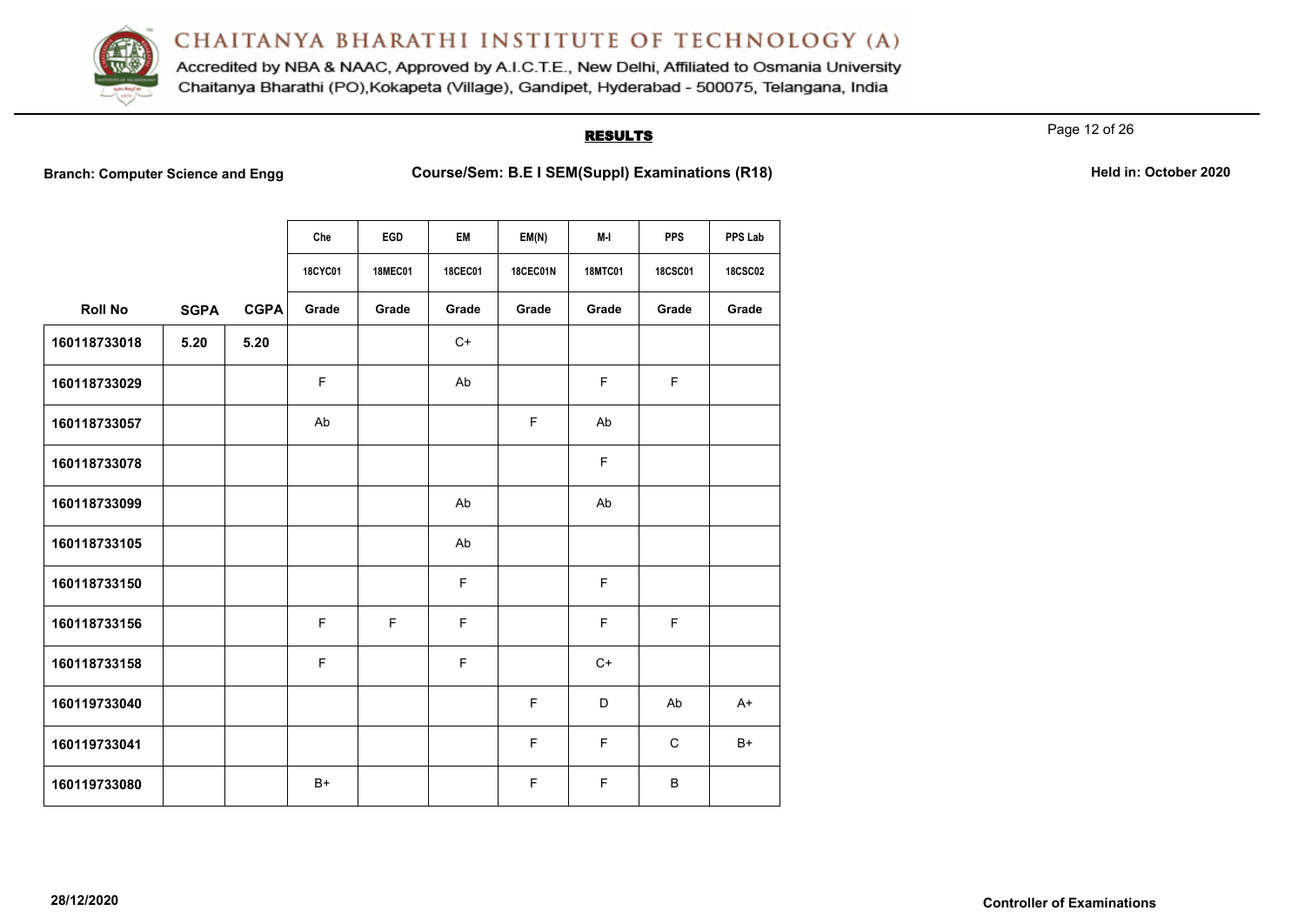# CHAITANYA BHARATHI INSTITUTE OF TECHNOLOGY (A)

Accredited by NBA & NAAC, Approved by A.I.C.T.E., New Delhi, Affiliated to Osmania University
Chaitanya Bharathi (PO),Kokapeta (Village), Gandipet, Hyderabad - 500075, Telangana, India

## RESULTS

**Branch: Computer Science and Engg** **Course/Sem: B.E I SEM(Suppl) Examinations (R18)** **Held in: October 2020**

| | | | Che | EGD | EM | EM(N) | M-I | PPS | PPS Lab |
|---|---|---|---|---|---|---|---|---|---|
| | | | 18CYC01 | 18MEC01 | 18CEC01 | 18CEC01N | 18MTC01 | 18CSC01 | 18CSC02 |
| **Roll No** | **SGPA** | **CGPA** | **Grade** | **Grade** | **Grade** | **Grade** | **Grade** | **Grade** | **Grade** |
| 160118733018 | 5.20 | 5.20 | | | C+ | | | | |
| 160118733029 | | | F | | Ab | | F | F | |
| 160118733057 | | | Ab | | | F | Ab | | |
| 160118733078 | | | | | | | F | | |
| 160118733099 | | | | | Ab | | Ab | | |
| 160118733105 | | | | | Ab | | | | |
| 160118733150 | | | | | F | | F | | |
| 160118733156 | | | F | F | F | | F | F | |
| 160118733158 | | | F | | F | | C+ | | |
| 160119733040 | | | | | | F | D | Ab | A+ |
| 160119733041 | | | | | | F | F | C | B+ |
| 160119733080 | | | B+ | | | F | F | B | |

28/12/2020

**Controller of Examinations**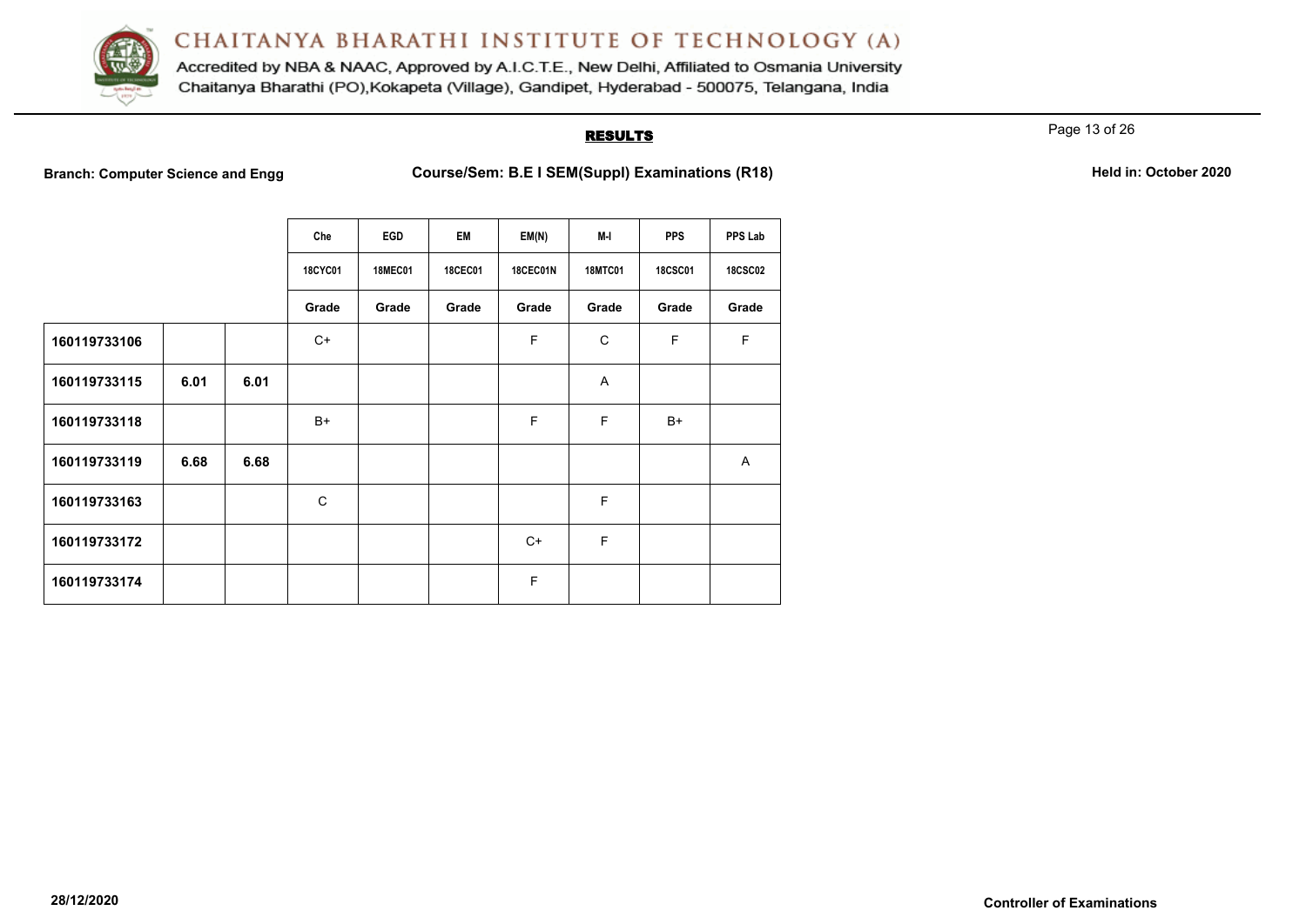# CHAITANYA BHARATHI INSTITUTE OF TECHNOLOGY (A)

Accredited by NBA & NAAC, Approved by A.I.C.T.E., New Delhi, Affiliated to Osmania University

Chaitanya Bharathi (PO),Kokapeta (Village), Gandipet, Hyderabad - 500075, Telangana, India

## RESULTS

**Branch: Computer Science and Engg** **Course/Sem: B.E I SEM(Suppl) Examinations (R18)** **Held in: October 2020**

| | | | Che | EGD | EM | EM(N) | M-I | PPS | PPS Lab |
|---|---|---|---|---|---|---|---|---|---|
| | | | 18CYC01 | 18MEC01 | 18CEC01 | 18CEC01N | 18MTC01 | 18CSC01 | 18CSC02 |
| | | | Grade | Grade | Grade | Grade | Grade | Grade | Grade |
| 160119733106 | | | C+ | | | F | C | F | F |
| 160119733115 | 6.01 | 6.01 | | | | | A | | |
| 160119733118 | | | B+ | | | F | F | B+ | |
| 160119733119 | 6.68 | 6.68 | | | | | | | A |
| 160119733163 | | | C | | | | F | | |
| 160119733172 | | | | | | C+ | F | | |
| 160119733174 | | | | | | F | | | |

**28/12/2020** **Controller of Examinations**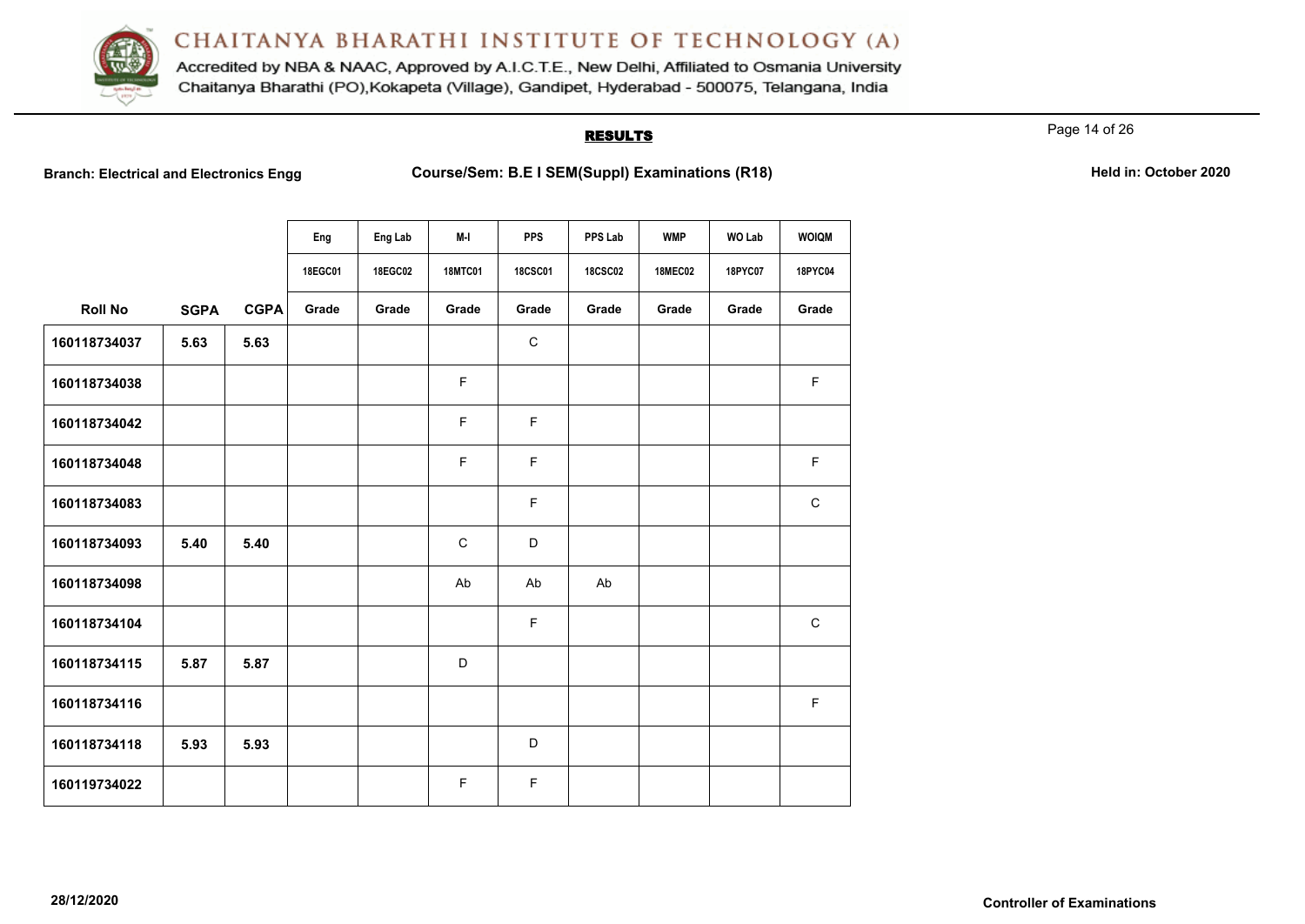# CHAITANYA BHARATHI INSTITUTE OF TECHNOLOGY (A)

Accredited by NBA & NAAC, Approved by A.I.C.T.E., New Delhi, Affiliated to Osmania University
Chaitanya Bharathi (PO),Kokapeta (Village), Gandipet, Hyderabad - 500075, Telangana, India

## RESULTS

**Branch: Electrical and Electronics Engg** **Course/Sem: B.E I SEM(Suppl) Examinations (R18)** **Held in: October 2020**

| | | | Eng | Eng Lab | M-I | PPS | PPS Lab | WMP | WO Lab | WOIQM |
|---|---|---|---|---|---|---|---|---|---|---|
| | | | 18EGC01 | 18EGC02 | 18MTC01 | 18CSC01 | 18CSC02 | 18MEC02 | 18PYC07 | 18PYC04 |
| Roll No | SGPA | CGPA | Grade | Grade | Grade | Grade | Grade | Grade | Grade | Grade |
| 160118734037 | 5.63 | 5.63 | | | | C | | | | |
| 160118734038 | | | | | F | | | | | F |
| 160118734042 | | | | | F | F | | | | |
| 160118734048 | | | | | F | F | | | | F |
| 160118734083 | | | | | | F | | | | C |
| 160118734093 | 5.40 | 5.40 | | | C | D | | | | |
| 160118734098 | | | | | Ab | Ab | Ab | | | |
| 160118734104 | | | | | | F | | | | C |
| 160118734115 | 5.87 | 5.87 | | | D | | | | | |
| 160118734116 | | | | | | | | | | F |
| 160118734118 | 5.93 | 5.93 | | | | D | | | | |
| 160119734022 | | | | | F | F | | | | |

28/12/2020

**Controller of Examinations**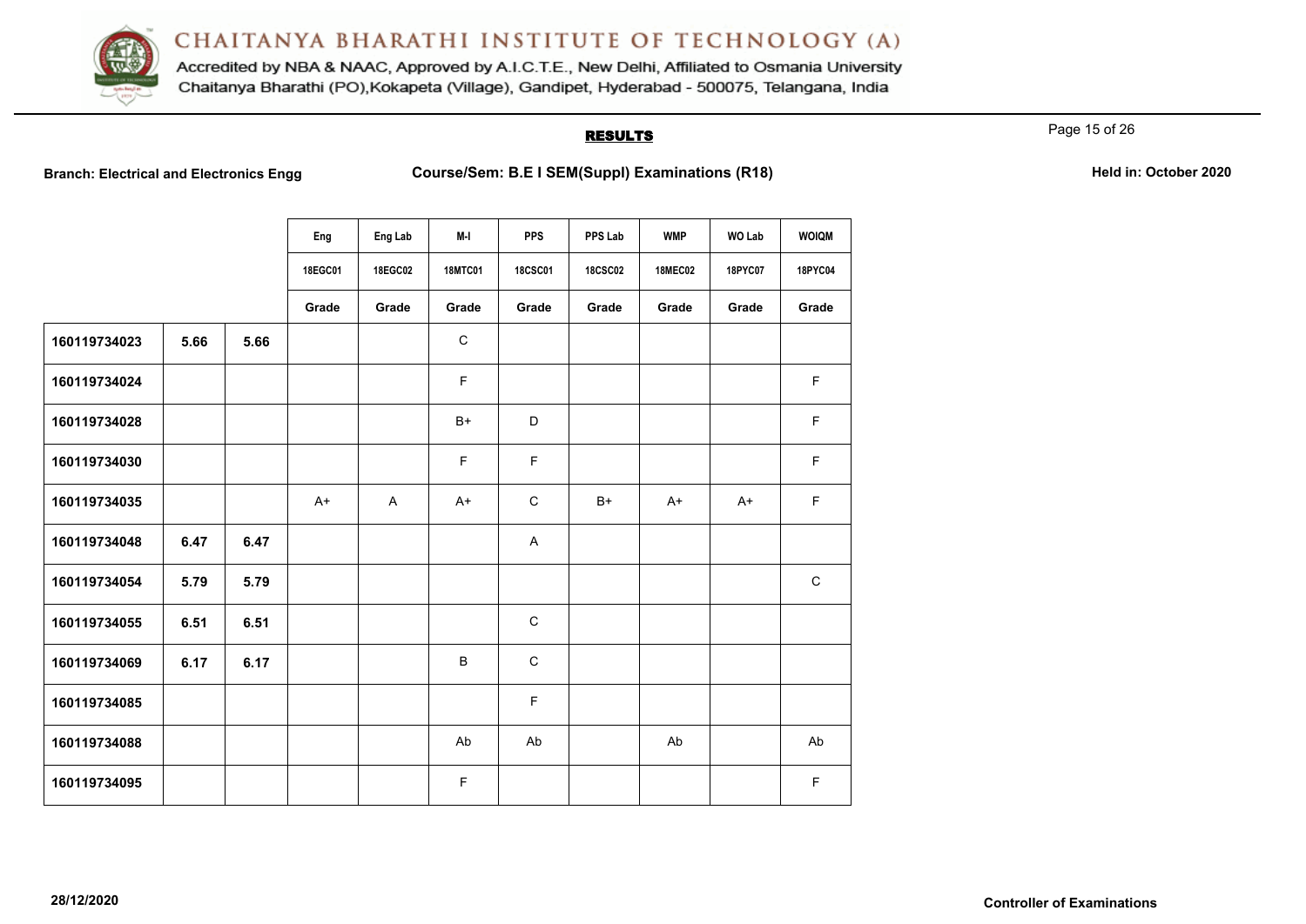# CHAITANYA BHARATHI INSTITUTE OF TECHNOLOGY (A)

Accredited by NBA & NAAC, Approved by A.I.C.T.E., New Delhi, Affiliated to Osmania University
Chaitanya Bharathi (PO),Kokapeta (Village), Gandipet, Hyderabad - 500075, Telangana, India

## RESULTS

**Branch: Electrical and Electronics Engg** **Course/Sem: B.E I SEM(Suppl) Examinations (R18)** **Held in: October 2020**

| | | | Eng | Eng Lab | M-I | PPS | PPS Lab | WMP | WO Lab | WOIQM |
|---|---|---|---|---|---|---|---|---|---|---|
| | | | 18EGC01 | 18EGC02 | 18MTC01 | 18CSC01 | 18CSC02 | 18MEC02 | 18PYC07 | 18PYC04 |
| | | | Grade | Grade | Grade | Grade | Grade | Grade | Grade | Grade |
| 160119734023 | 5.66 | 5.66 | | | C | | | | | |
| 160119734024 | | | | | F | | | | | F |
| 160119734028 | | | | | B+ | D | | | | F |
| 160119734030 | | | | | F | F | | | | F |
| 160119734035 | | | A+ | A | A+ | C | B+ | A+ | A+ | F |
| 160119734048 | 6.47 | 6.47 | | | | A | | | | |
| 160119734054 | 5.79 | 5.79 | | | | | | | | C |
| 160119734055 | 6.51 | 6.51 | | | | C | | | | |
| 160119734069 | 6.17 | 6.17 | | | B | C | | | | |
| 160119734085 | | | | | | F | | | | |
| 160119734088 | | | | | Ab | Ab | | Ab | | Ab |
| 160119734095 | | | | | F | | | | | F |

28/12/2020 **Controller of Examinations**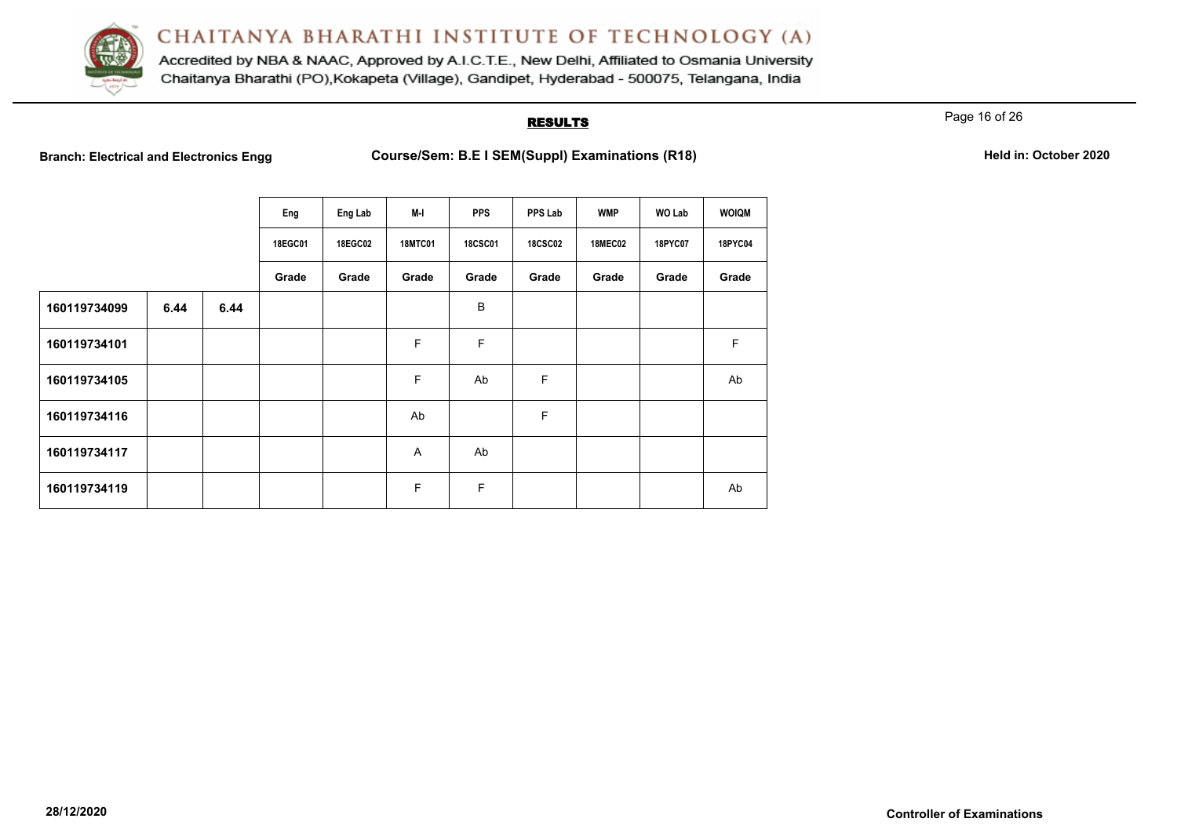# CHAITANYA BHARATHI INSTITUTE OF TECHNOLOGY (A)

Accredited by NBA & NAAC, Approved by A.I.C.T.E., New Delhi, Affiliated to Osmania University
Chaitanya Bharathi (PO),Kokapeta (Village), Gandipet, Hyderabad - 500075, Telangana, India

## RESULTS

**Branch: Electrical and Electronics Engg** **Course/Sem: B.E I SEM(Suppl) Examinations (R18)** **Held in: October 2020**

| | | | Eng | Eng Lab | M-I | PPS | PPS Lab | WMP | WO Lab | WOIQM |
|---|---|---|---|---|---|---|---|---|---|---|
| | | | 18EGC01 | 18EGC02 | 18MTC01 | 18CSC01 | 18CSC02 | 18MEC02 | 18PYC07 | 18PYC04 |
| | | | Grade | Grade | Grade | Grade | Grade | Grade | Grade | Grade |
| **160119734099** | **6.44** | **6.44** | | | | B | | | | |
| **160119734101** | | | | | F | F | | | | F |
| **160119734105** | | | | | F | Ab | F | | | Ab |
| **160119734116** | | | | | Ab | | F | | | |
| **160119734117** | | | | | A | Ab | | | | |
| **160119734119** | | | | | F | F | | | | Ab |

**28/12/2020** **Controller of Examinations**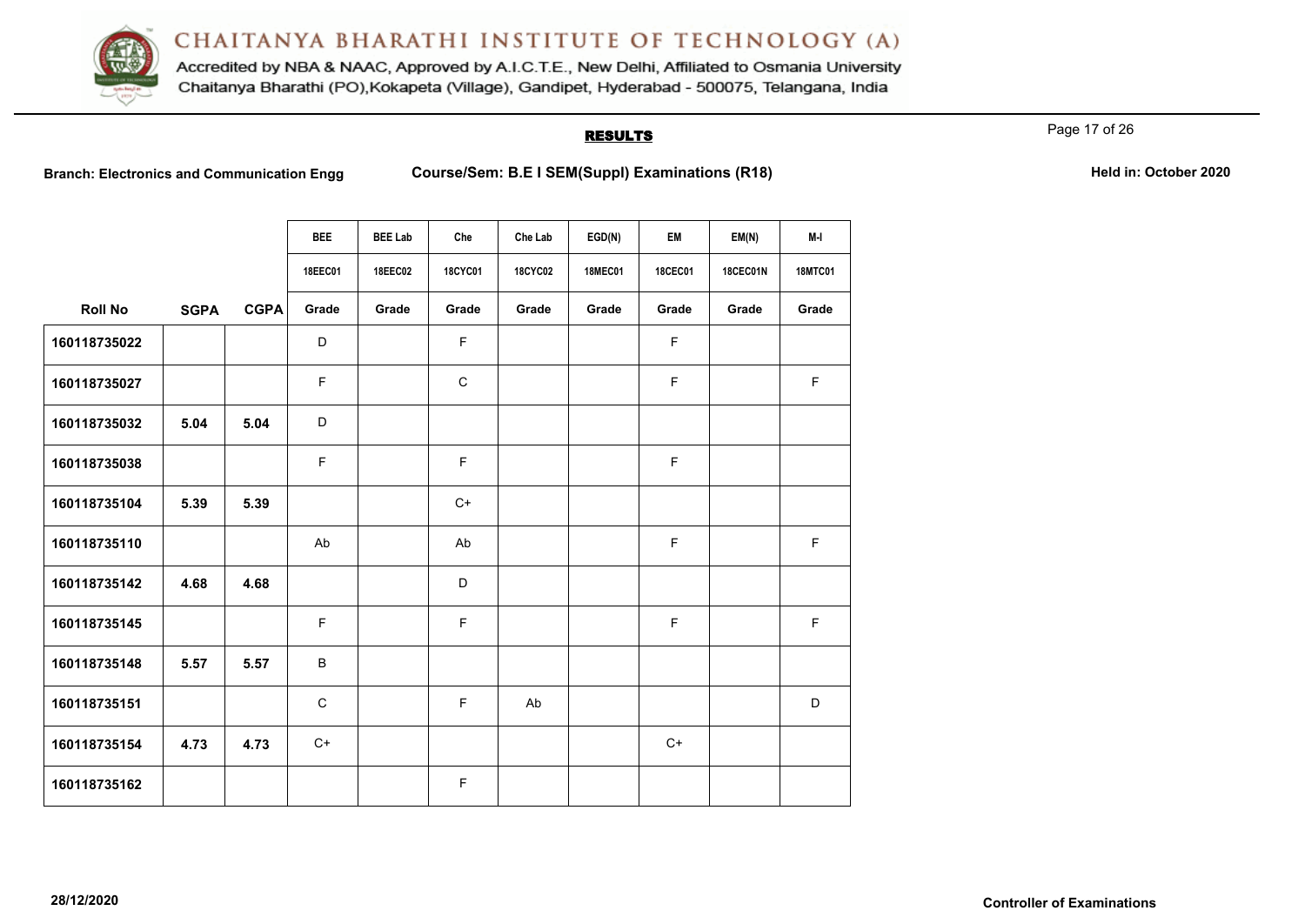# CHAITANYA BHARATHI INSTITUTE OF TECHNOLOGY (A)

Accredited by NBA & NAAC, Approved by A.I.C.T.E., New Delhi, Affiliated to Osmania University
Chaitanya Bharathi (PO),Kokapeta (Village), Gandipet, Hyderabad - 500075, Telangana, India

## RESULTS

**Branch: Electronics and Communication Engg** **Course/Sem: B.E I SEM(Suppl) Examinations (R18)** **Held in: October 2020**

| | | | BEE | BEE Lab | Che | Che Lab | EGD(N) | EM | EM(N) | M-I |
|---|---|---|---|---|---|---|---|---|---|---|
| | | | 18EEC01 | 18EEC02 | 18CYC01 | 18CYC02 | 18MEC01 | 18CEC01 | 18CEC01N | 18MTC01 |
| **Roll No** | **SGPA** | **CGPA** | **Grade** | **Grade** | **Grade** | **Grade** | **Grade** | **Grade** | **Grade** | **Grade** |
| 160118735022 | | | D | | F | | | F | | |
| 160118735027 | | | F | | C | | | F | | F |
| 160118735032 | 5.04 | 5.04 | D | | | | | | | |
| 160118735038 | | | F | | F | | | F | | |
| 160118735104 | 5.39 | 5.39 | | | C+ | | | | | |
| 160118735110 | | | Ab | | Ab | | | F | | F |
| 160118735142 | 4.68 | 4.68 | | | D | | | | | |
| 160118735145 | | | F | | F | | | F | | F |
| 160118735148 | 5.57 | 5.57 | B | | | | | | | |
| 160118735151 | | | C | | F | Ab | | | | D |
| 160118735154 | 4.73 | 4.73 | C+ | | | | | C+ | | |
| 160118735162 | | | | | F | | | | | |

28/12/2020 **Controller of Examinations**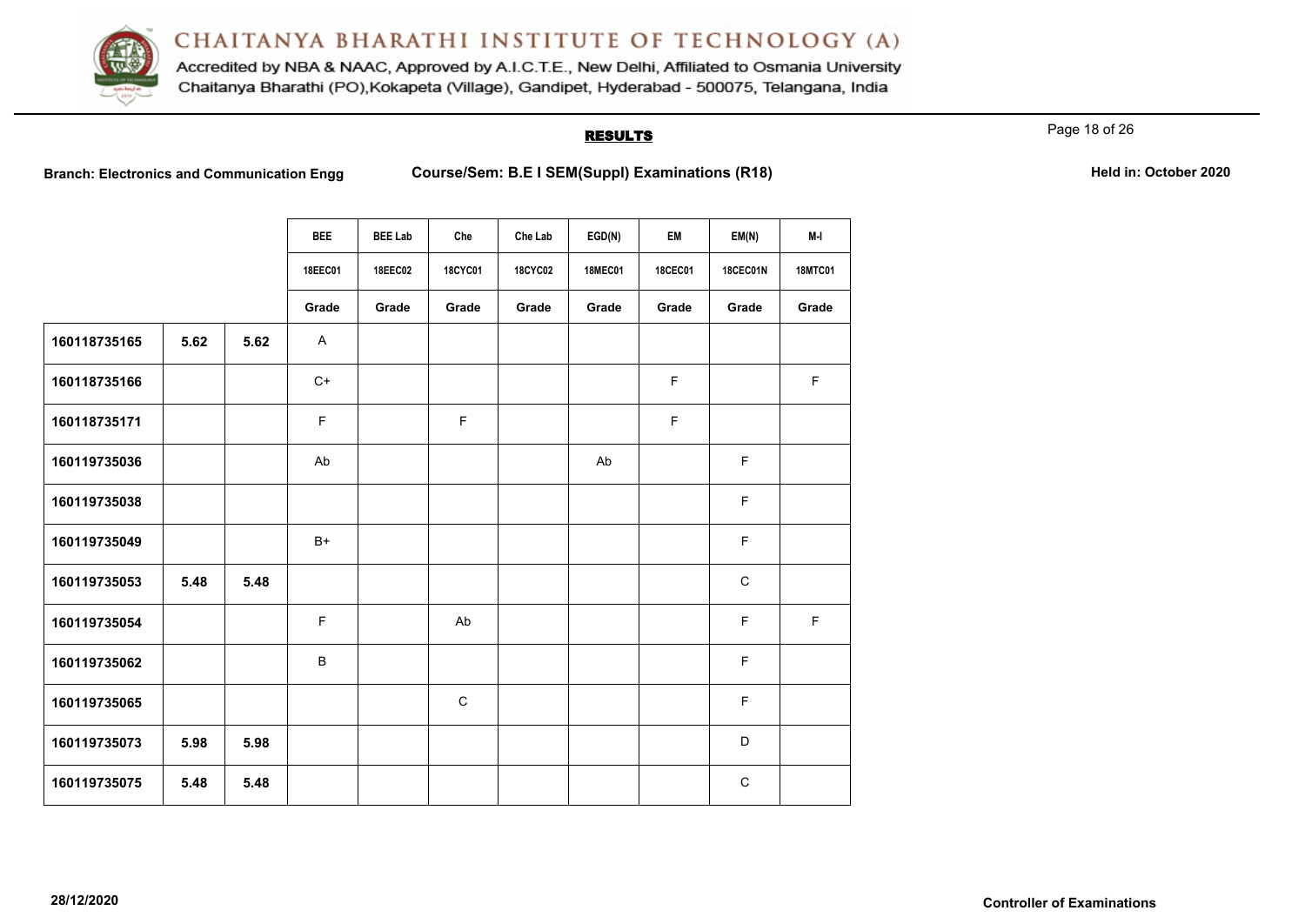# CHAITANYA BHARATHI INSTITUTE OF TECHNOLOGY (A)

Accredited by NBA & NAAC, Approved by A.I.C.T.E., New Delhi, Affiliated to Osmania University

Chaitanya Bharathi (PO),Kokapeta (Village), Gandipet, Hyderabad - 500075, Telangana, India

## RESULTS

**Branch: Electronics and Communication Engg** **Course/Sem: B.E I SEM(Suppl) Examinations (R18)** **Held in: October 2020**

| | | | BEE | BEE Lab | Che | Che Lab | EGD(N) | EM | EM(N) | M-I |
|---|---|---|---|---|---|---|---|---|---|---|
| | | | 18EEC01 | 18EEC02 | 18CYC01 | 18CYC02 | 18MEC01 | 18CEC01 | 18CEC01N | 18MTC01 |
| | | | Grade | Grade | Grade | Grade | Grade | Grade | Grade | Grade |
| 160118735165 | 5.62 | 5.62 | A | | | | | | | |
| 160118735166 | | | C+ | | | | | F | | F |
| 160118735171 | | | F | | F | | | F | | |
| 160119735036 | | | Ab | | | | Ab | | F | |
| 160119735038 | | | | | | | | | F | |
| 160119735049 | | | B+ | | | | | | F | |
| 160119735053 | 5.48 | 5.48 | | | | | | | C | |
| 160119735054 | | | F | | Ab | | | | F | F |
| 160119735062 | | | B | | | | | | F | |
| 160119735065 | | | | | C | | | | F | |
| 160119735073 | 5.98 | 5.98 | | | | | | | D | |
| 160119735075 | 5.48 | 5.48 | | | | | | | C | |

28/12/2020

**Controller of Examinations**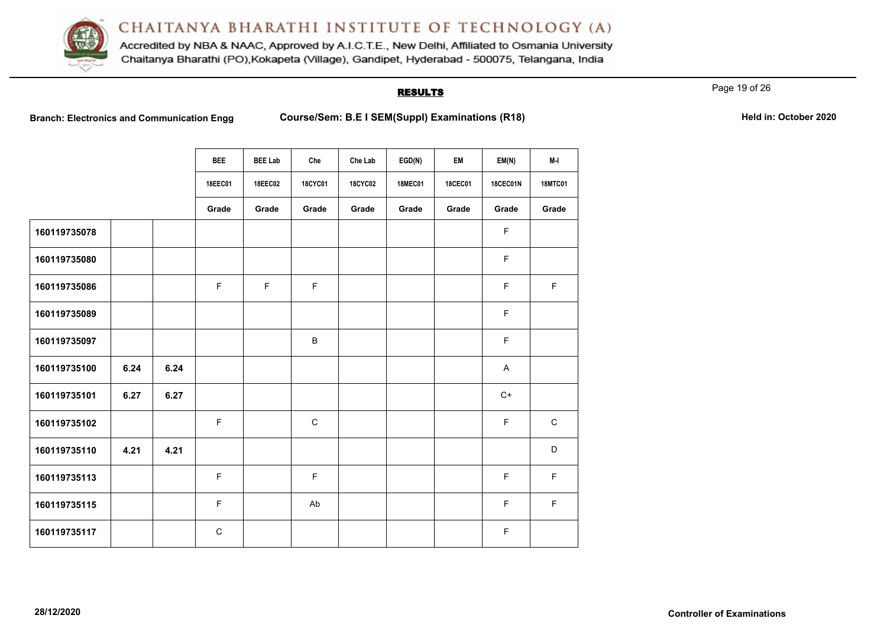# CHAITANYA BHARATHI INSTITUTE OF TECHNOLOGY (A)

Accredited by NBA & NAAC, Approved by A.I.C.T.E., New Delhi, Affiliated to Osmania University
Chaitanya Bharathi (PO),Kokapeta (Village), Gandipet, Hyderabad - 500075, Telangana, India

## RESULTS

**Branch: Electronics and Communication Engg** **Course/Sem: B.E I SEM(Suppl) Examinations (R18)** **Held in: October 2020**

| | | | BEE | BEE Lab | Che | Che Lab | EGD(N) | EM | EM(N) | M-I |
|---|---|---|---|---|---|---|---|---|---|---|
| | | | 18EEC01 | 18EEC02 | 18CYC01 | 18CYC02 | 18MEC01 | 18CEC01 | 18CEC01N | 18MTC01 |
| | | | Grade | Grade | Grade | Grade | Grade | Grade | Grade | Grade |
| 160119735078 | | | | | | | | | F | |
| 160119735080 | | | | | | | | | F | |
| 160119735086 | | | F | F | F | | | | F | F |
| 160119735089 | | | | | | | | | F | |
| 160119735097 | | | | | B | | | | F | |
| 160119735100 | 6.24 | 6.24 | | | | | | | A | |
| 160119735101 | 6.27 | 6.27 | | | | | | | C+ | |
| 160119735102 | | | F | | C | | | | F | C |
| 160119735110 | 4.21 | 4.21 | | | | | | | | D |
| 160119735113 | | | F | | F | | | | F | F |
| 160119735115 | | | F | | Ab | | | | F | F |
| 160119735117 | | | C | | | | | | F | |

28/12/2020 **Controller of Examinations**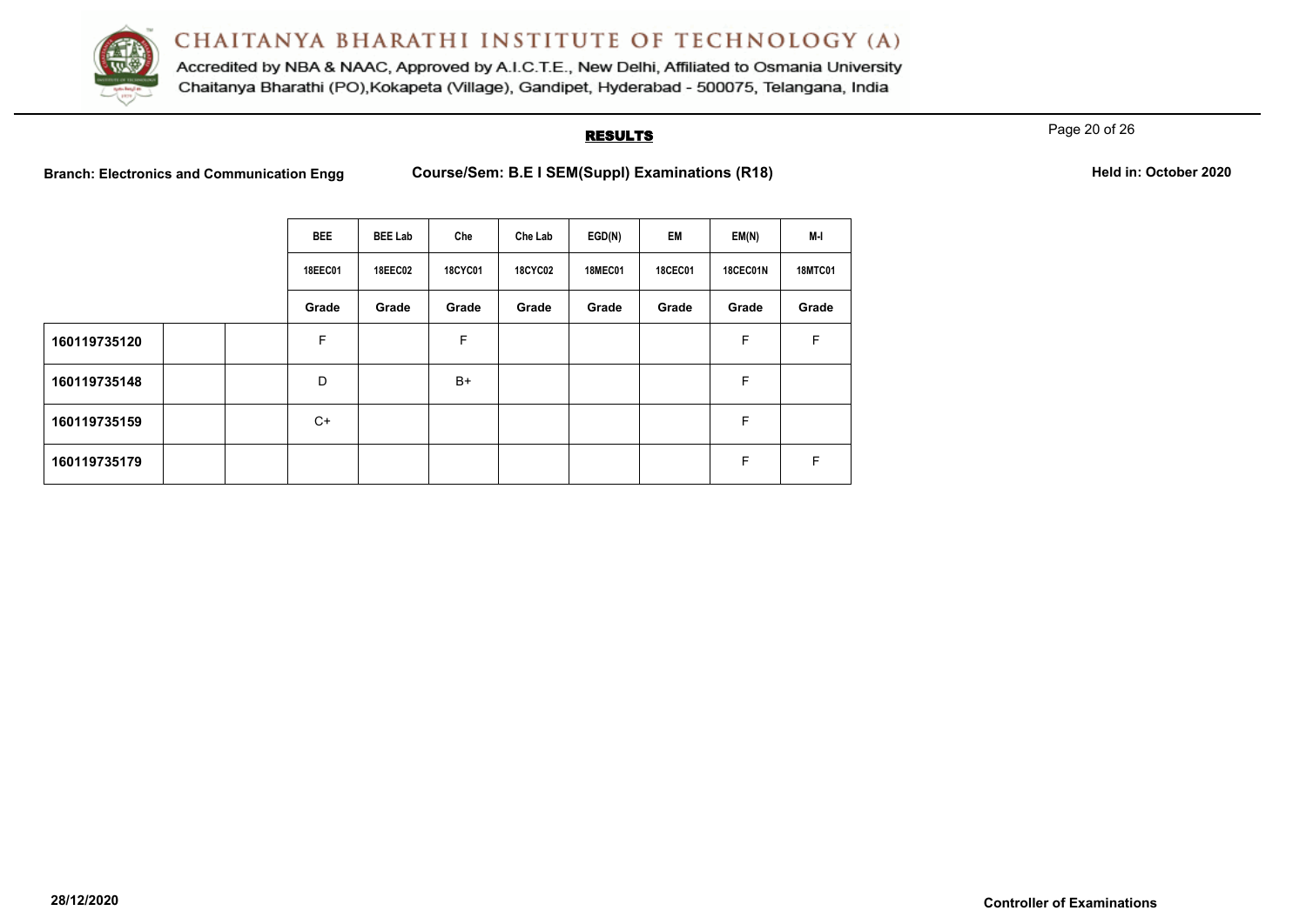# CHAITANYA BHARATHI INSTITUTE OF TECHNOLOGY (A)

Accredited by NBA & NAAC, Approved by A.I.C.T.E., New Delhi, Affiliated to Osmania University

Chaitanya Bharathi (PO),Kokapeta (Village), Gandipet, Hyderabad - 500075, Telangana, India

## RESULTS

**Branch: Electronics and Communication Engg** **Course/Sem: B.E I SEM(Suppl) Examinations (R18)** **Held in: October 2020**

| | | | BEE | BEE Lab | Che | Che Lab | EGD(N) | EM | EM(N) | M-I |
|---|---|---|---|---|---|---|---|---|---|---|
| | | | 18EEC01 | 18EEC02 | 18CYC01 | 18CYC02 | 18MEC01 | 18CEC01 | 18CEC01N | 18MTC01 |
| | | | Grade | Grade | Grade | Grade | Grade | Grade | Grade | Grade |
| **160119735120** | | | F | | F | | | | F | F |
| **160119735148** | | | D | | B+ | | | | F | |
| **160119735159** | | | C+ | | | | | | F | |
| **160119735179** | | | | | | | | | F | F |

**28/12/2020** **Controller of Examinations**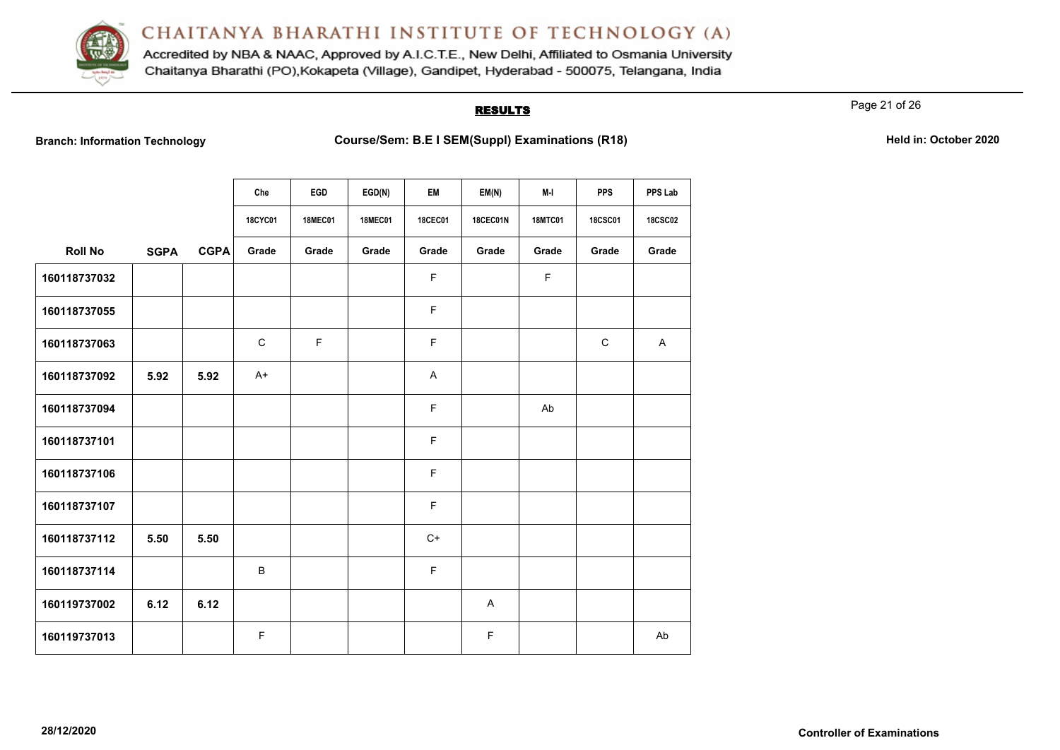# CHAITANYA BHARATHI INSTITUTE OF TECHNOLOGY (A)

Accredited by NBA & NAAC, Approved by A.I.C.T.E., New Delhi, Affiliated to Osmania University
Chaitanya Bharathi (PO),Kokapeta (Village), Gandipet, Hyderabad - 500075, Telangana, India

## RESULTS

**Branch: Information Technology** | **Course/Sem: B.E I SEM(Suppl) Examinations (R18)** | **Held in: October 2020**

| | | | Che | EGD | EGD(N) | EM | EM(N) | M-I | PPS | PPS Lab |
|---|---|---|---|---|---|---|---|---|---|---|
| | | | 18CYC01 | 18MEC01 | 18MEC01 | 18CEC01 | 18CEC01N | 18MTC01 | 18CSC01 | 18CSC02 |
| **Roll No** | **SGPA** | **CGPA** | **Grade** | **Grade** | **Grade** | **Grade** | **Grade** | **Grade** | **Grade** | **Grade** |
| 160118737032 | | | | | | F | | F | | |
| 160118737055 | | | | | | F | | | | |
| 160118737063 | | | C | F | | F | | | C | A |
| 160118737092 | 5.92 | 5.92 | A+ | | | A | | | | |
| 160118737094 | | | | | | F | | Ab | | |
| 160118737101 | | | | | | F | | | | |
| 160118737106 | | | | | | F | | | | |
| 160118737107 | | | | | | F | | | | |
| 160118737112 | 5.50 | 5.50 | | | | C+ | | | | |
| 160118737114 | | | B | | | F | | | | |
| 160119737002 | 6.12 | 6.12 | | | | | A | | | |
| 160119737013 | | | F | | | | F | | | Ab |

28/12/2020

**Controller of Examinations**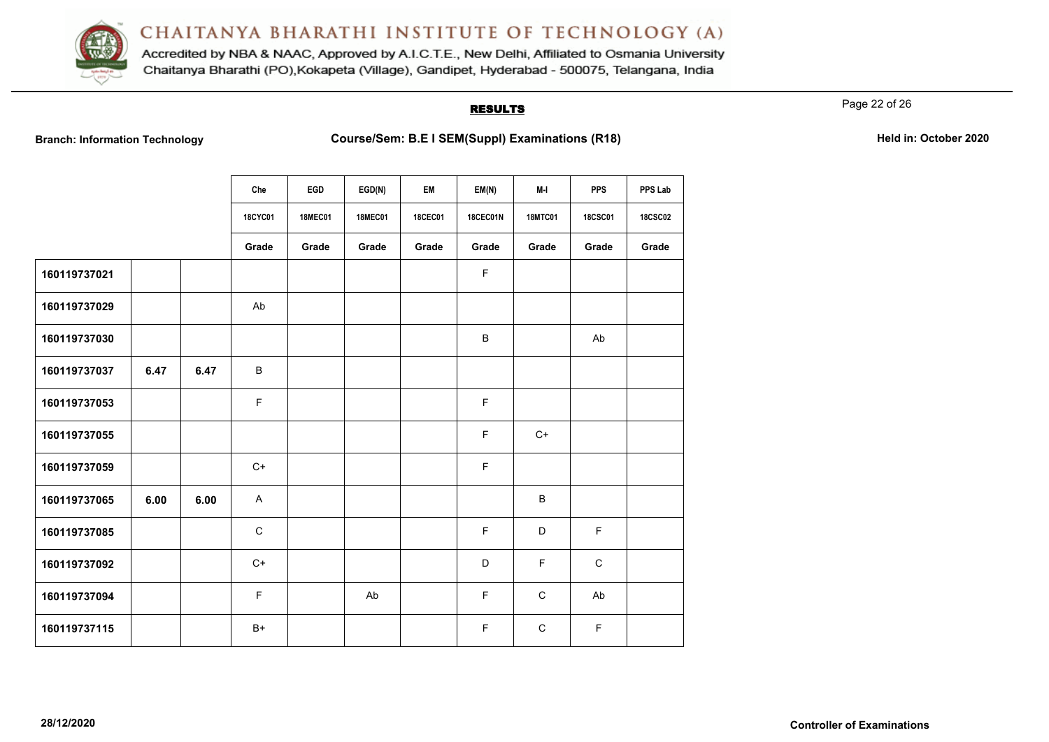# CHAITANYA BHARATHI INSTITUTE OF TECHNOLOGY (A)

Accredited by NBA & NAAC, Approved by A.I.C.T.E., New Delhi, Affiliated to Osmania University
Chaitanya Bharathi (PO),Kokapeta (Village), Gandipet, Hyderabad - 500075, Telangana, India

## RESULTS

**Branch: Information Technology** | **Course/Sem: B.E I SEM(Suppl) Examinations (R18)** | **Held in: October 2020**

| | | | Che | EGD | EGD(N) | EM | EM(N) | M-I | PPS | PPS Lab |
|---|---|---|---|---|---|---|---|---|---|---|
| | | | 18CYC01 | 18MEC01 | 18MEC01 | 18CEC01 | 18CEC01N | 18MTC01 | 18CSC01 | 18CSC02 |
| | | | Grade | Grade | Grade | Grade | Grade | Grade | Grade | Grade |
| 160119737021 | | | | | | | F | | | |
| 160119737029 | | | Ab | | | | | | | |
| 160119737030 | | | | | | | B | | Ab | |
| 160119737037 | 6.47 | 6.47 | B | | | | | | | |
| 160119737053 | | | F | | | | F | | | |
| 160119737055 | | | | | | | F | C+ | | |
| 160119737059 | | | C+ | | | | F | | | |
| 160119737065 | 6.00 | 6.00 | A | | | | | B | | |
| 160119737085 | | | C | | | | F | D | F | |
| 160119737092 | | | C+ | | | | D | F | C | |
| 160119737094 | | | F | | Ab | | F | C | Ab | |
| 160119737115 | | | B+ | | | | F | C | F | |

28/12/2020

**Controller of Examinations**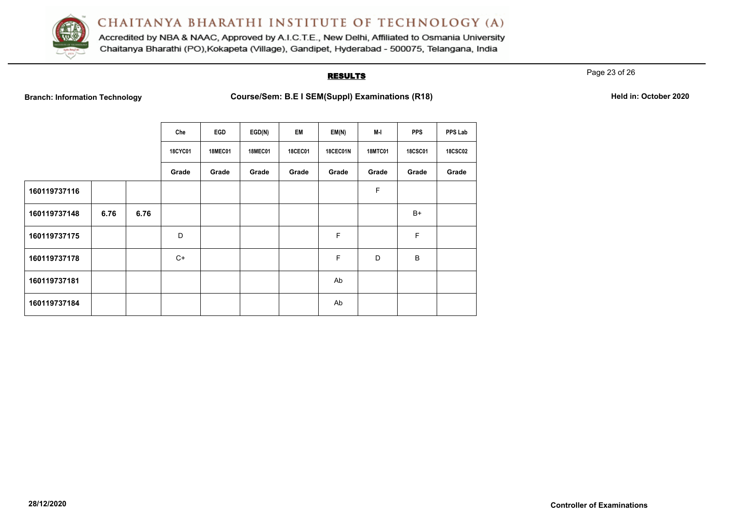# CHAITANYA BHARATHI INSTITUTE OF TECHNOLOGY (A)

Accredited by NBA & NAAC, Approved by A.I.C.T.E., New Delhi, Affiliated to Osmania University
Chaitanya Bharathi (PO),Kokapeta (Village), Gandipet, Hyderabad - 500075, Telangana, India

## RESULTS

**Branch: Information Technology** **Course/Sem: B.E I SEM(Suppl) Examinations (R18)** **Held in: October 2020**

| | | | Che | EGD | EGD(N) | EM | EM(N) | M-I | PPS | PPS Lab |
|---|---|---|---|---|---|---|---|---|---|---|
| | | | 18CYC01 | 18MEC01 | 18MEC01 | 18CEC01 | 18CEC01N | 18MTC01 | 18CSC01 | 18CSC02 |
| | | | Grade | Grade | Grade | Grade | Grade | Grade | Grade | Grade |
| **160119737116** | | | | | | | | F | | |
| **160119737148** | **6.76** | **6.76** | | | | | | | B+ | |
| **160119737175** | | | D | | | | F | | F | |
| **160119737178** | | | C+ | | | | F | D | B | |
| **160119737181** | | | | | | | Ab | | | |
| **160119737184** | | | | | | | Ab | | | |

**28/12/2020** **Controller of Examinations**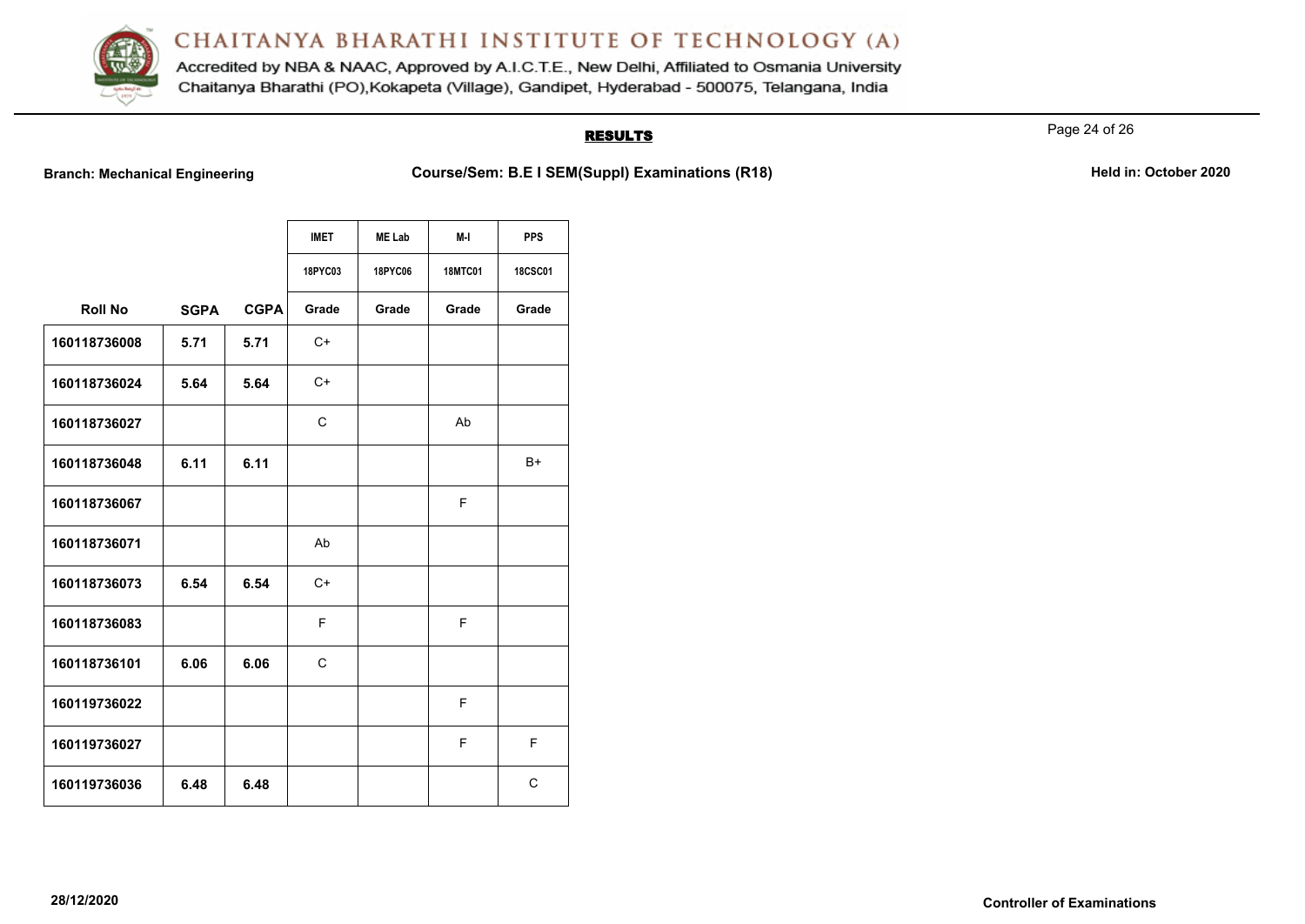# CHAITANYA BHARATHI INSTITUTE OF TECHNOLOGY (A)

Accredited by NBA & NAAC, Approved by A.I.C.T.E., New Delhi, Affiliated to Osmania University
Chaitanya Bharathi (PO),Kokapeta (Village), Gandipet, Hyderabad - 500075, Telangana, India

## RESULTS

**Branch: Mechanical Engineering** **Course/Sem: B.E I SEM(Suppl) Examinations (R18)** **Held in: October 2020**

| | | | IMET | ME Lab | M-I | PPS |
|---|---|---|---|---|---|---|
| | | | 18PYC03 | 18PYC06 | 18MTC01 | 18CSC01 |
| **Roll No** | **SGPA** | **CGPA** | **Grade** | **Grade** | **Grade** | **Grade** |
| **160118736008** | **5.71** | **5.71** | C+ | | | |
| **160118736024** | **5.64** | **5.64** | C+ | | | |
| **160118736027** | | | C | | Ab | |
| **160118736048** | **6.11** | **6.11** | | | | B+ |
| **160118736067** | | | | | F | |
| **160118736071** | | | Ab | | | |
| **160118736073** | **6.54** | **6.54** | C+ | | | |
| **160118736083** | | | F | | F | |
| **160118736101** | **6.06** | **6.06** | C | | | |
| **160119736022** | | | | | F | |
| **160119736027** | | | | | F | F |
| **160119736036** | **6.48** | **6.48** | | | | C |

**28/12/2020** **Controller of Examinations**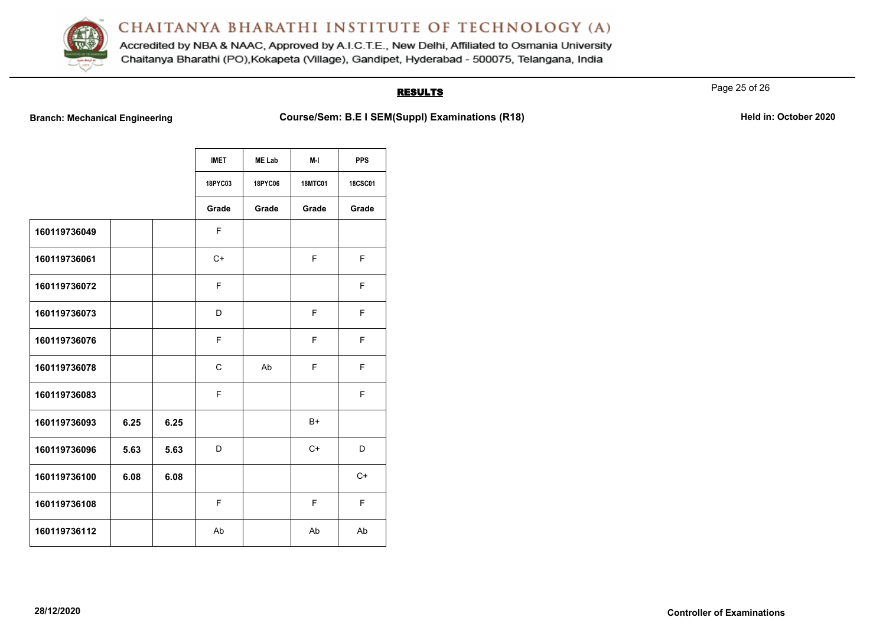# CHAITANYA BHARATHI INSTITUTE OF TECHNOLOGY (A)

Accredited by NBA & NAAC, Approved by A.I.C.T.E., New Delhi, Affiliated to Osmania University
Chaitanya Bharathi (PO),Kokapeta (Village), Gandipet, Hyderabad - 500075, Telangana, India

## RESULTS

**Branch: Mechanical Engineering** **Course/Sem: B.E I SEM(Suppl) Examinations (R18)** **Held in: October 2020**

| | | | IMET | ME Lab | M-I | PPS |
|---|---|---|---|---|---|---|
| | | | 18PYC03 | 18PYC06 | 18MTC01 | 18CSC01 |
| | | | Grade | Grade | Grade | Grade |
| **160119736049** | | | F | | | |
| **160119736061** | | | C+ | | F | F |
| **160119736072** | | | F | | | F |
| **160119736073** | | | D | | F | F |
| **160119736076** | | | F | | F | F |
| **160119736078** | | | C | Ab | F | F |
| **160119736083** | | | F | | | F |
| **160119736093** | **6.25** | **6.25** | | | B+ | |
| **160119736096** | **5.63** | **5.63** | D | | C+ | D |
| **160119736100** | **6.08** | **6.08** | | | | C+ |
| **160119736108** | | | F | | F | F |
| **160119736112** | | | Ab | | Ab | Ab |

**28/12/2020** **Controller of Examinations**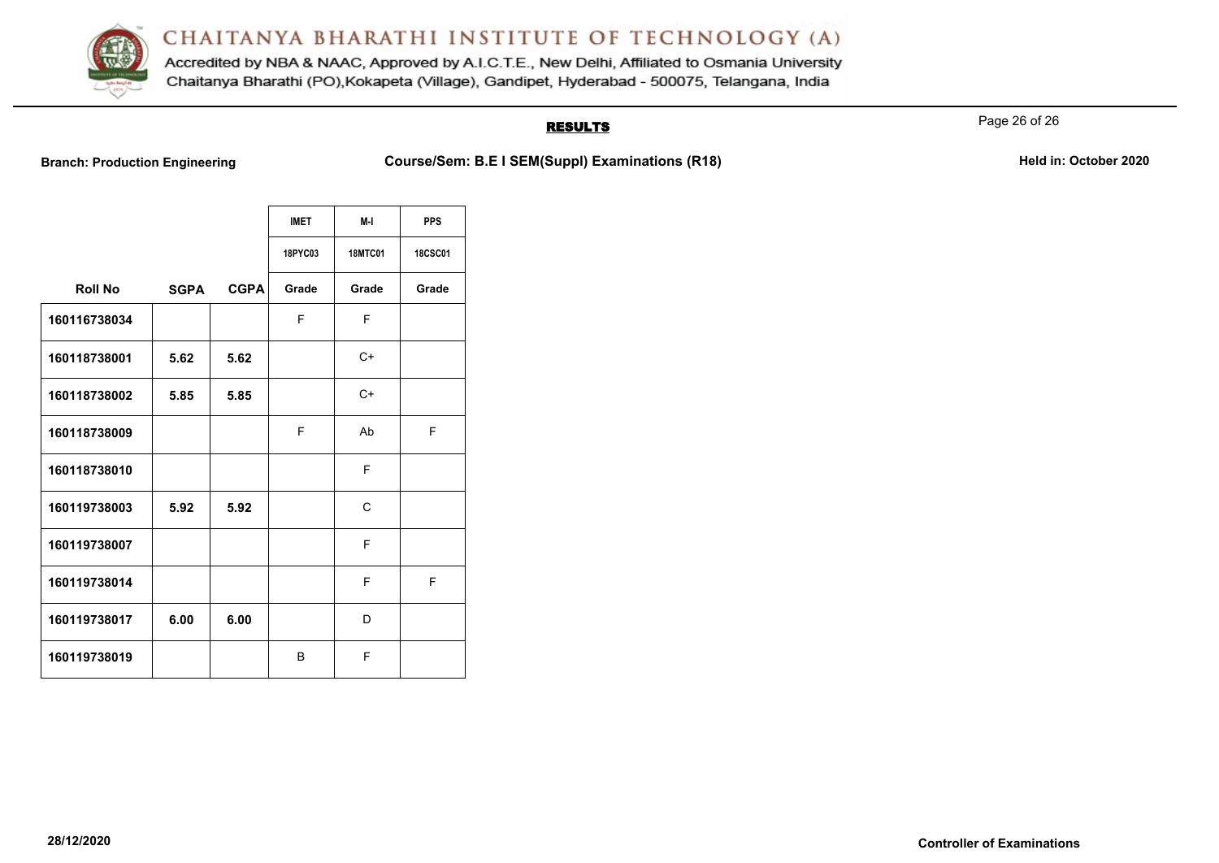# CHAITANYA BHARATHI INSTITUTE OF TECHNOLOGY (A)

Accredited by NBA & NAAC, Approved by A.I.C.T.E., New Delhi, Affiliated to Osmania University
Chaitanya Bharathi (PO),Kokapeta (Village), Gandipet, Hyderabad - 500075, Telangana, India

## RESULTS

**Branch: Production Engineering** | **Course/Sem: B.E I SEM(Suppl) Examinations (R18)** | **Held in: October 2020**

| | | | IMET | M-I | PPS |
|---|---|---|---|---|---|
| | | | 18PYC03 | 18MTC01 | 18CSC01 |
| **Roll No** | **SGPA** | **CGPA** | **Grade** | **Grade** | **Grade** |
| 160116738034 | | | F | F | |
| 160118738001 | 5.62 | 5.62 | | C+ | |
| 160118738002 | 5.85 | 5.85 | | C+ | |
| 160118738009 | | | F | Ab | F |
| 160118738010 | | | | F | |
| 160119738003 | 5.92 | 5.92 | | C | |
| 160119738007 | | | | F | |
| 160119738014 | | | | F | F |
| 160119738017 | 6.00 | 6.00 | | D | |
| 160119738019 | | | B | F | |

**28/12/2020**

**Controller of Examinations**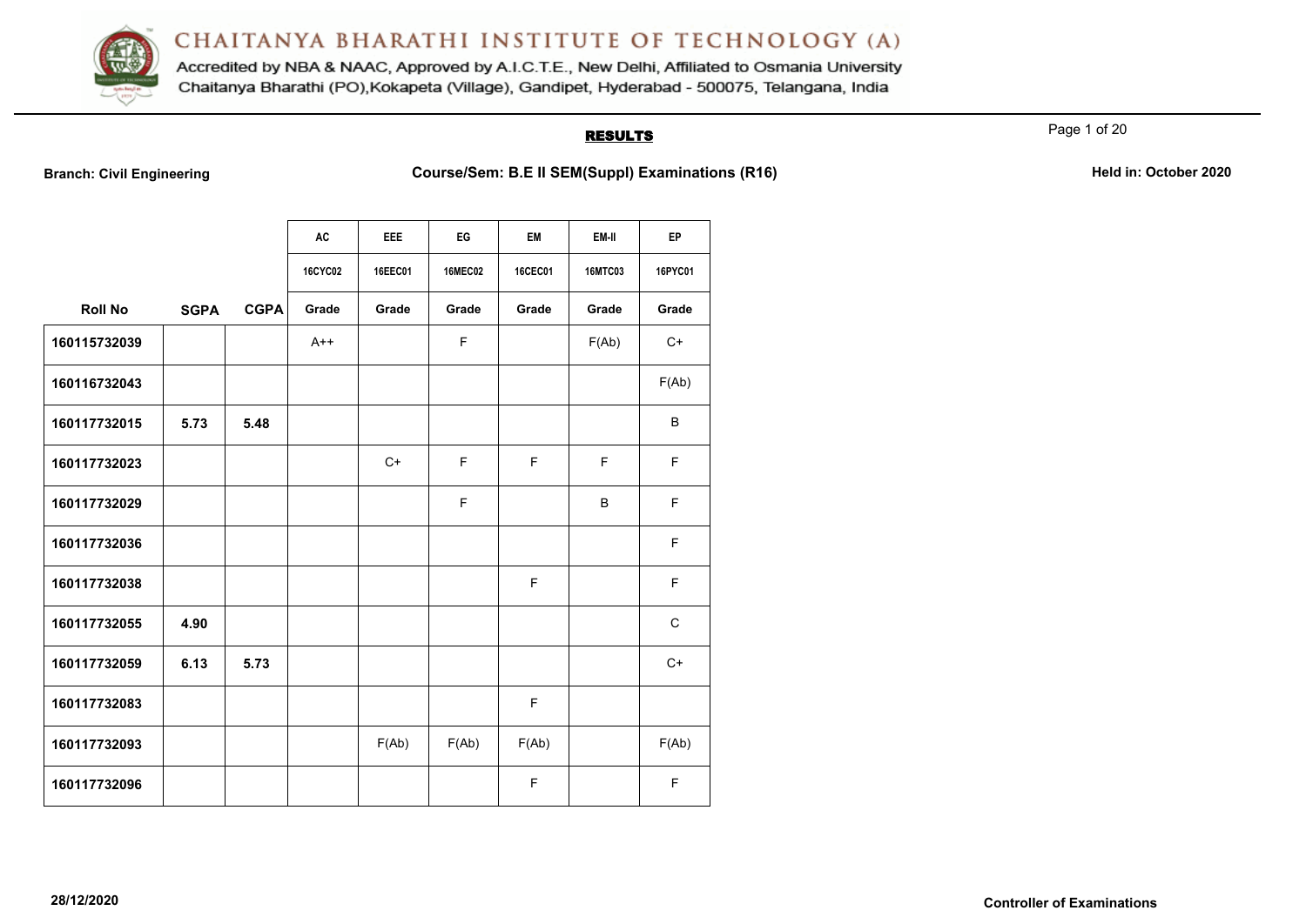# CHAITANYA BHARATHI INSTITUTE OF TECHNOLOGY (A)

Accredited by NBA & NAAC, Approved by A.I.C.T.E., New Delhi, Affiliated to Osmania University
Chaitanya Bharathi (PO),Kokapeta (Village), Gandipet, Hyderabad - 500075, Telangana, India

## RESULTS

**Branch: Civil Engineering** | **Course/Sem: B.E II SEM(Suppl) Examinations (R16)** | **Held in: October 2020**

| | | | AC | EEE | EG | EM | EM-II | EP |
|---|---|---|---|---|---|---|---|---|
| | | | 16CYC02 | 16EEC01 | 16MEC02 | 16CEC01 | 16MTC03 | 16PYC01 |
| **Roll No** | **SGPA** | **CGPA** | **Grade** | **Grade** | **Grade** | **Grade** | **Grade** | **Grade** |
| **160115732039** | | | A++ | | F | | F(Ab) | C+ |
| **160116732043** | | | | | | | | F(Ab) |
| **160117732015** | **5.73** | **5.48** | | | | | | B |
| **160117732023** | | | | C+ | F | F | F | F |
| **160117732029** | | | | | F | | B | F |
| **160117732036** | | | | | | | | F |
| **160117732038** | | | | | | F | | F |
| **160117732055** | **4.90** | | | | | | | C |
| **160117732059** | **6.13** | **5.73** | | | | | | C+ |
| **160117732083** | | | | | | F | | |
| **160117732093** | | | | F(Ab) | F(Ab) | F(Ab) | | F(Ab) |
| **160117732096** | | | | | | F | | F |

**28/12/2020** **Controller of Examinations**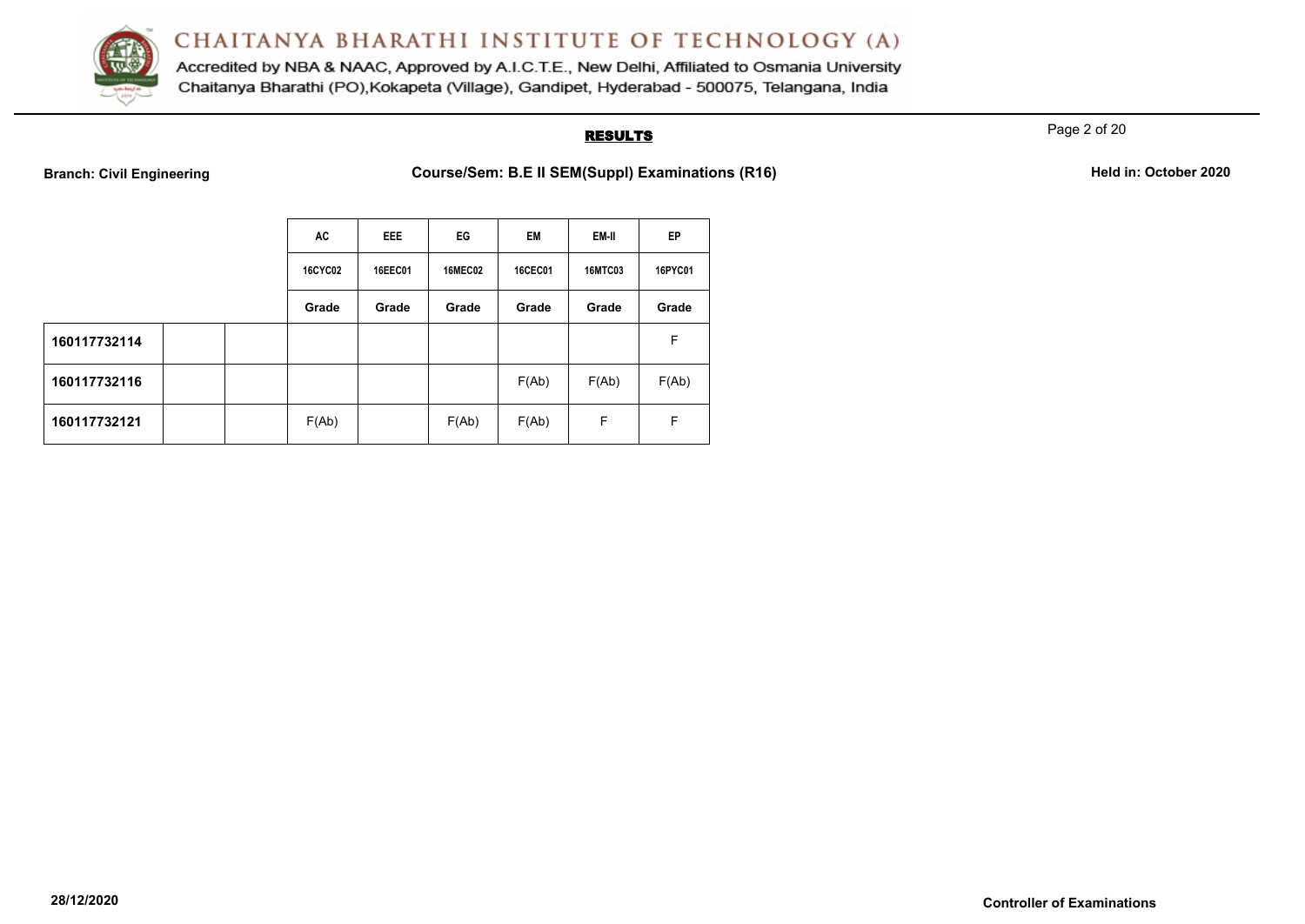# CHAITANYA BHARATHI INSTITUTE OF TECHNOLOGY (A)

Accredited by NBA & NAAC, Approved by A.I.C.T.E., New Delhi, Affiliated to Osmania University
Chaitanya Bharathi (PO),Kokapeta (Village), Gandipet, Hyderabad - 500075, Telangana, India

## RESULTS

**Branch: Civil Engineering** **Course/Sem: B.E II SEM(Suppl) Examinations (R16)** **Held in: October 2020**

| | | | AC | EEE | EG | EM | EM-II | EP |
|---|---|---|---|---|---|---|---|---|
| | | | 16CYC02 | 16EEC01 | 16MEC02 | 16CEC01 | 16MTC03 | 16PYC01 |
| | | | Grade | Grade | Grade | Grade | Grade | Grade |
| **160117732114** | | | | | | | | F |
| **160117732116** | | | | | | F(Ab) | F(Ab) | F(Ab) |
| **160117732121** | | | F(Ab) | | F(Ab) | F(Ab) | F | F |

**28/12/2020** **Controller of Examinations**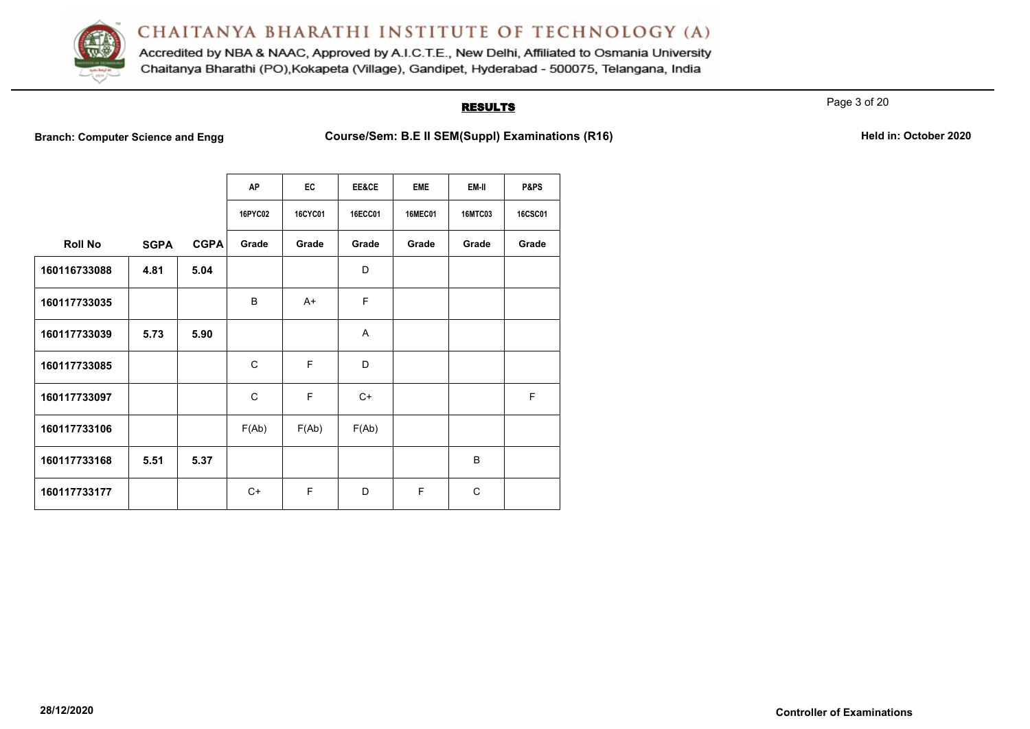# CHAITANYA BHARATHI INSTITUTE OF TECHNOLOGY (A)

Accredited by NBA & NAAC, Approved by A.I.C.T.E., New Delhi, Affiliated to Osmania University
Chaitanya Bharathi (PO),Kokapeta (Village), Gandipet, Hyderabad - 500075, Telangana, India

## RESULTS

**Branch: Computer Science and Engg** **Course/Sem: B.E II SEM(Suppl) Examinations (R16)** **Held in: October 2020**

| | | | AP | EC | EE&CE | EME | EM-II | P&PS |
|---|---|---|---|---|---|---|---|---|
| | | | 16PYC02 | 16CYC01 | 16ECC01 | 16MEC01 | 16MTC03 | 16CSC01 |
| **Roll No** | **SGPA** | **CGPA** | Grade | Grade | Grade | Grade | Grade | Grade |
| 160116733088 | 4.81 | 5.04 | | | D | | | |
| 160117733035 | | | B | A+ | F | | | |
| 160117733039 | 5.73 | 5.90 | | | A | | | |
| 160117733085 | | | C | F | D | | | |
| 160117733097 | | | C | F | C+ | | | F |
| 160117733106 | | | F(Ab) | F(Ab) | F(Ab) | | | |
| 160117733168 | 5.51 | 5.37 | | | | | B | |
| 160117733177 | | | C+ | F | D | F | C | |

28/12/2020 **Controller of Examinations**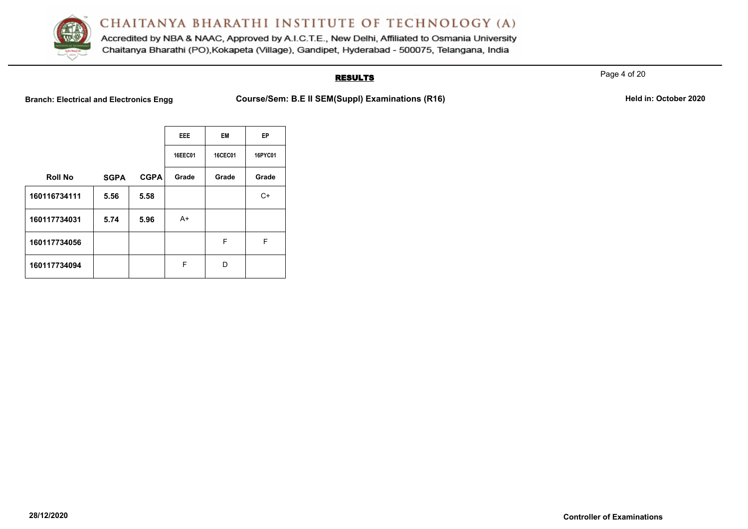# CHAITANYA BHARATHI INSTITUTE OF TECHNOLOGY (A)

Accredited by NBA & NAAC, Approved by A.I.C.T.E., New Delhi, Affiliated to Osmania University
Chaitanya Bharathi (PO),Kokapeta (Village), Gandipet, Hyderabad - 500075, Telangana, India

## RESULTS

**Branch: Electrical and Electronics Engg** **Course/Sem: B.E II SEM(Suppl) Examinations (R16)** **Held in: October 2020**

| | | | EEE | EM | EP |
|---|---|---|---|---|---|
| | | | 16EEC01 | 16CEC01 | 16PYC01 |
| **Roll No** | **SGPA** | **CGPA** | Grade | Grade | Grade |
| 160116734111 | 5.56 | 5.58 | | | C+ |
| 160117734031 | 5.74 | 5.96 | A+ | | |
| 160117734056 | | | | F | F |
| 160117734094 | | | F | D | |

28/12/2020 **Controller of Examinations**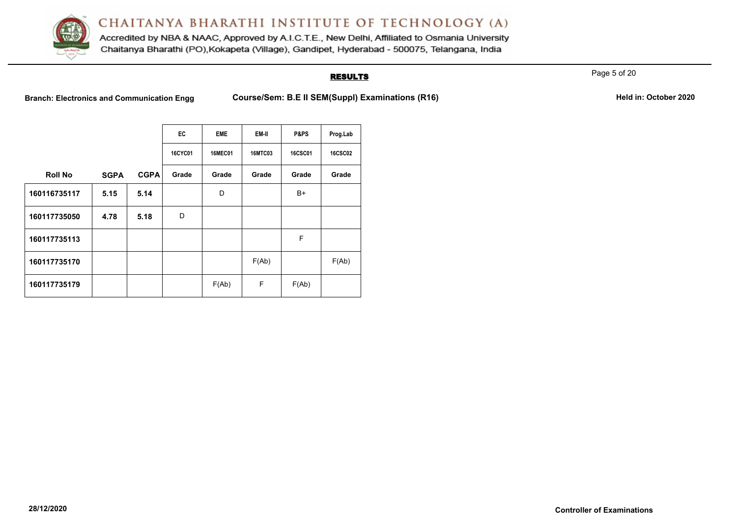# CHAITANYA BHARATHI INSTITUTE OF TECHNOLOGY (A)

Accredited by NBA & NAAC, Approved by A.I.C.T.E., New Delhi, Affiliated to Osmania University

Chaitanya Bharathi (PO),Kokapeta (Village), Gandipet, Hyderabad - 500075, Telangana, India

## RESULTS

**Branch: Electronics and Communication Engg** **Course/Sem: B.E II SEM(Suppl) Examinations (R16)** **Held in: October 2020**

| | | | EC | EME | EM-II | P&PS | Prog.Lab |
|---|---|---|---|---|---|---|---|
| | | | 16CYC01 | 16MEC01 | 16MTC03 | 16CSC01 | 16CSC02 |
| **Roll No** | **SGPA** | **CGPA** | **Grade** | **Grade** | **Grade** | **Grade** | **Grade** |
| 160116735117 | 5.15 | 5.14 | | D | | B+ | |
| 160117735050 | 4.78 | 5.18 | D | | | | |
| 160117735113 | | | | | | F | |
| 160117735170 | | | | | F(Ab) | | F(Ab) |
| 160117735179 | | | | F(Ab) | F | F(Ab) | |

**28/12/2020** **Controller of Examinations**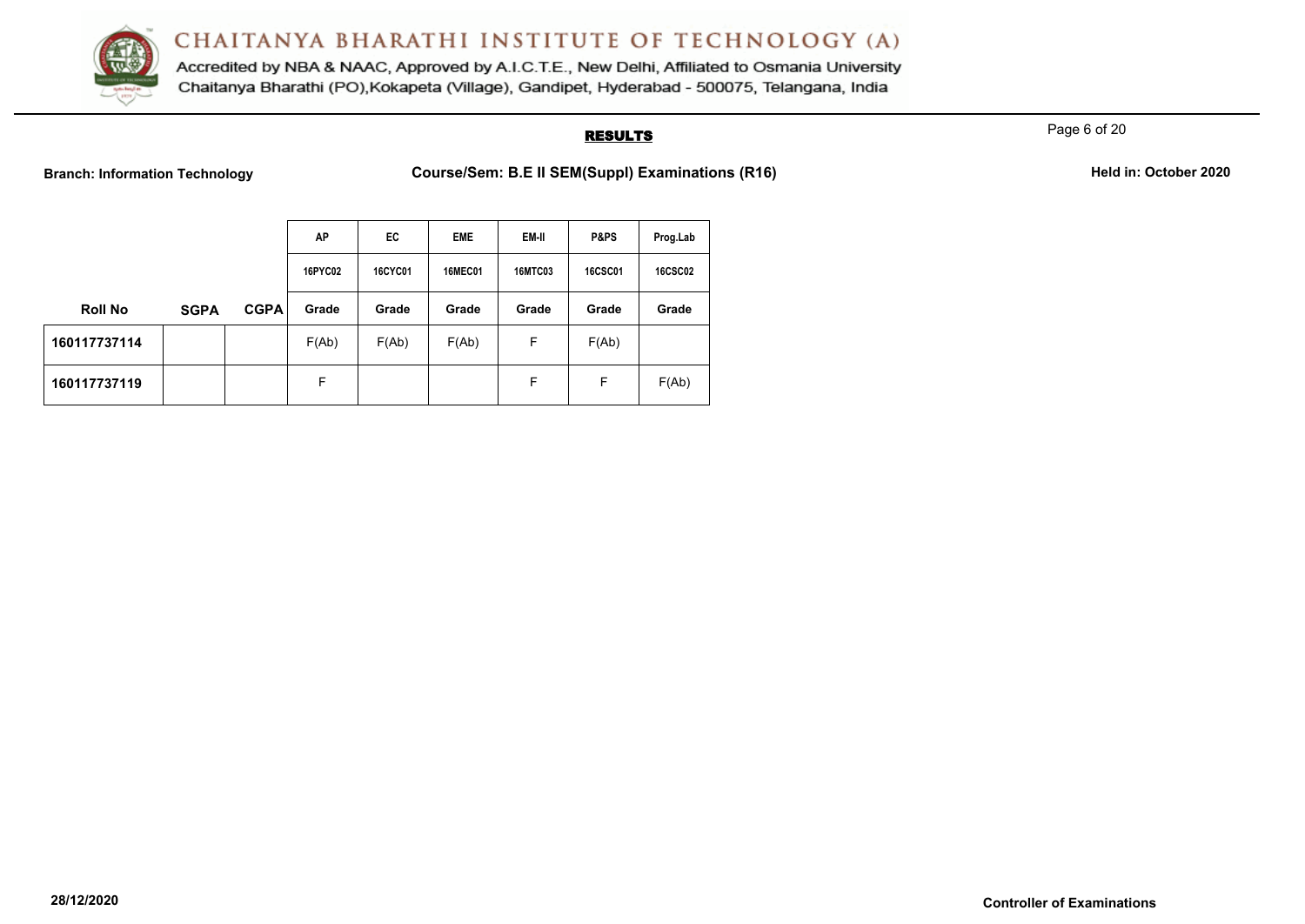# CHAITANYA BHARATHI INSTITUTE OF TECHNOLOGY (A)

Accredited by NBA & NAAC, Approved by A.I.C.T.E., New Delhi, Affiliated to Osmania University
Chaitanya Bharathi (PO),Kokapeta (Village), Gandipet, Hyderabad - 500075, Telangana, India

## RESULTS

**Branch: Information Technology** **Course/Sem: B.E II SEM(Suppl) Examinations (R16)** **Held in: October 2020**

| | | | AP | EC | EME | EM-II | P&PS | Prog.Lab |
|---|---|---|---|---|---|---|---|---|
| | | | 16PYC02 | 16CYC01 | 16MEC01 | 16MTC03 | 16CSC01 | 16CSC02 |
| **Roll No** | **SGPA** | **CGPA** | **Grade** | **Grade** | **Grade** | **Grade** | **Grade** | **Grade** |
| **160117737114** | | | F(Ab) | F(Ab) | F(Ab) | F | F(Ab) | |
| **160117737119** | | | F | | | F | F | F(Ab) |

**28/12/2020** **Controller of Examinations**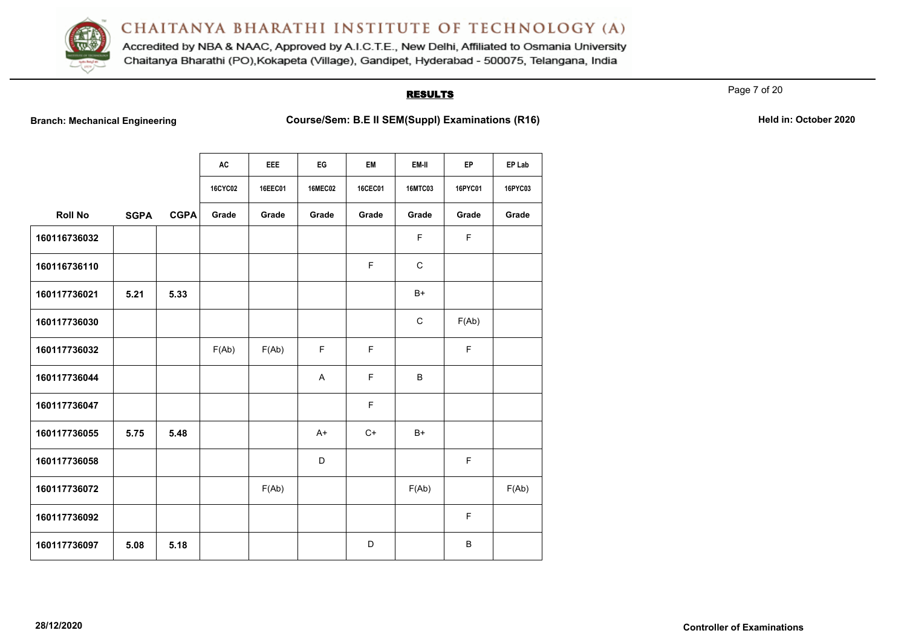# CHAITANYA BHARATHI INSTITUTE OF TECHNOLOGY (A)

Accredited by NBA & NAAC, Approved by A.I.C.T.E., New Delhi, Affiliated to Osmania University
Chaitanya Bharathi (PO),Kokapeta (Village), Gandipet, Hyderabad - 500075, Telangana, India

## RESULTS

**Branch: Mechanical Engineering** | **Course/Sem: B.E II SEM(Suppl) Examinations (R16)** | **Held in: October 2020**

| | | | AC | EEE | EG | EM | EM-II | EP | EP Lab |
|---|---|---|---|---|---|---|---|---|---|
| | | | 16CYC02 | 16EEC01 | 16MEC02 | 16CEC01 | 16MTC03 | 16PYC01 | 16PYC03 |
| **Roll No** | **SGPA** | **CGPA** | **Grade** | **Grade** | **Grade** | **Grade** | **Grade** | **Grade** | **Grade** |
| **160116736032** | | | | | | | F | F | |
| **160116736110** | | | | | | F | C | | |
| **160117736021** | **5.21** | **5.33** | | | | | B+ | | |
| **160117736030** | | | | | | | C | F(Ab) | |
| **160117736032** | | | F(Ab) | F(Ab) | F | F | | F | |
| **160117736044** | | | | | A | F | B | | |
| **160117736047** | | | | | | F | | | |
| **160117736055** | **5.75** | **5.48** | | | A+ | C+ | B+ | | |
| **160117736058** | | | | | D | | | F | |
| **160117736072** | | | | F(Ab) | | | F(Ab) | | F(Ab) |
| **160117736092** | | | | | | | | F | |
| **160117736097** | **5.08** | **5.18** | | | | D | | B | |

**28/12/2020** | **Controller of Examinations**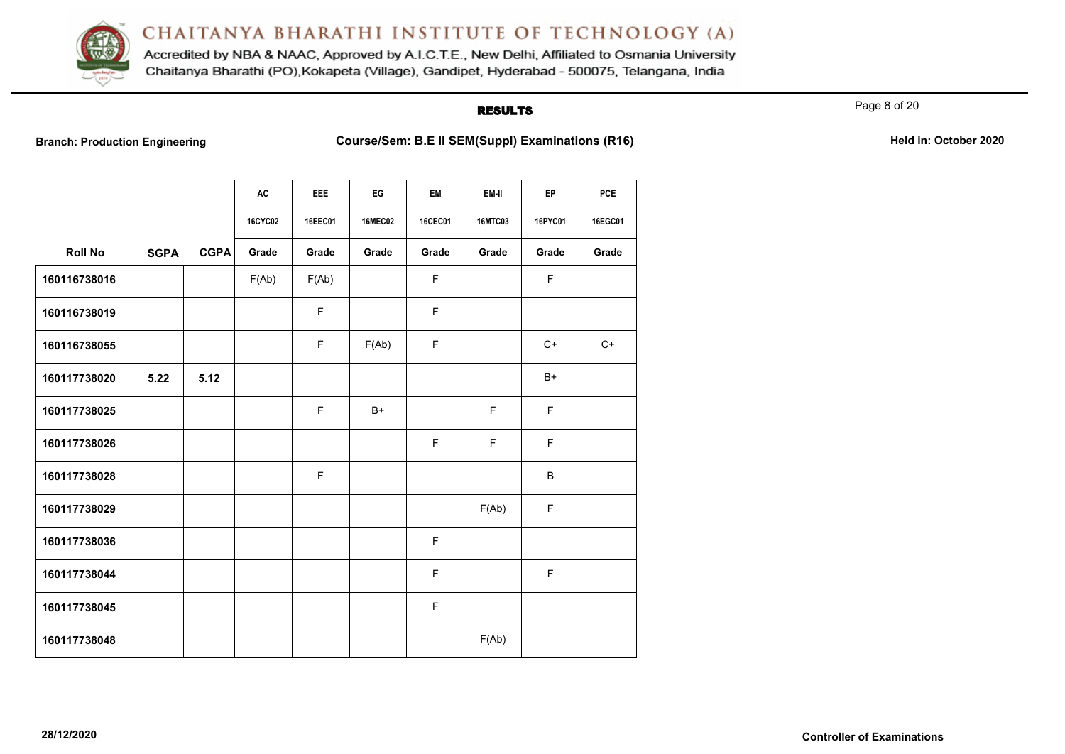# CHAITANYA BHARATHI INSTITUTE OF TECHNOLOGY (A)

Accredited by NBA & NAAC, Approved by A.I.C.T.E., New Delhi, Affiliated to Osmania University
Chaitanya Bharathi (PO),Kokapeta (Village), Gandipet, Hyderabad - 500075, Telangana, India

## RESULTS

**Branch: Production Engineering** **Course/Sem: B.E II SEM(Suppl) Examinations (R16)** **Held in: October 2020**

| | | | AC | EEE | EG | EM | EM-II | EP | PCE |
|---|---|---|---|---|---|---|---|---|---|
| | | | 16CYC02 | 16EEC01 | 16MEC02 | 16CEC01 | 16MTC03 | 16PYC01 | 16EGC01 |
| **Roll No** | **SGPA** | **CGPA** | **Grade** | **Grade** | **Grade** | **Grade** | **Grade** | **Grade** | **Grade** |
| **160116738016** | | | F(Ab) | F(Ab) | | F | | F | |
| **160116738019** | | | | F | | F | | | |
| **160116738055** | | | | F | F(Ab) | F | | C+ | C+ |
| **160117738020** | **5.22** | **5.12** | | | | | | B+ | |
| **160117738025** | | | | F | B+ | | F | F | |
| **160117738026** | | | | | | F | F | F | |
| **160117738028** | | | | F | | | | B | |
| **160117738029** | | | | | | | F(Ab) | F | |
| **160117738036** | | | | | | F | | | |
| **160117738044** | | | | | | F | | F | |
| **160117738045** | | | | | | F | | | |
| **160117738048** | | | | | | | F(Ab) | | |

**28/12/2020** **Controller of Examinations**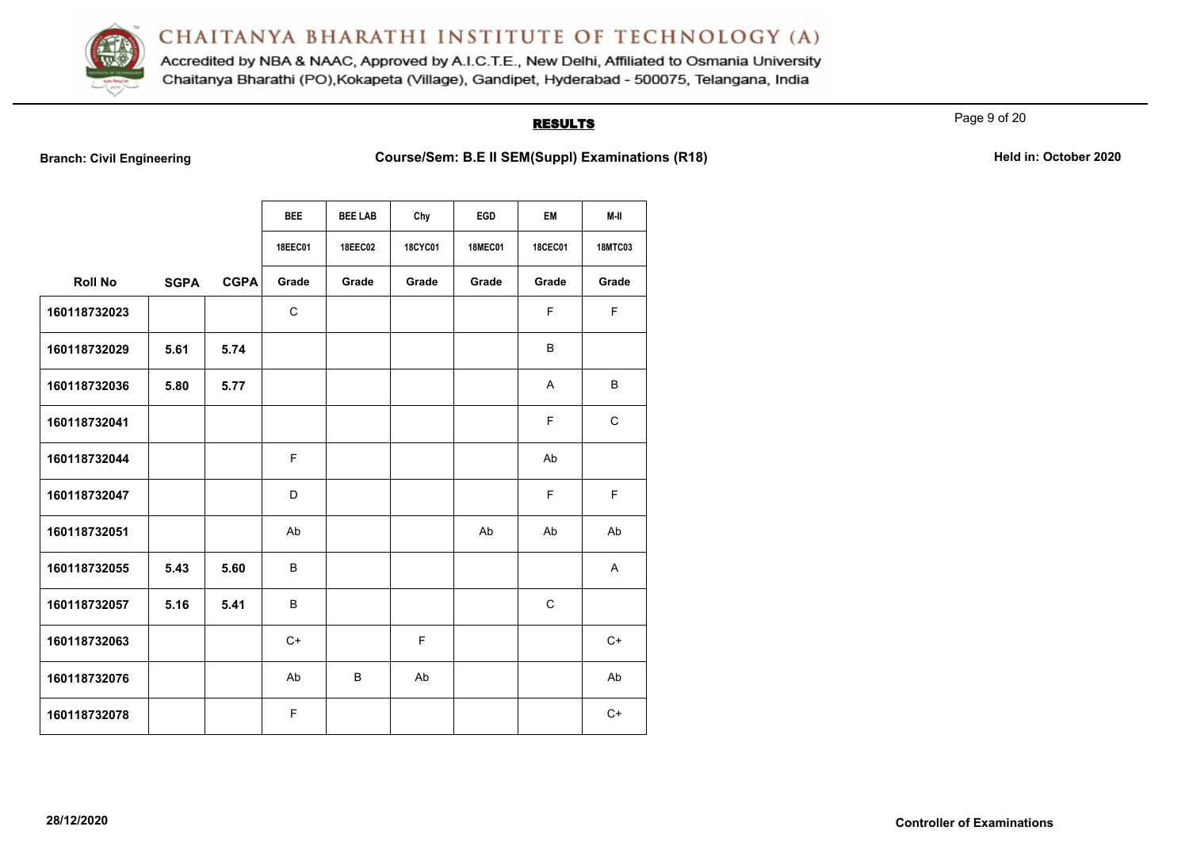# CHAITANYA BHARATHI INSTITUTE OF TECHNOLOGY (A)

Accredited by NBA & NAAC, Approved by A.I.C.T.E., New Delhi, Affiliated to Osmania University
Chaitanya Bharathi (PO),Kokapeta (Village), Gandipet, Hyderabad - 500075, Telangana, India

## RESULTS

**Branch: Civil Engineering** | **Course/Sem: B.E II SEM(Suppl) Examinations (R18)** | **Held in: October 2020**

| | | | BEE | BEE LAB | Chy | EGD | EM | M-II |
|---|---|---|---|---|---|---|---|---|
| | | | 18EEC01 | 18EEC02 | 18CYC01 | 18MEC01 | 18CEC01 | 18MTC03 |
| **Roll No** | **SGPA** | **CGPA** | **Grade** | **Grade** | **Grade** | **Grade** | **Grade** | **Grade** |
| 160118732023 | | | C | | | | F | F |
| 160118732029 | 5.61 | 5.74 | | | | | B | |
| 160118732036 | 5.80 | 5.77 | | | | | A | B |
| 160118732041 | | | | | | | F | C |
| 160118732044 | | | F | | | | Ab | |
| 160118732047 | | | D | | | | F | F |
| 160118732051 | | | Ab | | | Ab | Ab | Ab |
| 160118732055 | 5.43 | 5.60 | B | | | | | A |
| 160118732057 | 5.16 | 5.41 | B | | | | C | |
| 160118732063 | | | C+ | | F | | | C+ |
| 160118732076 | | | Ab | B | Ab | | | Ab |
| 160118732078 | | | F | | | | | C+ |

28/12/2020

**Controller of Examinations**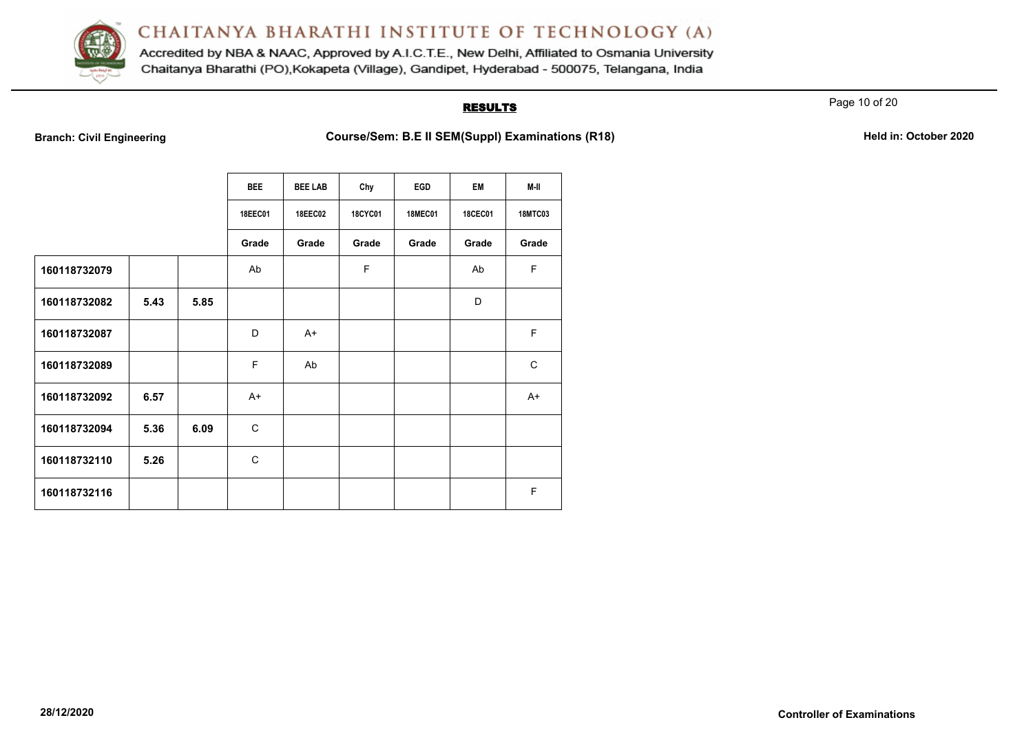# CHAITANYA BHARATHI INSTITUTE OF TECHNOLOGY (A)

Accredited by NBA & NAAC, Approved by A.I.C.T.E., New Delhi, Affiliated to Osmania University
Chaitanya Bharathi (PO),Kokapeta (Village), Gandipet, Hyderabad - 500075, Telangana, India

## RESULTS

**Branch: Civil Engineering** | **Course/Sem: B.E II SEM(Suppl) Examinations (R18)** | **Held in: October 2020**

| | | | BEE | BEE LAB | Chy | EGD | EM | M-II |
|---|---|---|---|---|---|---|---|---|
| | | | 18EEC01 | 18EEC02 | 18CYC01 | 18MEC01 | 18CEC01 | 18MTC03 |
| | | | Grade | Grade | Grade | Grade | Grade | Grade |
| **160118732079** | | | Ab | | F | | Ab | F |
| **160118732082** | **5.43** | **5.85** | | | | | D | |
| **160118732087** | | | D | A+ | | | | F |
| **160118732089** | | | F | Ab | | | | C |
| **160118732092** | **6.57** | | A+ | | | | | A+ |
| **160118732094** | **5.36** | **6.09** | C | | | | | |
| **160118732110** | **5.26** | | C | | | | | |
| **160118732116** | | | | | | | | F |

**28/12/2020** | **Controller of Examinations**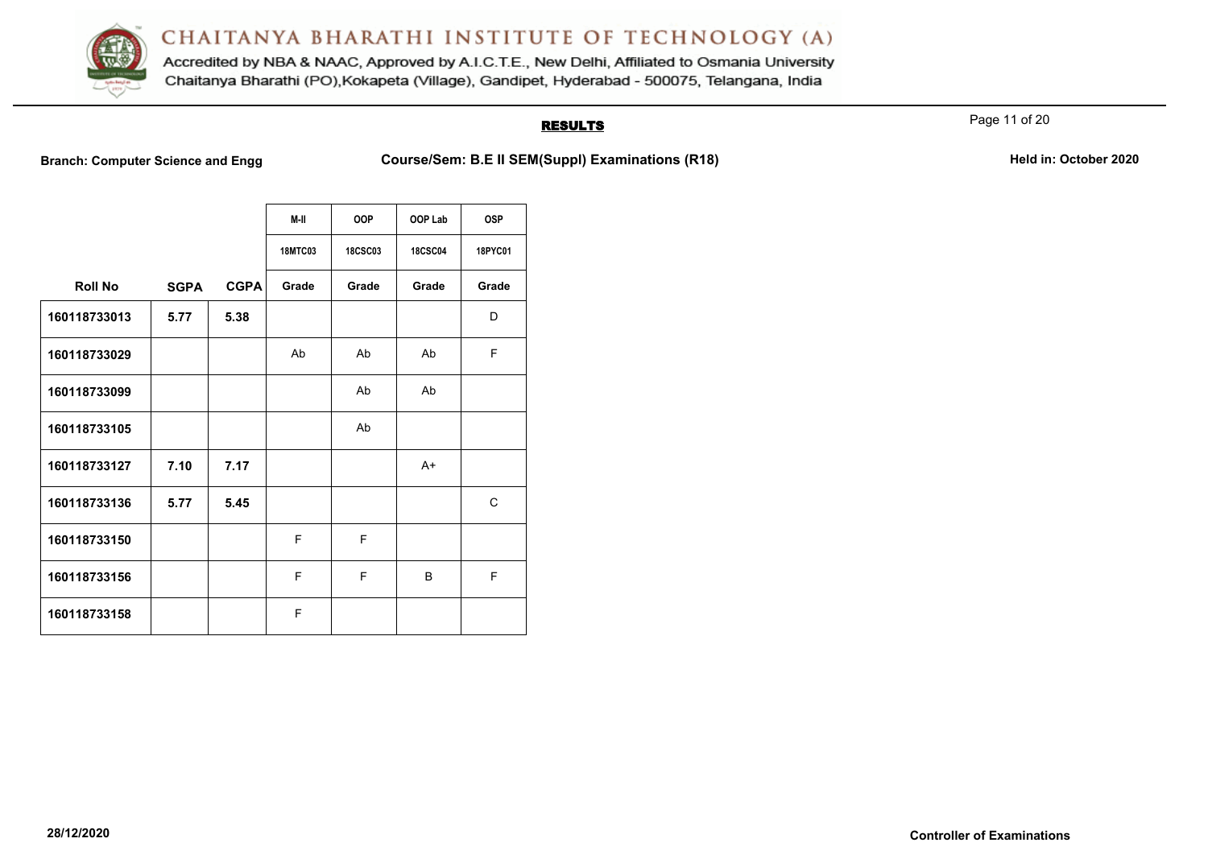# CHAITANYA BHARATHI INSTITUTE OF TECHNOLOGY (A)

Accredited by NBA & NAAC, Approved by A.I.C.T.E., New Delhi, Affiliated to Osmania University
Chaitanya Bharathi (PO),Kokapeta (Village), Gandipet, Hyderabad - 500075, Telangana, India

## RESULTS

**Branch: Computer Science and Engg** **Course/Sem: B.E II SEM(Suppl) Examinations (R18)** **Held in: October 2020**

| | | | M-II | OOP | OOP Lab | OSP |
|---|---|---|---|---|---|---|
| | | | 18MTC03 | 18CSC03 | 18CSC04 | 18PYC01 |
| **Roll No** | **SGPA** | **CGPA** | Grade | Grade | Grade | Grade |
| **160118733013** | **5.77** | **5.38** | | | | D |
| **160118733029** | | | Ab | Ab | Ab | F |
| **160118733099** | | | | Ab | Ab | |
| **160118733105** | | | | Ab | | |
| **160118733127** | **7.10** | **7.17** | | | A+ | |
| **160118733136** | **5.77** | **5.45** | | | | C |
| **160118733150** | | | F | F | | |
| **160118733156** | | | F | F | B | F |
| **160118733158** | | | F | | | |

**28/12/2020**

**Controller of Examinations**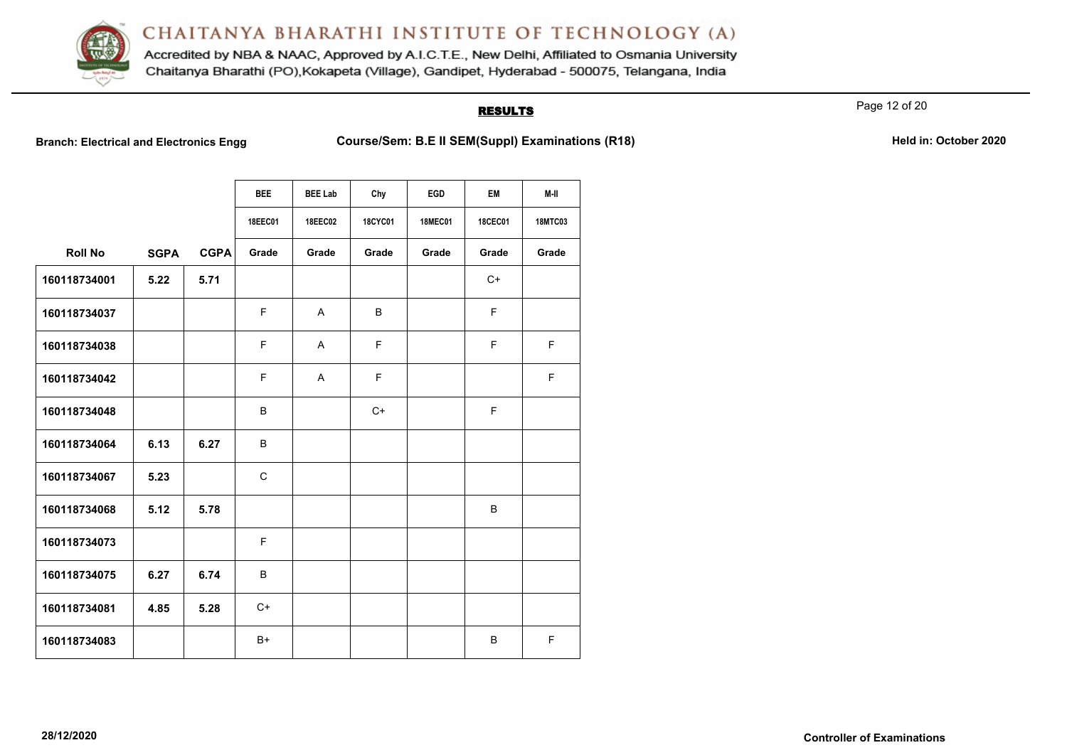# CHAITANYA BHARATHI INSTITUTE OF TECHNOLOGY (A)

Accredited by NBA & NAAC, Approved by A.I.C.T.E., New Delhi, Affiliated to Osmania University
Chaitanya Bharathi (PO),Kokapeta (Village), Gandipet, Hyderabad - 500075, Telangana, India

## RESULTS

**Branch: Electrical and Electronics Engg** **Course/Sem: B.E II SEM(Suppl) Examinations (R18)** **Held in: October 2020**

| | | | BEE | BEE Lab | Chy | EGD | EM | M-II |
|---|---|---|---|---|---|---|---|---|
| | | | 18EEC01 | 18EEC02 | 18CYC01 | 18MEC01 | 18CEC01 | 18MTC03 |
| **Roll No** | **SGPA** | **CGPA** | **Grade** | **Grade** | **Grade** | **Grade** | **Grade** | **Grade** |
| **160118734001** | **5.22** | **5.71** | | | | | C+ | |
| **160118734037** | | | F | A | B | | F | |
| **160118734038** | | | F | A | F | | F | F |
| **160118734042** | | | F | A | F | | | F |
| **160118734048** | | | B | | C+ | | F | |
| **160118734064** | **6.13** | **6.27** | B | | | | | |
| **160118734067** | **5.23** | | C | | | | | |
| **160118734068** | **5.12** | **5.78** | | | | | B | |
| **160118734073** | | | F | | | | | |
| **160118734075** | **6.27** | **6.74** | B | | | | | |
| **160118734081** | **4.85** | **5.28** | C+ | | | | | |
| **160118734083** | | | B+ | | | | B | F |

**28/12/2020** **Controller of Examinations**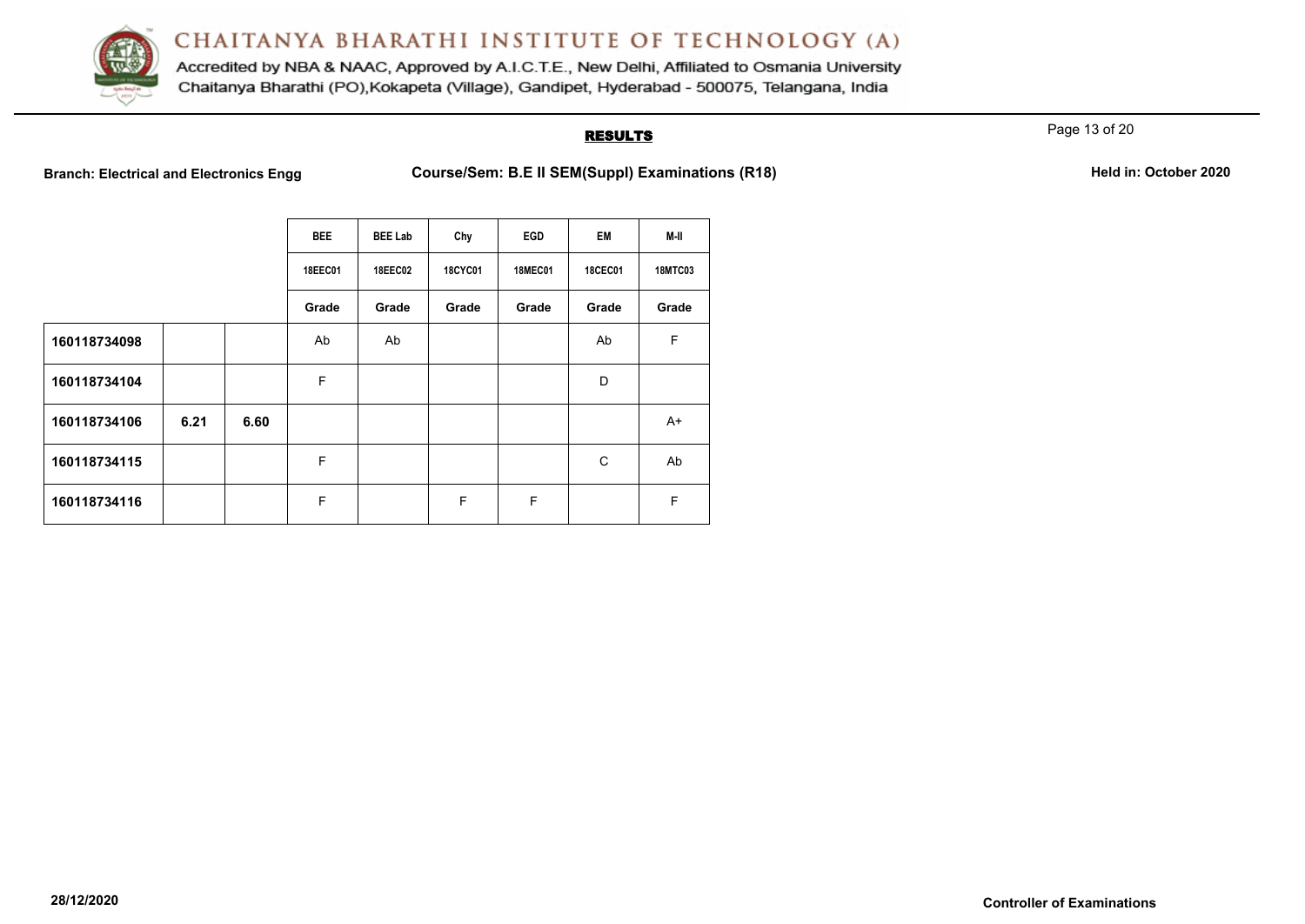# CHAITANYA BHARATHI INSTITUTE OF TECHNOLOGY (A)

Accredited by NBA & NAAC, Approved by A.I.C.T.E., New Delhi, Affiliated to Osmania University
Chaitanya Bharathi (PO),Kokapeta (Village), Gandipet, Hyderabad - 500075, Telangana, India

## RESULTS

**Branch: Electrical and Electronics Engg** **Course/Sem: B.E II SEM(Suppl) Examinations (R18)** **Held in: October 2020**

| | | | BEE | BEE Lab | Chy | EGD | EM | M-II |
|---|---|---|---|---|---|---|---|---|
| | | | 18EEC01 | 18EEC02 | 18CYC01 | 18MEC01 | 18CEC01 | 18MTC03 |
| | | | Grade | Grade | Grade | Grade | Grade | Grade |
| **160118734098** | | | Ab | Ab | | | Ab | F |
| **160118734104** | | | F | | | | D | |
| **160118734106** | **6.21** | **6.60** | | | | | | A+ |
| **160118734115** | | | F | | | | C | Ab |
| **160118734116** | | | F | | F | F | | F |

**28/12/2020** **Controller of Examinations**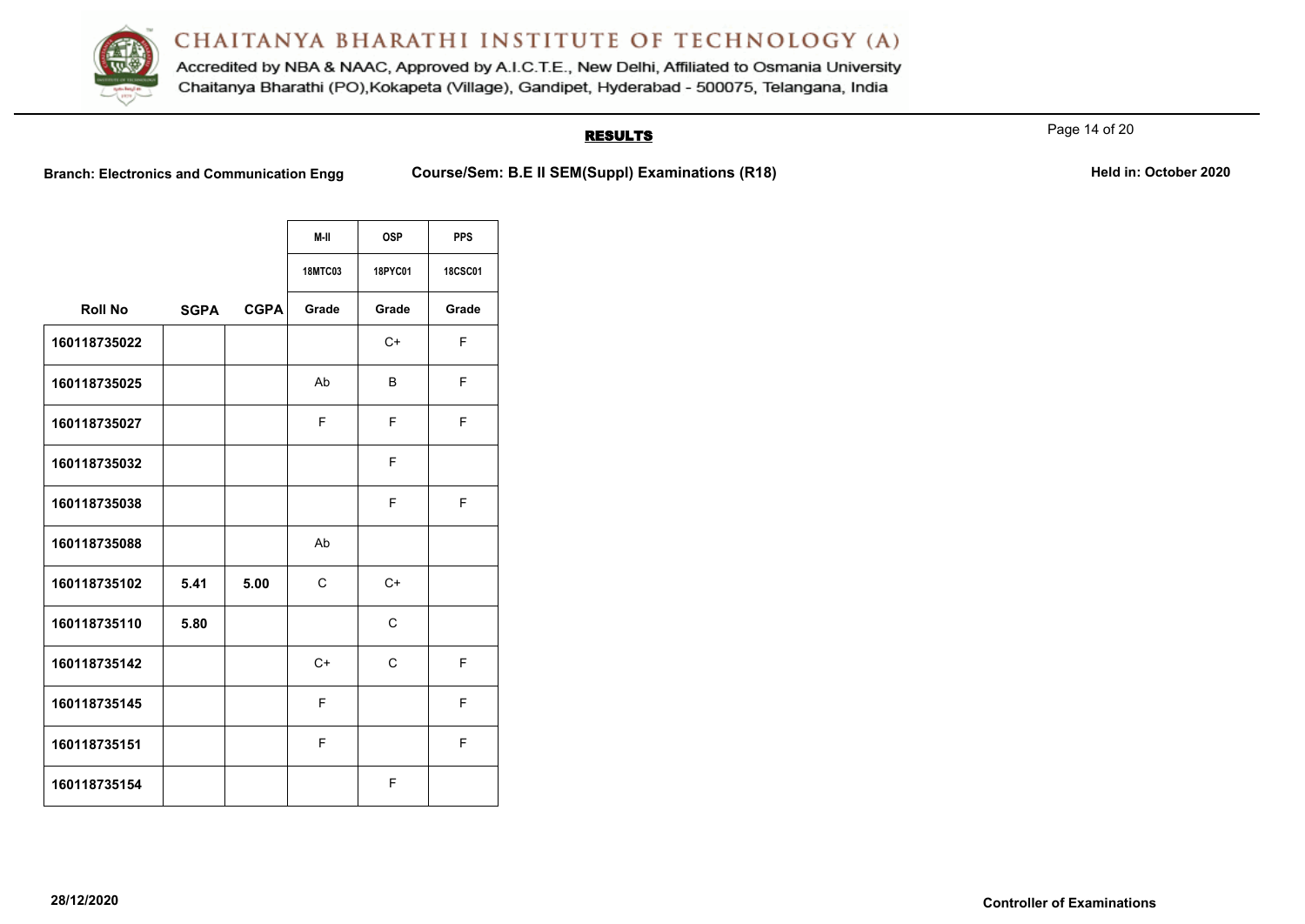# CHAITANYA BHARATHI INSTITUTE OF TECHNOLOGY (A)

Accredited by NBA & NAAC, Approved by A.I.C.T.E., New Delhi, Affiliated to Osmania University
Chaitanya Bharathi (PO),Kokapeta (Village), Gandipet, Hyderabad - 500075, Telangana, India

## RESULTS

**Branch: Electronics and Communication Engg** **Course/Sem: B.E II SEM(Suppl) Examinations (R18)** **Held in: October 2020**

| | | | M-II | OSP | PPS |
|---|---|---|---|---|---|
| | | | 18MTC03 | 18PYC01 | 18CSC01 |
| **Roll No** | **SGPA** | **CGPA** | **Grade** | **Grade** | **Grade** |
| 160118735022 | | | | C+ | F |
| 160118735025 | | | Ab | B | F |
| 160118735027 | | | F | F | F |
| 160118735032 | | | | F | |
| 160118735038 | | | | F | F |
| 160118735088 | | | Ab | | |
| 160118735102 | 5.41 | 5.00 | C | C+ | |
| 160118735110 | 5.80 | | | C | |
| 160118735142 | | | C+ | C | F |
| 160118735145 | | | F | | F |
| 160118735151 | | | F | | F |
| 160118735154 | | | | F | |

28/12/2020

**Controller of Examinations**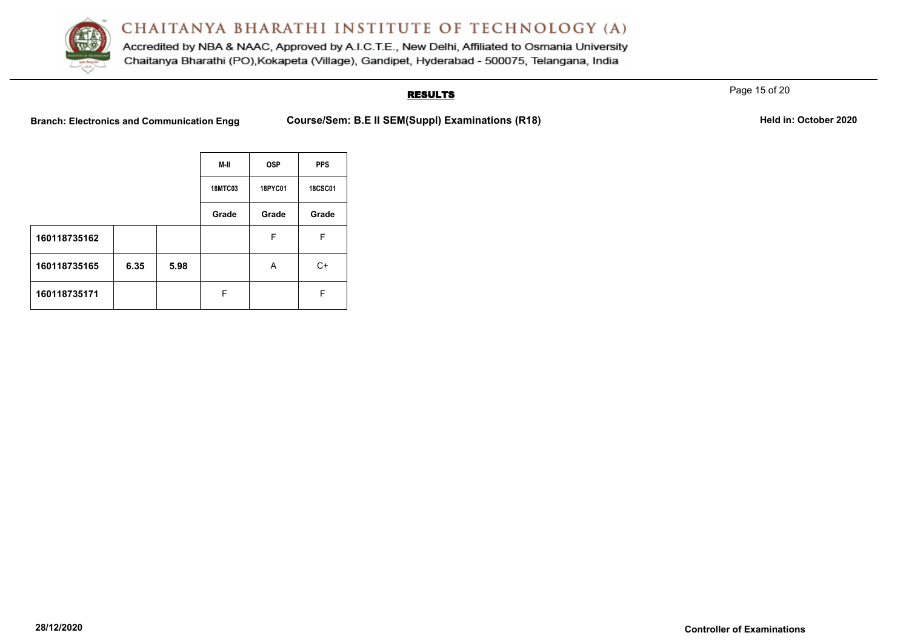# CHAITANYA BHARATHI INSTITUTE OF TECHNOLOGY (A)

Accredited by NBA & NAAC, Approved by A.I.C.T.E., New Delhi, Affiliated to Osmania University
Chaitanya Bharathi (PO),Kokapeta (Village), Gandipet, Hyderabad - 500075, Telangana, India

**RESULTS**

**Branch: Electronics and Communication Engg** **Course/Sem: B.E II SEM(Suppl) Examinations (R18)** **Held in: October 2020**

| | | | M-II | OSP | PPS |
|---|---|---|---|---|---|
| | | | 18MTC03 | 18PYC01 | 18CSC01 |
| | | | Grade | Grade | Grade |
| 160118735162 | | | | F | F |
| 160118735165 | 6.35 | 5.98 | | A | C+ |
| 160118735171 | | | F | | F |

**28/12/2020** **Controller of Examinations**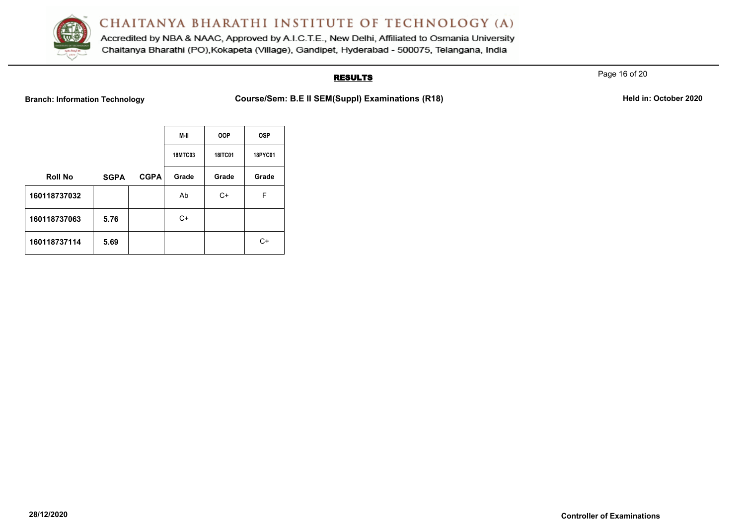# CHAITANYA BHARATHI INSTITUTE OF TECHNOLOGY (A)

Accredited by NBA & NAAC, Approved by A.I.C.T.E., New Delhi, Affiliated to Osmania University
Chaitanya Bharathi (PO),Kokapeta (Village), Gandipet, Hyderabad - 500075, Telangana, India

## RESULTS

**Branch: Information Technology** **Course/Sem: B.E II SEM(Suppl) Examinations (R18)** **Held in: October 2020**

| | | | M-II | OOP | OSP |
|---|---|---|---|---|---|
| | | | 18MTC03 | 18ITC01 | 18PYC01 |
| **Roll No** | **SGPA** | **CGPA** | **Grade** | **Grade** | **Grade** |
| **160118737032** | | | Ab | C+ | F |
| **160118737063** | **5.76** | | C+ | | |
| **160118737114** | **5.69** | | | | C+ |

**28/12/2020** **Controller of Examinations**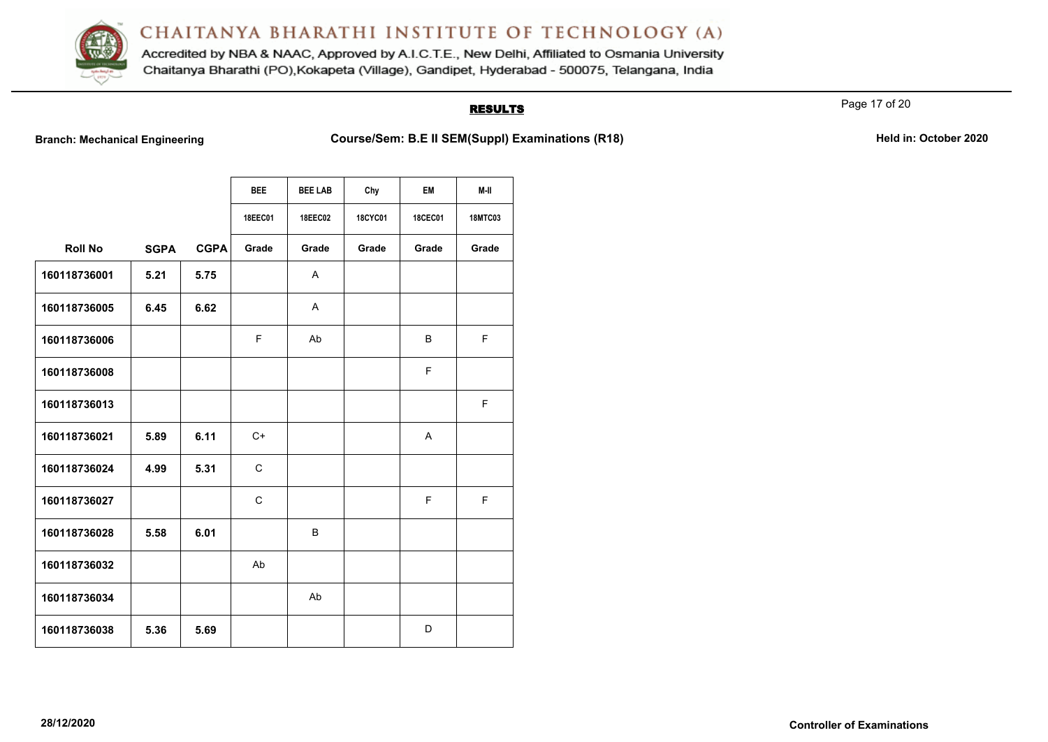# CHAITANYA BHARATHI INSTITUTE OF TECHNOLOGY (A)

Accredited by NBA & NAAC, Approved by A.I.C.T.E., New Delhi, Affiliated to Osmania University
Chaitanya Bharathi (PO),Kokapeta (Village), Gandipet, Hyderabad - 500075, Telangana, India

## RESULTS

**Branch: Mechanical Engineering** **Course/Sem: B.E II SEM(Suppl) Examinations (R18)** **Held in: October 2020**

| | | | BEE | BEE LAB | Chy | EM | M-II |
|---|---|---|---|---|---|---|---|
| | | | 18EEC01 | 18EEC02 | 18CYC01 | 18CEC01 | 18MTC03 |
| **Roll No** | **SGPA** | **CGPA** | **Grade** | **Grade** | **Grade** | **Grade** | **Grade** |
| **160118736001** | **5.21** | **5.75** | | A | | | |
| **160118736005** | **6.45** | **6.62** | | A | | | |
| **160118736006** | | | F | Ab | | B | F |
| **160118736008** | | | | | | F | |
| **160118736013** | | | | | | | F |
| **160118736021** | **5.89** | **6.11** | C+ | | | A | |
| **160118736024** | **4.99** | **5.31** | C | | | | |
| **160118736027** | | | C | | | F | F |
| **160118736028** | **5.58** | **6.01** | | B | | | |
| **160118736032** | | | Ab | | | | |
| **160118736034** | | | | Ab | | | |
| **160118736038** | **5.36** | **5.69** | | | | D | |

**28/12/2020** **Controller of Examinations**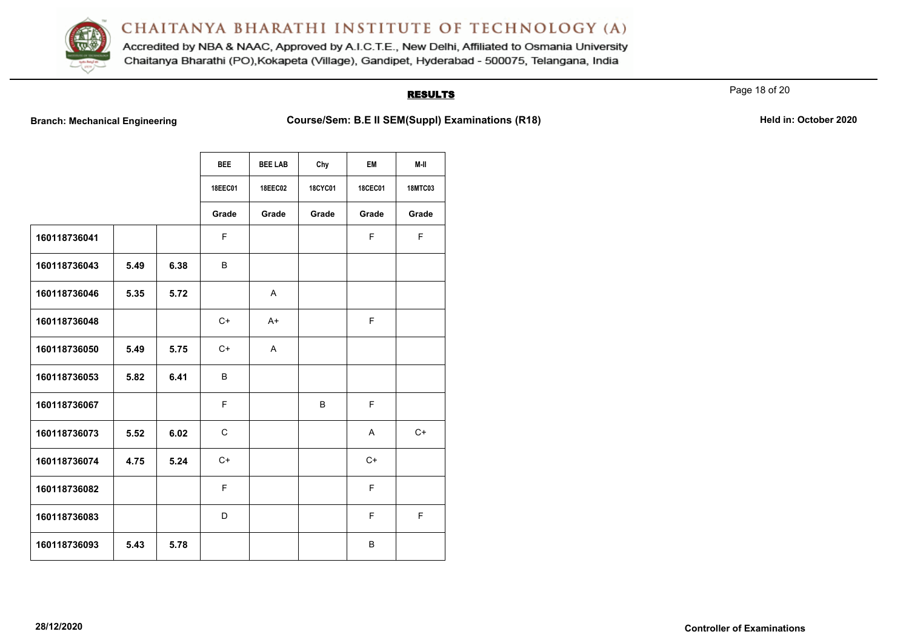# CHAITANYA BHARATHI INSTITUTE OF TECHNOLOGY (A)

Accredited by NBA & NAAC, Approved by A.I.C.T.E., New Delhi, Affiliated to Osmania University
Chaitanya Bharathi (PO),Kokapeta (Village), Gandipet, Hyderabad - 500075, Telangana, India

## RESULTS

**Branch: Mechanical Engineering** **Course/Sem: B.E II SEM(Suppl) Examinations (R18)** **Held in: October 2020**

| | | | BEE | BEE LAB | Chy | EM | M-II |
|---|---|---|---|---|---|---|---|
| | | | 18EEC01 | 18EEC02 | 18CYC01 | 18CEC01 | 18MTC03 |
| | | | Grade | Grade | Grade | Grade | Grade |
| **160118736041** | | | F | | | F | F |
| **160118736043** | **5.49** | **6.38** | B | | | | |
| **160118736046** | **5.35** | **5.72** | | A | | | |
| **160118736048** | | | C+ | A+ | | F | |
| **160118736050** | **5.49** | **5.75** | C+ | A | | | |
| **160118736053** | **5.82** | **6.41** | B | | | | |
| **160118736067** | | | F | | B | F | |
| **160118736073** | **5.52** | **6.02** | C | | | A | C+ |
| **160118736074** | **4.75** | **5.24** | C+ | | | C+ | |
| **160118736082** | | | F | | | F | |
| **160118736083** | | | D | | | F | F |
| **160118736093** | **5.43** | **5.78** | | | | B | |

**28/12/2020** **Controller of Examinations**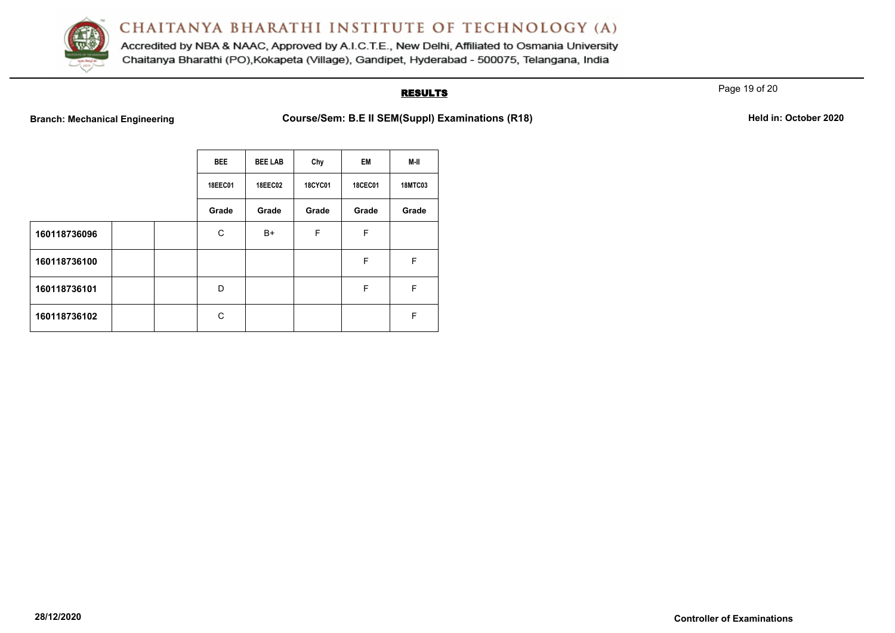# CHAITANYA BHARATHI INSTITUTE OF TECHNOLOGY (A)

Accredited by NBA & NAAC, Approved by A.I.C.T.E., New Delhi, Affiliated to Osmania University
Chaitanya Bharathi (PO),Kokapeta (Village), Gandipet, Hyderabad - 500075, Telangana, India

## RESULTS

**Branch: Mechanical Engineering** | **Course/Sem: B.E II SEM(Suppl) Examinations (R18)** | **Held in: October 2020**

| | | | BEE | BEE LAB | Chy | EM | M-II |
|---|---|---|---|---|---|---|---|
| | | | 18EEC01 | 18EEC02 | 18CYC01 | 18CEC01 | 18MTC03 |
| | | | Grade | Grade | Grade | Grade | Grade |
| **160118736096** | | | C | B+ | F | F | |
| **160118736100** | | | | | | F | F |
| **160118736101** | | | D | | | F | F |
| **160118736102** | | | C | | | | F |

**28/12/2020** | **Controller of Examinations**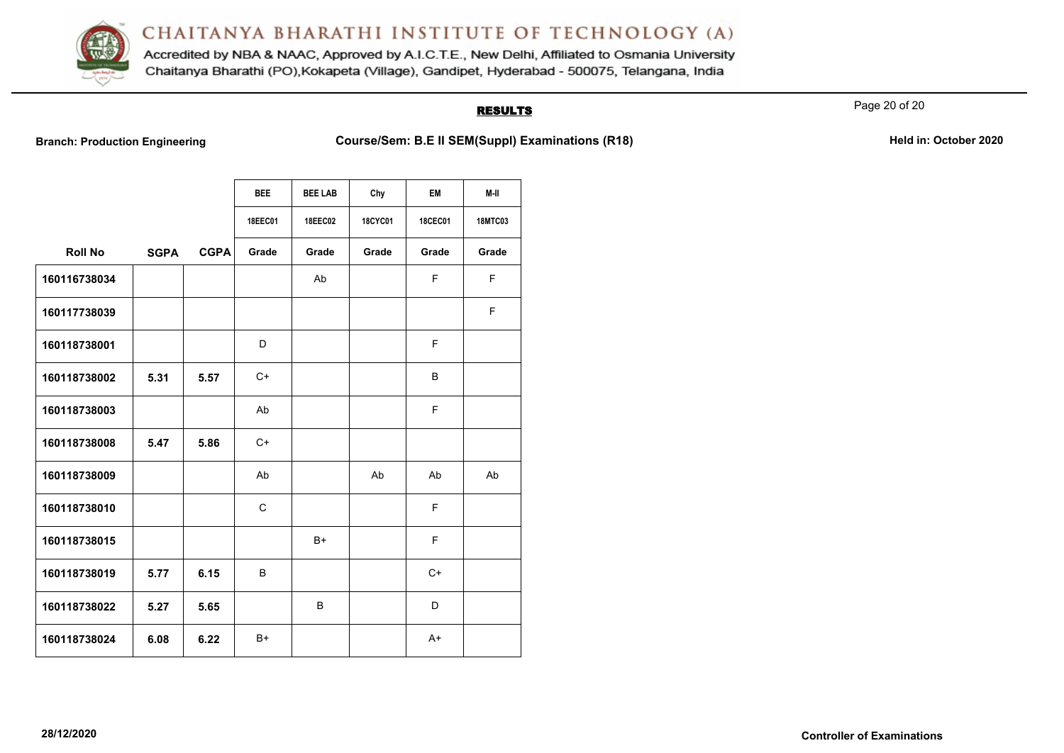# CHAITANYA BHARATHI INSTITUTE OF TECHNOLOGY (A)

Accredited by NBA & NAAC, Approved by A.I.C.T.E., New Delhi, Affiliated to Osmania University
Chaitanya Bharathi (PO),Kokapeta (Village), Gandipet, Hyderabad - 500075, Telangana, India

## RESULTS

**Branch: Production Engineering** | **Course/Sem: B.E II SEM(Suppl) Examinations (R18)** | **Held in: October 2020**

| | | | BEE | BEE LAB | Chy | EM | M-II |
|---|---|---|---|---|---|---|---|
| | | | 18EEC01 | 18EEC02 | 18CYC01 | 18CEC01 | 18MTC03 |
| **Roll No** | **SGPA** | **CGPA** | **Grade** | **Grade** | **Grade** | **Grade** | **Grade** |
| **160116738034** | | | | Ab | | F | F |
| **160117738039** | | | | | | | F |
| **160118738001** | | | D | | | F | |
| **160118738002** | **5.31** | **5.57** | C+ | | | B | |
| **160118738003** | | | Ab | | | F | |
| **160118738008** | **5.47** | **5.86** | C+ | | | | |
| **160118738009** | | | Ab | | Ab | Ab | Ab |
| **160118738010** | | | C | | | F | |
| **160118738015** | | | | B+ | | F | |
| **160118738019** | **5.77** | **6.15** | B | | | C+ | |
| **160118738022** | **5.27** | **5.65** | | B | | D | |
| **160118738024** | **6.08** | **6.22** | B+ | | | A+ | |

**28/12/2020** **Controller of Examinations**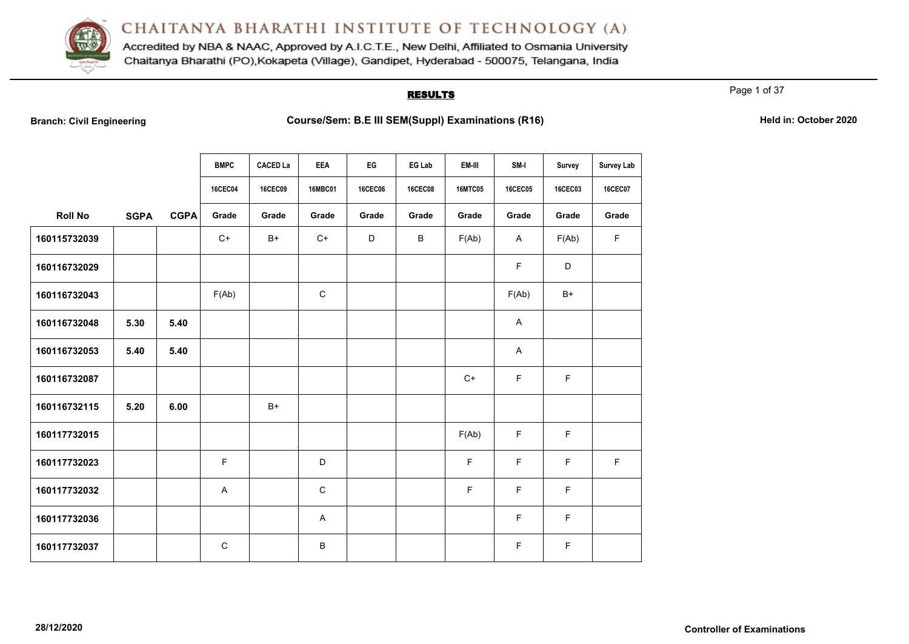# CHAITANYA BHARATHI INSTITUTE OF TECHNOLOGY (A)

Accredited by NBA & NAAC, Approved by A.I.C.T.E., New Delhi, Affiliated to Osmania University
Chaitanya Bharathi (PO),Kokapeta (Village), Gandipet, Hyderabad - 500075, Telangana, India

## RESULTS

**Branch: Civil Engineering** **Course/Sem: B.E III SEM(Suppl) Examinations (R16)** **Held in: October 2020**

| | | | BMPC | CACED La | EEA | EG | EG Lab | EM-III | SM-I | Survey | Survey Lab |
|---|---|---|---|---|---|---|---|---|---|---|---|
| | | | 16CEC04 | 16CEC09 | 16MBC01 | 16CEC06 | 16CEC08 | 16MTC05 | 16CEC05 | 16CEC03 | 16CEC07 |
| **Roll No** | **SGPA** | **CGPA** | **Grade** | **Grade** | **Grade** | **Grade** | **Grade** | **Grade** | **Grade** | **Grade** | **Grade** |
| 160115732039 | | | C+ | B+ | C+ | D | B | F(Ab) | A | F(Ab) | F |
| 160116732029 | | | | | | | | | F | D | |
| 160116732043 | | | F(Ab) | | C | | | | F(Ab) | B+ | |
| 160116732048 | 5.30 | 5.40 | | | | | | | A | | |
| 160116732053 | 5.40 | 5.40 | | | | | | | A | | |
| 160116732087 | | | | | | | | C+ | F | F | |
| 160116732115 | 5.20 | 6.00 | | B+ | | | | | | | |
| 160117732015 | | | | | | | | F(Ab) | F | F | |
| 160117732023 | | | F | | D | | | F | F | F | F |
| 160117732032 | | | A | | C | | | F | F | F | |
| 160117732036 | | | | | A | | | | F | F | |
| 160117732037 | | | C | | B | | | | F | F | |

28/12/2020

**Controller of Examinations**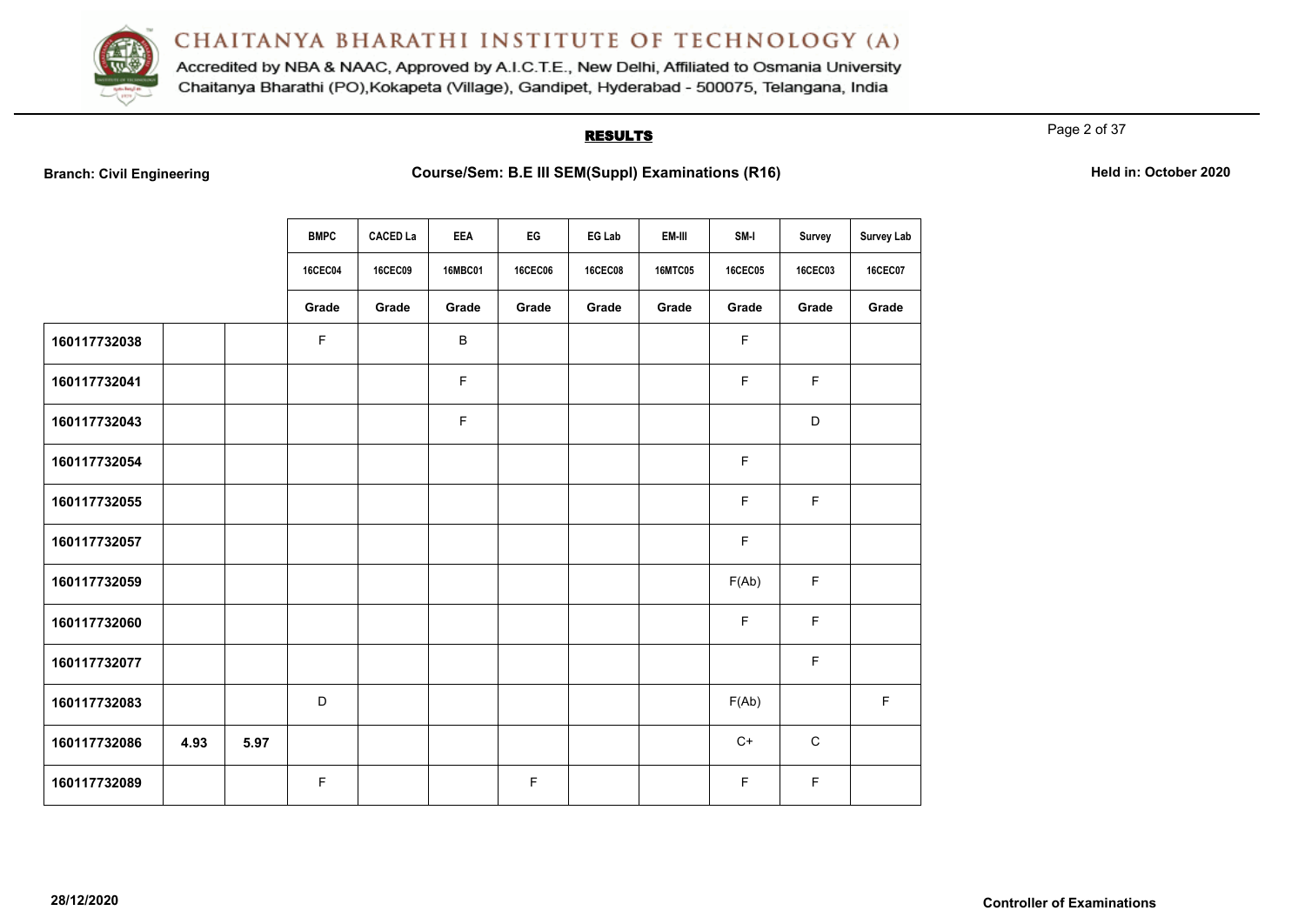# CHAITANYA BHARATHI INSTITUTE OF TECHNOLOGY (A)

Accredited by NBA & NAAC, Approved by A.I.C.T.E., New Delhi, Affiliated to Osmania University
Chaitanya Bharathi (PO),Kokapeta (Village), Gandipet, Hyderabad - 500075, Telangana, India

## RESULTS

**Branch: Civil Engineering** **Course/Sem: B.E III SEM(Suppl) Examinations (R16)** **Held in: October 2020**

| | | | BMPC | CACED La | EEA | EG | EG Lab | EM-III | SM-I | Survey | Survey Lab |
|---|---|---|---|---|---|---|---|---|---|---|---|
| | | | 16CEC04 | 16CEC09 | 16MBC01 | 16CEC06 | 16CEC08 | 16MTC05 | 16CEC05 | 16CEC03 | 16CEC07 |
| | | | Grade | Grade | Grade | Grade | Grade | Grade | Grade | Grade | Grade |
| **160117732038** | | | F | | B | | | | F | | |
| **160117732041** | | | | | F | | | | F | F | |
| **160117732043** | | | | | F | | | | | D | |
| **160117732054** | | | | | | | | | F | | |
| **160117732055** | | | | | | | | | F | F | |
| **160117732057** | | | | | | | | | F | | |
| **160117732059** | | | | | | | | | F(Ab) | F | |
| **160117732060** | | | | | | | | | F | F | |
| **160117732077** | | | | | | | | | | F | |
| **160117732083** | | | D | | | | | | F(Ab) | | F |
| **160117732086** | **4.93** | **5.97** | | | | | | | C+ | C | |
| **160117732089** | | | F | | | F | | | F | F | |

**28/12/2020** **Controller of Examinations**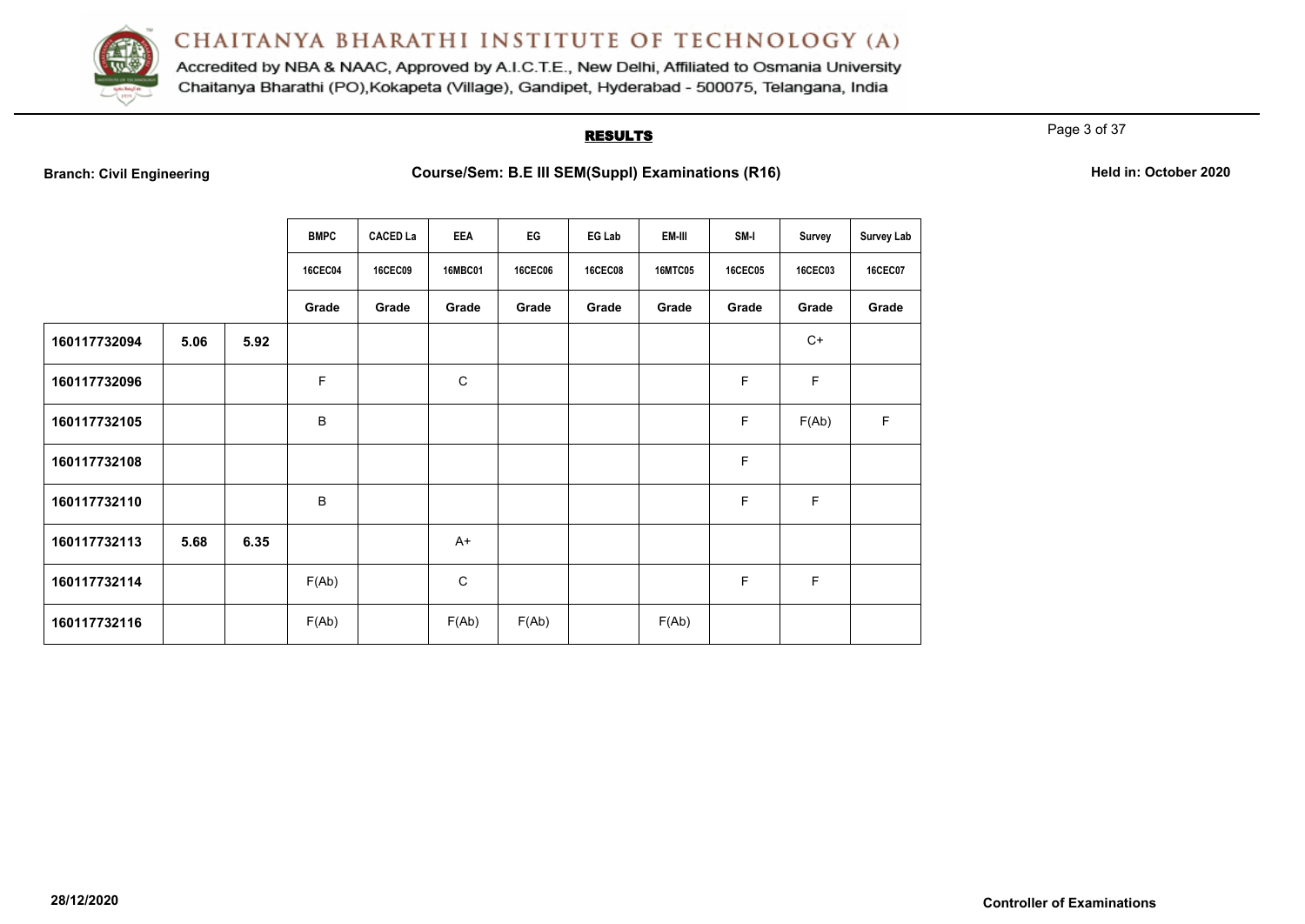# CHAITANYA BHARATHI INSTITUTE OF TECHNOLOGY (A)

Accredited by NBA & NAAC, Approved by A.I.C.T.E., New Delhi, Affiliated to Osmania University
Chaitanya Bharathi (PO),Kokapeta (Village), Gandipet, Hyderabad - 500075, Telangana, India

## RESULTS

**Branch: Civil Engineering** | **Course/Sem: B.E III SEM(Suppl) Examinations (R16)** | **Held in: October 2020**

| | | | BMPC | CACED La | EEA | EG | EG Lab | EM-III | SM-I | Survey | Survey Lab |
|---|---|---|---|---|---|---|---|---|---|---|---|
| | | | 16CEC04 | 16CEC09 | 16MBC01 | 16CEC06 | 16CEC08 | 16MTC05 | 16CEC05 | 16CEC03 | 16CEC07 |
| | | | Grade | Grade | Grade | Grade | Grade | Grade | Grade | Grade | Grade |
| 160117732094 | 5.06 | 5.92 | | | | | | | | C+ | |
| 160117732096 | | | F | | C | | | | F | F | |
| 160117732105 | | | B | | | | | | F | F(Ab) | F |
| 160117732108 | | | | | | | | | F | | |
| 160117732110 | | | B | | | | | | F | F | |
| 160117732113 | 5.68 | 6.35 | | | A+ | | | | | | |
| 160117732114 | | | F(Ab) | | C | | | | F | F | |
| 160117732116 | | | F(Ab) | | F(Ab) | F(Ab) | | F(Ab) | | | |

28/12/2020

**Controller of Examinations**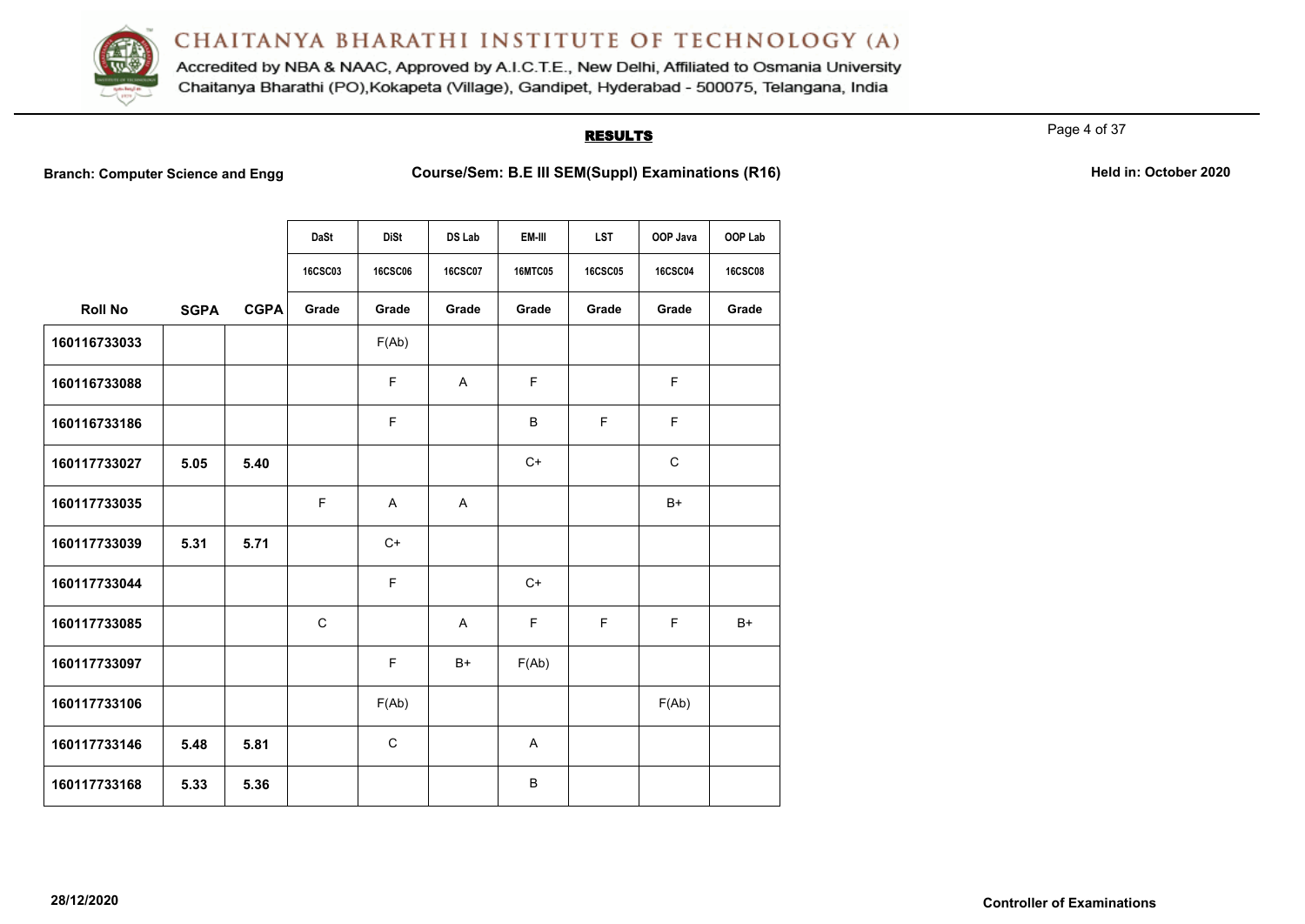# CHAITANYA BHARATHI INSTITUTE OF TECHNOLOGY (A)

Accredited by NBA & NAAC, Approved by A.I.C.T.E., New Delhi, Affiliated to Osmania University
Chaitanya Bharathi (PO),Kokapeta (Village), Gandipet, Hyderabad - 500075, Telangana, India

## RESULTS

**Branch: Computer Science and Engg** **Course/Sem: B.E III SEM(Suppl) Examinations (R16)** **Held in: October 2020**

| | | | DaSt | DiSt | DS Lab | EM-III | LST | OOP Java | OOP Lab |
|---|---|---|---|---|---|---|---|---|---|
| | | | 16CSC03 | 16CSC06 | 16CSC07 | 16MTC05 | 16CSC05 | 16CSC04 | 16CSC08 |
| **Roll No** | **SGPA** | **CGPA** | **Grade** | **Grade** | **Grade** | **Grade** | **Grade** | **Grade** | **Grade** |
| 160116733033 | | | | F(Ab) | | | | | |
| 160116733088 | | | | F | A | F | | F | |
| 160116733186 | | | | F | | B | F | F | |
| 160117733027 | 5.05 | 5.40 | | | | C+ | | C | |
| 160117733035 | | | F | A | A | | | B+ | |
| 160117733039 | 5.31 | 5.71 | | C+ | | | | | |
| 160117733044 | | | | F | | C+ | | | |
| 160117733085 | | | C | | A | F | F | F | B+ |
| 160117733097 | | | | F | B+ | F(Ab) | | | |
| 160117733106 | | | | F(Ab) | | | | F(Ab) | |
| 160117733146 | 5.48 | 5.81 | | C | | A | | | |
| 160117733168 | 5.33 | 5.36 | | | | B | | | |

**28/12/2020** **Controller of Examinations**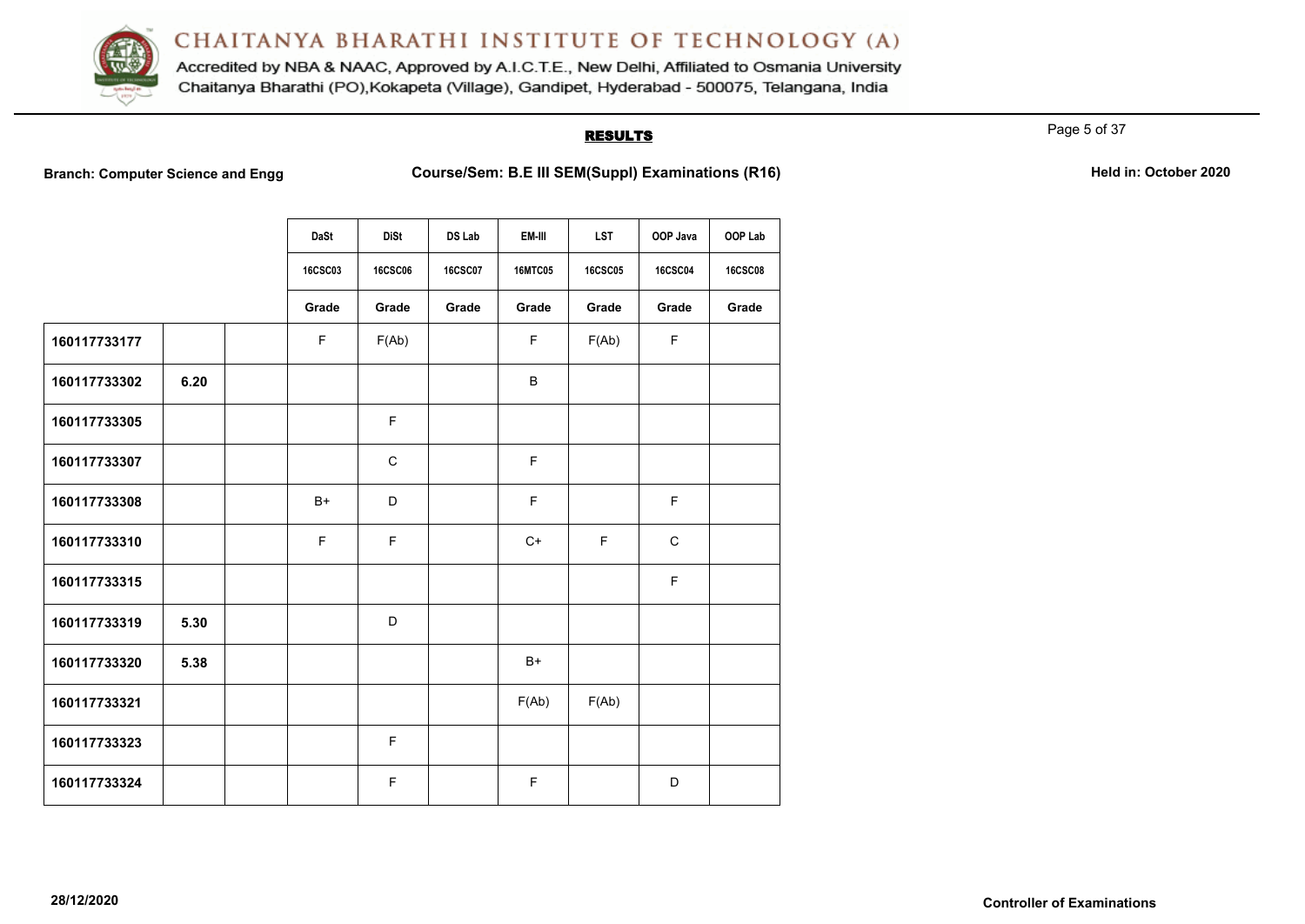# CHAITANYA BHARATHI INSTITUTE OF TECHNOLOGY (A)

Accredited by NBA & NAAC, Approved by A.I.C.T.E., New Delhi, Affiliated to Osmania University
Chaitanya Bharathi (PO),Kokapeta (Village), Gandipet, Hyderabad - 500075, Telangana, India

## RESULTS

**Branch: Computer Science and Engg** **Course/Sem: B.E III SEM(Suppl) Examinations (R16)** **Held in: October 2020**

| | | | DaSt | DiSt | DS Lab | EM-III | LST | OOP Java | OOP Lab |
|---|---|---|---|---|---|---|---|---|---|
| | | | 16CSC03 | 16CSC06 | 16CSC07 | 16MTC05 | 16CSC05 | 16CSC04 | 16CSC08 |
| | | | Grade | Grade | Grade | Grade | Grade | Grade | Grade |
| 160117733177 | | | F | F(Ab) | | F | F(Ab) | F | |
| 160117733302 | 6.20 | | | | | B | | | |
| 160117733305 | | | | F | | | | | |
| 160117733307 | | | | C | | F | | | |
| 160117733308 | | | B+ | D | | F | | F | |
| 160117733310 | | | F | F | | C+ | F | C | |
| 160117733315 | | | | | | | | F | |
| 160117733319 | 5.30 | | | D | | | | | |
| 160117733320 | 5.38 | | | | | B+ | | | |
| 160117733321 | | | | | | F(Ab) | F(Ab) | | |
| 160117733323 | | | | F | | | | | |
| 160117733324 | | | | F | | F | | D | |

28/12/2020

**Controller of Examinations**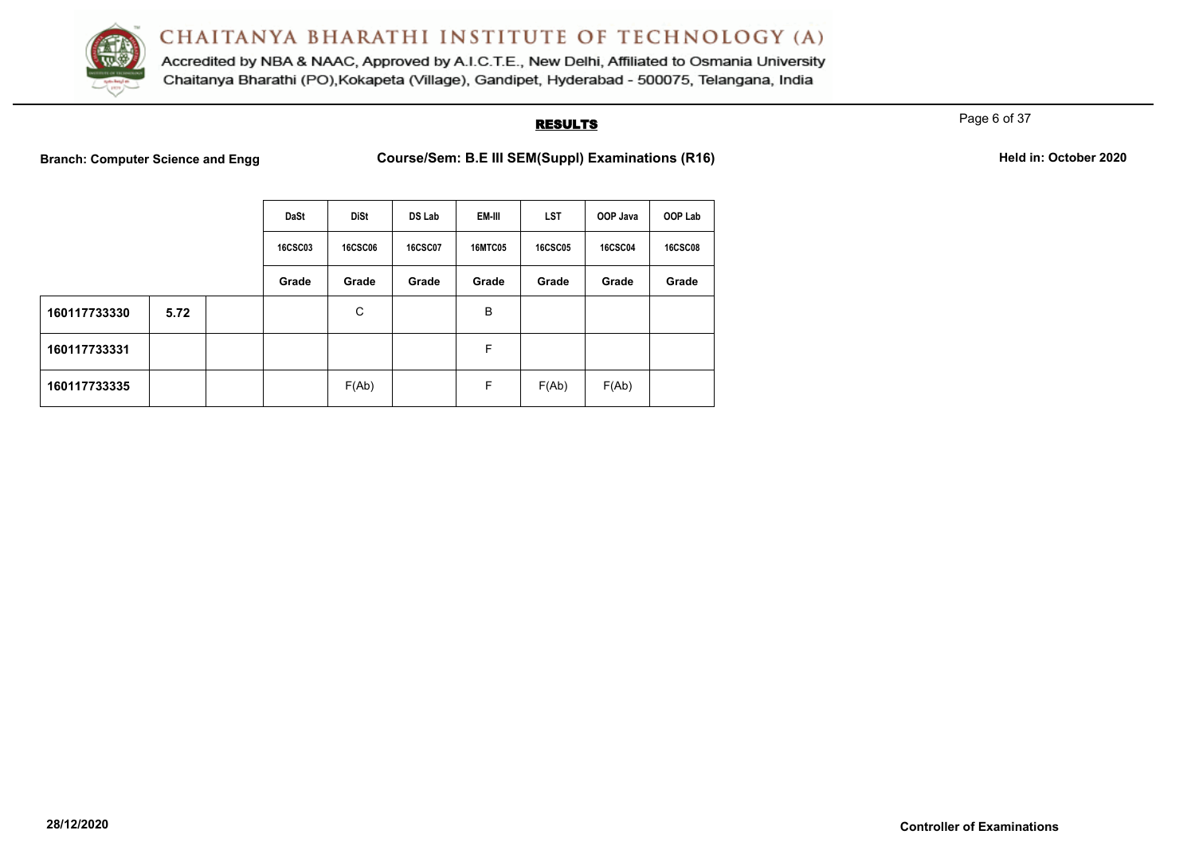# CHAITANYA BHARATHI INSTITUTE OF TECHNOLOGY (A)

Accredited by NBA & NAAC, Approved by A.I.C.T.E., New Delhi, Affiliated to Osmania University
Chaitanya Bharathi (PO),Kokapeta (Village), Gandipet, Hyderabad - 500075, Telangana, India

## RESULTS

**Branch: Computer Science and Engg** **Course/Sem: B.E III SEM(Suppl) Examinations (R16)** **Held in: October 2020**

| | | | DaSt | DiSt | DS Lab | EM-III | LST | OOP Java | OOP Lab |
|---|---|---|---|---|---|---|---|---|---|
| | | | 16CSC03 | 16CSC06 | 16CSC07 | 16MTC05 | 16CSC05 | 16CSC04 | 16CSC08 |
| | | | Grade | Grade | Grade | Grade | Grade | Grade | Grade |
| **160117733330** | **5.72** | | | C | | B | | | |
| **160117733331** | | | | | | F | | | |
| **160117733335** | | | | F(Ab) | | F | F(Ab) | F(Ab) | |

**28/12/2020** **Controller of Examinations**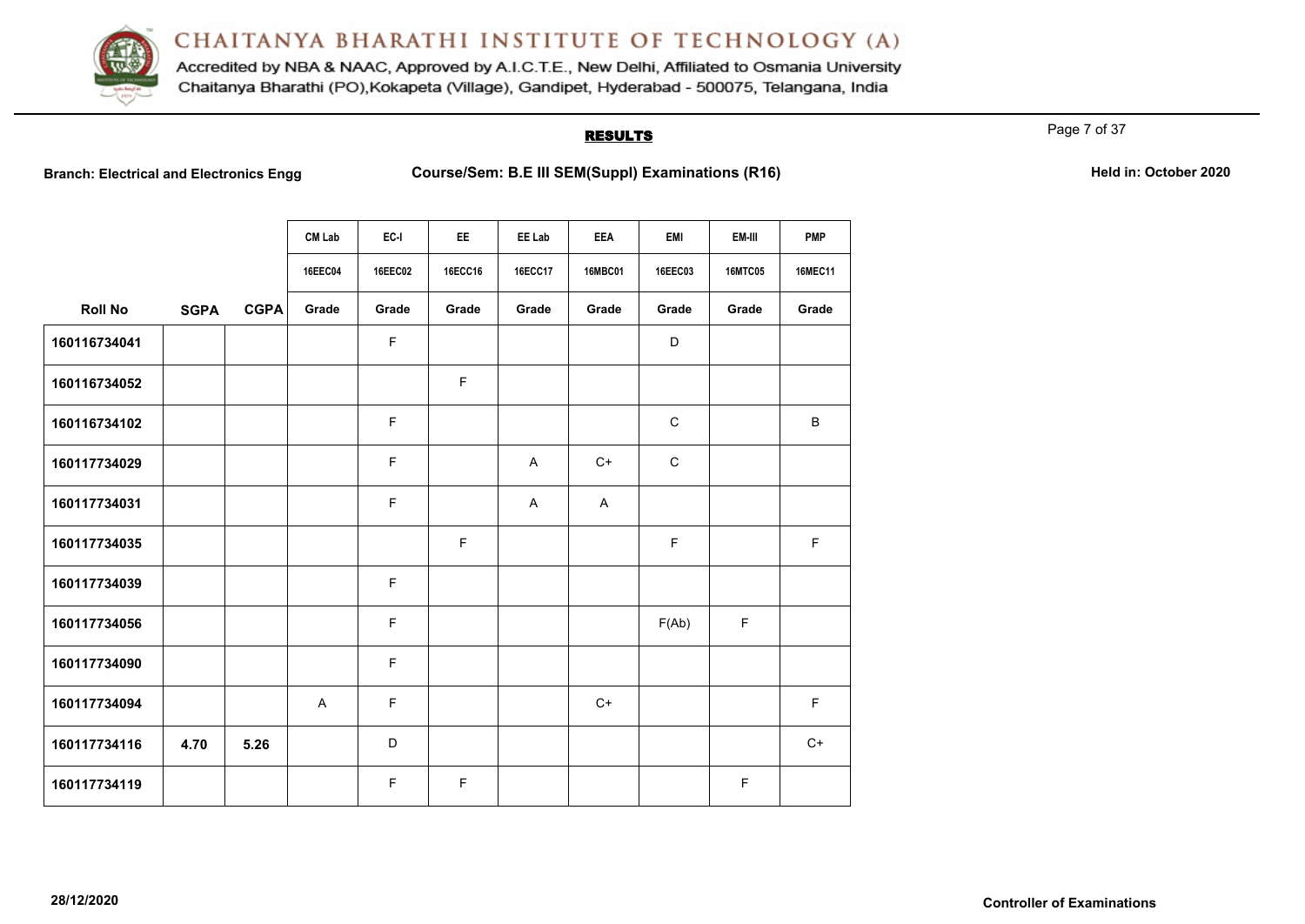# CHAITANYA BHARATHI INSTITUTE OF TECHNOLOGY (A)

Accredited by NBA & NAAC, Approved by A.I.C.T.E., New Delhi, Affiliated to Osmania University
Chaitanya Bharathi (PO),Kokapeta (Village), Gandipet, Hyderabad - 500075, Telangana, India

## RESULTS

**Branch: Electrical and Electronics Engg** **Course/Sem: B.E III SEM(Suppl) Examinations (R16)** **Held in: October 2020**

| | | | CM Lab | EC-I | EE | EE Lab | EEA | EMI | EM-III | PMP |
|---|---|---|---|---|---|---|---|---|---|---|
| | | | 16EEC04 | 16EEC02 | 16ECC16 | 16ECC17 | 16MBC01 | 16EEC03 | 16MTC05 | 16MEC11 |
| Roll No | SGPA | CGPA | Grade | Grade | Grade | Grade | Grade | Grade | Grade | Grade |
| 160116734041 | | | | F | | | | D | | |
| 160116734052 | | | | | F | | | | | |
| 160116734102 | | | | F | | | | C | | B |
| 160117734029 | | | | F | | A | C+ | C | | |
| 160117734031 | | | | F | | A | A | | | |
| 160117734035 | | | | | F | | | F | | F |
| 160117734039 | | | | F | | | | | | |
| 160117734056 | | | | F | | | | F(Ab) | F | |
| 160117734090 | | | | F | | | | | | |
| 160117734094 | | | A | F | | | C+ | | | F |
| 160117734116 | 4.70 | 5.26 | | D | | | | | | C+ |
| 160117734119 | | | | F | F | | | | F | |

**28/12/2020** **Controller of Examinations**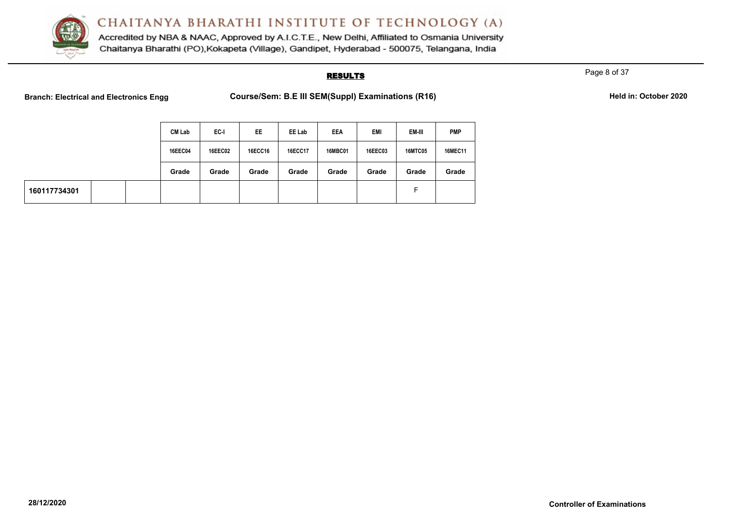# CHAITANYA BHARATHI INSTITUTE OF TECHNOLOGY (A)

Accredited by NBA & NAAC, Approved by A.I.C.T.E., New Delhi, Affiliated to Osmania University
Chaitanya Bharathi (PO),Kokapeta (Village), Gandipet, Hyderabad - 500075, Telangana, India

## RESULTS

**Branch: Electrical and Electronics Engg** **Course/Sem: B.E III SEM(Suppl) Examinations (R16)** **Held in: October 2020**

| | | | CM Lab | EC-I | EE | EE Lab | EEA | EMI | EM-III | PMP |
|---|---|---|---|---|---|---|---|---|---|---|
| | | | 16EEC04 | 16EEC02 | 16ECC16 | 16ECC17 | 16MBC01 | 16EEC03 | 16MTC05 | 16MEC11 |
| | | | Grade | Grade | Grade | Grade | Grade | Grade | Grade | Grade |
| 160117734301 | | | | | | | | | F | |

**28/12/2020** **Controller of Examinations**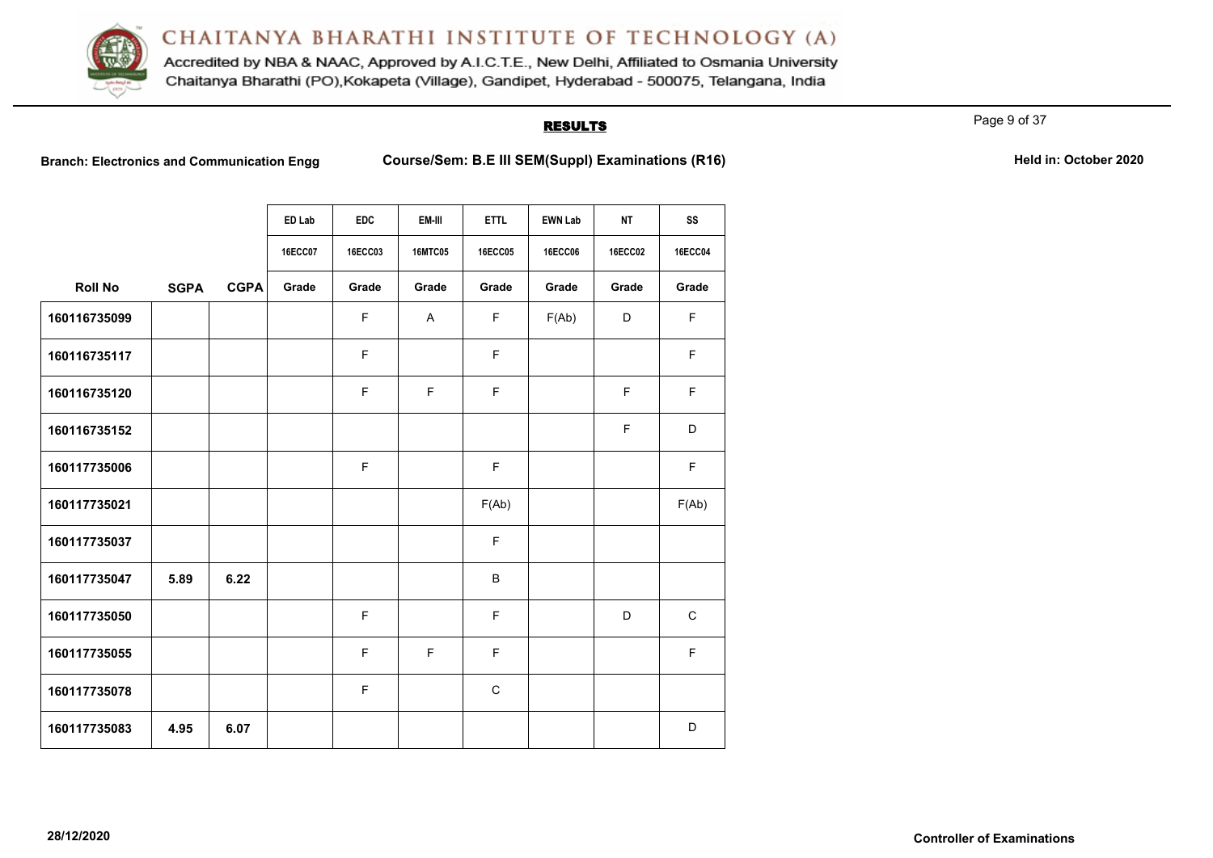# CHAITANYA BHARATHI INSTITUTE OF TECHNOLOGY (A)

Accredited by NBA & NAAC, Approved by A.I.C.T.E., New Delhi, Affiliated to Osmania University
Chaitanya Bharathi (PO),Kokapeta (Village), Gandipet, Hyderabad - 500075, Telangana, India

## RESULTS

**Branch: Electronics and Communication Engg** **Course/Sem: B.E III SEM(Suppl) Examinations (R16)** **Held in: October 2020**

| | | | ED Lab | EDC | EM-III | ETTL | EWN Lab | NT | SS |
|---|---|---|---|---|---|---|---|---|---|
| | | | 16ECC07 | 16ECC03 | 16MTC05 | 16ECC05 | 16ECC06 | 16ECC02 | 16ECC04 |
| **Roll No** | **SGPA** | **CGPA** | **Grade** | **Grade** | **Grade** | **Grade** | **Grade** | **Grade** | **Grade** |
| 160116735099 | | | | F | A | F | F(Ab) | D | F |
| 160116735117 | | | | F | | F | | | F |
| 160116735120 | | | | F | F | F | | F | F |
| 160116735152 | | | | | | | | F | D |
| 160117735006 | | | | F | | F | | | F |
| 160117735021 | | | | | | F(Ab) | | | F(Ab) |
| 160117735037 | | | | | | F | | | |
| 160117735047 | 5.89 | 6.22 | | | | B | | | |
| 160117735050 | | | | F | | F | | D | C |
| 160117735055 | | | | F | F | F | | | F |
| 160117735078 | | | | F | | C | | | |
| 160117735083 | 4.95 | 6.07 | | | | | | | D |

28/12/2020 **Controller of Examinations**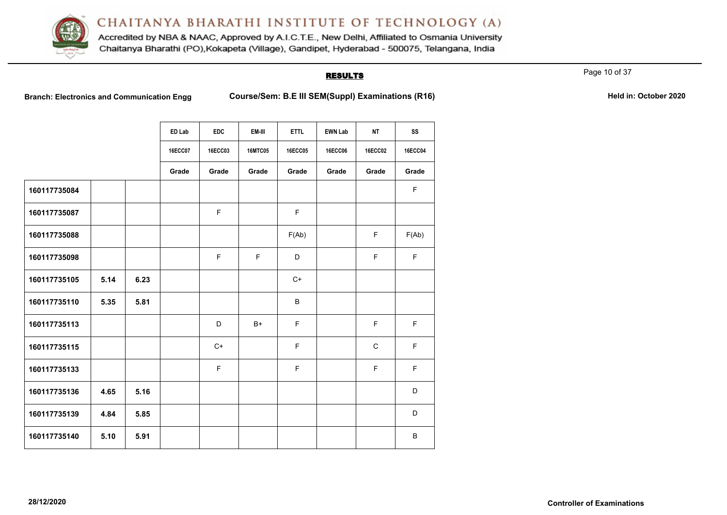# CHAITANYA BHARATHI INSTITUTE OF TECHNOLOGY (A)

Accredited by NBA & NAAC, Approved by A.I.C.T.E., New Delhi, Affiliated to Osmania University
Chaitanya Bharathi (PO),Kokapeta (Village), Gandipet, Hyderabad - 500075, Telangana, India

## RESULTS

**Branch: Electronics and Communication Engg** **Course/Sem: B.E III SEM(Suppl) Examinations (R16)** **Held in: October 2020**

| | | | ED Lab | EDC | EM-III | ETTL | EWN Lab | NT | SS |
|---|---|---|---|---|---|---|---|---|---|
| | | | 16ECC07 | 16ECC03 | 16MTC05 | 16ECC05 | 16ECC06 | 16ECC02 | 16ECC04 |
| | | | Grade | Grade | Grade | Grade | Grade | Grade | Grade |
| **160117735084** | | | | | | | | | F |
| **160117735087** | | | | F | | F | | | |
| **160117735088** | | | | | | F(Ab) | | F | F(Ab) |
| **160117735098** | | | | F | F | D | | F | F |
| **160117735105** | **5.14** | **6.23** | | | | C+ | | | |
| **160117735110** | **5.35** | **5.81** | | | | B | | | |
| **160117735113** | | | | D | B+ | F | | F | F |
| **160117735115** | | | | C+ | | F | | C | F |
| **160117735133** | | | | F | | F | | F | F |
| **160117735136** | **4.65** | **5.16** | | | | | | | D |
| **160117735139** | **4.84** | **5.85** | | | | | | | D |
| **160117735140** | **5.10** | **5.91** | | | | | | | B |

**28/12/2020** **Controller of Examinations**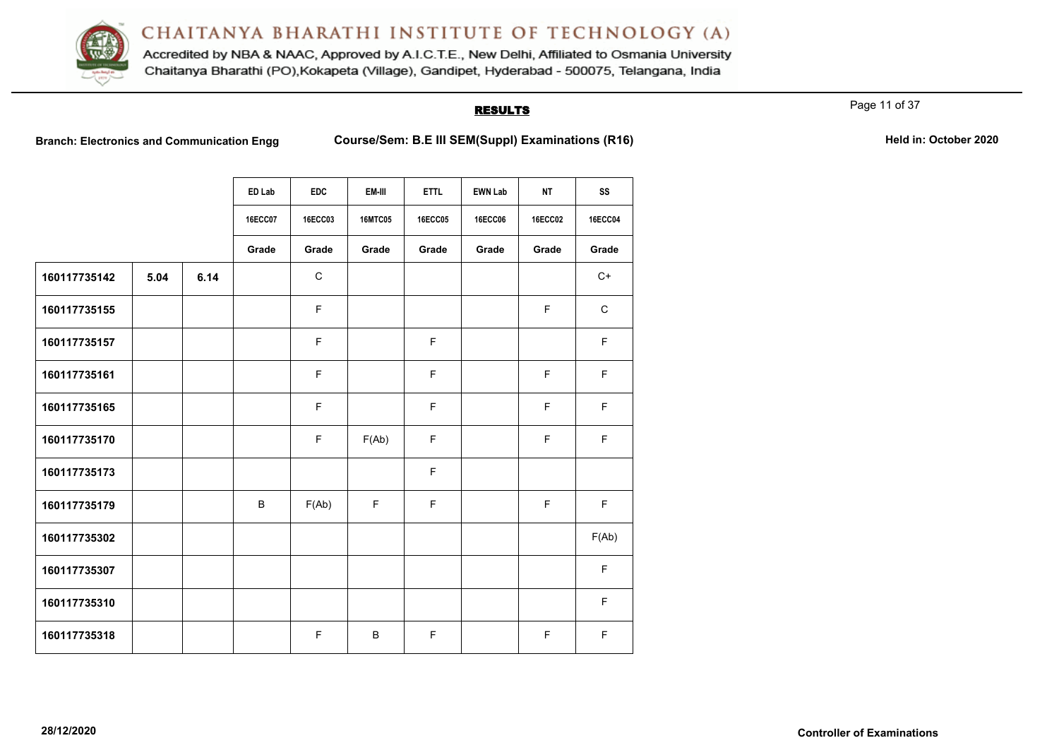**CHAITANYA BHARATHI INSTITUTE OF TECHNOLOGY (A)**

Accredited by NBA & NAAC, Approved by A.I.C.T.E., New Delhi, Affiliated to Osmania University
Chaitanya Bharathi (PO),Kokapeta (Village), Gandipet, Hyderabad - 500075, Telangana, India

## RESULTS

**Branch: Electronics and Communication Engg** **Course/Sem: B.E III SEM(Suppl) Examinations (R16)** **Held in: October 2020**

| | | | ED Lab | EDC | EM-III | ETTL | EWN Lab | NT | SS |
|---|---|---|---|---|---|---|---|---|---|
| | | | 16ECC07 | 16ECC03 | 16MTC05 | 16ECC05 | 16ECC06 | 16ECC02 | 16ECC04 |
| | | | Grade | Grade | Grade | Grade | Grade | Grade | Grade |
| 160117735142 | 5.04 | 6.14 | | C | | | | | C+ |
| 160117735155 | | | | F | | | | F | C |
| 160117735157 | | | | F | | F | | | F |
| 160117735161 | | | | F | | F | | F | F |
| 160117735165 | | | | F | | F | | F | F |
| 160117735170 | | | | F | F(Ab) | F | | F | F |
| 160117735173 | | | | | | F | | | |
| 160117735179 | | | B | F(Ab) | F | F | | F | F |
| 160117735302 | | | | | | | | | F(Ab) |
| 160117735307 | | | | | | | | | F |
| 160117735310 | | | | | | | | | F |
| 160117735318 | | | | F | B | F | | F | F |

28/12/2020

**Controller of Examinations**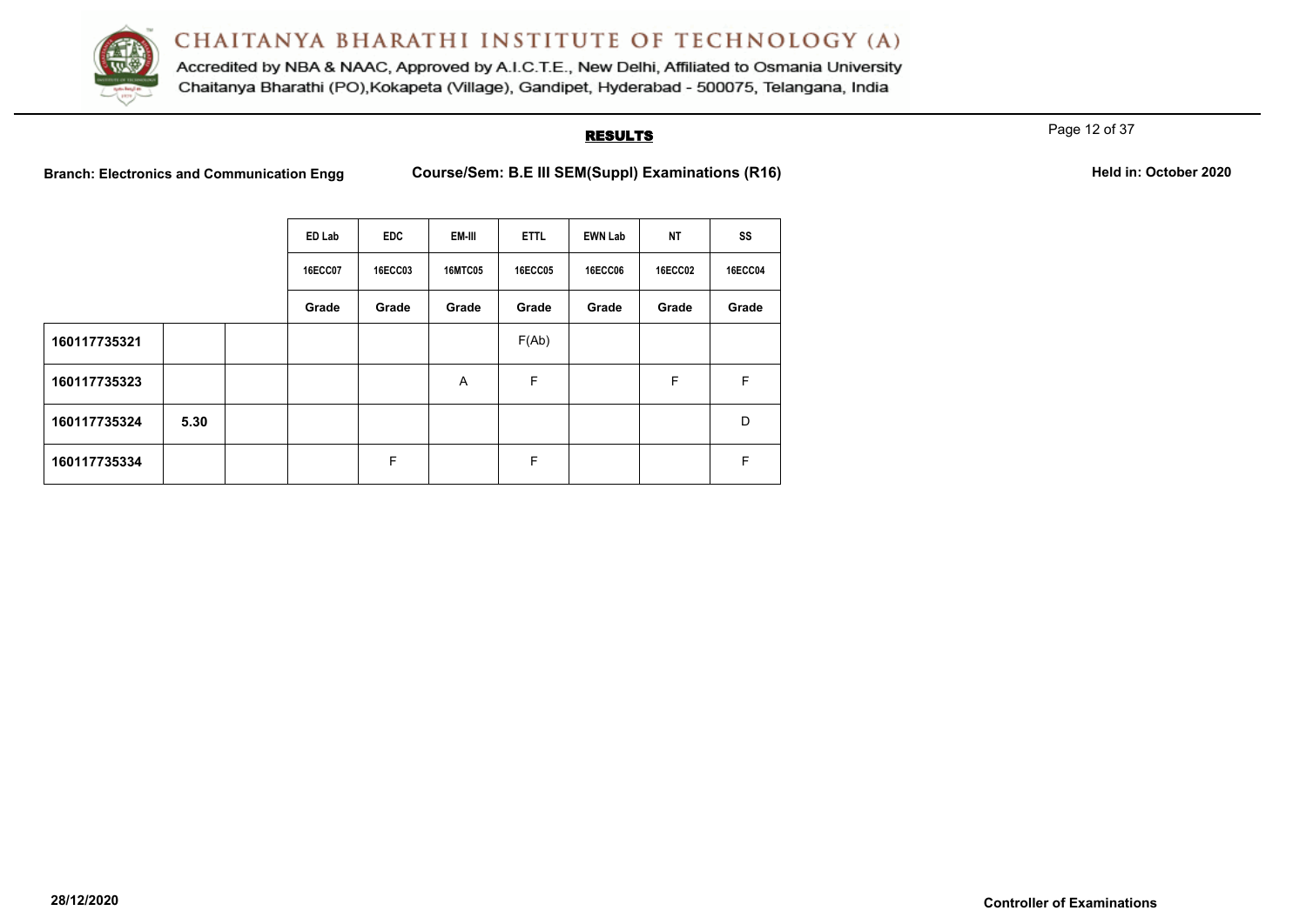# CHAITANYA BHARATHI INSTITUTE OF TECHNOLOGY (A)

Accredited by NBA & NAAC, Approved by A.I.C.T.E., New Delhi, Affiliated to Osmania University

Chaitanya Bharathi (PO),Kokapeta (Village), Gandipet, Hyderabad - 500075, Telangana, India

## RESULTS

**Branch: Electronics and Communication Engg** **Course/Sem: B.E III SEM(Suppl) Examinations (R16)** **Held in: October 2020**

| | | | ED Lab | EDC | EM-III | ETTL | EWN Lab | NT | SS |
|---|---|---|---|---|---|---|---|---|---|
| | | | 16ECC07 | 16ECC03 | 16MTC05 | 16ECC05 | 16ECC06 | 16ECC02 | 16ECC04 |
| | | | Grade | Grade | Grade | Grade | Grade | Grade | Grade |
| **160117735321** | | | | | | F(Ab) | | | |
| **160117735323** | | | | | A | F | | F | F |
| **160117735324** | **5.30** | | | | | | | | D |
| **160117735334** | | | | F | | F | | | F |

**28/12/2020** **Controller of Examinations**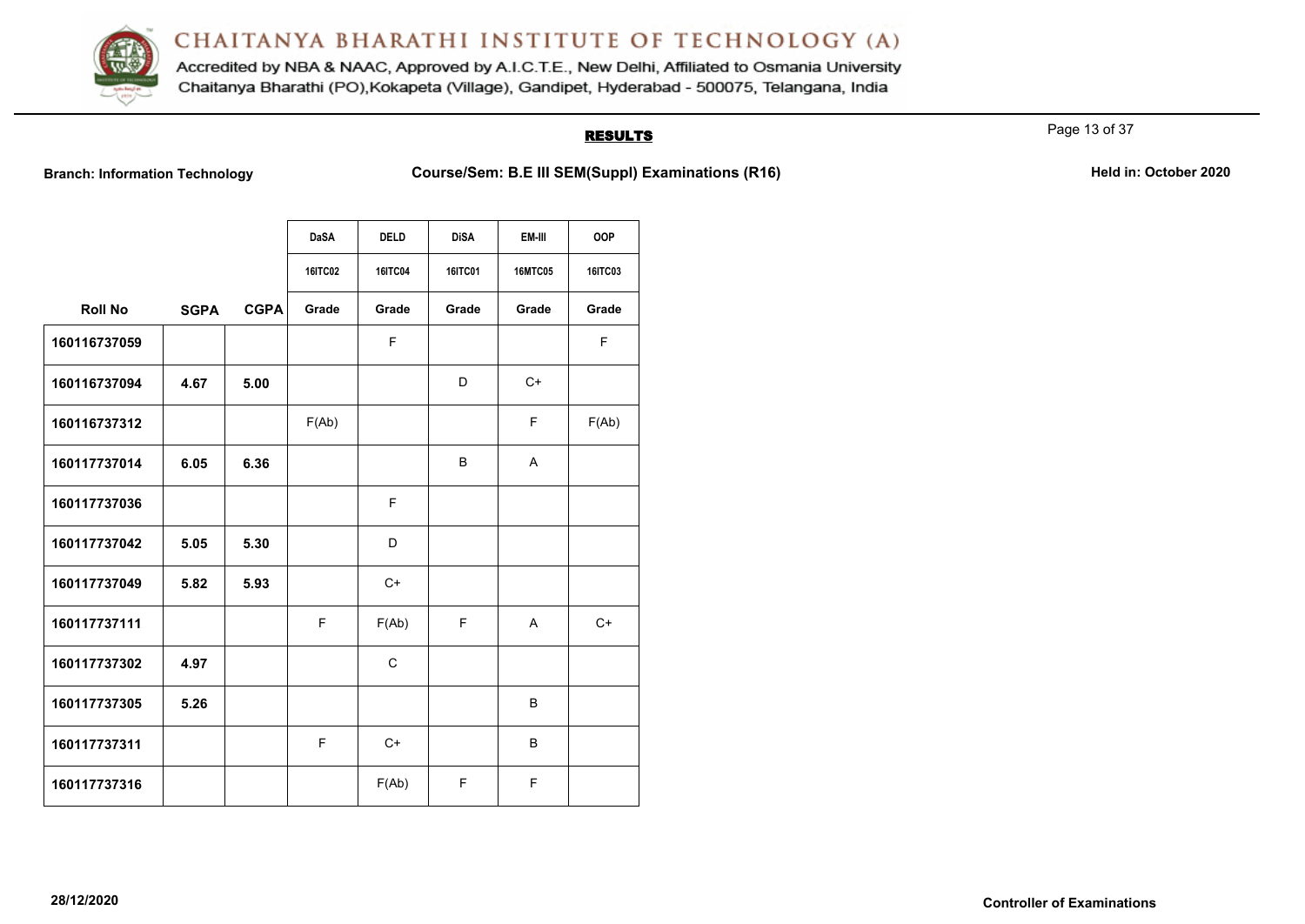# CHAITANYA BHARATHI INSTITUTE OF TECHNOLOGY (A)

Accredited by NBA & NAAC, Approved by A.I.C.T.E., New Delhi, Affiliated to Osmania University
Chaitanya Bharathi (PO),Kokapeta (Village), Gandipet, Hyderabad - 500075, Telangana, India

## RESULTS

**Branch: Information Technology** **Course/Sem: B.E III SEM(Suppl) Examinations (R16)** **Held in: October 2020**

| | | | DaSA | DELD | DiSA | EM-III | OOP |
|---|---|---|---|---|---|---|---|
| | | | 16ITC02 | 16ITC04 | 16ITC01 | 16MTC05 | 16ITC03 |
| **Roll No** | **SGPA** | **CGPA** | **Grade** | **Grade** | **Grade** | **Grade** | **Grade** |
| 160116737059 | | | | F | | | F |
| 160116737094 | 4.67 | 5.00 | | | D | C+ | |
| 160116737312 | | | F(Ab) | | | F | F(Ab) |
| 160117737014 | 6.05 | 6.36 | | | B | A | |
| 160117737036 | | | | F | | | |
| 160117737042 | 5.05 | 5.30 | | D | | | |
| 160117737049 | 5.82 | 5.93 | | C+ | | | |
| 160117737111 | | | F | F(Ab) | F | A | C+ |
| 160117737302 | 4.97 | | | C | | | |
| 160117737305 | 5.26 | | | | | B | |
| 160117737311 | | | F | C+ | | B | |
| 160117737316 | | | | F(Ab) | F | F | |

28/12/2020 **Controller of Examinations**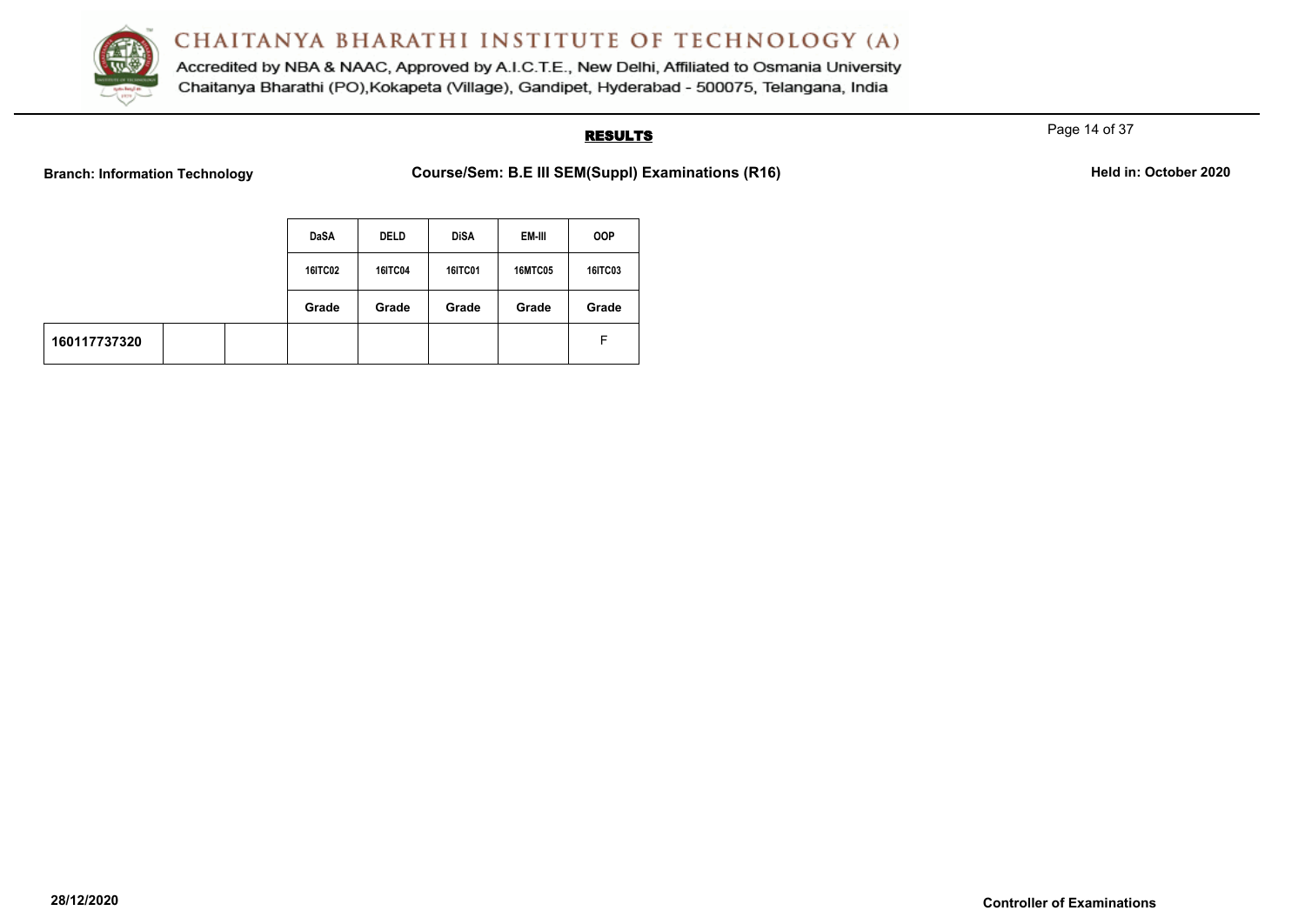**CHAITANYA BHARATHI INSTITUTE OF TECHNOLOGY (A)**

Accredited by NBA & NAAC, Approved by A.I.C.T.E., New Delhi, Affiliated to Osmania University
Chaitanya Bharathi (PO),Kokapeta (Village), Gandipet, Hyderabad - 500075, Telangana, India

## RESULTS

**Branch: Information Technology** **Course/Sem: B.E III SEM(Suppl) Examinations (R16)** **Held in: October 2020**

| | | | DaSA | DELD | DiSA | EM-III | OOP |
|---|---|---|---|---|---|---|---|
| | | | 16ITC02 | 16ITC04 | 16ITC01 | 16MTC05 | 16ITC03 |
| | | | Grade | Grade | Grade | Grade | Grade |
| 160117737320 | | | | | | | F |

**28/12/2020** **Controller of Examinations**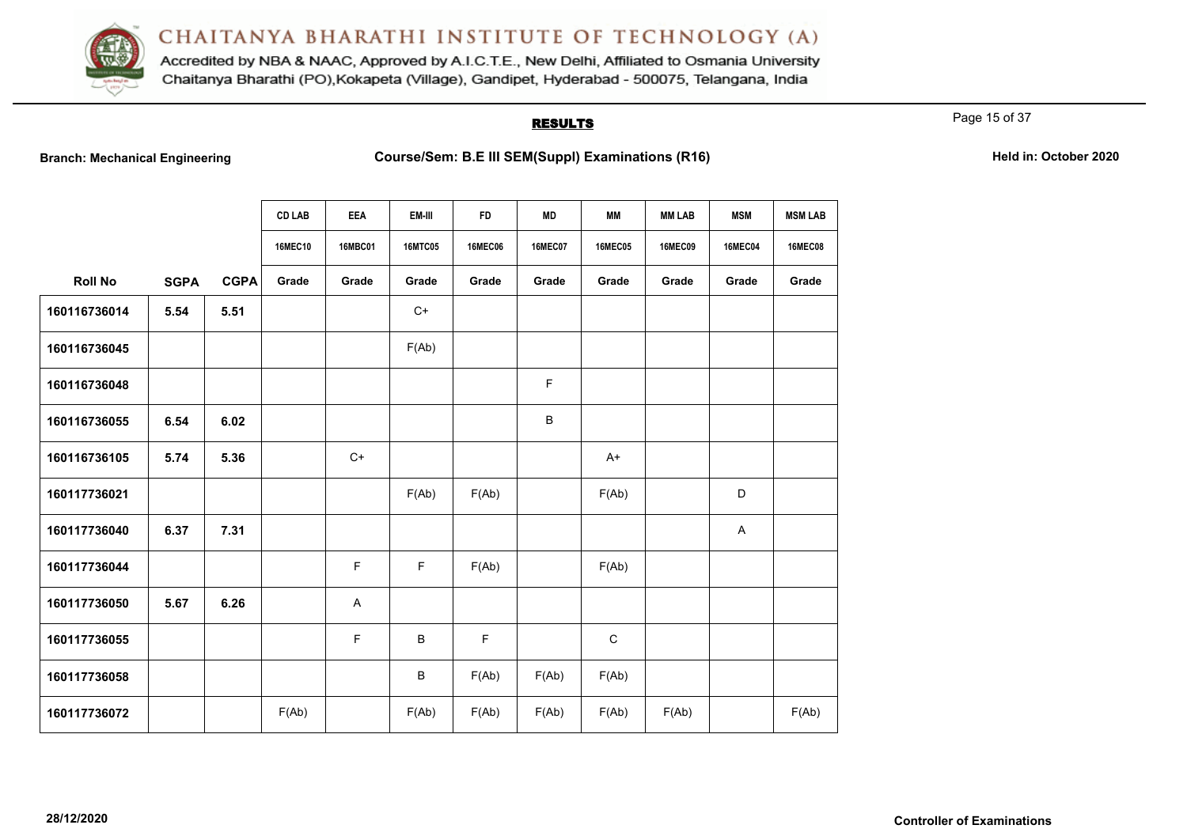# CHAITANYA BHARATHI INSTITUTE OF TECHNOLOGY (A)

Accredited by NBA & NAAC, Approved by A.I.C.T.E., New Delhi, Affiliated to Osmania University
Chaitanya Bharathi (PO),Kokapeta (Village), Gandipet, Hyderabad - 500075, Telangana, India

## RESULTS

**Branch: Mechanical Engineering** | **Course/Sem: B.E III SEM(Suppl) Examinations (R16)** | **Held in: October 2020**

| | | | CD LAB | EEA | EM-III | FD | MD | MM | MM LAB | MSM | MSM LAB |
|---|---|---|---|---|---|---|---|---|---|---|---|
| | | | 16MEC10 | 16MBC01 | 16MTC05 | 16MEC06 | 16MEC07 | 16MEC05 | 16MEC09 | 16MEC04 | 16MEC08 |
| **Roll No** | **SGPA** | **CGPA** | **Grade** | **Grade** | **Grade** | **Grade** | **Grade** | **Grade** | **Grade** | **Grade** | **Grade** |
| **160116736014** | **5.54** | **5.51** | | | C+ | | | | | | |
| **160116736045** | | | | | F(Ab) | | | | | | |
| **160116736048** | | | | | | | F | | | | |
| **160116736055** | **6.54** | **6.02** | | | | | B | | | | |
| **160116736105** | **5.74** | **5.36** | | C+ | | | | A+ | | | |
| **160117736021** | | | | | F(Ab) | F(Ab) | | F(Ab) | | D | |
| **160117736040** | **6.37** | **7.31** | | | | | | | | A | |
| **160117736044** | | | | F | F | F(Ab) | | F(Ab) | | | |
| **160117736050** | **5.67** | **6.26** | | A | | | | | | | |
| **160117736055** | | | | F | B | F | | C | | | |
| **160117736058** | | | | | B | F(Ab) | F(Ab) | F(Ab) | | | |
| **160117736072** | | | F(Ab) | | F(Ab) | F(Ab) | F(Ab) | F(Ab) | F(Ab) | | F(Ab) |

**28/12/2020**

**Controller of Examinations**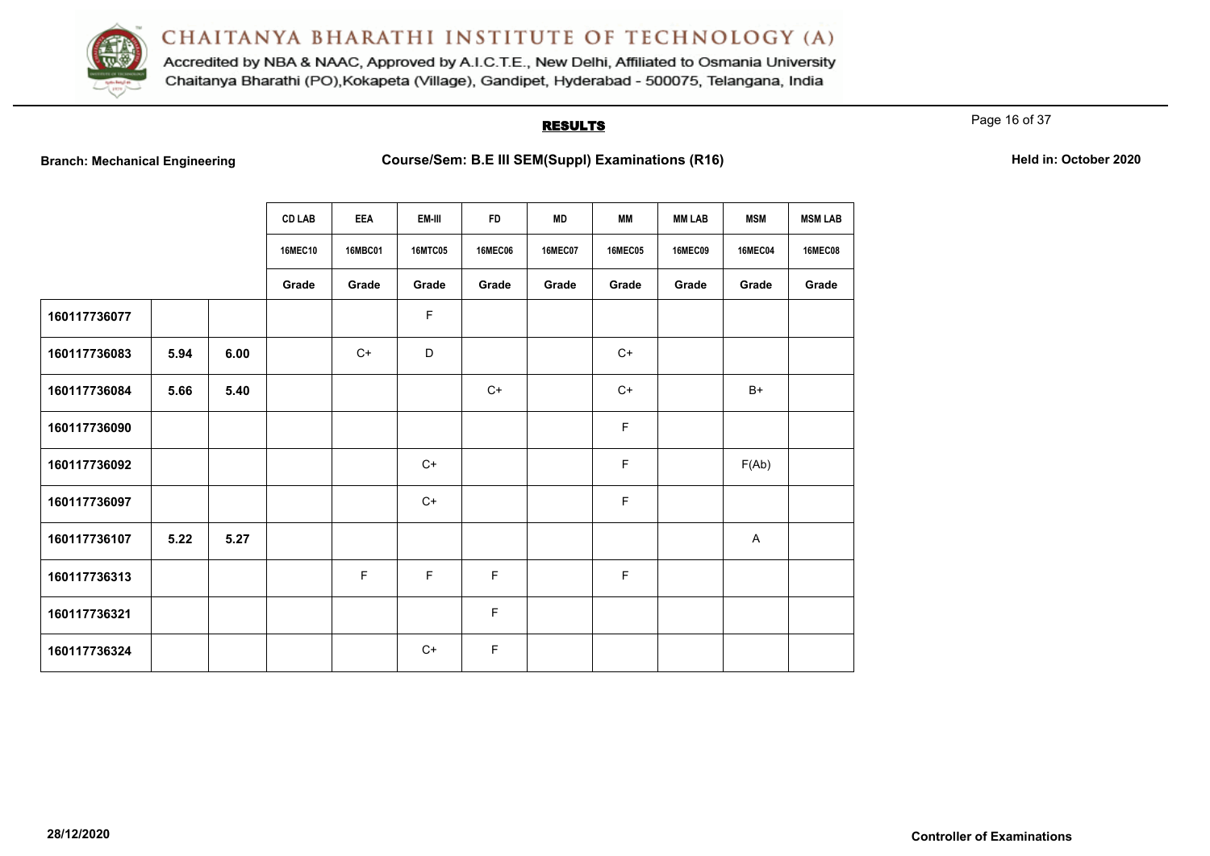# CHAITANYA BHARATHI INSTITUTE OF TECHNOLOGY (A)

Accredited by NBA & NAAC, Approved by A.I.C.T.E., New Delhi, Affiliated to Osmania University
Chaitanya Bharathi (PO),Kokapeta (Village), Gandipet, Hyderabad - 500075, Telangana, India

## RESULTS

**Branch: Mechanical Engineering** | **Course/Sem: B.E III SEM(Suppl) Examinations (R16)** | **Held in: October 2020**

| | | | CD LAB | EEA | EM-III | FD | MD | MM | MM LAB | MSM | MSM LAB |
|---|---|---|---|---|---|---|---|---|---|---|---|
| | | | 16MEC10 | 16MBC01 | 16MTC05 | 16MEC06 | 16MEC07 | 16MEC05 | 16MEC09 | 16MEC04 | 16MEC08 |
| | | | Grade | Grade | Grade | Grade | Grade | Grade | Grade | Grade | Grade |
| **160117736077** | | | | | F | | | | | | |
| **160117736083** | **5.94** | **6.00** | | C+ | D | | | C+ | | | |
| **160117736084** | **5.66** | **5.40** | | | | C+ | | C+ | | B+ | |
| **160117736090** | | | | | | | | F | | | |
| **160117736092** | | | | | C+ | | | F | | F(Ab) | |
| **160117736097** | | | | | C+ | | | F | | | |
| **160117736107** | **5.22** | **5.27** | | | | | | | | A | |
| **160117736313** | | | | F | F | F | | F | | | |
| **160117736321** | | | | | | F | | | | | |
| **160117736324** | | | | | C+ | F | | | | | |

28/12/2020

**Controller of Examinations**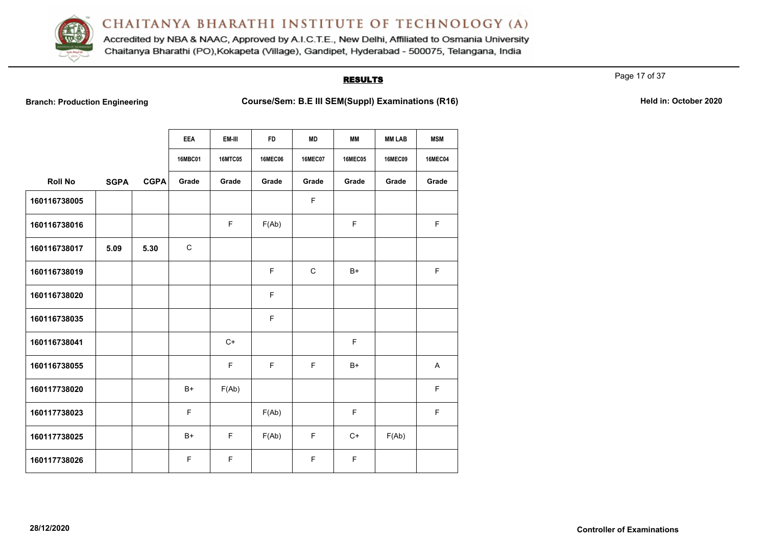# CHAITANYA BHARATHI INSTITUTE OF TECHNOLOGY (A)

Accredited by NBA & NAAC, Approved by A.I.C.T.E., New Delhi, Affiliated to Osmania University
Chaitanya Bharathi (PO),Kokapeta (Village), Gandipet, Hyderabad - 500075, Telangana, India

## RESULTS

**Branch: Production Engineering** **Course/Sem: B.E III SEM(Suppl) Examinations (R16)** **Held in: October 2020**

| | | | EEA | EM-III | FD | MD | MM | MM LAB | MSM |
|---|---|---|---|---|---|---|---|---|---|
| | | | 16MBC01 | 16MTC05 | 16MEC06 | 16MEC07 | 16MEC05 | 16MEC09 | 16MEC04 |
| **Roll No** | **SGPA** | **CGPA** | **Grade** | **Grade** | **Grade** | **Grade** | **Grade** | **Grade** | **Grade** |
| 160116738005 | | | | | | F | | | |
| 160116738016 | | | | F | F(Ab) | | F | | F |
| 160116738017 | 5.09 | 5.30 | C | | | | | | |
| 160116738019 | | | | | F | C | B+ | | F |
| 160116738020 | | | | | F | | | | |
| 160116738035 | | | | | F | | | | |
| 160116738041 | | | | C+ | | | F | | |
| 160116738055 | | | | F | F | F | B+ | | A |
| 160117738020 | | | B+ | F(Ab) | | | | | F |
| 160117738023 | | | F | | F(Ab) | | F | | F |
| 160117738025 | | | B+ | F | F(Ab) | F | C+ | F(Ab) | |
| 160117738026 | | | F | F | | F | F | | |

28/12/2020 **Controller of Examinations**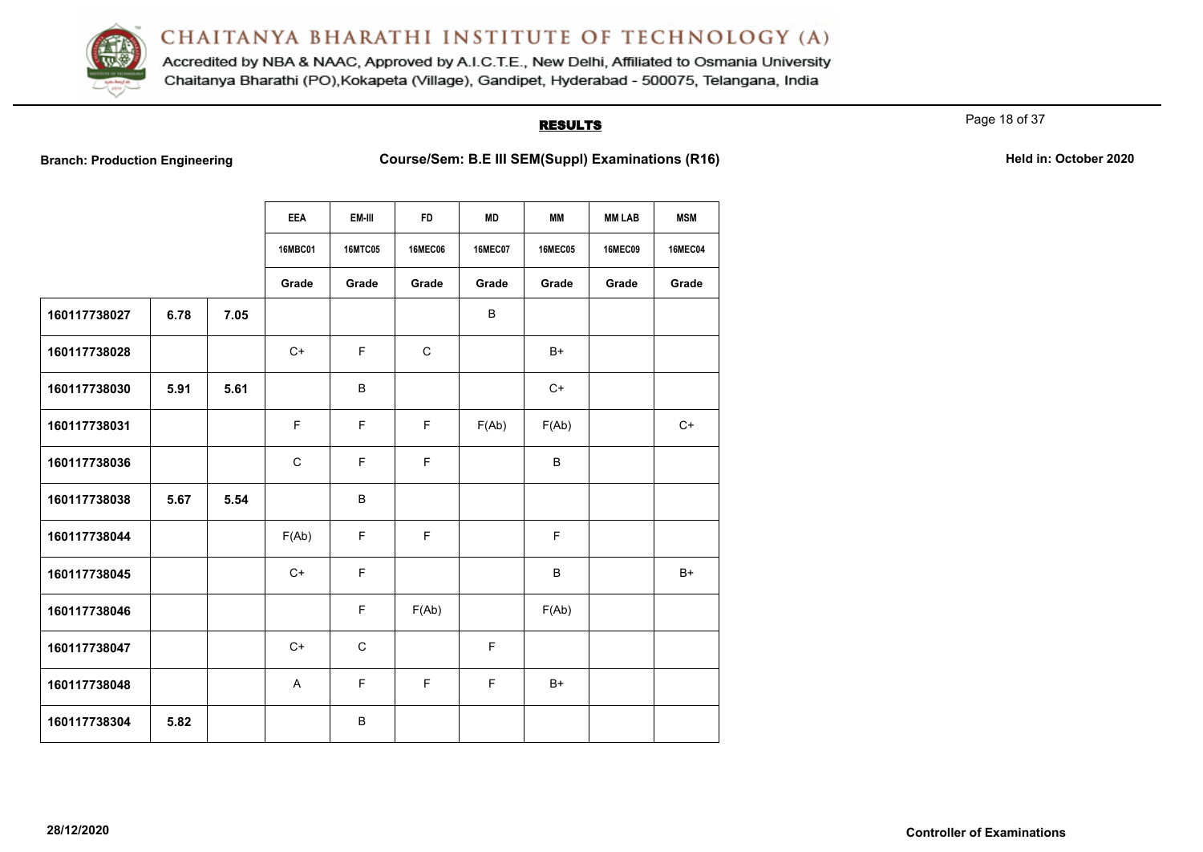# CHAITANYA BHARATHI INSTITUTE OF TECHNOLOGY (A)

Accredited by NBA & NAAC, Approved by A.I.C.T.E., New Delhi, Affiliated to Osmania University
Chaitanya Bharathi (PO),Kokapeta (Village), Gandipet, Hyderabad - 500075, Telangana, India

## RESULTS

**Branch: Production Engineering** **Course/Sem: B.E III SEM(Suppl) Examinations (R16)** **Held in: October 2020**

| | | | EEA | EM-III | FD | MD | MM | MM LAB | MSM |
|---|---|---|---|---|---|---|---|---|---|
| | | | 16MBC01 | 16MTC05 | 16MEC06 | 16MEC07 | 16MEC05 | 16MEC09 | 16MEC04 |
| | | | Grade | Grade | Grade | Grade | Grade | Grade | Grade |
| 160117738027 | 6.78 | 7.05 | | | | B | | | |
| 160117738028 | | | C+ | F | C | | B+ | | |
| 160117738030 | 5.91 | 5.61 | | B | | | C+ | | |
| 160117738031 | | | F | F | F | F(Ab) | F(Ab) | | C+ |
| 160117738036 | | | C | F | F | | B | | |
| 160117738038 | 5.67 | 5.54 | | B | | | | | |
| 160117738044 | | | F(Ab) | F | F | | F | | |
| 160117738045 | | | C+ | F | | | B | | B+ |
| 160117738046 | | | | F | F(Ab) | | F(Ab) | | |
| 160117738047 | | | C+ | C | | F | | | |
| 160117738048 | | | A | F | F | F | B+ | | |
| 160117738304 | 5.82 | | | B | | | | | |

28/12/2020 **Controller of Examinations**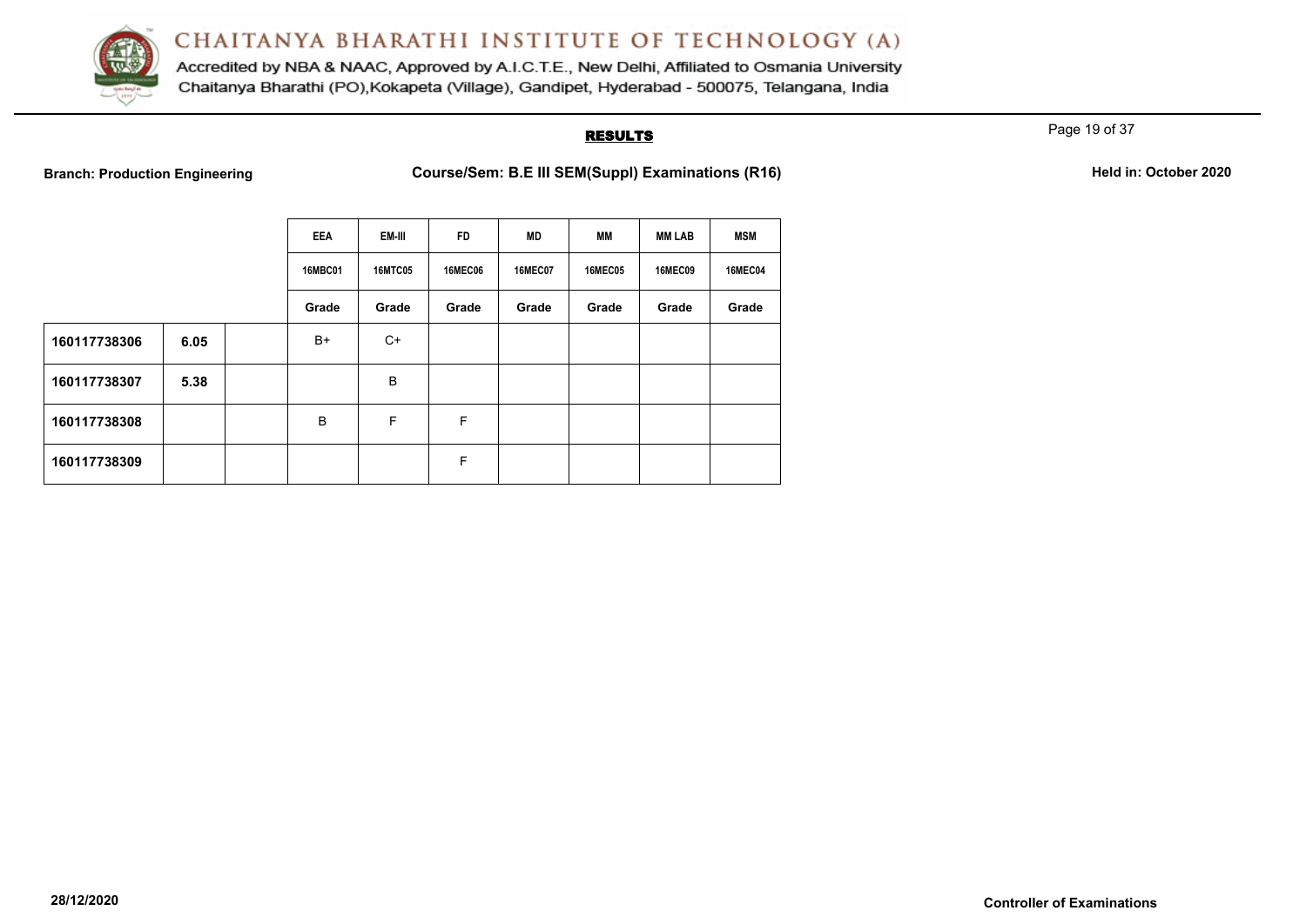# CHAITANYA BHARATHI INSTITUTE OF TECHNOLOGY (A)

Accredited by NBA & NAAC, Approved by A.I.C.T.E., New Delhi, Affiliated to Osmania University
Chaitanya Bharathi (PO),Kokapeta (Village), Gandipet, Hyderabad - 500075, Telangana, India

## RESULTS

**Branch: Production Engineering** **Course/Sem: B.E III SEM(Suppl) Examinations (R16)** **Held in: October 2020**

| | | | EEA | EM-III | FD | MD | MM | MM LAB | MSM |
|---|---|---|---|---|---|---|---|---|---|
| | | | 16MBC01 | 16MTC05 | 16MEC06 | 16MEC07 | 16MEC05 | 16MEC09 | 16MEC04 |
| | | | Grade | Grade | Grade | Grade | Grade | Grade | Grade |
| **160117738306** | **6.05** | | B+ | C+ | | | | | |
| **160117738307** | **5.38** | | | B | | | | | |
| **160117738308** | | | B | F | F | | | | |
| **160117738309** | | | | | F | | | | |

**28/12/2020** **Controller of Examinations**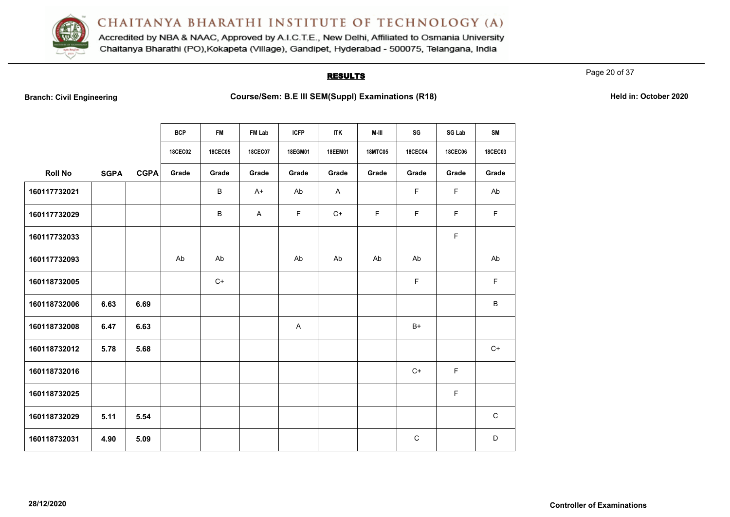# CHAITANYA BHARATHI INSTITUTE OF TECHNOLOGY (A)

Accredited by NBA & NAAC, Approved by A.I.C.T.E., New Delhi, Affiliated to Osmania University
Chaitanya Bharathi (PO),Kokapeta (Village), Gandipet, Hyderabad - 500075, Telangana, India

## RESULTS

**Branch: Civil Engineering** **Course/Sem: B.E III SEM(Suppl) Examinations (R18)** **Held in: October 2020**

| | | | BCP | FM | FM Lab | ICFP | ITK | M-III | SG | SG Lab | SM |
|---|---|---|---|---|---|---|---|---|---|---|---|
| | | | 18CEC02 | 18CEC05 | 18CEC07 | 18EGM01 | 18EEM01 | 18MTC05 | 18CEC04 | 18CEC06 | 18CEC03 |
| **Roll No** | **SGPA** | **CGPA** | Grade | Grade | Grade | Grade | Grade | Grade | Grade | Grade | Grade |
| 160117732021 | | | | B | A+ | Ab | A | | F | F | Ab |
| 160117732029 | | | | B | A | F | C+ | F | F | F | F |
| 160117732033 | | | | | | | | | | F | |
| 160117732093 | | | Ab | Ab | | Ab | Ab | Ab | Ab | | Ab |
| 160118732005 | | | | C+ | | | | | F | | F |
| 160118732006 | 6.63 | 6.69 | | | | | | | | | B |
| 160118732008 | 6.47 | 6.63 | | | | A | | | B+ | | |
| 160118732012 | 5.78 | 5.68 | | | | | | | | | C+ |
| 160118732016 | | | | | | | | | C+ | F | |
| 160118732025 | | | | | | | | | | F | |
| 160118732029 | 5.11 | 5.54 | | | | | | | | | C |
| 160118732031 | 4.90 | 5.09 | | | | | | | C | | D |

28/12/2020

**Controller of Examinations**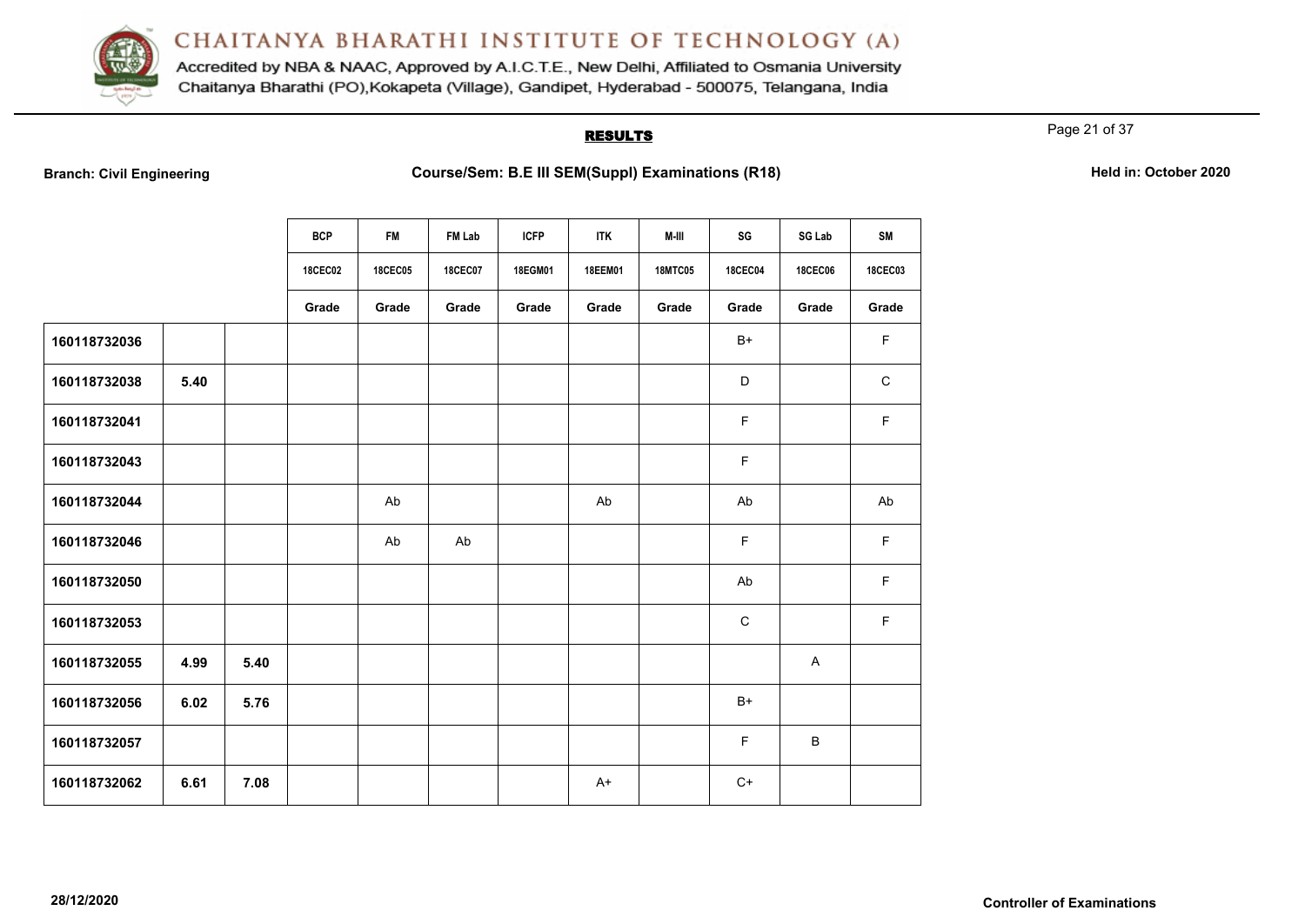# CHAITANYA BHARATHI INSTITUTE OF TECHNOLOGY (A)

Accredited by NBA & NAAC, Approved by A.I.C.T.E., New Delhi, Affiliated to Osmania University
Chaitanya Bharathi (PO),Kokapeta (Village), Gandipet, Hyderabad - 500075, Telangana, India

## RESULTS

**Branch: Civil Engineering** **Course/Sem: B.E III SEM(Suppl) Examinations (R18)** **Held in: October 2020**

| | | | BCP | FM | FM Lab | ICFP | ITK | M-III | SG | SG Lab | SM |
|---|---|---|---|---|---|---|---|---|---|---|---|
| | | | 18CEC02 | 18CEC05 | 18CEC07 | 18EGM01 | 18EEM01 | 18MTC05 | 18CEC04 | 18CEC06 | 18CEC03 |
| | | | Grade | Grade | Grade | Grade | Grade | Grade | Grade | Grade | Grade |
| **160118732036** | | | | | | | | | B+ | | F |
| **160118732038** | **5.40** | | | | | | | | D | | C |
| **160118732041** | | | | | | | | | F | | F |
| **160118732043** | | | | | | | | | F | | |
| **160118732044** | | | | Ab | | | Ab | | Ab | | Ab |
| **160118732046** | | | | Ab | Ab | | | | F | | F |
| **160118732050** | | | | | | | | | Ab | | F |
| **160118732053** | | | | | | | | | C | | F |
| **160118732055** | **4.99** | **5.40** | | | | | | | | A | |
| **160118732056** | **6.02** | **5.76** | | | | | | | B+ | | |
| **160118732057** | | | | | | | | | F | B | |
| **160118732062** | **6.61** | **7.08** | | | | | A+ | | C+ | | |

**28/12/2020** **Controller of Examinations**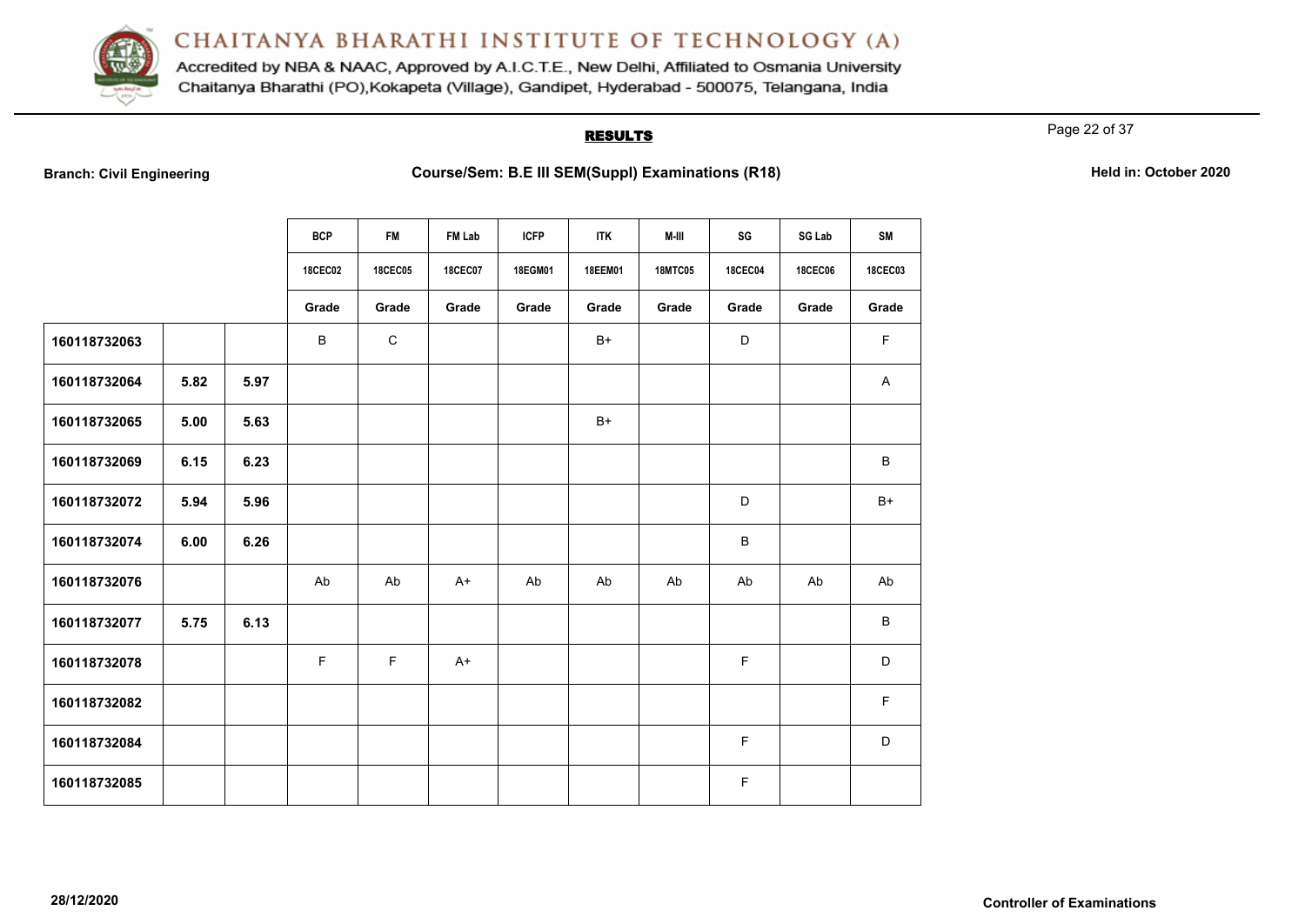# CHAITANYA BHARATHI INSTITUTE OF TECHNOLOGY (A)

Accredited by NBA & NAAC, Approved by A.I.C.T.E., New Delhi, Affiliated to Osmania University
Chaitanya Bharathi (PO),Kokapeta (Village), Gandipet, Hyderabad - 500075, Telangana, India

## RESULTS

**Branch: Civil Engineering** **Course/Sem: B.E III SEM(Suppl) Examinations (R18)** **Held in: October 2020**

| | | | BCP | FM | FM Lab | ICFP | ITK | M-III | SG | SG Lab | SM |
|---|---|---|---|---|---|---|---|---|---|---|---|
| | | | 18CEC02 | 18CEC05 | 18CEC07 | 18EGM01 | 18EEM01 | 18MTC05 | 18CEC04 | 18CEC06 | 18CEC03 |
| | | | Grade | Grade | Grade | Grade | Grade | Grade | Grade | Grade | Grade |
| **160118732063** | | | B | C | | | B+ | | D | | F |
| **160118732064** | **5.82** | **5.97** | | | | | | | | | A |
| **160118732065** | **5.00** | **5.63** | | | | | B+ | | | | |
| **160118732069** | **6.15** | **6.23** | | | | | | | | | B |
| **160118732072** | **5.94** | **5.96** | | | | | | | D | | B+ |
| **160118732074** | **6.00** | **6.26** | | | | | | | B | | |
| **160118732076** | | | Ab | Ab | A+ | Ab | Ab | Ab | Ab | Ab | Ab |
| **160118732077** | **5.75** | **6.13** | | | | | | | | | B |
| **160118732078** | | | F | F | A+ | | | | F | | D |
| **160118732082** | | | | | | | | | | | F |
| **160118732084** | | | | | | | | | F | | D |
| **160118732085** | | | | | | | | | F | | |

**28/12/2020** **Controller of Examinations**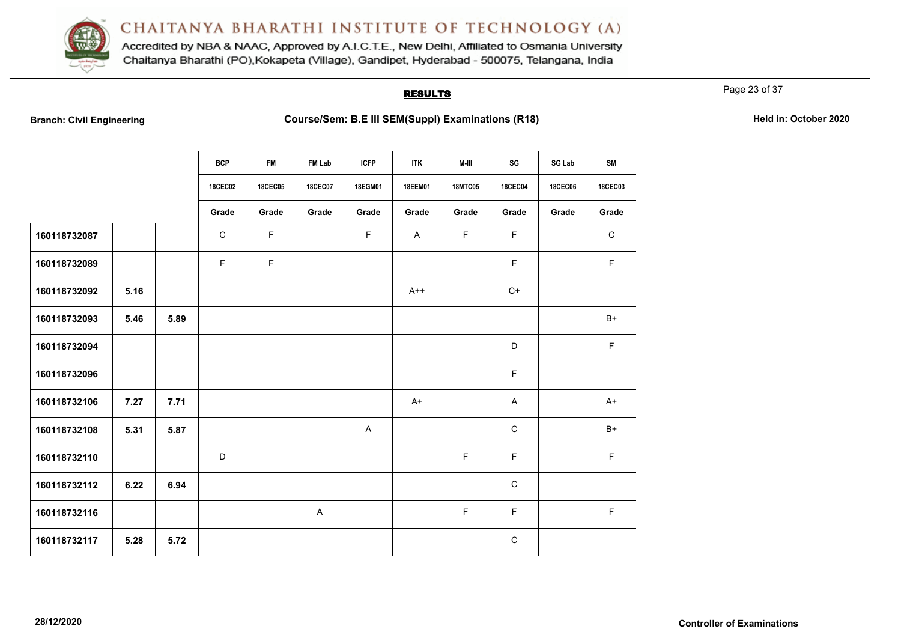# CHAITANYA BHARATHI INSTITUTE OF TECHNOLOGY (A)

Accredited by NBA & NAAC, Approved by A.I.C.T.E., New Delhi, Affiliated to Osmania University
Chaitanya Bharathi (PO),Kokapeta (Village), Gandipet, Hyderabad - 500075, Telangana, India

## RESULTS

**Branch: Civil Engineering** | **Course/Sem: B.E III SEM(Suppl) Examinations (R18)** | **Held in: October 2020**

| | | | BCP | FM | FM Lab | ICFP | ITK | M-III | SG | SG Lab | SM |
|---|---|---|---|---|---|---|---|---|---|---|---|
| | | | 18CEC02 | 18CEC05 | 18CEC07 | 18EGM01 | 18EEM01 | 18MTC05 | 18CEC04 | 18CEC06 | 18CEC03 |
| | | | Grade | Grade | Grade | Grade | Grade | Grade | Grade | Grade | Grade |
| **160118732087** | | | C | F | | F | A | F | F | | C |
| **160118732089** | | | F | F | | | | | F | | F |
| **160118732092** | **5.16** | | | | | | A++ | | C+ | | |
| **160118732093** | **5.46** | **5.89** | | | | | | | | | B+ |
| **160118732094** | | | | | | | | | D | | F |
| **160118732096** | | | | | | | | | F | | |
| **160118732106** | **7.27** | **7.71** | | | | | A+ | | A | | A+ |
| **160118732108** | **5.31** | **5.87** | | | | A | | | C | | B+ |
| **160118732110** | | | D | | | | | F | F | | F |
| **160118732112** | **6.22** | **6.94** | | | | | | | C | | |
| **160118732116** | | | | | A | | | F | F | | F |
| **160118732117** | **5.28** | **5.72** | | | | | | | C | | |

**28/12/2020** | **Controller of Examinations**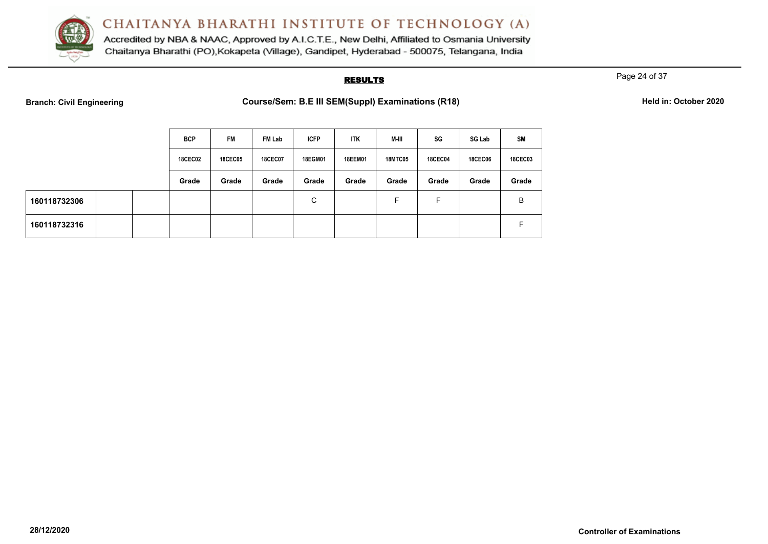## RESULTS

**Branch: Civil Engineering** **Course/Sem: B.E III SEM(Suppl) Examinations (R18)** **Held in: October 2020**

| | | | BCP | FM | FM Lab | ICFP | ITK | M-III | SG | SG Lab | SM |
|---|---|---|---|---|---|---|---|---|---|---|---|
| | | | 18CEC02 | 18CEC05 | 18CEC07 | 18EGM01 | 18EEM01 | 18MTC05 | 18CEC04 | 18CEC06 | 18CEC03 |
| | | | Grade | Grade | Grade | Grade | Grade | Grade | Grade | Grade | Grade |
| **160118732306** | | | | | | C | | F | F | | B |
| **160118732316** | | | | | | | | | | | F |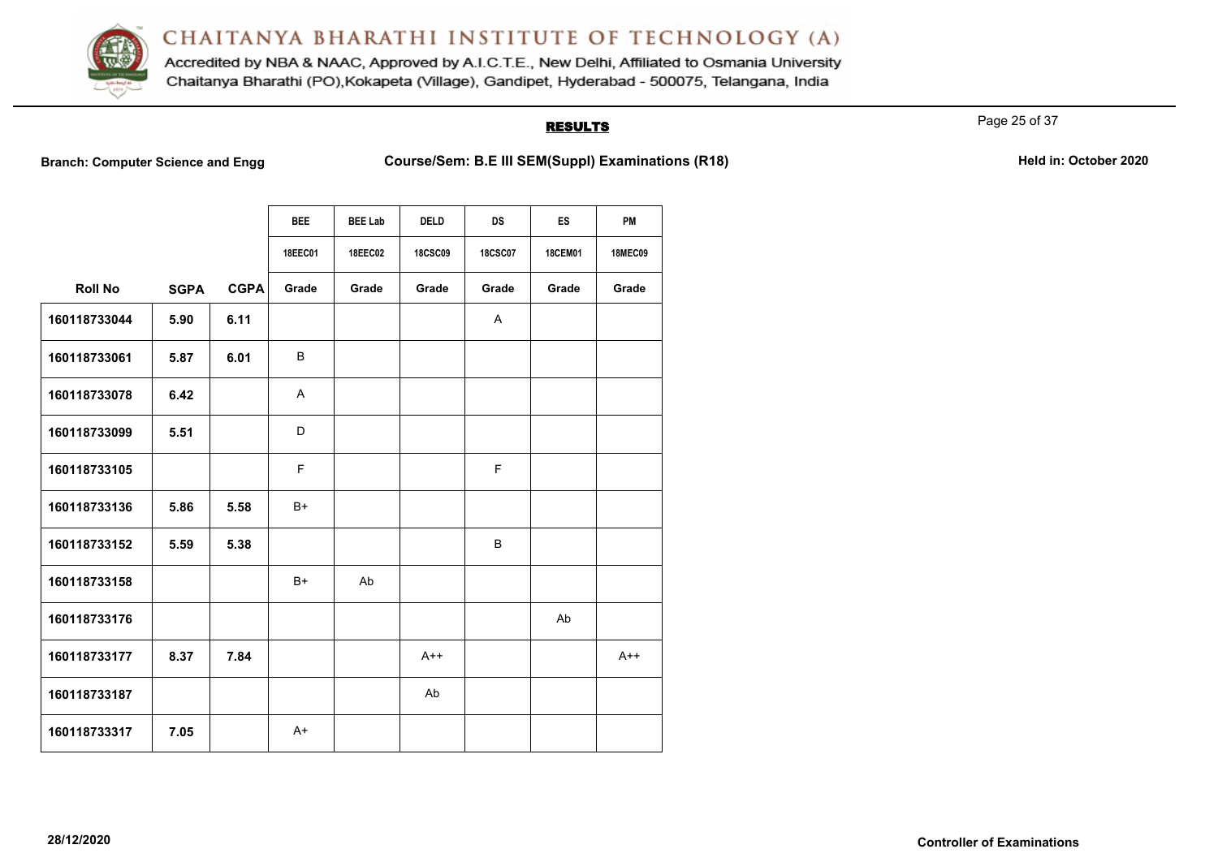# CHAITANYA BHARATHI INSTITUTE OF TECHNOLOGY (A)

Accredited by NBA & NAAC, Approved by A.I.C.T.E., New Delhi, Affiliated to Osmania University
Chaitanya Bharathi (PO),Kokapeta (Village), Gandipet, Hyderabad - 500075, Telangana, India

## RESULTS

**Branch: Computer Science and Engg** | **Course/Sem: B.E III SEM(Suppl) Examinations (R18)** | **Held in: October 2020**

| | | | BEE | BEE Lab | DELD | DS | ES | PM |
|---|---|---|---|---|---|---|---|---|
| | | | 18EEC01 | 18EEC02 | 18CSC09 | 18CSC07 | 18CEM01 | 18MEC09 |
| **Roll No** | **SGPA** | **CGPA** | **Grade** | **Grade** | **Grade** | **Grade** | **Grade** | **Grade** |
| 160118733044 | 5.90 | 6.11 | | | | A | | |
| 160118733061 | 5.87 | 6.01 | B | | | | | |
| 160118733078 | 6.42 | | A | | | | | |
| 160118733099 | 5.51 | | D | | | | | |
| 160118733105 | | | F | | | F | | |
| 160118733136 | 5.86 | 5.58 | B+ | | | | | |
| 160118733152 | 5.59 | 5.38 | | | | B | | |
| 160118733158 | | | B+ | Ab | | | | |
| 160118733176 | | | | | | | Ab | |
| 160118733177 | 8.37 | 7.84 | | | A++ | | | A++ |
| 160118733187 | | | | | Ab | | | |
| 160118733317 | 7.05 | | A+ | | | | | |

28/12/2020

**Controller of Examinations**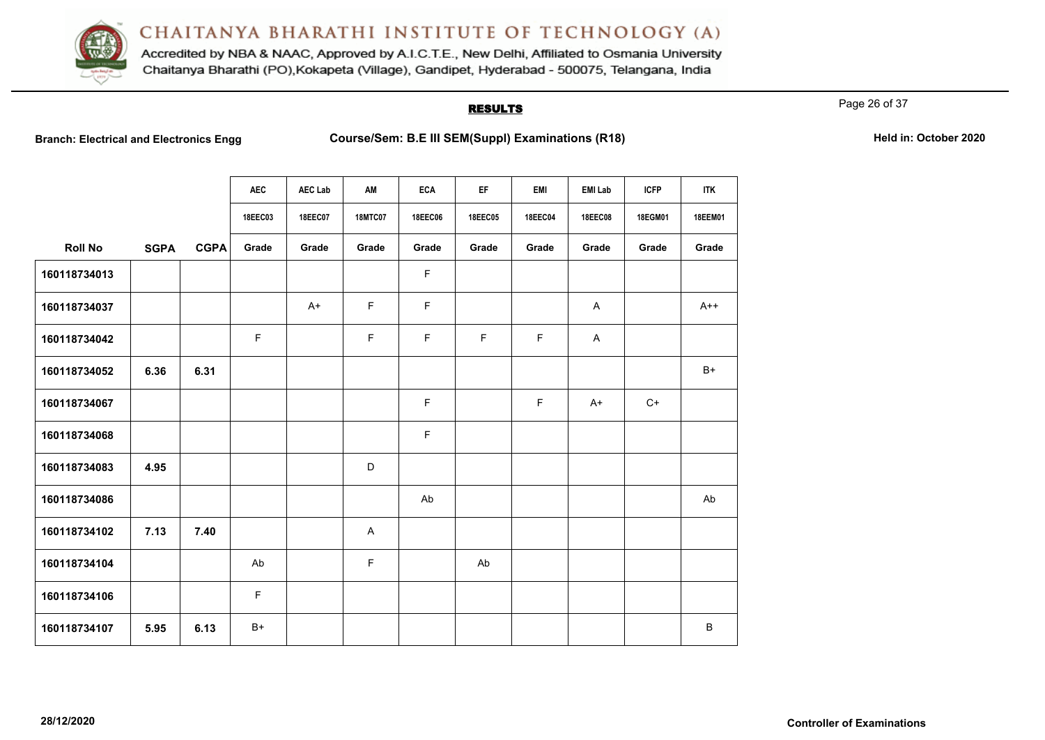# CHAITANYA BHARATHI INSTITUTE OF TECHNOLOGY (A)

Accredited by NBA & NAAC, Approved by A.I.C.T.E., New Delhi, Affiliated to Osmania University
Chaitanya Bharathi (PO),Kokapeta (Village), Gandipet, Hyderabad - 500075, Telangana, India

## RESULTS

**Branch: Electrical and Electronics Engg** **Course/Sem: B.E III SEM(Suppl) Examinations (R18)** **Held in: October 2020**

| | | | AEC | AEC Lab | AM | ECA | EF | EMI | EMI Lab | ICFP | ITK |
|---|---|---|---|---|---|---|---|---|---|---|---|
| | | | 18EEC03 | 18EEC07 | 18MTC07 | 18EEC06 | 18EEC05 | 18EEC04 | 18EEC08 | 18EGM01 | 18EEM01 |
| **Roll No** | **SGPA** | **CGPA** | **Grade** | **Grade** | **Grade** | **Grade** | **Grade** | **Grade** | **Grade** | **Grade** | **Grade** |
| 160118734013 | | | | | | F | | | | | |
| 160118734037 | | | | A+ | F | F | | | A | | A++ |
| 160118734042 | | | F | | F | F | F | F | A | | |
| 160118734052 | 6.36 | 6.31 | | | | | | | | | B+ |
| 160118734067 | | | | | | F | | F | A+ | C+ | |
| 160118734068 | | | | | | F | | | | | |
| 160118734083 | 4.95 | | | | D | | | | | | |
| 160118734086 | | | | | | Ab | | | | | Ab |
| 160118734102 | 7.13 | 7.40 | | | A | | | | | | |
| 160118734104 | | | Ab | | F | | Ab | | | | |
| 160118734106 | | | F | | | | | | | | |
| 160118734107 | 5.95 | 6.13 | B+ | | | | | | | | B |

28/12/2020

**Controller of Examinations**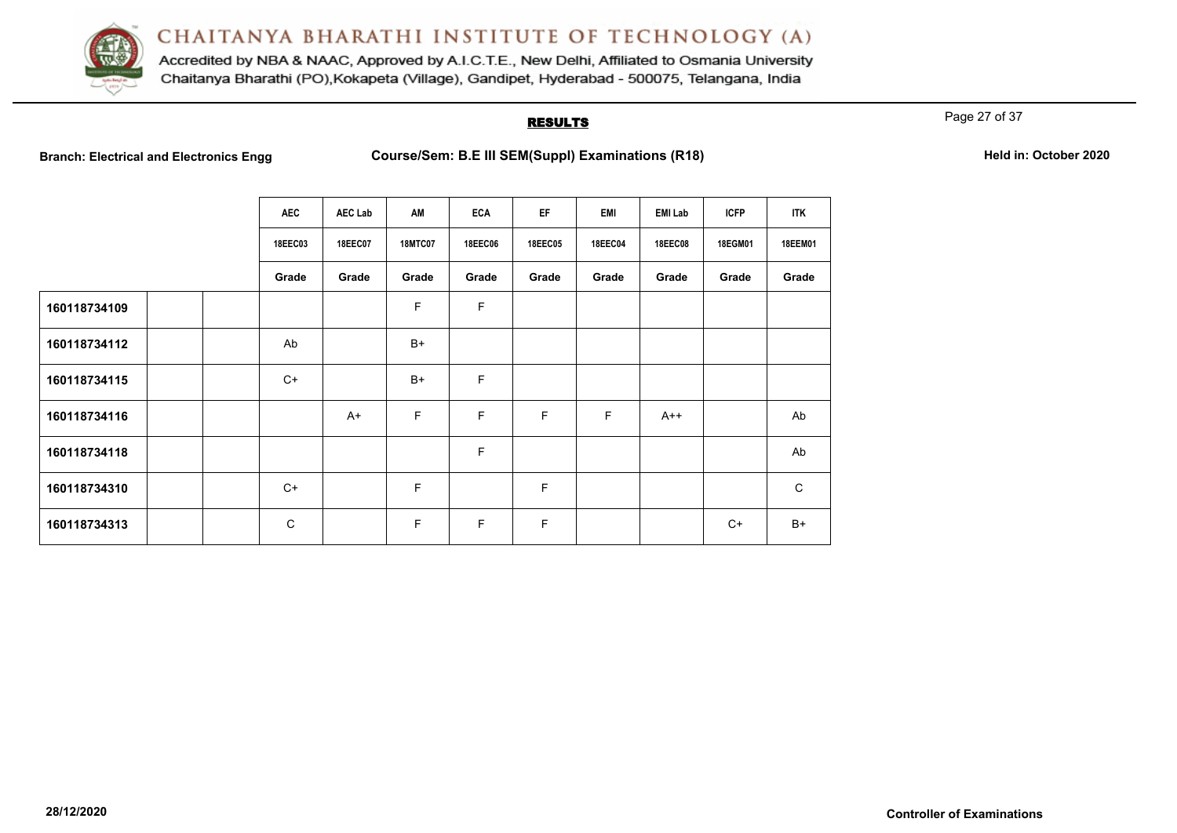# CHAITANYA BHARATHI INSTITUTE OF TECHNOLOGY (A)

Accredited by NBA & NAAC, Approved by A.I.C.T.E., New Delhi, Affiliated to Osmania University
Chaitanya Bharathi (PO),Kokapeta (Village), Gandipet, Hyderabad - 500075, Telangana, India

## RESULTS

**Branch: Electrical and Electronics Engg** | **Course/Sem: B.E III SEM(Suppl) Examinations (R18)** | **Held in: October 2020**

| | | | AEC | AEC Lab | AM | ECA | EF | EMI | EMI Lab | ICFP | ITK |
|---|---|---|---|---|---|---|---|---|---|---|---|
| | | | 18EEC03 | 18EEC07 | 18MTC07 | 18EEC06 | 18EEC05 | 18EEC04 | 18EEC08 | 18EGM01 | 18EEM01 |
| | | | Grade | Grade | Grade | Grade | Grade | Grade | Grade | Grade | Grade |
| **160118734109** | | | | | F | F | | | | | |
| **160118734112** | | | Ab | | B+ | | | | | | |
| **160118734115** | | | C+ | | B+ | F | | | | | |
| **160118734116** | | | | A+ | F | F | F | F | A++ | | Ab |
| **160118734118** | | | | | | F | | | | | Ab |
| **160118734310** | | | C+ | | F | | F | | | | C |
| **160118734313** | | | C | | F | F | F | | | C+ | B+ |

**28/12/2020**

**Controller of Examinations**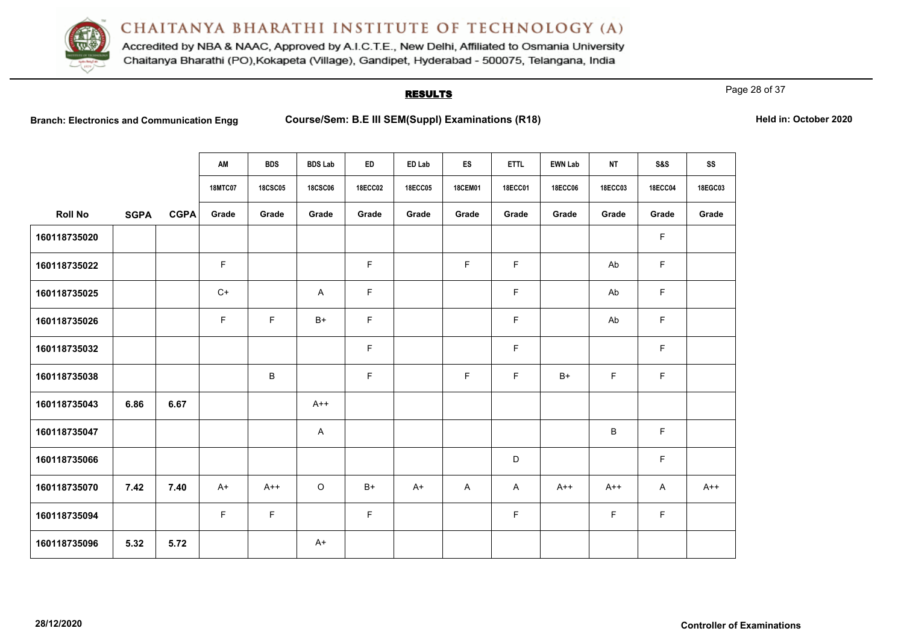# CHAITANYA BHARATHI INSTITUTE OF TECHNOLOGY (A)

Accredited by NBA & NAAC, Approved by A.I.C.T.E., New Delhi, Affiliated to Osmania University
Chaitanya Bharathi (PO),Kokapeta (Village), Gandipet, Hyderabad - 500075, Telangana, India

## RESULTS

**Branch: Electronics and Communication Engg** **Course/Sem: B.E III SEM(Suppl) Examinations (R18)** **Held in: October 2020**

| | | | AM | BDS | BDS Lab | ED | ED Lab | ES | ETTL | EWN Lab | NT | S&S | SS |
|---|---|---|---|---|---|---|---|---|---|---|---|---|---|
| | | | 18MTC07 | 18CSC05 | 18CSC06 | 18ECC02 | 18ECC05 | 18CEM01 | 18ECC01 | 18ECC06 | 18ECC03 | 18ECC04 | 18EGC03 |
| **Roll No** | **SGPA** | **CGPA** | **Grade** | **Grade** | **Grade** | **Grade** | **Grade** | **Grade** | **Grade** | **Grade** | **Grade** | **Grade** | **Grade** |
| 160118735020 | | | | | | | | | | | | F | |
| 160118735022 | | | F | | | F | | F | F | | Ab | F | |
| 160118735025 | | | C+ | | A | F | | | F | | Ab | F | |
| 160118735026 | | | F | F | B+ | F | | | F | | Ab | F | |
| 160118735032 | | | | | | F | | | F | | | F | |
| 160118735038 | | | | B | | F | | F | F | B+ | F | F | |
| 160118735043 | 6.86 | 6.67 | | | A++ | | | | | | | | |
| 160118735047 | | | | | A | | | | | | B | F | |
| 160118735066 | | | | | | | | | D | | | F | |
| 160118735070 | 7.42 | 7.40 | A+ | A++ | O | B+ | A+ | A | A | A++ | A++ | A | A++ |
| 160118735094 | | | F | F | | F | | | F | | F | F | |
| 160118735096 | 5.32 | 5.72 | | | A+ | | | | | | | | |

28/12/2020

**Controller of Examinations**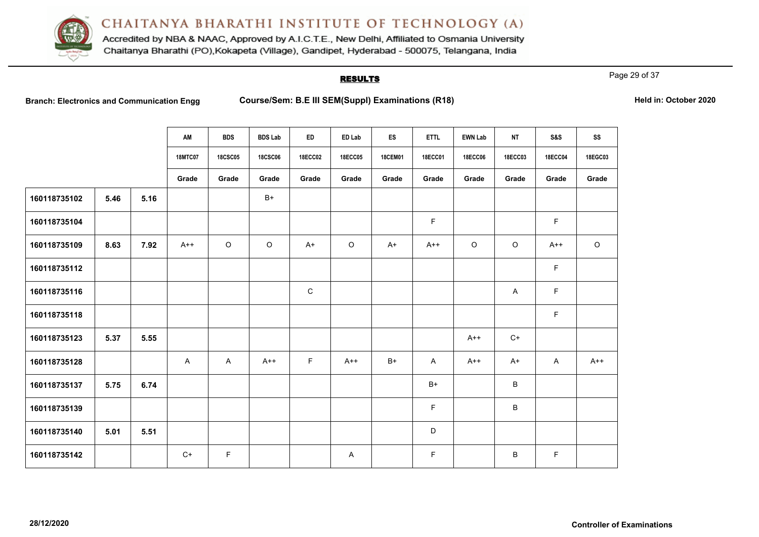# CHAITANYA BHARATHI INSTITUTE OF TECHNOLOGY (A)

Accredited by NBA & NAAC, Approved by A.I.C.T.E., New Delhi, Affiliated to Osmania University
Chaitanya Bharathi (PO),Kokapeta (Village), Gandipet, Hyderabad - 500075, Telangana, India

## RESULTS

**Branch: Electronics and Communication Engg** **Course/Sem: B.E III SEM(Suppl) Examinations (R18)** **Held in: October 2020**

| | | | AM | BDS | BDS Lab | ED | ED Lab | ES | ETTL | EWN Lab | NT | S&S | SS |
|---|---|---|---|---|---|---|---|---|---|---|---|---|---|
| | | | 18MTC07 | 18CSC05 | 18CSC06 | 18ECC02 | 18ECC05 | 18CEM01 | 18ECC01 | 18ECC06 | 18ECC03 | 18ECC04 | 18EGC03 |
| | | | Grade | Grade | Grade | Grade | Grade | Grade | Grade | Grade | Grade | Grade | Grade |
| 160118735102 | 5.46 | 5.16 | | | B+ | | | | | | | | |
| 160118735104 | | | | | | | | | F | | | F | |
| 160118735109 | 8.63 | 7.92 | A++ | O | O | A+ | O | A+ | A++ | O | O | A++ | O |
| 160118735112 | | | | | | | | | | | | F | |
| 160118735116 | | | | | | C | | | | | A | F | |
| 160118735118 | | | | | | | | | | | | F | |
| 160118735123 | 5.37 | 5.55 | | | | | | | | A++ | C+ | | |
| 160118735128 | | | A | A | A++ | F | A++ | B+ | A | A++ | A+ | A | A++ |
| 160118735137 | 5.75 | 6.74 | | | | | | | B+ | | B | | |
| 160118735139 | | | | | | | | | F | | B | | |
| 160118735140 | 5.01 | 5.51 | | | | | | | D | | | | |
| 160118735142 | | | C+ | F | | | A | | F | | B | F | |

**28/12/2020** **Controller of Examinations**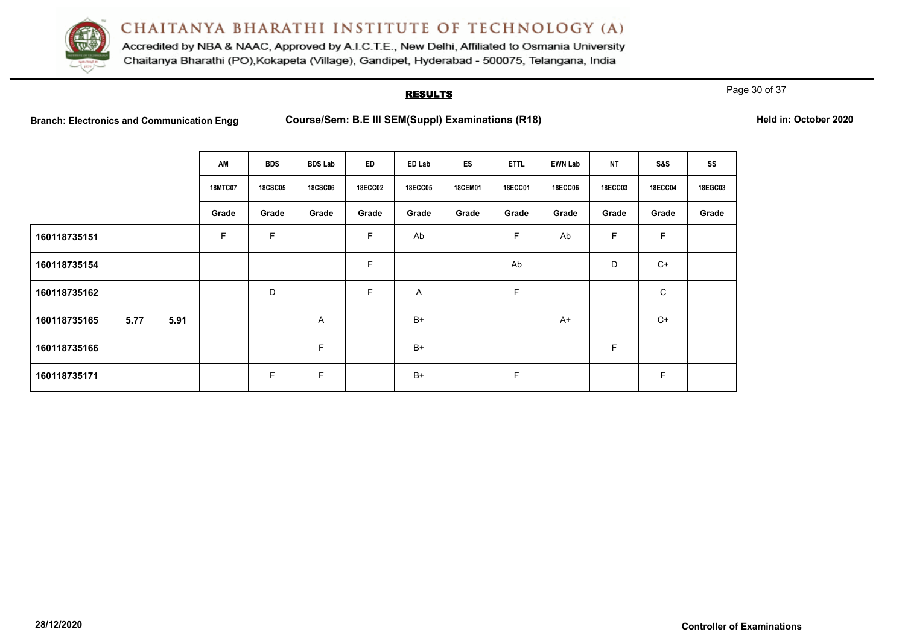# CHAITANYA BHARATHI INSTITUTE OF TECHNOLOGY (A)

Accredited by NBA & NAAC, Approved by A.I.C.T.E., New Delhi, Affiliated to Osmania University
Chaitanya Bharathi (PO),Kokapeta (Village), Gandipet, Hyderabad - 500075, Telangana, India

## RESULTS

**Branch: Electronics and Communication Engg** **Course/Sem: B.E III SEM(Suppl) Examinations (R18)** **Held in: October 2020**

| | | | AM | BDS | BDS Lab | ED | ED Lab | ES | ETTL | EWN Lab | NT | S&S | SS |
|---|---|---|---|---|---|---|---|---|---|---|---|---|---|
| | | | 18MTC07 | 18CSC05 | 18CSC06 | 18ECC02 | 18ECC05 | 18CEM01 | 18ECC01 | 18ECC06 | 18ECC03 | 18ECC04 | 18EGC03 |
| | | | Grade | Grade | Grade | Grade | Grade | Grade | Grade | Grade | Grade | Grade | Grade |
| **160118735151** | | | F | F | | F | Ab | | F | Ab | F | F | |
| **160118735154** | | | | | | F | | | Ab | | D | C+ | |
| **160118735162** | | | | D | | F | A | | F | | | C | |
| **160118735165** | **5.77** | **5.91** | | | A | | B+ | | | A+ | | C+ | |
| **160118735166** | | | | | F | | B+ | | | | F | | |
| **160118735171** | | | | F | F | | B+ | | F | | | F | |

**28/12/2020** **Controller of Examinations**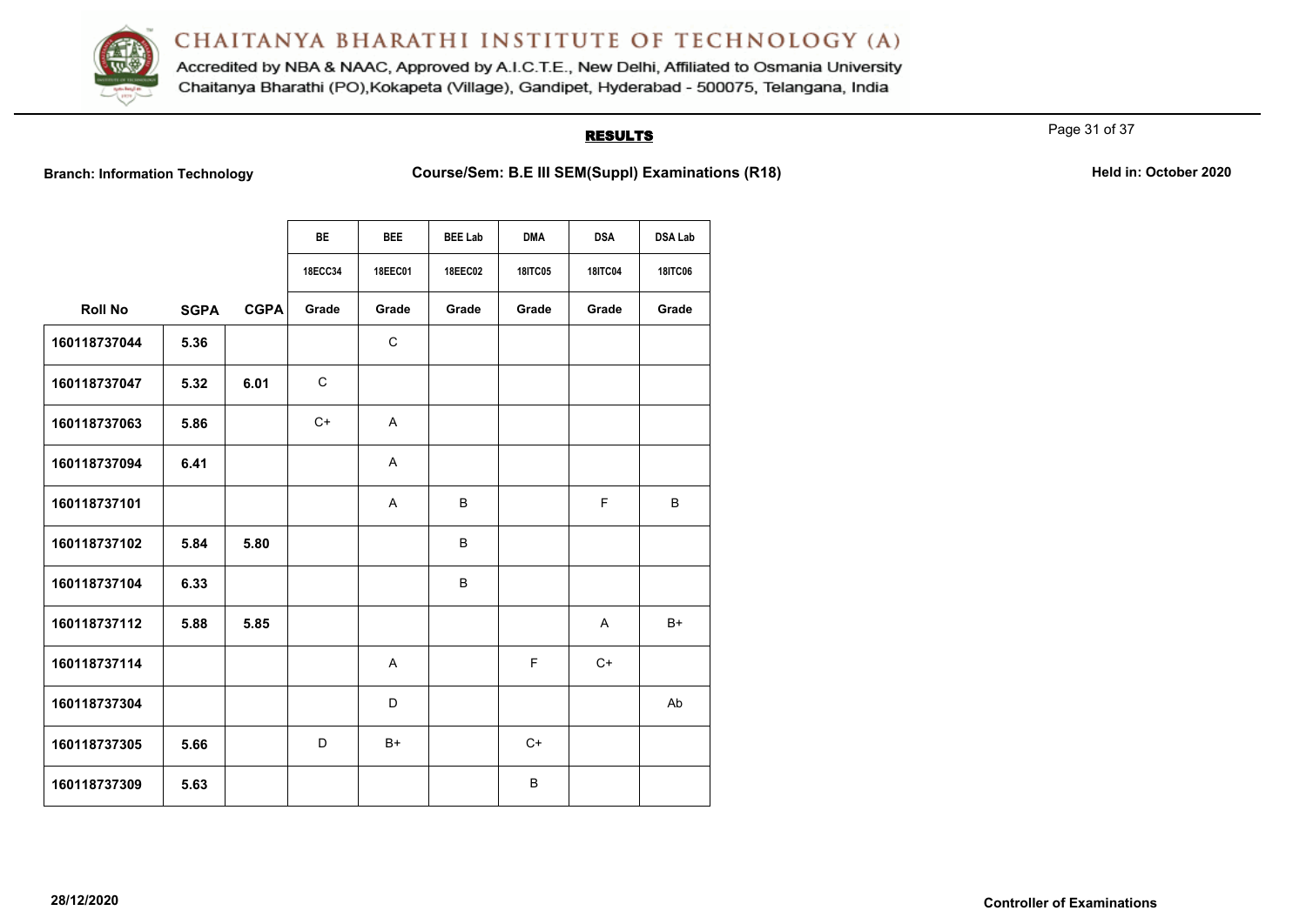# CHAITANYA BHARATHI INSTITUTE OF TECHNOLOGY (A)

Accredited by NBA & NAAC, Approved by A.I.C.T.E., New Delhi, Affiliated to Osmania University
Chaitanya Bharathi (PO),Kokapeta (Village), Gandipet, Hyderabad - 500075, Telangana, India

## RESULTS

**Branch: Information Technology** **Course/Sem: B.E III SEM(Suppl) Examinations (R18)** **Held in: October 2020**

| | | | BE | BEE | BEE Lab | DMA | DSA | DSA Lab |
|---|---|---|---|---|---|---|---|---|
| | | | 18ECC34 | 18EEC01 | 18EEC02 | 18ITC05 | 18ITC04 | 18ITC06 |
| **Roll No** | **SGPA** | **CGPA** | **Grade** | **Grade** | **Grade** | **Grade** | **Grade** | **Grade** |
| 160118737044 | 5.36 | | | C | | | | |
| 160118737047 | 5.32 | 6.01 | C | | | | | |
| 160118737063 | 5.86 | | C+ | A | | | | |
| 160118737094 | 6.41 | | | A | | | | |
| 160118737101 | | | | A | B | | F | B |
| 160118737102 | 5.84 | 5.80 | | | B | | | |
| 160118737104 | 6.33 | | | | B | | | |
| 160118737112 | 5.88 | 5.85 | | | | | A | B+ |
| 160118737114 | | | | A | | F | C+ | |
| 160118737304 | | | | D | | | | Ab |
| 160118737305 | 5.66 | | D | B+ | | C+ | | |
| 160118737309 | 5.63 | | | | | B | | |

28/12/2020

**Controller of Examinations**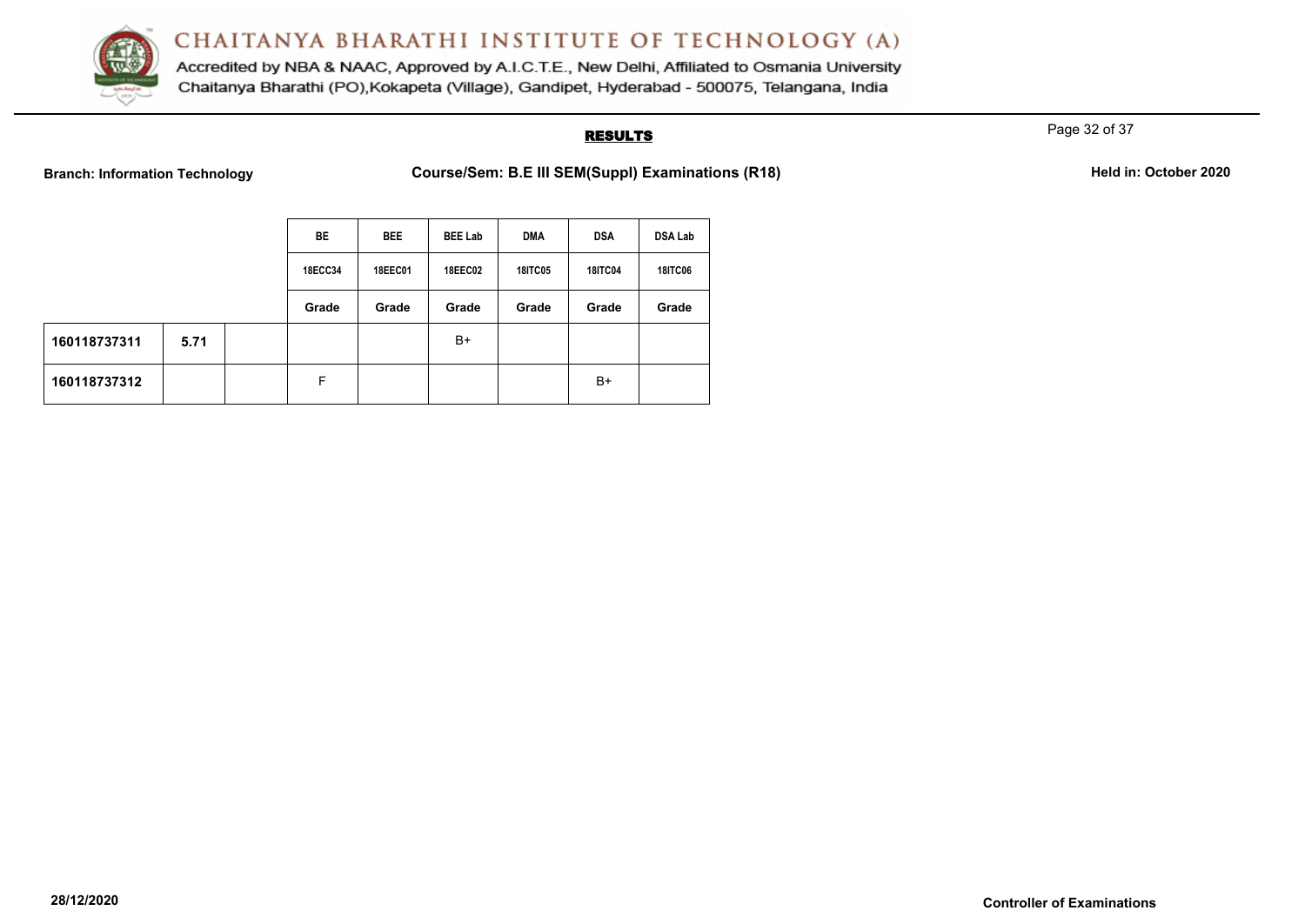# CHAITANYA BHARATHI INSTITUTE OF TECHNOLOGY (A)

Accredited by NBA & NAAC, Approved by A.I.C.T.E., New Delhi, Affiliated to Osmania University
Chaitanya Bharathi (PO),Kokapeta (Village), Gandipet, Hyderabad - 500075, Telangana, India

## RESULTS

**Branch: Information Technology** **Course/Sem: B.E III SEM(Suppl) Examinations (R18)** **Held in: October 2020**

| | | | BE | BEE | BEE Lab | DMA | DSA | DSA Lab |
|---|---|---|---|---|---|---|---|---|
| | | | 18ECC34 | 18EEC01 | 18EEC02 | 18ITC05 | 18ITC04 | 18ITC06 |
| | | | Grade | Grade | Grade | Grade | Grade | Grade |
| 160118737311 | 5.71 | | | | B+ | | | |
| 160118737312 | | | F | | | | B+ | |

**28/12/2020** **Controller of Examinations**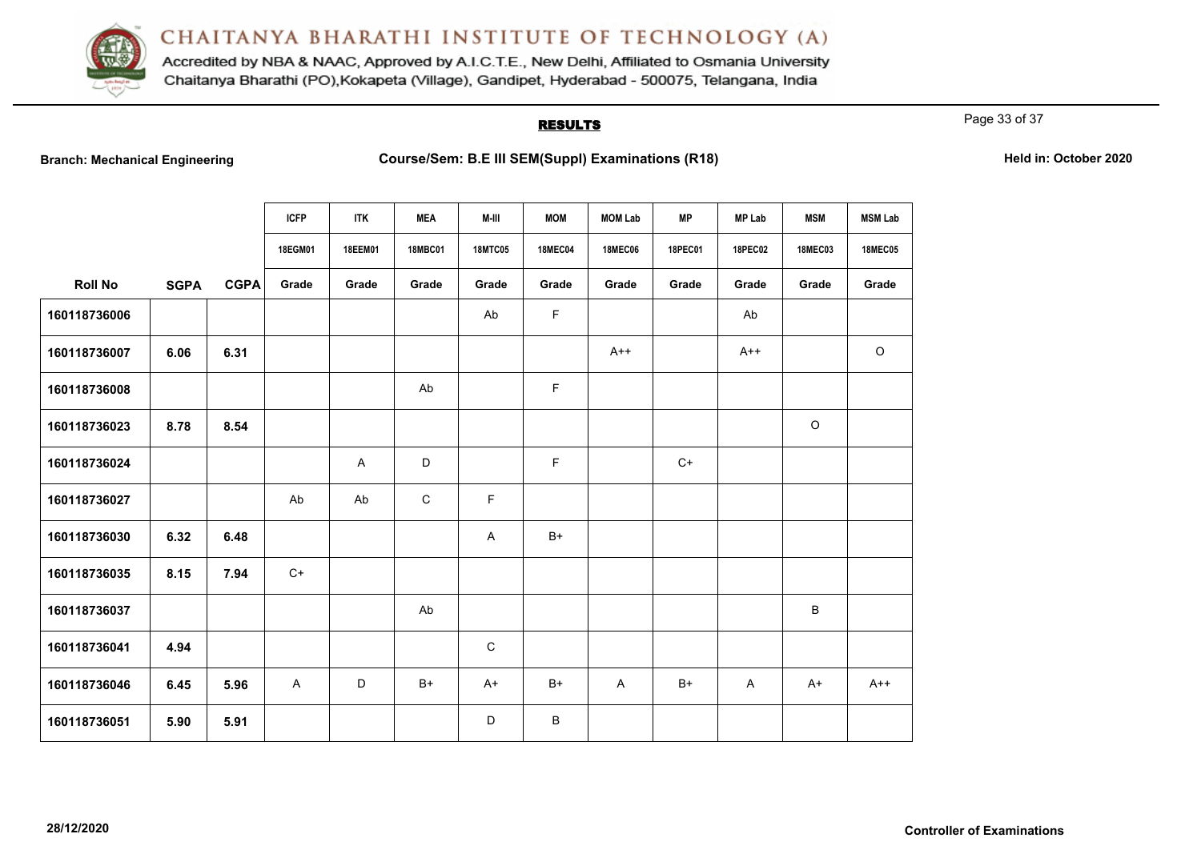# CHAITANYA BHARATHI INSTITUTE OF TECHNOLOGY (A)

Accredited by NBA & NAAC, Approved by A.I.C.T.E., New Delhi, Affiliated to Osmania University
Chaitanya Bharathi (PO),Kokapeta (Village), Gandipet, Hyderabad - 500075, Telangana, India

## RESULTS

**Branch: Mechanical Engineering** | **Course/Sem: B.E III SEM(Suppl) Examinations (R18)** | **Held in: October 2020**

| | | | ICFP | ITK | MEA | M-III | MOM | MOM Lab | MP | MP Lab | MSM | MSM Lab |
|---|---|---|---|---|---|---|---|---|---|---|---|---|
| | | | 18EGM01 | 18EEM01 | 18MBC01 | 18MTC05 | 18MEC04 | 18MEC06 | 18PEC01 | 18PEC02 | 18MEC03 | 18MEC05 |
| Roll No | SGPA | CGPA | Grade | Grade | Grade | Grade | Grade | Grade | Grade | Grade | Grade | Grade |
| 160118736006 | | | | | | Ab | F | | | Ab | | |
| 160118736007 | 6.06 | 6.31 | | | | | | A++ | | A++ | | O |
| 160118736008 | | | | | Ab | | F | | | | | |
| 160118736023 | 8.78 | 8.54 | | | | | | | | | O | |
| 160118736024 | | | | A | D | | F | | C+ | | | |
| 160118736027 | | | Ab | Ab | C | F | | | | | | |
| 160118736030 | 6.32 | 6.48 | | | | A | B+ | | | | | |
| 160118736035 | 8.15 | 7.94 | C+ | | | | | | | | | |
| 160118736037 | | | | | Ab | | | | | | B | |
| 160118736041 | 4.94 | | | | | C | | | | | | |
| 160118736046 | 6.45 | 5.96 | A | D | B+ | A+ | B+ | A | B+ | A | A+ | A++ |
| 160118736051 | 5.90 | 5.91 | | | | D | B | | | | | |

28/12/2020

Controller of Examinations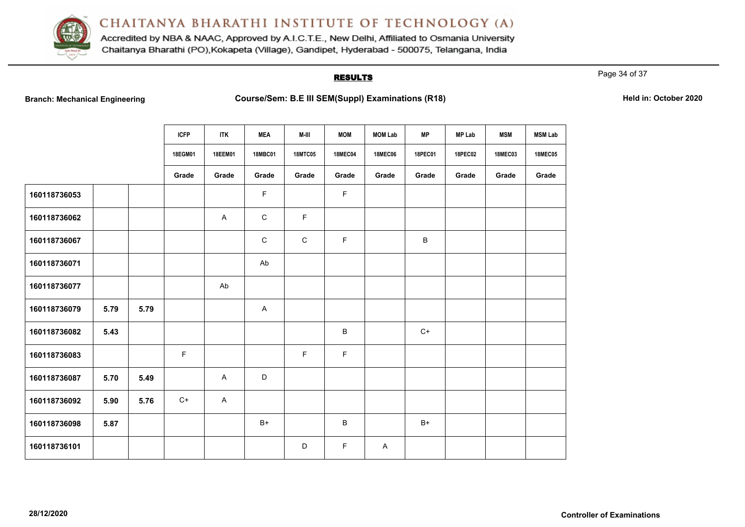# CHAITANYA BHARATHI INSTITUTE OF TECHNOLOGY (A)

Accredited by NBA & NAAC, Approved by A.I.C.T.E., New Delhi, Affiliated to Osmania University
Chaitanya Bharathi (PO),Kokapeta (Village), Gandipet, Hyderabad - 500075, Telangana, India

## RESULTS

**Branch: Mechanical Engineering** | **Course/Sem: B.E III SEM(Suppl) Examinations (R18)** | **Held in: October 2020**

| | | | ICFP | ITK | MEA | M-III | MOM | MOM Lab | MP | MP Lab | MSM | MSM Lab |
|---|---|---|---|---|---|---|---|---|---|---|---|---|
| | | | 18EGM01 | 18EEM01 | 18MBC01 | 18MTC05 | 18MEC04 | 18MEC06 | 18PEC01 | 18PEC02 | 18MEC03 | 18MEC05 |
| | | | Grade | Grade | Grade | Grade | Grade | Grade | Grade | Grade | Grade | Grade |
| 160118736053 | | | | | F | | F | | | | | |
| 160118736062 | | | | A | C | F | | | | | | |
| 160118736067 | | | | | C | C | F | | B | | | |
| 160118736071 | | | | | Ab | | | | | | | |
| 160118736077 | | | | Ab | | | | | | | | |
| 160118736079 | 5.79 | 5.79 | | | A | | | | | | | |
| 160118736082 | 5.43 | | | | | | B | | C+ | | | |
| 160118736083 | | | F | | | F | F | | | | | |
| 160118736087 | 5.70 | 5.49 | | A | D | | | | | | | |
| 160118736092 | 5.90 | 5.76 | C+ | A | | | | | | | | |
| 160118736098 | 5.87 | | | | B+ | | B | | B+ | | | |
| 160118736101 | | | | | | D | F | A | | | | |

28/12/2020

**Controller of Examinations**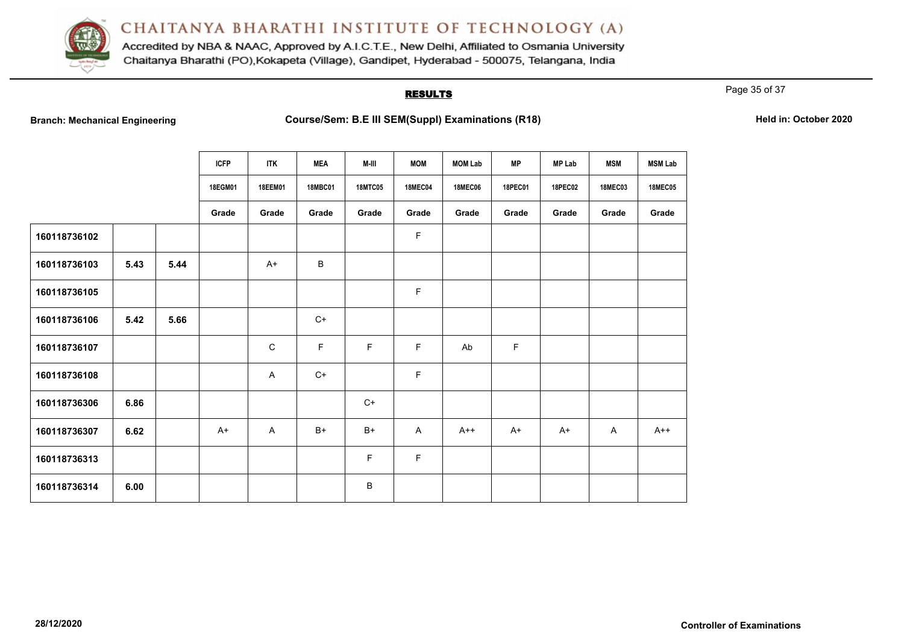# CHAITANYA BHARATHI INSTITUTE OF TECHNOLOGY (A)

Accredited by NBA & NAAC, Approved by A.I.C.T.E., New Delhi, Affiliated to Osmania University
Chaitanya Bharathi (PO),Kokapeta (Village), Gandipet, Hyderabad - 500075, Telangana, India

## RESULTS

**Branch: Mechanical Engineering** | **Course/Sem: B.E III SEM(Suppl) Examinations (R18)** | **Held in: October 2020**

| | | | ICFP | ITK | MEA | M-III | MOM | MOM Lab | MP | MP Lab | MSM | MSM Lab |
|---|---|---|---|---|---|---|---|---|---|---|---|---|
| | | | 18EGM01 | 18EEM01 | 18MBC01 | 18MTC05 | 18MEC04 | 18MEC06 | 18PEC01 | 18PEC02 | 18MEC03 | 18MEC05 |
| | | | Grade | Grade | Grade | Grade | Grade | Grade | Grade | Grade | Grade | Grade |
| 160118736102 | | | | | | | F | | | | | |
| 160118736103 | 5.43 | 5.44 | | A+ | B | | | | | | | |
| 160118736105 | | | | | | | F | | | | | |
| 160118736106 | 5.42 | 5.66 | | | C+ | | | | | | | |
| 160118736107 | | | | C | F | F | F | Ab | F | | | |
| 160118736108 | | | | A | C+ | | F | | | | | |
| 160118736306 | 6.86 | | | | | C+ | | | | | | |
| 160118736307 | 6.62 | | A+ | A | B+ | B+ | A | A++ | A+ | A+ | A | A++ |
| 160118736313 | | | | | | F | F | | | | | |
| 160118736314 | 6.00 | | | | | B | | | | | | |

28/12/2020

**Controller of Examinations**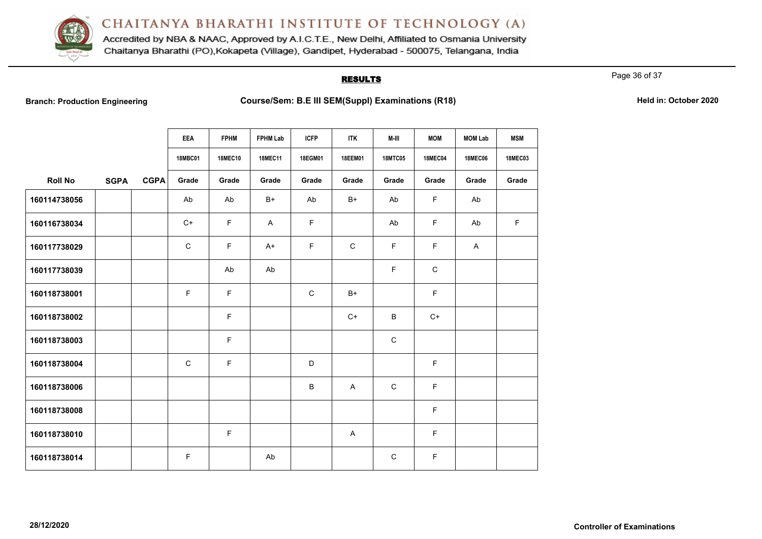# CHAITANYA BHARATHI INSTITUTE OF TECHNOLOGY (A)

Accredited by NBA & NAAC, Approved by A.I.C.T.E., New Delhi, Affiliated to Osmania University
Chaitanya Bharathi (PO),Kokapeta (Village), Gandipet, Hyderabad - 500075, Telangana, India

## RESULTS

**Branch: Production Engineering** **Course/Sem: B.E III SEM(Suppl) Examinations (R18)** **Held in: October 2020**

| | | | EEA | FPHM | FPHM Lab | ICFP | ITK | M-III | MOM | MOM Lab | MSM |
|---|---|---|---|---|---|---|---|---|---|---|---|
| | | | 18MBC01 | 18MEC10 | 18MEC11 | 18EGM01 | 18EEM01 | 18MTC05 | 18MEC04 | 18MEC06 | 18MEC03 |
| **Roll No** | **SGPA** | **CGPA** | **Grade** | **Grade** | **Grade** | **Grade** | **Grade** | **Grade** | **Grade** | **Grade** | **Grade** |
| 160114738056 | | | Ab | Ab | B+ | Ab | B+ | Ab | F | Ab | |
| 160116738034 | | | C+ | F | A | F | | Ab | F | Ab | F |
| 160117738029 | | | C | F | A+ | F | C | F | F | A | |
| 160117738039 | | | | Ab | Ab | | | F | C | | |
| 160118738001 | | | F | F | | C | B+ | | F | | |
| 160118738002 | | | | F | | | C+ | B | C+ | | |
| 160118738003 | | | | F | | | | C | | | |
| 160118738004 | | | C | F | | D | | | F | | |
| 160118738006 | | | | | | B | A | C | F | | |
| 160118738008 | | | | | | | | | F | | |
| 160118738010 | | | | F | | | A | | F | | |
| 160118738014 | | | F | | Ab | | | C | F | | |

28/12/2020

**Controller of Examinations**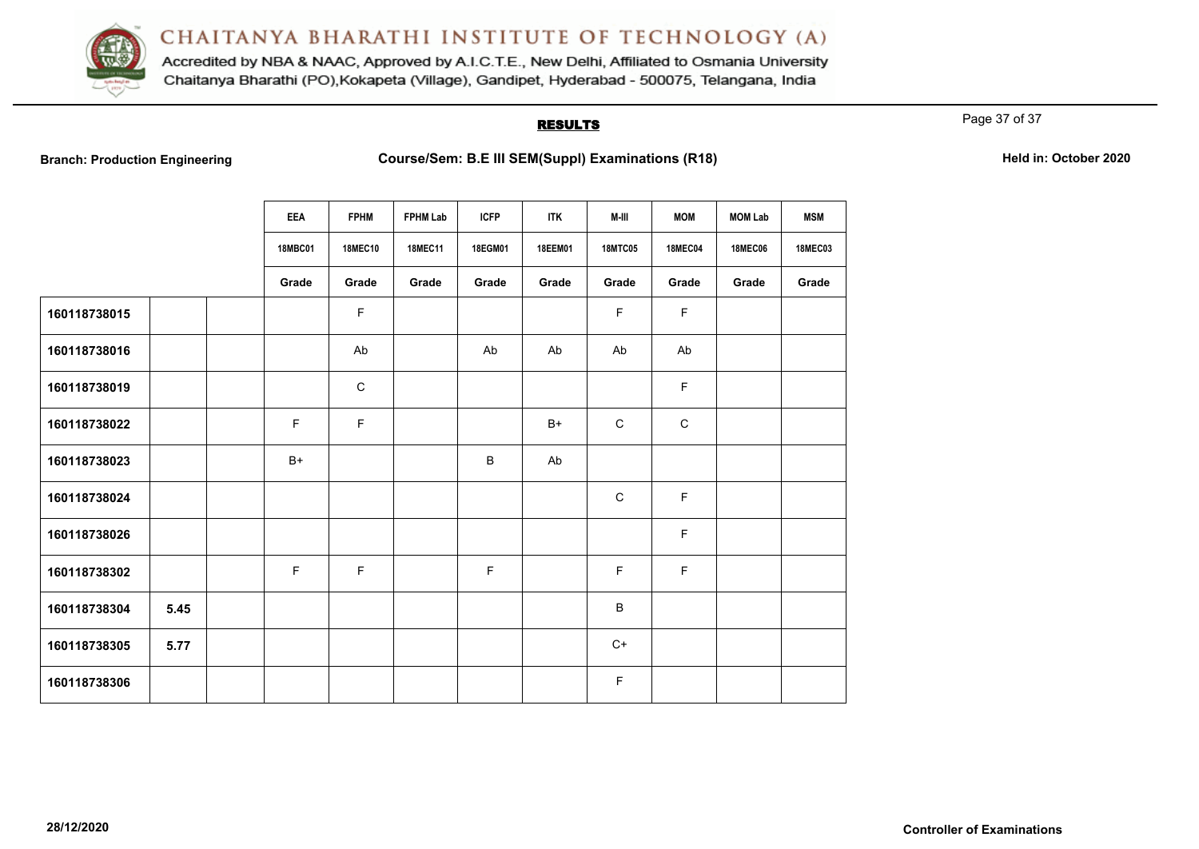# CHAITANYA BHARATHI INSTITUTE OF TECHNOLOGY (A)

Accredited by NBA & NAAC, Approved by A.I.C.T.E., New Delhi, Affiliated to Osmania University
Chaitanya Bharathi (PO),Kokapeta (Village), Gandipet, Hyderabad - 500075, Telangana, India

## RESULTS

**Branch: Production Engineering** **Course/Sem: B.E III SEM(Suppl) Examinations (R18)** **Held in: October 2020**

| | | | EEA | FPHM | FPHM Lab | ICFP | ITK | M-III | MOM | MOM Lab | MSM |
|---|---|---|---|---|---|---|---|---|---|---|---|
| | | | 18MBC01 | 18MEC10 | 18MEC11 | 18EGM01 | 18EEM01 | 18MTC05 | 18MEC04 | 18MEC06 | 18MEC03 |
| | | | Grade | Grade | Grade | Grade | Grade | Grade | Grade | Grade | Grade |
| 160118738015 | | | | F | | | | F | F | | |
| 160118738016 | | | | Ab | | Ab | Ab | Ab | Ab | | |
| 160118738019 | | | | C | | | | | F | | |
| 160118738022 | | | F | F | | | B+ | C | C | | |
| 160118738023 | | | B+ | | | B | Ab | | | | |
| 160118738024 | | | | | | | | C | F | | |
| 160118738026 | | | | | | | | | F | | |
| 160118738302 | | | F | F | | F | | F | F | | |
| 160118738304 | 5.45 | | | | | | | B | | | |
| 160118738305 | 5.77 | | | | | | | C+ | | | |
| 160118738306 | | | | | | | | F | | | |

28/12/2020

Controller of Examinations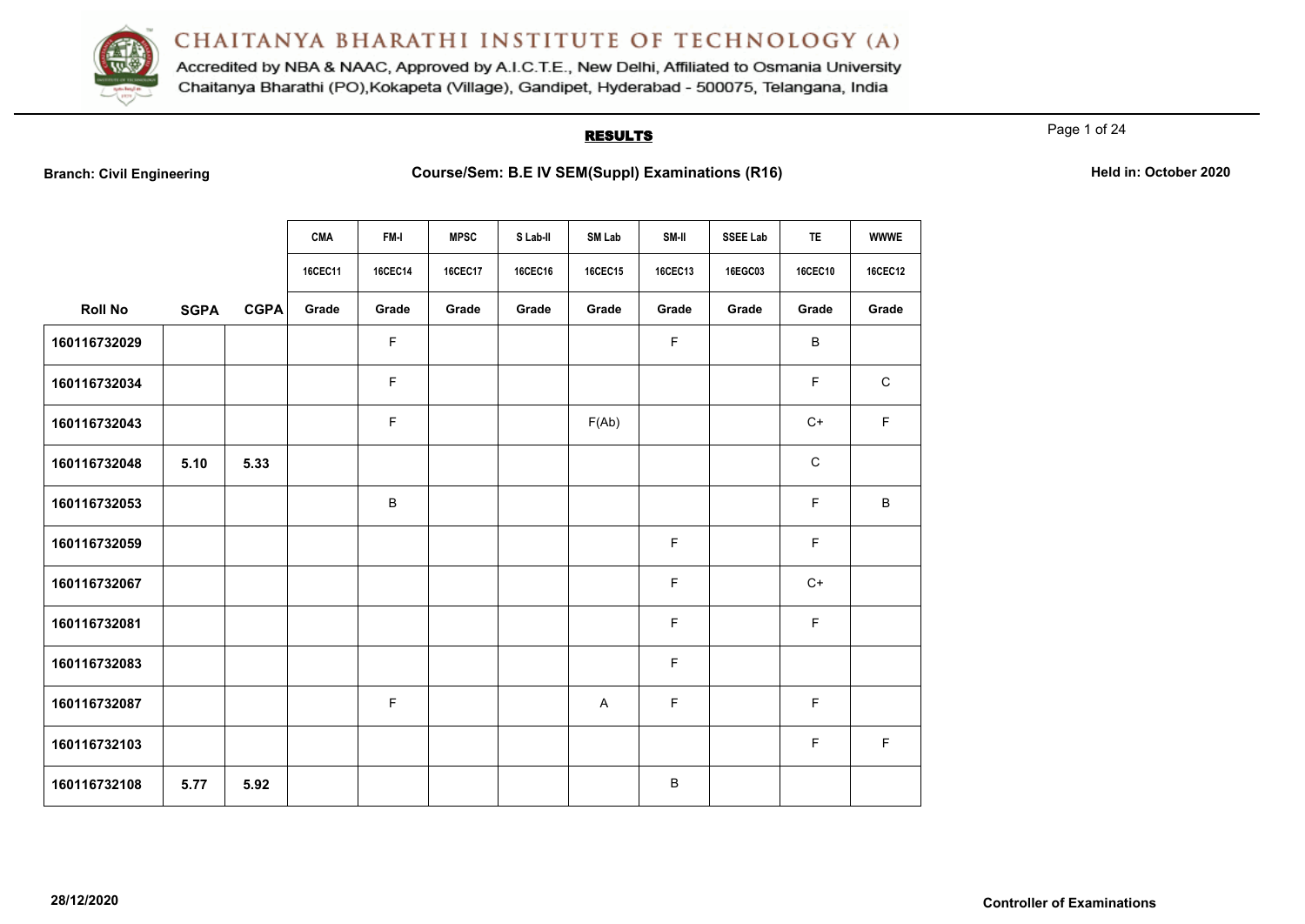# CHAITANYA BHARATHI INSTITUTE OF TECHNOLOGY (A)

Accredited by NBA & NAAC, Approved by A.I.C.T.E., New Delhi, Affiliated to Osmania University
Chaitanya Bharathi (PO),Kokapeta (Village), Gandipet, Hyderabad - 500075, Telangana, India

## RESULTS

**Branch: Civil Engineering** **Course/Sem: B.E IV SEM(Suppl) Examinations (R16)** **Held in: October 2020**

| | | | CMA | FM-I | MPSC | S Lab-II | SM Lab | SM-II | SSEE Lab | TE | WWWE |
|---|---|---|---|---|---|---|---|---|---|---|---|
| | | | 16CEC11 | 16CEC14 | 16CEC17 | 16CEC16 | 16CEC15 | 16CEC13 | 16EGC03 | 16CEC10 | 16CEC12 |
| **Roll No** | **SGPA** | **CGPA** | Grade | Grade | Grade | Grade | Grade | Grade | Grade | Grade | Grade |
| 160116732029 | | | | F | | | | F | | B | |
| 160116732034 | | | | F | | | | | | F | C |
| 160116732043 | | | | F | | | F(Ab) | | | C+ | F |
| 160116732048 | 5.10 | 5.33 | | | | | | | | C | |
| 160116732053 | | | | B | | | | | | F | B |
| 160116732059 | | | | | | | | F | | F | |
| 160116732067 | | | | | | | | F | | C+ | |
| 160116732081 | | | | | | | | F | | F | |
| 160116732083 | | | | | | | | F | | | |
| 160116732087 | | | | F | | | A | F | | F | |
| 160116732103 | | | | | | | | | | F | F |
| 160116732108 | 5.77 | 5.92 | | | | | | B | | | |

28/12/2020 **Controller of Examinations**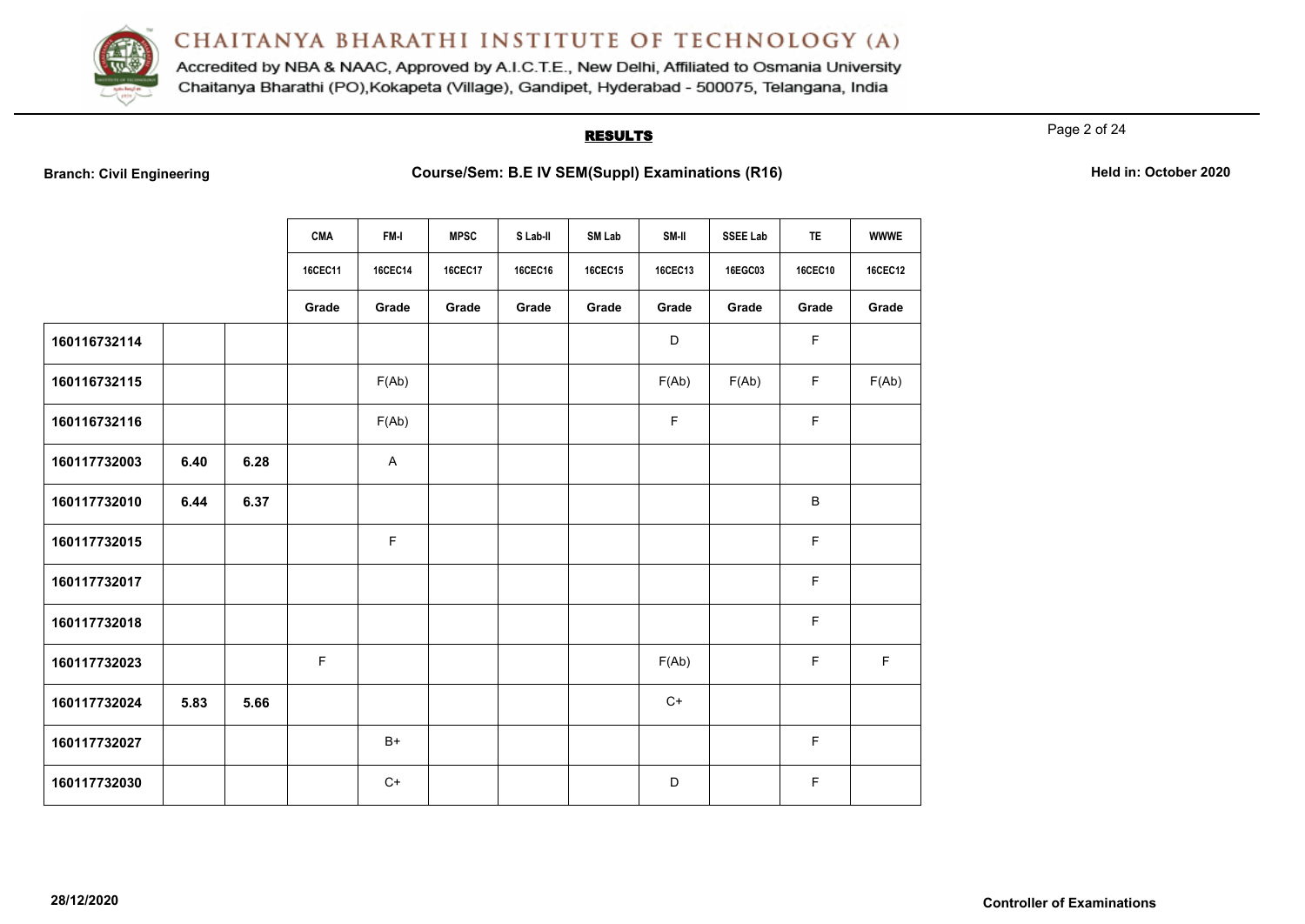# CHAITANYA BHARATHI INSTITUTE OF TECHNOLOGY (A)

Accredited by NBA & NAAC, Approved by A.I.C.T.E., New Delhi, Affiliated to Osmania University
Chaitanya Bharathi (PO),Kokapeta (Village), Gandipet, Hyderabad - 500075, Telangana, India

## RESULTS

**Branch: Civil Engineering** **Course/Sem: B.E IV SEM(Suppl) Examinations (R16)** **Held in: October 2020**

| | | | CMA | FM-I | MPSC | S Lab-II | SM Lab | SM-II | SSEE Lab | TE | WWWE |
|---|---|---|---|---|---|---|---|---|---|---|---|
| | | | 16CEC11 | 16CEC14 | 16CEC17 | 16CEC16 | 16CEC15 | 16CEC13 | 16EGC03 | 16CEC10 | 16CEC12 |
| | | | Grade | Grade | Grade | Grade | Grade | Grade | Grade | Grade | Grade |
| **160116732114** | | | | | | | | D | | F | |
| **160116732115** | | | | F(Ab) | | | | F(Ab) | F(Ab) | F | F(Ab) |
| **160116732116** | | | | F(Ab) | | | | F | | F | |
| **160117732003** | **6.40** | **6.28** | | A | | | | | | | |
| **160117732010** | **6.44** | **6.37** | | | | | | | | B | |
| **160117732015** | | | | F | | | | | | F | |
| **160117732017** | | | | | | | | | | F | |
| **160117732018** | | | | | | | | | | F | |
| **160117732023** | | | F | | | | | F(Ab) | | F | F |
| **160117732024** | **5.83** | **5.66** | | | | | | C+ | | | |
| **160117732027** | | | | B+ | | | | | | F | |
| **160117732030** | | | | C+ | | | | D | | F | |

**28/12/2020** **Controller of Examinations**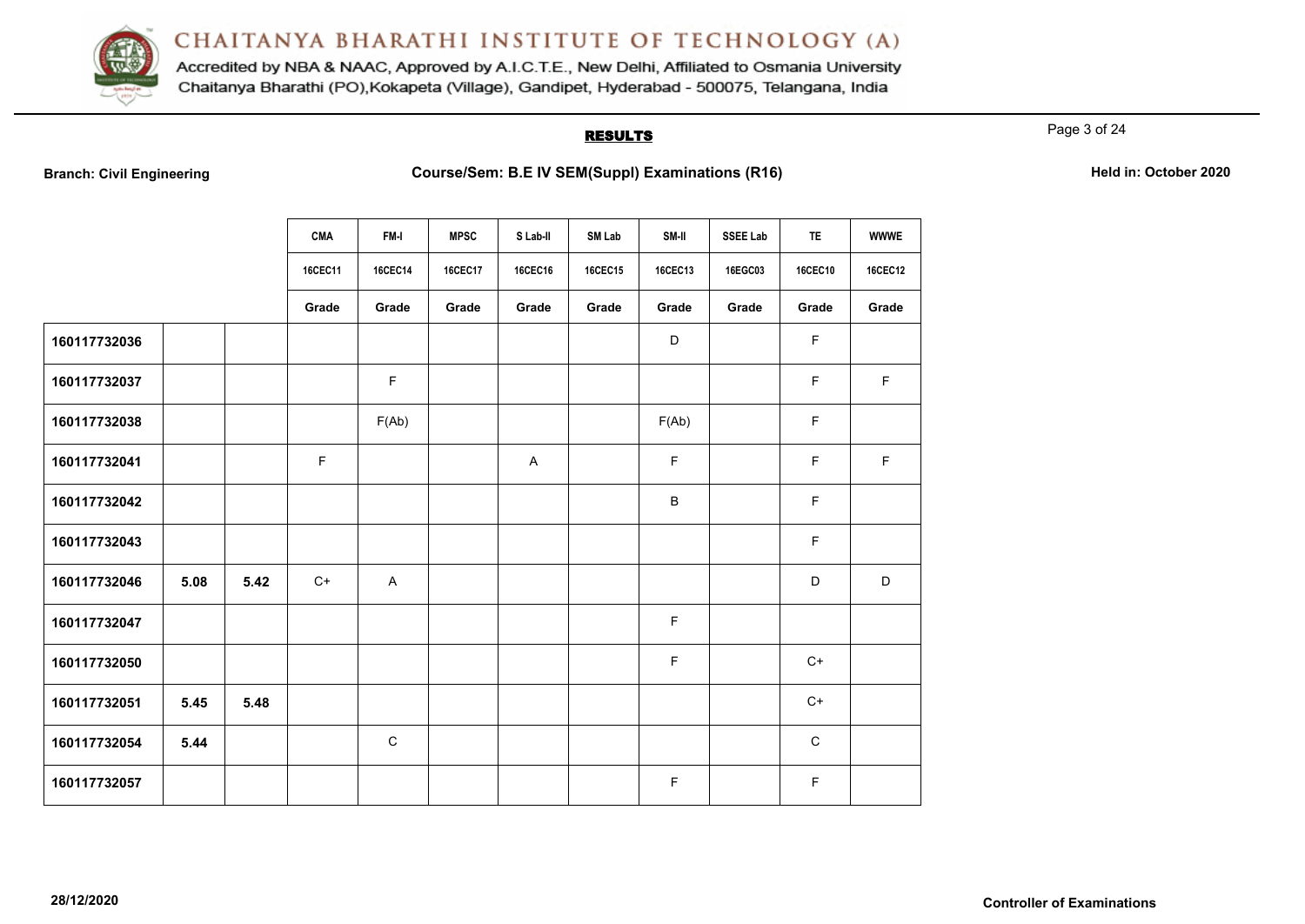# CHAITANYA BHARATHI INSTITUTE OF TECHNOLOGY (A)

Accredited by NBA & NAAC, Approved by A.I.C.T.E., New Delhi, Affiliated to Osmania University
Chaitanya Bharathi (PO),Kokapeta (Village), Gandipet, Hyderabad - 500075, Telangana, India

## RESULTS

**Branch: Civil Engineering** **Course/Sem: B.E IV SEM(Suppl) Examinations (R16)** **Held in: October 2020**

| | | | CMA | FM-I | MPSC | S Lab-II | SM Lab | SM-II | SSEE Lab | TE | WWWE |
|---|---|---|---|---|---|---|---|---|---|---|---|
| | | | 16CEC11 | 16CEC14 | 16CEC17 | 16CEC16 | 16CEC15 | 16CEC13 | 16EGC03 | 16CEC10 | 16CEC12 |
| | | | Grade | Grade | Grade | Grade | Grade | Grade | Grade | Grade | Grade |
| **160117732036** | | | | | | | | D | | F | |
| **160117732037** | | | | F | | | | | | F | F |
| **160117732038** | | | | F(Ab) | | | | F(Ab) | | F | |
| **160117732041** | | | F | | | A | | F | | F | F |
| **160117732042** | | | | | | | | B | | F | |
| **160117732043** | | | | | | | | | | F | |
| **160117732046** | **5.08** | **5.42** | C+ | A | | | | | | D | D |
| **160117732047** | | | | | | | | F | | | |
| **160117732050** | | | | | | | | F | | C+ | |
| **160117732051** | **5.45** | **5.48** | | | | | | | | C+ | |
| **160117732054** | **5.44** | | | C | | | | | | C | |
| **160117732057** | | | | | | | | F | | F | |

**28/12/2020** **Controller of Examinations**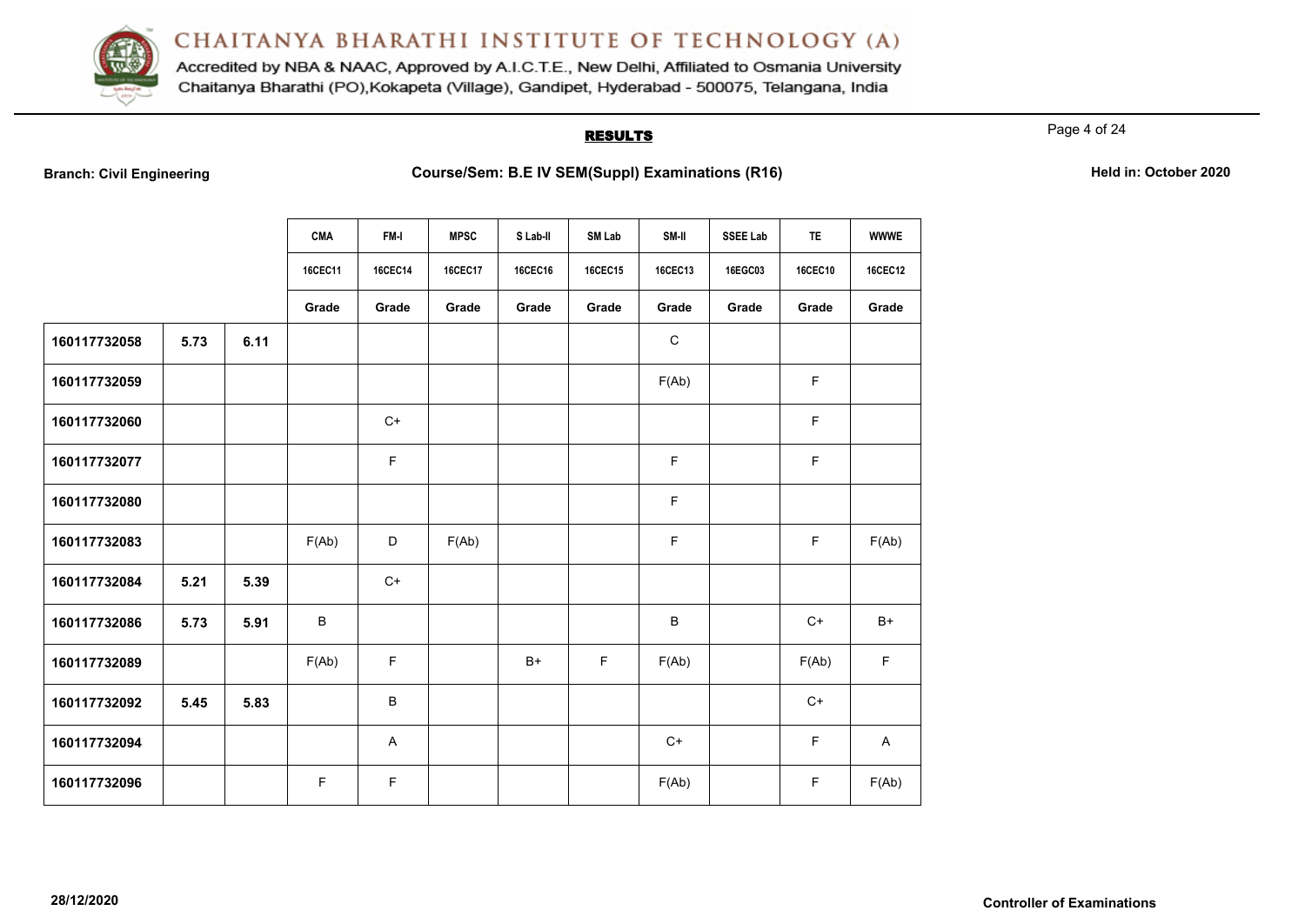# CHAITANYA BHARATHI INSTITUTE OF TECHNOLOGY (A)

Accredited by NBA & NAAC, Approved by A.I.C.T.E., New Delhi, Affiliated to Osmania University
Chaitanya Bharathi (PO),Kokapeta (Village), Gandipet, Hyderabad - 500075, Telangana, India

## RESULTS

**Branch: Civil Engineering** **Course/Sem: B.E IV SEM(Suppl) Examinations (R16)** **Held in: October 2020**

| | | | CMA | FM-I | MPSC | S Lab-II | SM Lab | SM-II | SSEE Lab | TE | WWWE |
|---|---|---|---|---|---|---|---|---|---|---|---|
| | | | 16CEC11 | 16CEC14 | 16CEC17 | 16CEC16 | 16CEC15 | 16CEC13 | 16EGC03 | 16CEC10 | 16CEC12 |
| | | | Grade | Grade | Grade | Grade | Grade | Grade | Grade | Grade | Grade |
| 160117732058 | 5.73 | 6.11 | | | | | | C | | | |
| 160117732059 | | | | | | | | F(Ab) | | F | |
| 160117732060 | | | | C+ | | | | | | F | |
| 160117732077 | | | | F | | | | F | | F | |
| 160117732080 | | | | | | | | F | | | |
| 160117732083 | | | F(Ab) | D | F(Ab) | | | F | | F | F(Ab) |
| 160117732084 | 5.21 | 5.39 | | C+ | | | | | | | |
| 160117732086 | 5.73 | 5.91 | B | | | | | B | | C+ | B+ |
| 160117732089 | | | F(Ab) | F | | B+ | F | F(Ab) | | F(Ab) | F |
| 160117732092 | 5.45 | 5.83 | | B | | | | | | C+ | |
| 160117732094 | | | | A | | | | C+ | | F | A |
| 160117732096 | | | F | F | | | | F(Ab) | | F | F(Ab) |

28/12/2020

**Controller of Examinations**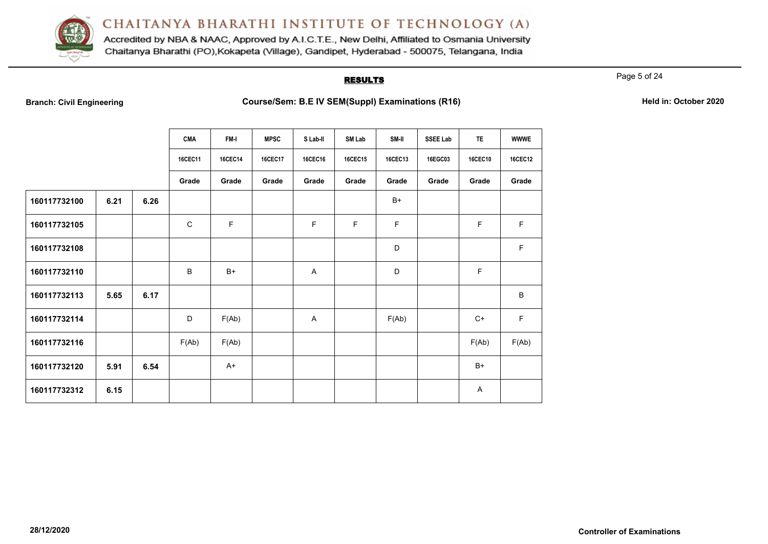# CHAITANYA BHARATHI INSTITUTE OF TECHNOLOGY (A)

Accredited by NBA & NAAC, Approved by A.I.C.T.E., New Delhi, Affiliated to Osmania University
Chaitanya Bharathi (PO),Kokapeta (Village), Gandipet, Hyderabad - 500075, Telangana, India

## RESULTS

**Branch: Civil Engineering** | **Course/Sem: B.E IV SEM(Suppl) Examinations (R16)** | **Held in: October 2020**

| | | | CMA | FM-I | MPSC | S Lab-II | SM Lab | SM-II | SSEE Lab | TE | WWWE |
|---|---|---|---|---|---|---|---|---|---|---|---|
| | | | 16CEC11 | 16CEC14 | 16CEC17 | 16CEC16 | 16CEC15 | 16CEC13 | 16EGC03 | 16CEC10 | 16CEC12 |
| | | | Grade | Grade | Grade | Grade | Grade | Grade | Grade | Grade | Grade |
| 160117732100 | 6.21 | 6.26 | | | | | | B+ | | | |
| 160117732105 | | | C | F | | F | F | F | | F | F |
| 160117732108 | | | | | | | | D | | | F |
| 160117732110 | | | B | B+ | | A | | D | | F | |
| 160117732113 | 5.65 | 6.17 | | | | | | | | | B |
| 160117732114 | | | D | F(Ab) | | A | | F(Ab) | | C+ | F |
| 160117732116 | | | F(Ab) | F(Ab) | | | | | | F(Ab) | F(Ab) |
| 160117732120 | 5.91 | 6.54 | | A+ | | | | | | B+ | |
| 160117732312 | 6.15 | | | | | | | | | A | |

**28/12/2020**

**Controller of Examinations**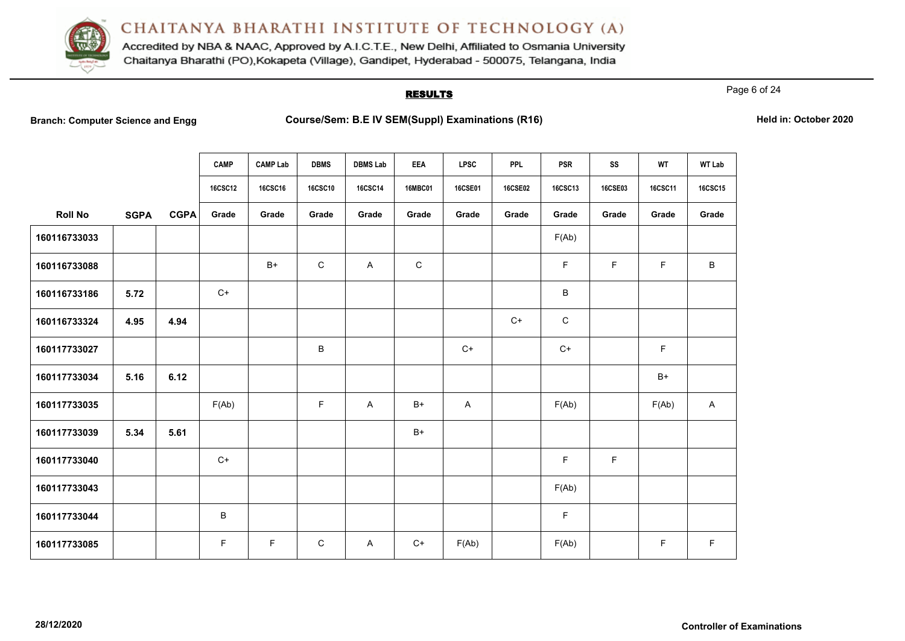# CHAITANYA BHARATHI INSTITUTE OF TECHNOLOGY (A)

Accredited by NBA & NAAC, Approved by A.I.C.T.E., New Delhi, Affiliated to Osmania University
Chaitanya Bharathi (PO),Kokapeta (Village), Gandipet, Hyderabad - 500075, Telangana, India

## RESULTS

**Branch: Computer Science and Engg** **Course/Sem: B.E IV SEM(Suppl) Examinations (R16)** **Held in: October 2020**

| | | | CAMP | CAMP Lab | DBMS | DBMS Lab | EEA | LPSC | PPL | PSR | SS | WT | WT Lab |
|---|---|---|---|---|---|---|---|---|---|---|---|---|---|
| | | | 16CSC12 | 16CSC16 | 16CSC10 | 16CSC14 | 16MBC01 | 16CSE01 | 16CSE02 | 16CSC13 | 16CSE03 | 16CSC11 | 16CSC15 |
| **Roll No** | **SGPA** | **CGPA** | **Grade** | **Grade** | **Grade** | **Grade** | **Grade** | **Grade** | **Grade** | **Grade** | **Grade** | **Grade** | **Grade** |
| **160116733033** | | | | | | | | | | F(Ab) | | | |
| **160116733088** | | | | B+ | C | A | C | | | F | F | F | B |
| **160116733186** | **5.72** | | C+ | | | | | | | B | | | |
| **160116733324** | **4.95** | **4.94** | | | | | | | C+ | C | | | |
| **160117733027** | | | | | B | | | C+ | | C+ | | F | |
| **160117733034** | **5.16** | **6.12** | | | | | | | | | | B+ | |
| **160117733035** | | | F(Ab) | | F | A | B+ | A | | F(Ab) | | F(Ab) | A |
| **160117733039** | **5.34** | **5.61** | | | | | B+ | | | | | | |
| **160117733040** | | | C+ | | | | | | | F | F | | |
| **160117733043** | | | | | | | | | | F(Ab) | | | |
| **160117733044** | | | B | | | | | | | F | | | |
| **160117733085** | | | F | F | C | A | C+ | F(Ab) | | F(Ab) | | F | F |

**28/12/2020** **Controller of Examinations**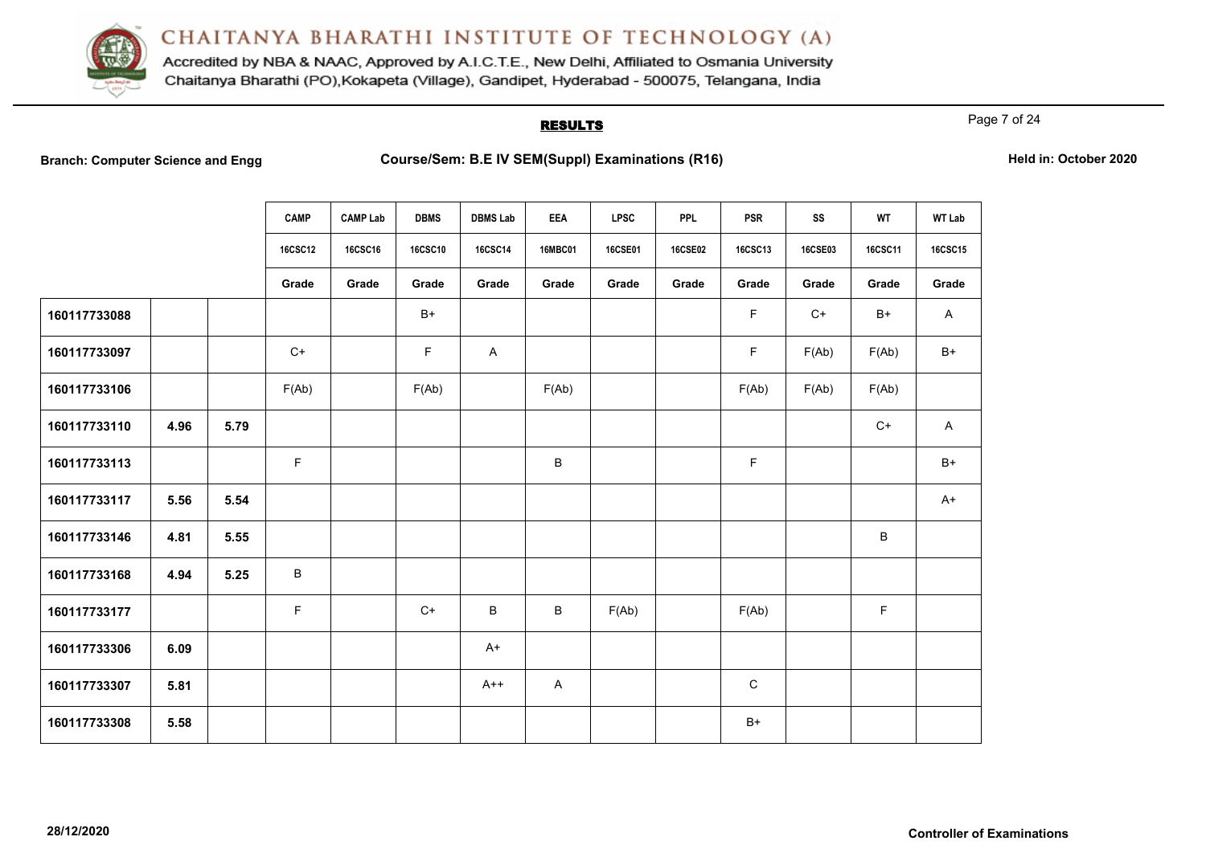# CHAITANYA BHARATHI INSTITUTE OF TECHNOLOGY (A)

Accredited by NBA & NAAC, Approved by A.I.C.T.E., New Delhi, Affiliated to Osmania University
Chaitanya Bharathi (PO),Kokapeta (Village), Gandipet, Hyderabad - 500075, Telangana, India

## RESULTS

**Branch: Computer Science and Engg** **Course/Sem: B.E IV SEM(Suppl) Examinations (R16)** **Held in: October 2020**

| | | | CAMP | CAMP Lab | DBMS | DBMS Lab | EEA | LPSC | PPL | PSR | SS | WT | WT Lab |
|---|---|---|---|---|---|---|---|---|---|---|---|---|---|
| | | | 16CSC12 | 16CSC16 | 16CSC10 | 16CSC14 | 16MBC01 | 16CSE01 | 16CSE02 | 16CSC13 | 16CSE03 | 16CSC11 | 16CSC15 |
| | | | Grade | Grade | Grade | Grade | Grade | Grade | Grade | Grade | Grade | Grade | Grade |
| 160117733088 | | | | | B+ | | | | | F | C+ | B+ | A |
| 160117733097 | | | C+ | | F | A | | | | F | F(Ab) | F(Ab) | B+ |
| 160117733106 | | | F(Ab) | | F(Ab) | | F(Ab) | | | F(Ab) | F(Ab) | F(Ab) | |
| 160117733110 | 4.96 | 5.79 | | | | | | | | | | C+ | A |
| 160117733113 | | | F | | | | B | | | F | | | B+ |
| 160117733117 | 5.56 | 5.54 | | | | | | | | | | | A+ |
| 160117733146 | 4.81 | 5.55 | | | | | | | | | | B | |
| 160117733168 | 4.94 | 5.25 | B | | | | | | | | | | |
| 160117733177 | | | F | | C+ | B | B | F(Ab) | | F(Ab) | | F | |
| 160117733306 | 6.09 | | | | | A+ | | | | | | | |
| 160117733307 | 5.81 | | | | | A++ | A | | | C | | | |
| 160117733308 | 5.58 | | | | | | | | | B+ | | | |

28/12/2020 **Controller of Examinations**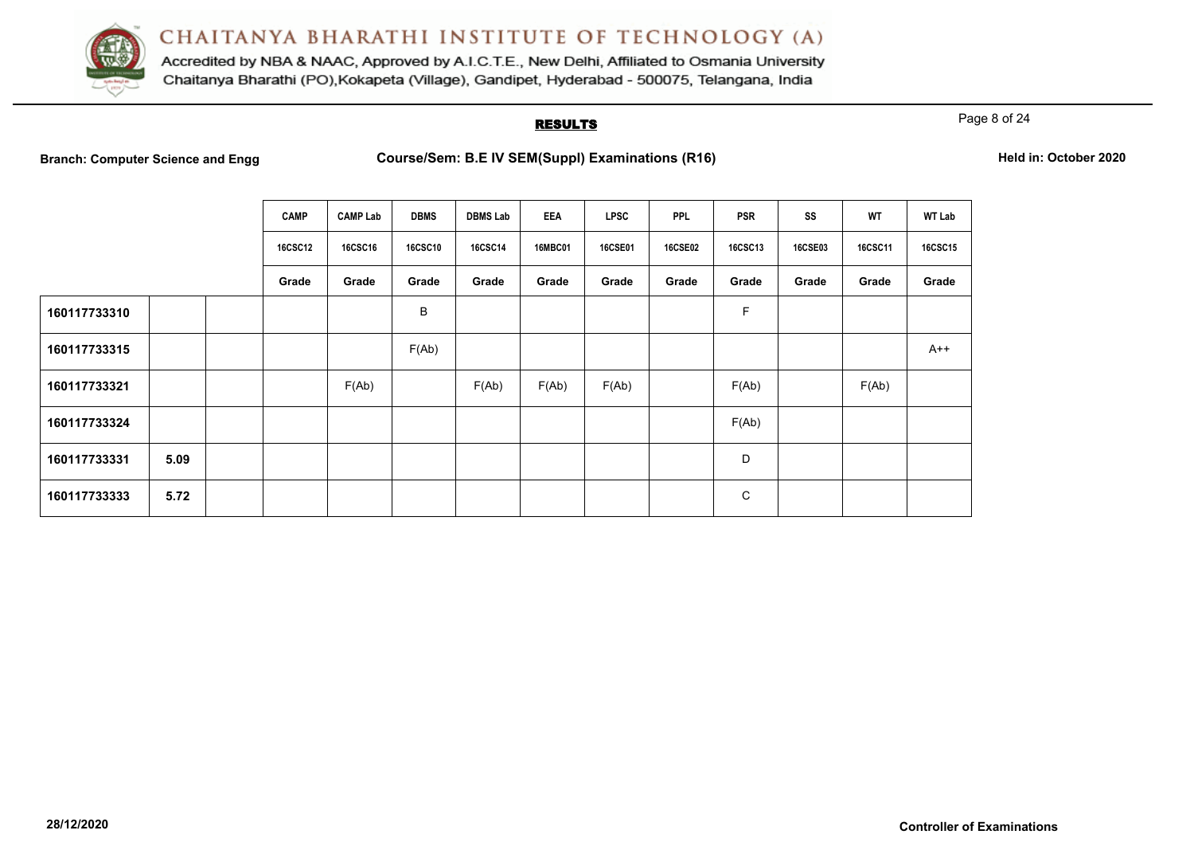# CHAITANYA BHARATHI INSTITUTE OF TECHNOLOGY (A)

Accredited by NBA & NAAC, Approved by A.I.C.T.E., New Delhi, Affiliated to Osmania University
Chaitanya Bharathi (PO),Kokapeta (Village), Gandipet, Hyderabad - 500075, Telangana, India

## RESULTS

**Branch: Computer Science and Engg** | **Course/Sem: B.E IV SEM(Suppl) Examinations (R16)** | **Held in: October 2020**

| | | | CAMP | CAMP Lab | DBMS | DBMS Lab | EEA | LPSC | PPL | PSR | SS | WT | WT Lab |
|---|---|---|---|---|---|---|---|---|---|---|---|---|---|
| | | | 16CSC12 | 16CSC16 | 16CSC10 | 16CSC14 | 16MBC01 | 16CSE01 | 16CSE02 | 16CSC13 | 16CSE03 | 16CSC11 | 16CSC15 |
| | | | Grade | Grade | Grade | Grade | Grade | Grade | Grade | Grade | Grade | Grade | Grade |
| 160117733310 | | | | | B | | | | | F | | | |
| 160117733315 | | | | | F(Ab) | | | | | | | | A++ |
| 160117733321 | | | | F(Ab) | | F(Ab) | F(Ab) | F(Ab) | | F(Ab) | | F(Ab) | |
| 160117733324 | | | | | | | | | | F(Ab) | | | |
| 160117733331 | 5.09 | | | | | | | | | D | | | |
| 160117733333 | 5.72 | | | | | | | | | C | | | |

28/12/2020

**Controller of Examinations**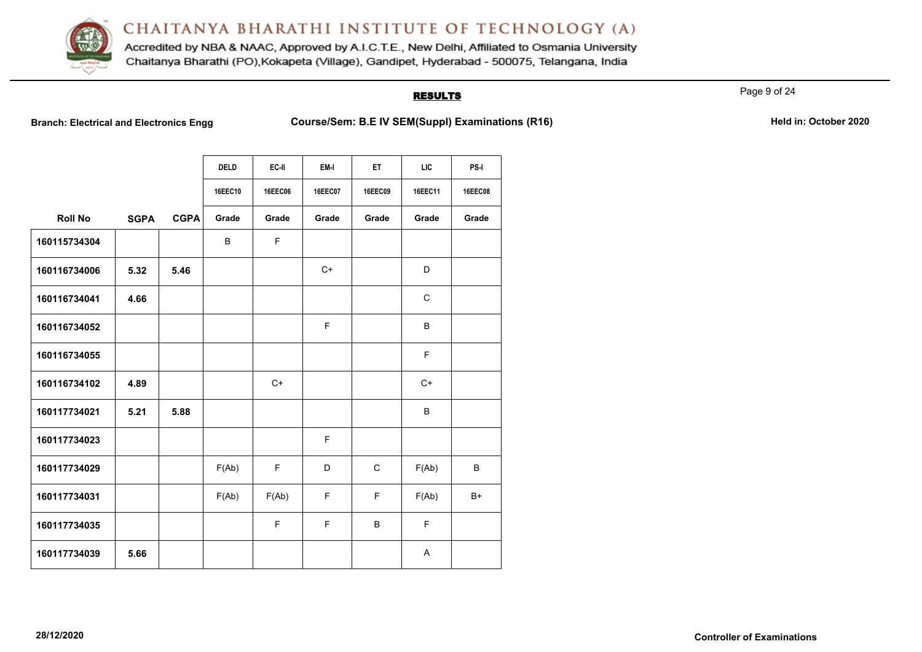# CHAITANYA BHARATHI INSTITUTE OF TECHNOLOGY (A)

Accredited by NBA & NAAC, Approved by A.I.C.T.E., New Delhi, Affiliated to Osmania University
Chaitanya Bharathi (PO),Kokapeta (Village), Gandipet, Hyderabad - 500075, Telangana, India

## RESULTS

**Branch: Electrical and Electronics Engg** **Course/Sem: B.E IV SEM(Suppl) Examinations (R16)** **Held in: October 2020**

| | | | DELD | EC-II | EM-I | ET | LIC | PS-I |
|---|---|---|---|---|---|---|---|---|
| | | | 16EEC10 | 16EEC06 | 16EEC07 | 16EEC09 | 16EEC11 | 16EEC08 |
| **Roll No** | **SGPA** | **CGPA** | **Grade** | **Grade** | **Grade** | **Grade** | **Grade** | **Grade** |
| **160115734304** | | | B | F | | | | |
| **160116734006** | **5.32** | **5.46** | | | C+ | | D | |
| **160116734041** | **4.66** | | | | | | C | |
| **160116734052** | | | | | F | | B | |
| **160116734055** | | | | | | | F | |
| **160116734102** | **4.89** | | | C+ | | | C+ | |
| **160117734021** | **5.21** | **5.88** | | | | | B | |
| **160117734023** | | | | | F | | | |
| **160117734029** | | | F(Ab) | F | D | C | F(Ab) | B |
| **160117734031** | | | F(Ab) | F(Ab) | F | F | F(Ab) | B+ |
| **160117734035** | | | | F | F | B | F | |
| **160117734039** | **5.66** | | | | | | A | |

**28/12/2020** **Controller of Examinations**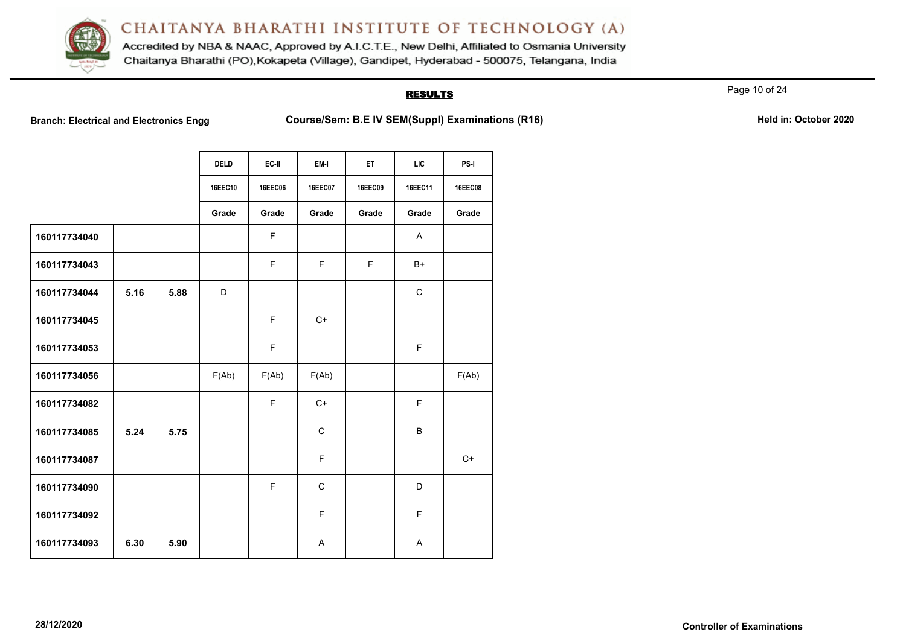# CHAITANYA BHARATHI INSTITUTE OF TECHNOLOGY (A)

Accredited by NBA & NAAC, Approved by A.I.C.T.E., New Delhi, Affiliated to Osmania University
Chaitanya Bharathi (PO),Kokapeta (Village), Gandipet, Hyderabad - 500075, Telangana, India

## RESULTS

**Branch: Electrical and Electronics Engg** **Course/Sem: B.E IV SEM(Suppl) Examinations (R16)** **Held in: October 2020**

| | | | DELD | EC-II | EM-I | ET | LIC | PS-I |
|---|---|---|---|---|---|---|---|---|
| | | | 16EEC10 | 16EEC06 | 16EEC07 | 16EEC09 | 16EEC11 | 16EEC08 |
| | | | Grade | Grade | Grade | Grade | Grade | Grade |
| **160117734040** | | | | F | | | A | |
| **160117734043** | | | | F | F | F | B+ | |
| **160117734044** | **5.16** | **5.88** | D | | | | C | |
| **160117734045** | | | | F | C+ | | | |
| **160117734053** | | | | F | | | F | |
| **160117734056** | | | F(Ab) | F(Ab) | F(Ab) | | | F(Ab) |
| **160117734082** | | | | F | C+ | | F | |
| **160117734085** | **5.24** | **5.75** | | | C | | B | |
| **160117734087** | | | | | F | | | C+ |
| **160117734090** | | | | F | C | | D | |
| **160117734092** | | | | | F | | F | |
| **160117734093** | **6.30** | **5.90** | | | A | | A | |

**28/12/2020** **Controller of Examinations**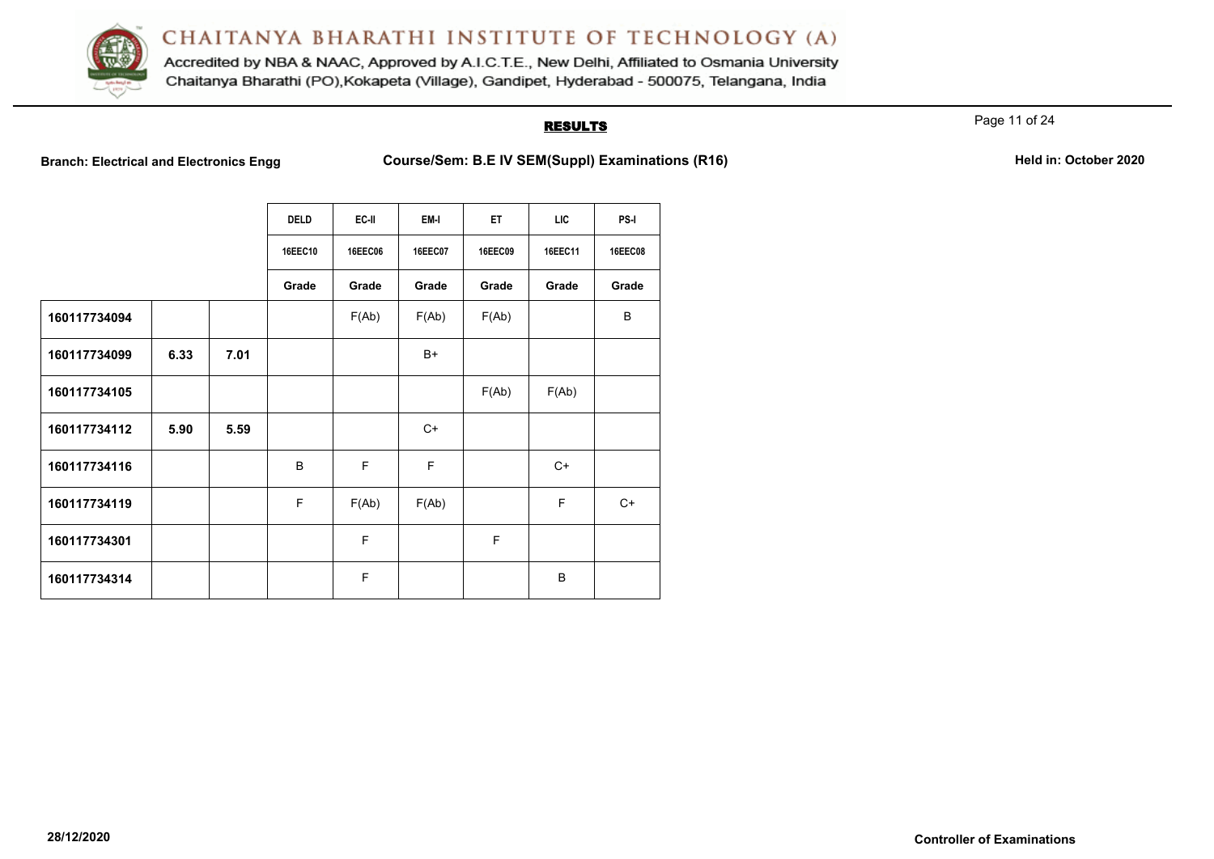**RESULTS**

**Branch: Electrical and Electronics Engg** **Course/Sem: B.E IV SEM(Suppl) Examinations (R16)** **Held in: October 2020**

| | | | DELD | EC-II | EM-I | ET | LIC | PS-I |
|---|---|---|---|---|---|---|---|---|
| | | | 16EEC10 | 16EEC06 | 16EEC07 | 16EEC09 | 16EEC11 | 16EEC08 |
| | | | Grade | Grade | Grade | Grade | Grade | Grade |
| **160117734094** | | | | F(Ab) | F(Ab) | F(Ab) | | B |
| **160117734099** | **6.33** | **7.01** | | | B+ | | | |
| **160117734105** | | | | | | F(Ab) | F(Ab) | |
| **160117734112** | **5.90** | **5.59** | | | C+ | | | |
| **160117734116** | | | B | F | F | | C+ | |
| **160117734119** | | | F | F(Ab) | F(Ab) | | F | C+ |
| **160117734301** | | | | F | | F | | |
| **160117734314** | | | | F | | | B | |

**28/12/2020** **Controller of Examinations**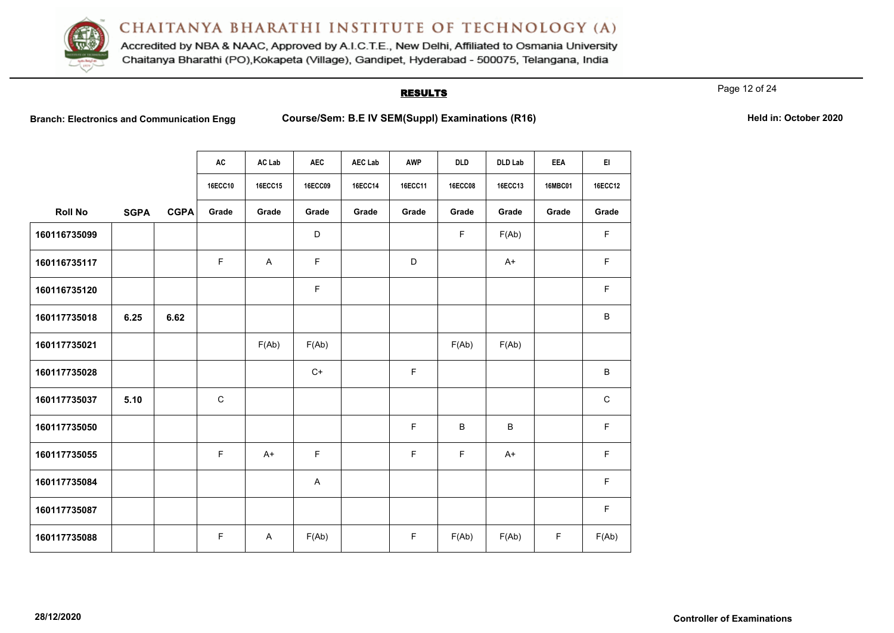# CHAITANYA BHARATHI INSTITUTE OF TECHNOLOGY (A)

Accredited by NBA & NAAC, Approved by A.I.C.T.E., New Delhi, Affiliated to Osmania University
Chaitanya Bharathi (PO),Kokapeta (Village), Gandipet, Hyderabad - 500075, Telangana, India

## RESULTS

**Branch: Electronics and Communication Engg** | **Course/Sem: B.E IV SEM(Suppl) Examinations (R16)** | **Held in: October 2020**

| | | | AC | AC Lab | AEC | AEC Lab | AWP | DLD | DLD Lab | EEA | EI |
|---|---|---|---|---|---|---|---|---|---|---|---|
| | | | 16ECC10 | 16ECC15 | 16ECC09 | 16ECC14 | 16ECC11 | 16ECC08 | 16ECC13 | 16MBC01 | 16ECC12 |
| **Roll No** | **SGPA** | **CGPA** | **Grade** | **Grade** | **Grade** | **Grade** | **Grade** | **Grade** | **Grade** | **Grade** | **Grade** |
| 160116735099 | | | | | D | | | F | F(Ab) | | F |
| 160116735117 | | | F | A | F | | D | | A+ | | F |
| 160116735120 | | | | | F | | | | | | F |
| 160117735018 | 6.25 | 6.62 | | | | | | | | | B |
| 160117735021 | | | | F(Ab) | F(Ab) | | | F(Ab) | F(Ab) | | |
| 160117735028 | | | | | C+ | | F | | | | B |
| 160117735037 | 5.10 | | C | | | | | | | | C |
| 160117735050 | | | | | | | F | B | B | | F |
| 160117735055 | | | F | A+ | F | | F | F | A+ | | F |
| 160117735084 | | | | | A | | | | | | F |
| 160117735087 | | | | | | | | | | | F |
| 160117735088 | | | F | A | F(Ab) | | F | F(Ab) | F(Ab) | F | F(Ab) |

28/12/2020

**Controller of Examinations**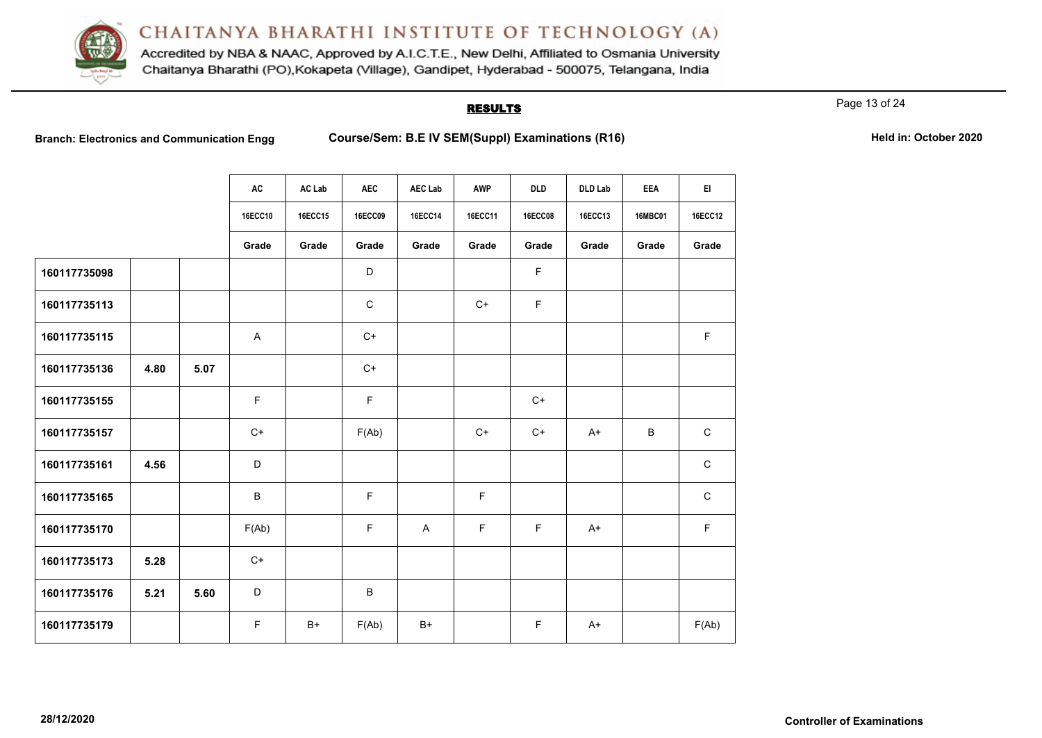# CHAITANYA BHARATHI INSTITUTE OF TECHNOLOGY (A)

Accredited by NBA & NAAC, Approved by A.I.C.T.E., New Delhi, Affiliated to Osmania University
Chaitanya Bharathi (PO),Kokapeta (Village), Gandipet, Hyderabad - 500075, Telangana, India

## RESULTS

**Branch: Electronics and Communication Engg** **Course/Sem: B.E IV SEM(Suppl) Examinations (R16)** **Held in: October 2020**

| | | | AC | AC Lab | AEC | AEC Lab | AWP | DLD | DLD Lab | EEA | EI |
|---|---|---|---|---|---|---|---|---|---|---|---|
| | | | 16ECC10 | 16ECC15 | 16ECC09 | 16ECC14 | 16ECC11 | 16ECC08 | 16ECC13 | 16MBC01 | 16ECC12 |
| | | | Grade | Grade | Grade | Grade | Grade | Grade | Grade | Grade | Grade |
| 160117735098 | | | | | D | | | F | | | |
| 160117735113 | | | | | C | | C+ | F | | | |
| 160117735115 | | | A | | C+ | | | | | | F |
| 160117735136 | 4.80 | 5.07 | | | C+ | | | | | | |
| 160117735155 | | | F | | F | | | C+ | | | |
| 160117735157 | | | C+ | | F(Ab) | | C+ | C+ | A+ | B | C |
| 160117735161 | 4.56 | | D | | | | | | | | C |
| 160117735165 | | | B | | F | | F | | | | C |
| 160117735170 | | | F(Ab) | | F | A | F | F | A+ | | F |
| 160117735173 | 5.28 | | C+ | | | | | | | | |
| 160117735176 | 5.21 | 5.60 | D | | B | | | | | | |
| 160117735179 | | | F | B+ | F(Ab) | B+ | | F | A+ | | F(Ab) |

28/12/2020

**Controller of Examinations**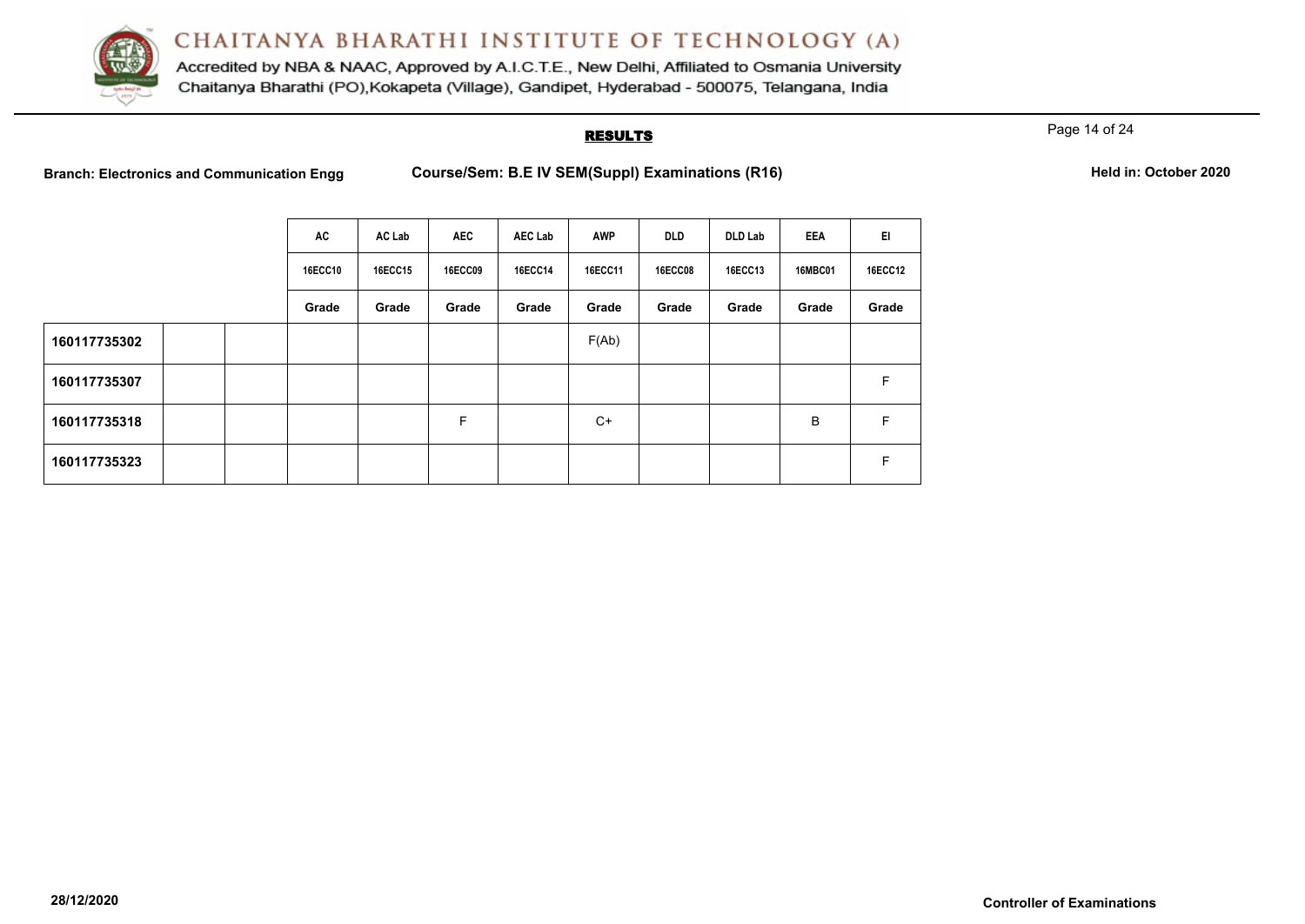# CHAITANYA BHARATHI INSTITUTE OF TECHNOLOGY (A)

Accredited by NBA & NAAC, Approved by A.I.C.T.E., New Delhi, Affiliated to Osmania University
Chaitanya Bharathi (PO),Kokapeta (Village), Gandipet, Hyderabad - 500075, Telangana, India

## RESULTS

**Branch: Electronics and Communication Engg** **Course/Sem: B.E IV SEM(Suppl) Examinations (R16)** **Held in: October 2020**

| | | | AC | AC Lab | AEC | AEC Lab | AWP | DLD | DLD Lab | EEA | EI |
|---|---|---|---|---|---|---|---|---|---|---|---|
| | | | 16ECC10 | 16ECC15 | 16ECC09 | 16ECC14 | 16ECC11 | 16ECC08 | 16ECC13 | 16MBC01 | 16ECC12 |
| | | | Grade | Grade | Grade | Grade | Grade | Grade | Grade | Grade | Grade |
| **160117735302** | | | | | | | F(Ab) | | | | |
| **160117735307** | | | | | | | | | | | F |
| **160117735318** | | | | | F | | C+ | | | B | F |
| **160117735323** | | | | | | | | | | | F |

**28/12/2020** **Controller of Examinations**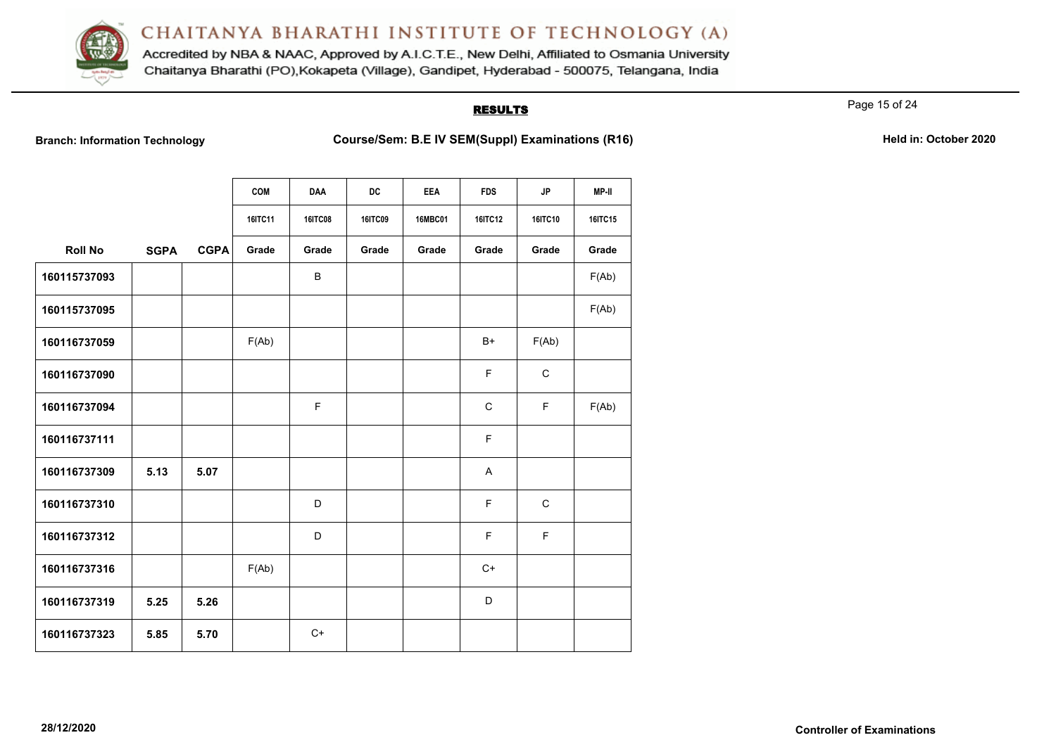# CHAITANYA BHARATHI INSTITUTE OF TECHNOLOGY (A)

Accredited by NBA & NAAC, Approved by A.I.C.T.E., New Delhi, Affiliated to Osmania University
Chaitanya Bharathi (PO),Kokapeta (Village), Gandipet, Hyderabad - 500075, Telangana, India

## RESULTS

**Branch: Information Technology** | **Course/Sem: B.E IV SEM(Suppl) Examinations (R16)** | **Held in: October 2020**

| | | | COM | DAA | DC | EEA | FDS | JP | MP-II |
|---|---|---|---|---|---|---|---|---|---|
| | | | 16ITC11 | 16ITC08 | 16ITC09 | 16MBC01 | 16ITC12 | 16ITC10 | 16ITC15 |
| **Roll No** | **SGPA** | **CGPA** | **Grade** | **Grade** | **Grade** | **Grade** | **Grade** | **Grade** | **Grade** |
| 160115737093 | | | | B | | | | | F(Ab) |
| 160115737095 | | | | | | | | | F(Ab) |
| 160116737059 | | | F(Ab) | | | | B+ | F(Ab) | |
| 160116737090 | | | | | | | F | C | |
| 160116737094 | | | | F | | | C | F | F(Ab) |
| 160116737111 | | | | | | | F | | |
| 160116737309 | 5.13 | 5.07 | | | | | A | | |
| 160116737310 | | | | D | | | F | C | |
| 160116737312 | | | | D | | | F | F | |
| 160116737316 | | | F(Ab) | | | | C+ | | |
| 160116737319 | 5.25 | 5.26 | | | | | D | | |
| 160116737323 | 5.85 | 5.70 | | C+ | | | | | |

28/12/2020

**Controller of Examinations**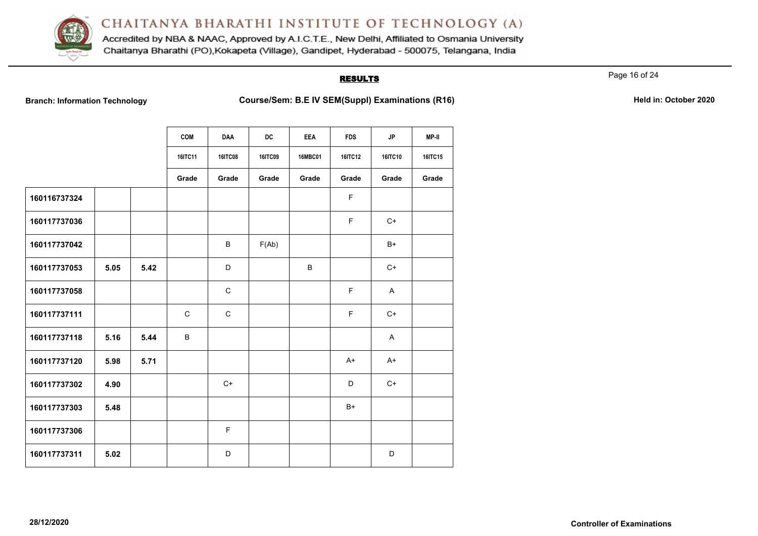# CHAITANYA BHARATHI INSTITUTE OF TECHNOLOGY (A)

Accredited by NBA & NAAC, Approved by A.I.C.T.E., New Delhi, Affiliated to Osmania University
Chaitanya Bharathi (PO),Kokapeta (Village), Gandipet, Hyderabad - 500075, Telangana, India

## RESULTS

**Branch: Information Technology** **Course/Sem: B.E IV SEM(Suppl) Examinations (R16)** **Held in: October 2020**

| | | | COM | DAA | DC | EEA | FDS | JP | MP-II |
|---|---|---|---|---|---|---|---|---|---|
| | | | 16ITC11 | 16ITC08 | 16ITC09 | 16MBC01 | 16ITC12 | 16ITC10 | 16ITC15 |
| | | | Grade | Grade | Grade | Grade | Grade | Grade | Grade |
| 160116737324 | | | | | | | F | | |
| 160117737036 | | | | | | | F | C+ | |
| 160117737042 | | | | B | F(Ab) | | | B+ | |
| 160117737053 | 5.05 | 5.42 | | D | | B | | C+ | |
| 160117737058 | | | | C | | | F | A | |
| 160117737111 | | | C | C | | | F | C+ | |
| 160117737118 | 5.16 | 5.44 | B | | | | | A | |
| 160117737120 | 5.98 | 5.71 | | | | | A+ | A+ | |
| 160117737302 | 4.90 | | | C+ | | | D | C+ | |
| 160117737303 | 5.48 | | | | | | B+ | | |
| 160117737306 | | | | F | | | | | |
| 160117737311 | 5.02 | | | D | | | | D | |

28/12/2020

Controller of Examinations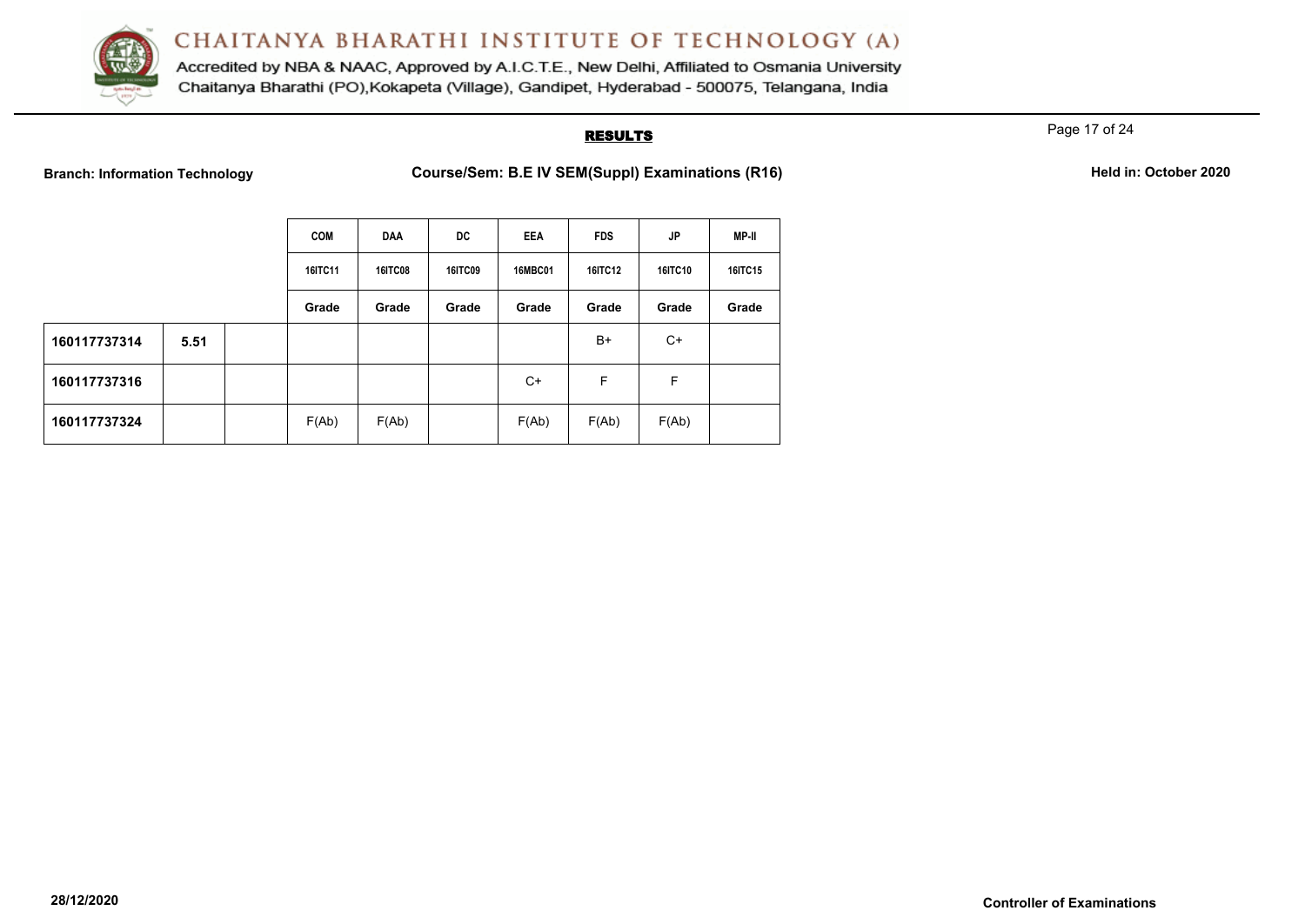# CHAITANYA BHARATHI INSTITUTE OF TECHNOLOGY (A)

Accredited by NBA & NAAC, Approved by A.I.C.T.E., New Delhi, Affiliated to Osmania University
Chaitanya Bharathi (PO),Kokapeta (Village), Gandipet, Hyderabad - 500075, Telangana, India

## RESULTS

**Branch: Information Technology** **Course/Sem: B.E IV SEM(Suppl) Examinations (R16)** **Held in: October 2020**

| | | | COM | DAA | DC | EEA | FDS | JP | MP-II |
|---|---|---|---|---|---|---|---|---|---|
| | | | 16ITC11 | 16ITC08 | 16ITC09 | 16MBC01 | 16ITC12 | 16ITC10 | 16ITC15 |
| | | | Grade | Grade | Grade | Grade | Grade | Grade | Grade |
| **160117737314** | **5.51** | | | | | | B+ | C+ | |
| **160117737316** | | | | | | C+ | F | F | |
| **160117737324** | | | F(Ab) | F(Ab) | | F(Ab) | F(Ab) | F(Ab) | |

**28/12/2020** **Controller of Examinations**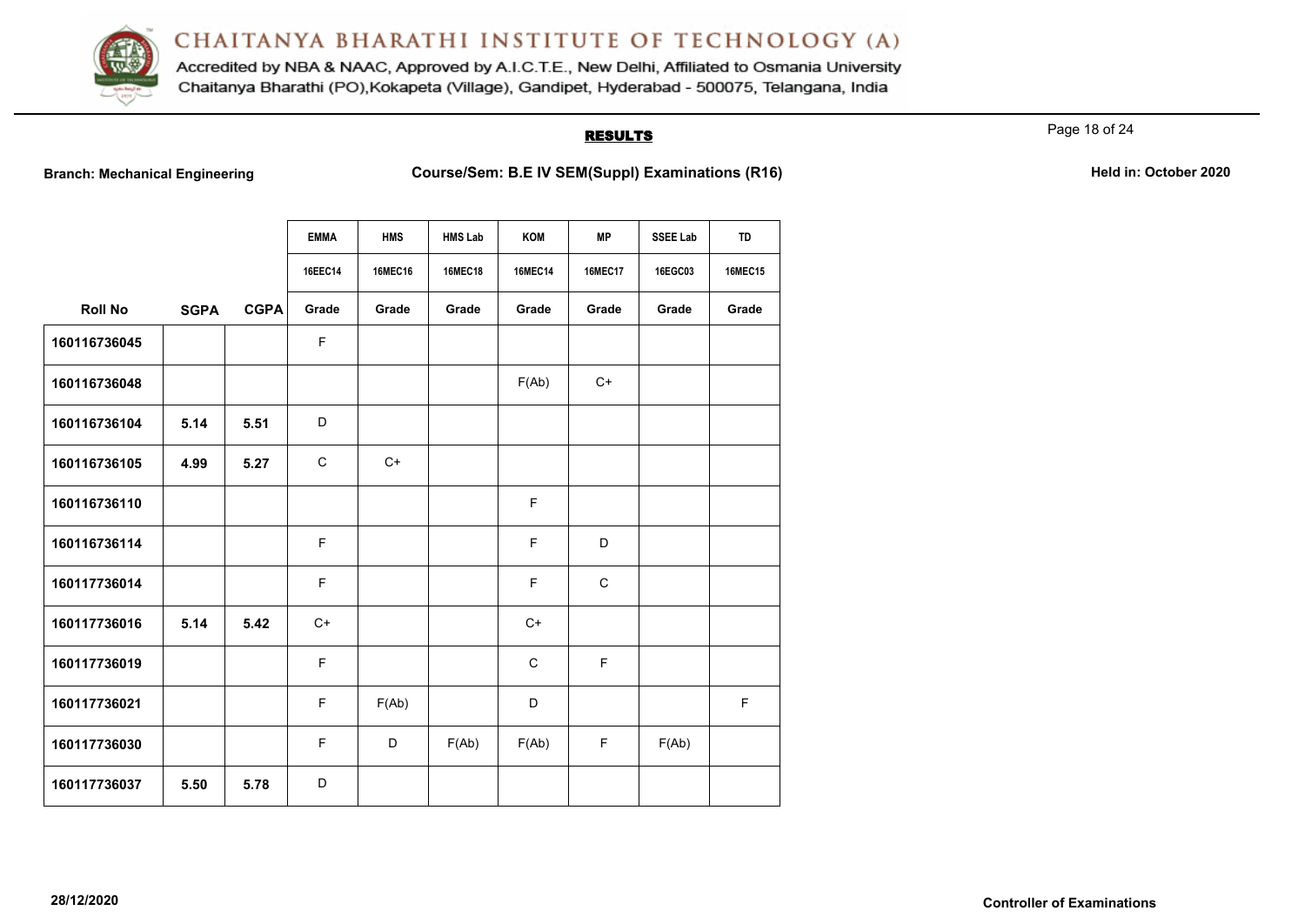# CHAITANYA BHARATHI INSTITUTE OF TECHNOLOGY (A)

Accredited by NBA & NAAC, Approved by A.I.C.T.E., New Delhi, Affiliated to Osmania University
Chaitanya Bharathi (PO),Kokapeta (Village), Gandipet, Hyderabad - 500075, Telangana, India

## RESULTS

**Branch: Mechanical Engineering** **Course/Sem: B.E IV SEM(Suppl) Examinations (R16)** **Held in: October 2020**

| | | | EMMA | HMS | HMS Lab | KOM | MP | SSEE Lab | TD |
|---|---|---|---|---|---|---|---|---|---|
| | | | 16EEC14 | 16MEC16 | 16MEC18 | 16MEC14 | 16MEC17 | 16EGC03 | 16MEC15 |
| **Roll No** | **SGPA** | **CGPA** | **Grade** | **Grade** | **Grade** | **Grade** | **Grade** | **Grade** | **Grade** |
| 160116736045 | | | F | | | | | | |
| 160116736048 | | | | | | F(Ab) | C+ | | |
| 160116736104 | 5.14 | 5.51 | D | | | | | | |
| 160116736105 | 4.99 | 5.27 | C | C+ | | | | | |
| 160116736110 | | | | | | F | | | |
| 160116736114 | | | F | | | F | D | | |
| 160117736014 | | | F | | | F | C | | |
| 160117736016 | 5.14 | 5.42 | C+ | | | C+ | | | |
| 160117736019 | | | F | | | C | F | | |
| 160117736021 | | | F | F(Ab) | | D | | | F |
| 160117736030 | | | F | D | F(Ab) | F(Ab) | F | F(Ab) | |
| 160117736037 | 5.50 | 5.78 | D | | | | | | |

28/12/2020

**Controller of Examinations**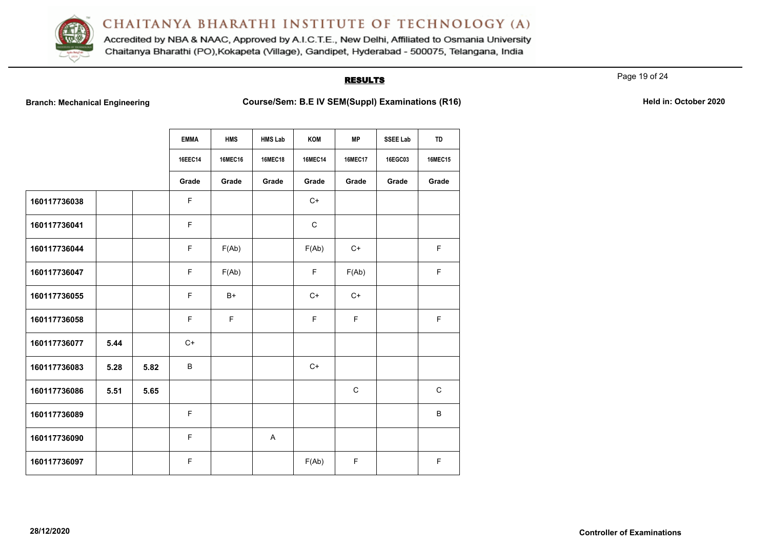# CHAITANYA BHARATHI INSTITUTE OF TECHNOLOGY (A)

Accredited by NBA & NAAC, Approved by A.I.C.T.E., New Delhi, Affiliated to Osmania University
Chaitanya Bharathi (PO),Kokapeta (Village), Gandipet, Hyderabad - 500075, Telangana, India

## RESULTS

**Branch: Mechanical Engineering** | **Course/Sem: B.E IV SEM(Suppl) Examinations (R16)** | **Held in: October 2020**

| | | | EMMA | HMS | HMS Lab | KOM | MP | SSEE Lab | TD |
|---|---|---|---|---|---|---|---|---|---|
| | | | 16EEC14 | 16MEC16 | 16MEC18 | 16MEC14 | 16MEC17 | 16EGC03 | 16MEC15 |
| | | | Grade | Grade | Grade | Grade | Grade | Grade | Grade |
| **160117736038** | | | F | | | C+ | | | |
| **160117736041** | | | F | | | C | | | |
| **160117736044** | | | F | F(Ab) | | F(Ab) | C+ | | F |
| **160117736047** | | | F | F(Ab) | | F | F(Ab) | | F |
| **160117736055** | | | F | B+ | | C+ | C+ | | |
| **160117736058** | | | F | F | | F | F | | F |
| **160117736077** | **5.44** | | C+ | | | | | | |
| **160117736083** | **5.28** | **5.82** | B | | | C+ | | | |
| **160117736086** | **5.51** | **5.65** | | | | | C | | C |
| **160117736089** | | | F | | | | | | B |
| **160117736090** | | | F | | A | | | | |
| **160117736097** | | | F | | | F(Ab) | F | | F |

**28/12/2020** | **Controller of Examinations**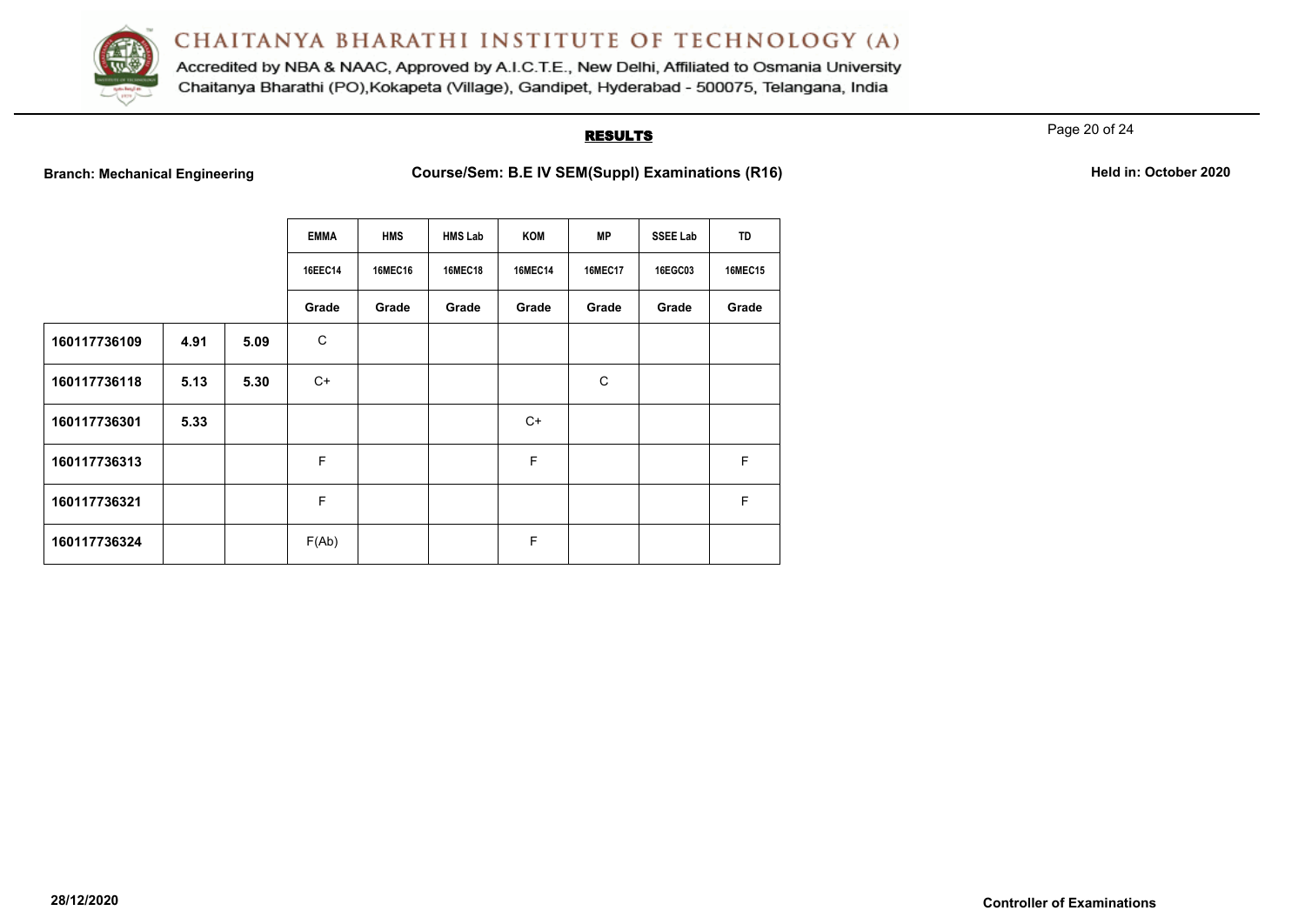# CHAITANYA BHARATHI INSTITUTE OF TECHNOLOGY (A)

Accredited by NBA & NAAC, Approved by A.I.C.T.E., New Delhi, Affiliated to Osmania University
Chaitanya Bharathi (PO),Kokapeta (Village), Gandipet, Hyderabad - 500075, Telangana, India

## RESULTS

**Branch: Mechanical Engineering** | **Course/Sem: B.E IV SEM(Suppl) Examinations (R16)** | **Held in: October 2020**

| | | | EMMA | HMS | HMS Lab | KOM | MP | SSEE Lab | TD |
|---|---|---|---|---|---|---|---|---|---|
| | | | 16EEC14 | 16MEC16 | 16MEC18 | 16MEC14 | 16MEC17 | 16EGC03 | 16MEC15 |
| | | | Grade | Grade | Grade | Grade | Grade | Grade | Grade |
| **160117736109** | **4.91** | **5.09** | C | | | | | | |
| **160117736118** | **5.13** | **5.30** | C+ | | | | C | | |
| **160117736301** | **5.33** | | | | | C+ | | | |
| **160117736313** | | | F | | | F | | | F |
| **160117736321** | | | F | | | | | | F |
| **160117736324** | | | F(Ab) | | | F | | | |

**28/12/2020**

**Controller of Examinations**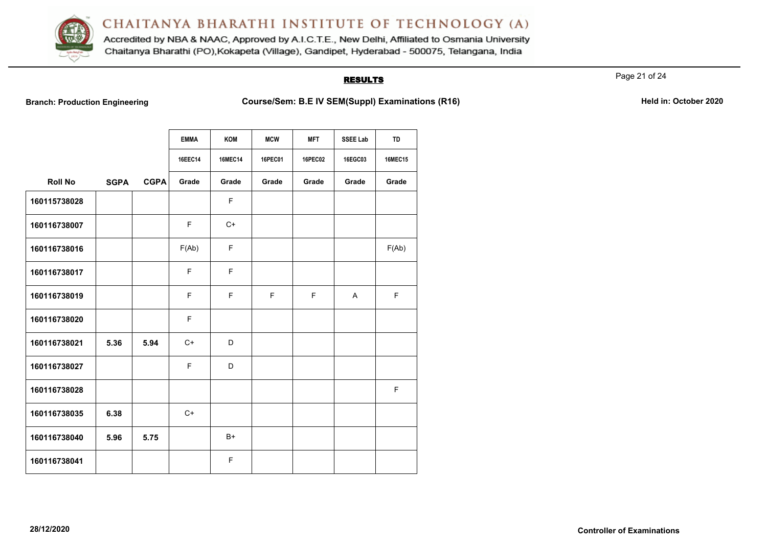# CHAITANYA BHARATHI INSTITUTE OF TECHNOLOGY (A)

Accredited by NBA & NAAC, Approved by A.I.C.T.E., New Delhi, Affiliated to Osmania University
Chaitanya Bharathi (PO),Kokapeta (Village), Gandipet, Hyderabad - 500075, Telangana, India

## RESULTS

**Branch: Production Engineering** **Course/Sem: B.E IV SEM(Suppl) Examinations (R16)** **Held in: October 2020**

| | | | EMMA | KOM | MCW | MFT | SSEE Lab | TD |
|---|---|---|---|---|---|---|---|---|
| | | | 16EEC14 | 16MEC14 | 16PEC01 | 16PEC02 | 16EGC03 | 16MEC15 |
| **Roll No** | **SGPA** | **CGPA** | **Grade** | **Grade** | **Grade** | **Grade** | **Grade** | **Grade** |
| **160115738028** | | | | F | | | | |
| **160116738007** | | | F | C+ | | | | |
| **160116738016** | | | F(Ab) | F | | | | F(Ab) |
| **160116738017** | | | F | F | | | | |
| **160116738019** | | | F | F | F | F | A | F |
| **160116738020** | | | F | | | | | |
| **160116738021** | **5.36** | **5.94** | C+ | D | | | | |
| **160116738027** | | | F | D | | | | |
| **160116738028** | | | | | | | | F |
| **160116738035** | **6.38** | | C+ | | | | | |
| **160116738040** | **5.96** | **5.75** | | B+ | | | | |
| **160116738041** | | | | F | | | | |

**28/12/2020** **Controller of Examinations**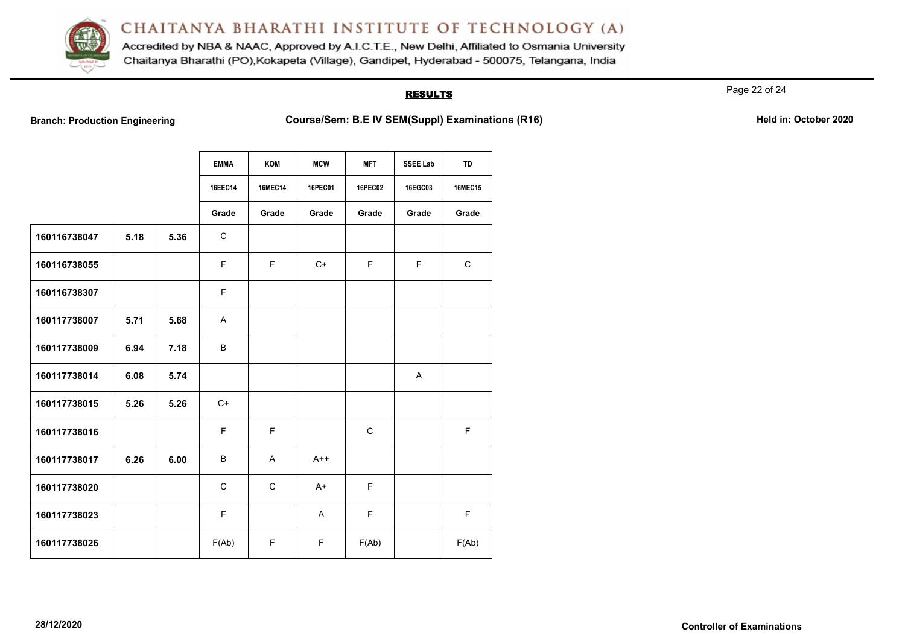# CHAITANYA BHARATHI INSTITUTE OF TECHNOLOGY (A)

Accredited by NBA & NAAC, Approved by A.I.C.T.E., New Delhi, Affiliated to Osmania University
Chaitanya Bharathi (PO),Kokapeta (Village), Gandipet, Hyderabad - 500075, Telangana, India

## RESULTS

**Branch: Production Engineering** **Course/Sem: B.E IV SEM(Suppl) Examinations (R16)** **Held in: October 2020**

| | | | EMMA | KOM | MCW | MFT | SSEE Lab | TD |
|---|---|---|---|---|---|---|---|---|
| | | | 16EEC14 | 16MEC14 | 16PEC01 | 16PEC02 | 16EGC03 | 16MEC15 |
| | | | Grade | Grade | Grade | Grade | Grade | Grade |
| **160116738047** | **5.18** | **5.36** | C | | | | | |
| **160116738055** | | | F | F | C+ | F | F | C |
| **160116738307** | | | F | | | | | |
| **160117738007** | **5.71** | **5.68** | A | | | | | |
| **160117738009** | **6.94** | **7.18** | B | | | | | |
| **160117738014** | **6.08** | **5.74** | | | | | A | |
| **160117738015** | **5.26** | **5.26** | C+ | | | | | |
| **160117738016** | | | F | F | | C | | F |
| **160117738017** | **6.26** | **6.00** | B | A | A++ | | | |
| **160117738020** | | | C | C | A+ | F | | |
| **160117738023** | | | F | | A | F | | F |
| **160117738026** | | | F(Ab) | F | F | F(Ab) | | F(Ab) |

**28/12/2020** **Controller of Examinations**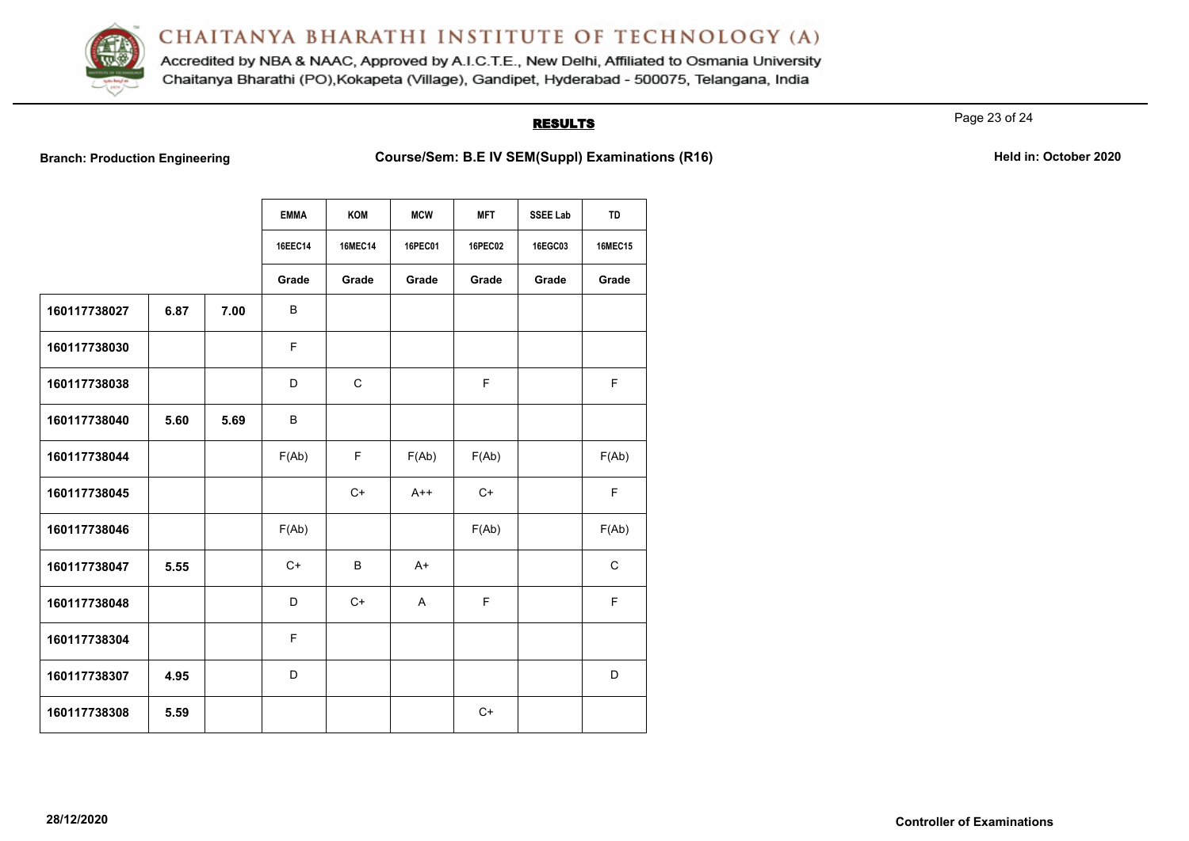# CHAITANYA BHARATHI INSTITUTE OF TECHNOLOGY (A)

Accredited by NBA & NAAC, Approved by A.I.C.T.E., New Delhi, Affiliated to Osmania University
Chaitanya Bharathi (PO),Kokapeta (Village), Gandipet, Hyderabad - 500075, Telangana, India

## RESULTS

**Branch: Production Engineering** **Course/Sem: B.E IV SEM(Suppl) Examinations (R16)** **Held in: October 2020**

| | | | EMMA | KOM | MCW | MFT | SSEE Lab | TD |
|---|---|---|---|---|---|---|---|---|
| | | | 16EEC14 | 16MEC14 | 16PEC01 | 16PEC02 | 16EGC03 | 16MEC15 |
| | | | Grade | Grade | Grade | Grade | Grade | Grade |
| 160117738027 | 6.87 | 7.00 | B | | | | | |
| 160117738030 | | | F | | | | | |
| 160117738038 | | | D | C | | F | | F |
| 160117738040 | 5.60 | 5.69 | B | | | | | |
| 160117738044 | | | F(Ab) | F | F(Ab) | F(Ab) | | F(Ab) |
| 160117738045 | | | | C+ | A++ | C+ | | F |
| 160117738046 | | | F(Ab) | | | F(Ab) | | F(Ab) |
| 160117738047 | 5.55 | | C+ | B | A+ | | | C |
| 160117738048 | | | D | C+ | A | F | | F |
| 160117738304 | | | F | | | | | |
| 160117738307 | 4.95 | | D | | | | | D |
| 160117738308 | 5.59 | | | | | C+ | | |

28/12/2020

**Controller of Examinations**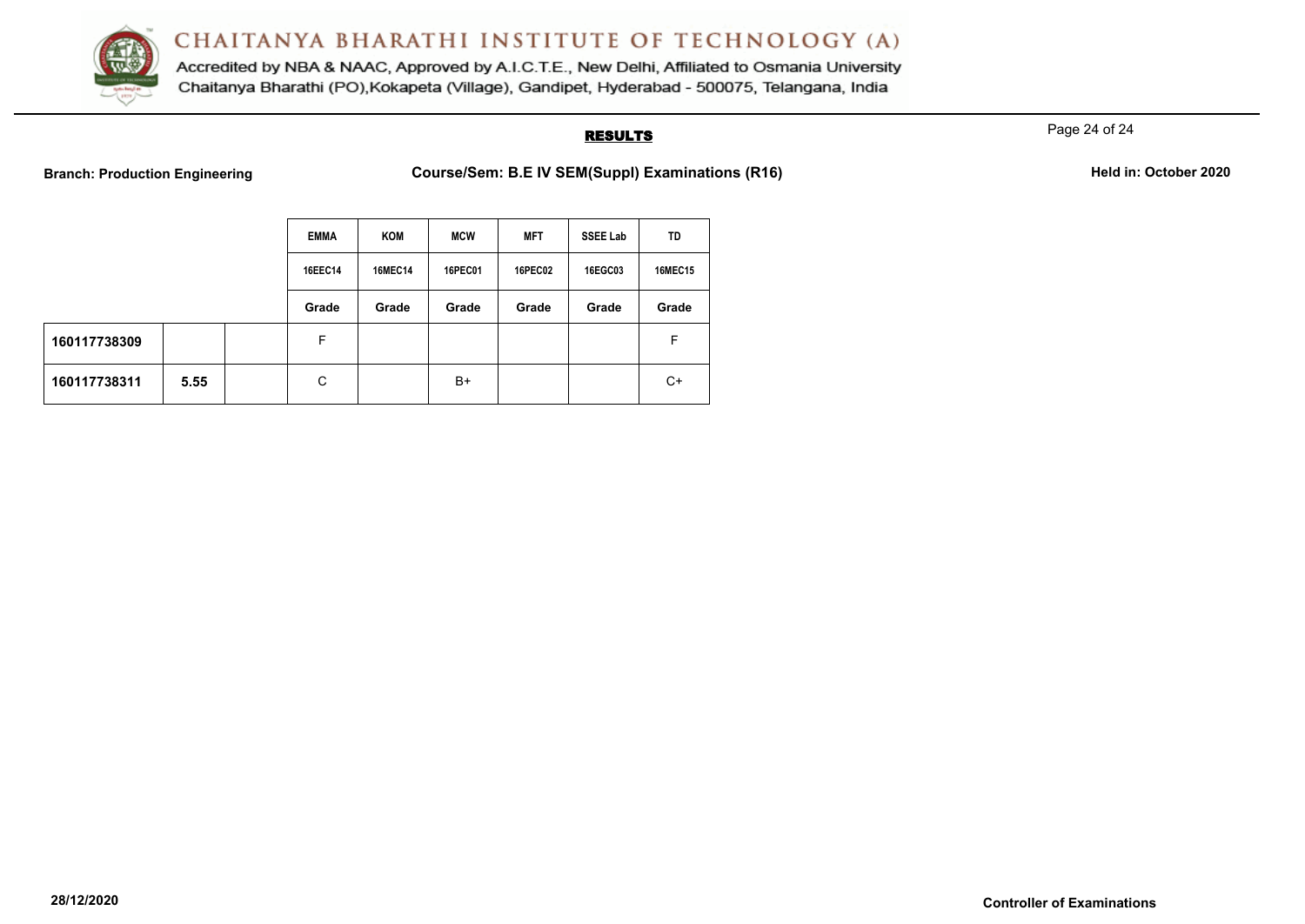# CHAITANYA BHARATHI INSTITUTE OF TECHNOLOGY (A)

Accredited by NBA & NAAC, Approved by A.I.C.T.E., New Delhi, Affiliated to Osmania University
Chaitanya Bharathi (PO),Kokapeta (Village), Gandipet, Hyderabad - 500075, Telangana, India

## RESULTS

**Branch: Production Engineering** **Course/Sem: B.E IV SEM(Suppl) Examinations (R16)** **Held in: October 2020**

| | | | EMMA | KOM | MCW | MFT | SSEE Lab | TD |
|---|---|---|---|---|---|---|---|---|
| | | | 16EEC14 | 16MEC14 | 16PEC01 | 16PEC02 | 16EGC03 | 16MEC15 |
| | | | Grade | Grade | Grade | Grade | Grade | Grade |
| **160117738309** | | | F | | | | | F |
| **160117738311** | **5.55** | | C | | B+ | | | C+ |

**28/12/2020** **Controller of Examinations**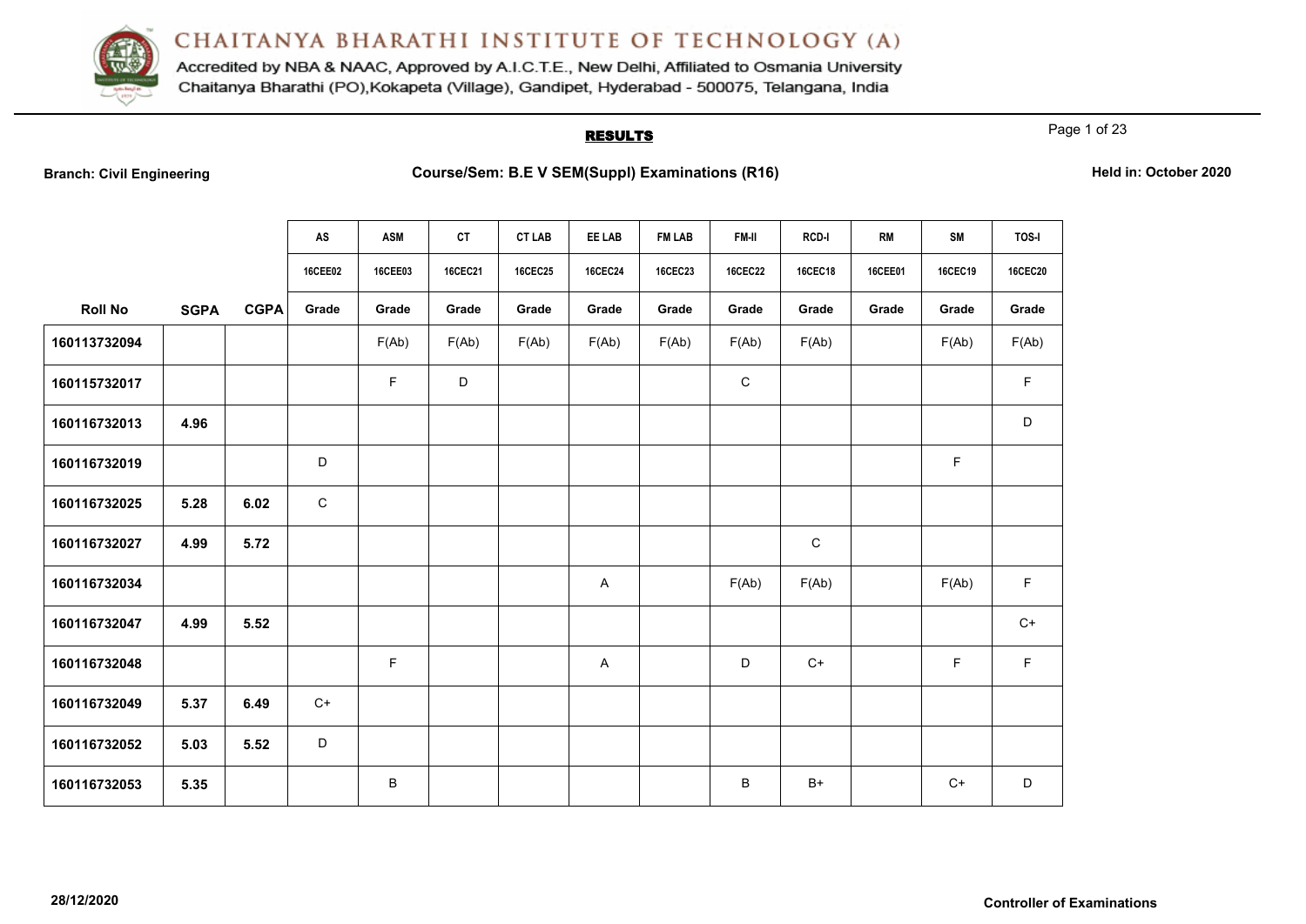# CHAITANYA BHARATHI INSTITUTE OF TECHNOLOGY (A)

Accredited by NBA & NAAC, Approved by A.I.C.T.E., New Delhi, Affiliated to Osmania University
Chaitanya Bharathi (PO),Kokapeta (Village), Gandipet, Hyderabad - 500075, Telangana, India

## RESULTS

**Branch: Civil Engineering** | **Course/Sem: B.E V SEM(Suppl) Examinations (R16)** | **Held in: October 2020**

| | | | AS | ASM | CT | CT LAB | EE LAB | FM LAB | FM-II | RCD-I | RM | SM | TOS-I |
|---|---|---|---|---|---|---|---|---|---|---|---|---|---|
| | | | 16CEE02 | 16CEE03 | 16CEC21 | 16CEC25 | 16CEC24 | 16CEC23 | 16CEC22 | 16CEC18 | 16CEE01 | 16CEC19 | 16CEC20 |
| Roll No | SGPA | CGPA | Grade | Grade | Grade | Grade | Grade | Grade | Grade | Grade | Grade | Grade | Grade |
| 160113732094 | | | | F(Ab) | F(Ab) | F(Ab) | F(Ab) | F(Ab) | F(Ab) | F(Ab) | | F(Ab) | F(Ab) |
| 160115732017 | | | | F | D | | | | C | | | | F |
| 160116732013 | 4.96 | | | | | | | | | | | | D |
| 160116732019 | | | D | | | | | | | | | F | |
| 160116732025 | 5.28 | 6.02 | C | | | | | | | | | | |
| 160116732027 | 4.99 | 5.72 | | | | | | | | C | | | |
| 160116732034 | | | | | | | A | | F(Ab) | F(Ab) | | F(Ab) | F |
| 160116732047 | 4.99 | 5.52 | | | | | | | | | | | C+ |
| 160116732048 | | | | F | | | A | | D | C+ | | F | F |
| 160116732049 | 5.37 | 6.49 | C+ | | | | | | | | | | |
| 160116732052 | 5.03 | 5.52 | D | | | | | | | | | | |
| 160116732053 | 5.35 | | | B | | | | | B | B+ | | C+ | D |

28/12/2020

**Controller of Examinations**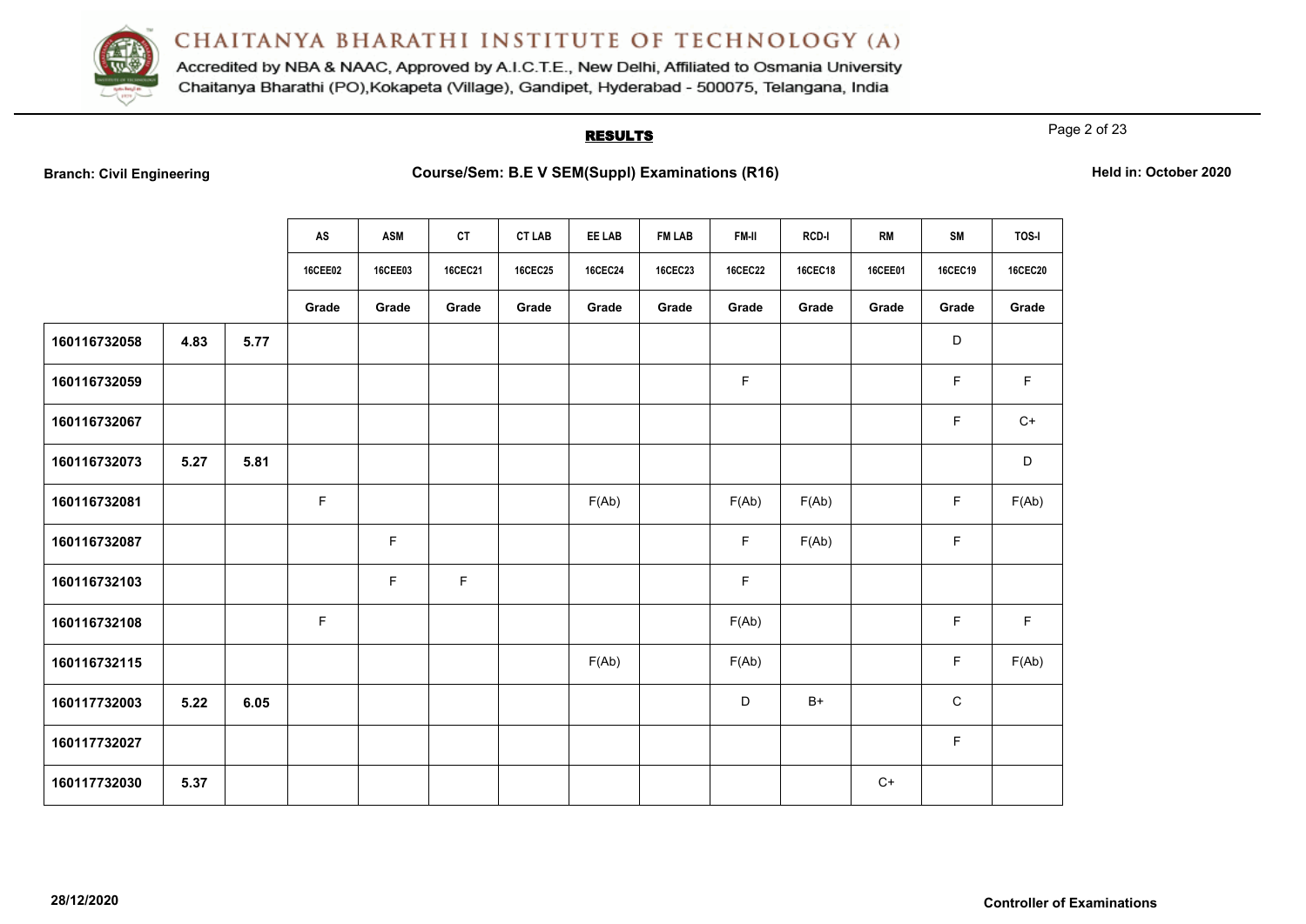# CHAITANYA BHARATHI INSTITUTE OF TECHNOLOGY (A)

Accredited by NBA & NAAC, Approved by A.I.C.T.E., New Delhi, Affiliated to Osmania University
Chaitanya Bharathi (PO),Kokapeta (Village), Gandipet, Hyderabad - 500075, Telangana, India

## RESULTS

**Branch: Civil Engineering** | **Course/Sem: B.E V SEM(Suppl) Examinations (R16)** | **Held in: October 2020**

| | | | AS | ASM | CT | CT LAB | EE LAB | FM LAB | FM-II | RCD-I | RM | SM | TOS-I |
|---|---|---|---|---|---|---|---|---|---|---|---|---|---|
| | | | 16CEE02 | 16CEE03 | 16CEC21 | 16CEC25 | 16CEC24 | 16CEC23 | 16CEC22 | 16CEC18 | 16CEE01 | 16CEC19 | 16CEC20 |
| | | | Grade | Grade | Grade | Grade | Grade | Grade | Grade | Grade | Grade | Grade | Grade |
| 160116732058 | 4.83 | 5.77 | | | | | | | | | | D | |
| 160116732059 | | | | | | | | | F | | | F | F |
| 160116732067 | | | | | | | | | | | | F | C+ |
| 160116732073 | 5.27 | 5.81 | | | | | | | | | | | D |
| 160116732081 | | | F | | | | F(Ab) | | F(Ab) | F(Ab) | | F | F(Ab) |
| 160116732087 | | | | F | | | | | F | F(Ab) | | F | |
| 160116732103 | | | | F | F | | | | F | | | | |
| 160116732108 | | | F | | | | | | F(Ab) | | | F | F |
| 160116732115 | | | | | | | F(Ab) | | F(Ab) | | | F | F(Ab) |
| 160117732003 | 5.22 | 6.05 | | | | | | | D | B+ | | C | |
| 160117732027 | | | | | | | | | | | | F | |
| 160117732030 | 5.37 | | | | | | | | | | C+ | | |

28/12/2020

**Controller of Examinations**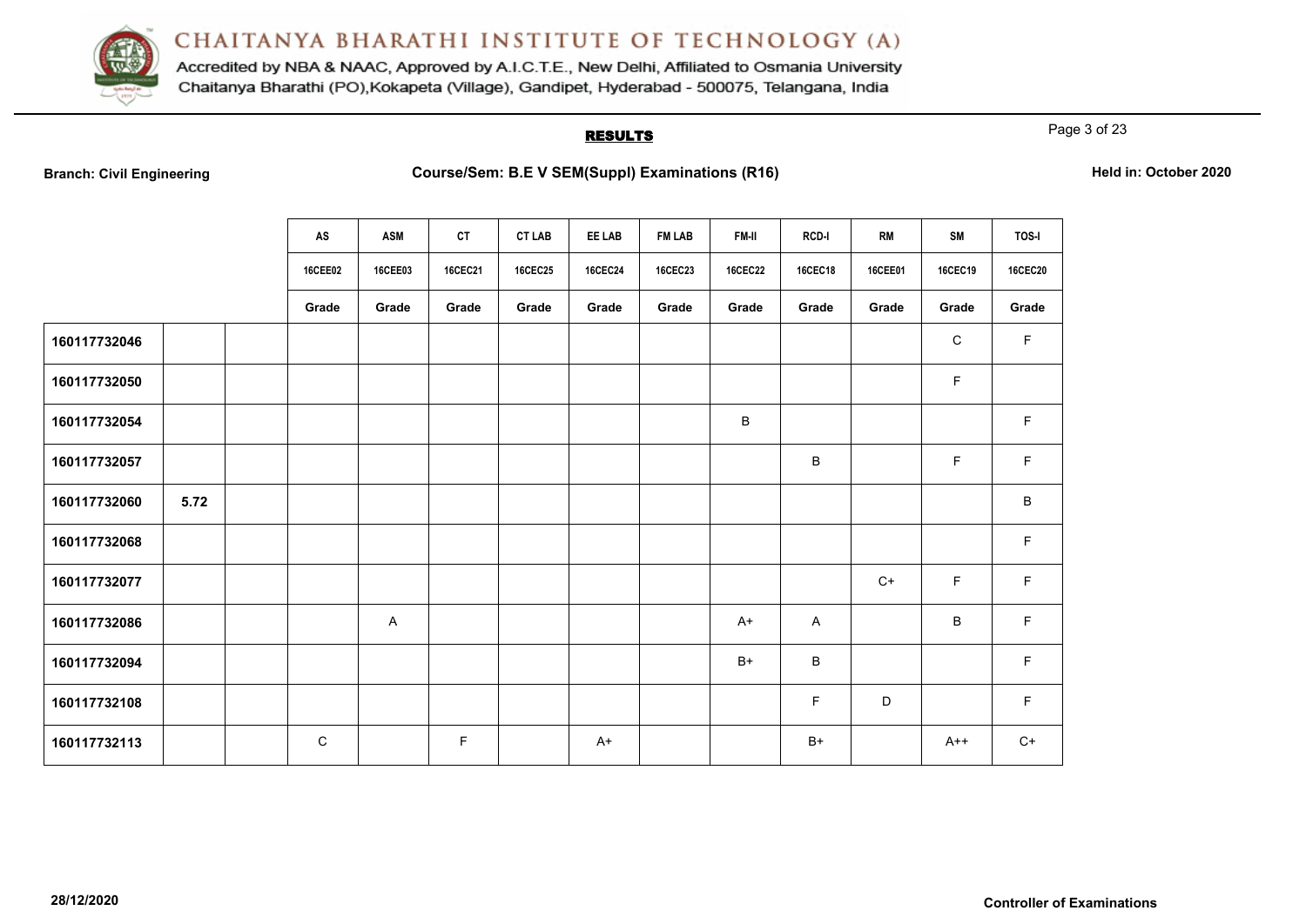# CHAITANYA BHARATHI INSTITUTE OF TECHNOLOGY (A)

Accredited by NBA & NAAC, Approved by A.I.C.T.E., New Delhi, Affiliated to Osmania University
Chaitanya Bharathi (PO),Kokapeta (Village), Gandipet, Hyderabad - 500075, Telangana, India

## RESULTS

**Branch: Civil Engineering** **Course/Sem: B.E V SEM(Suppl) Examinations (R16)** **Held in: October 2020**

| | | | AS | ASM | CT | CT LAB | EE LAB | FM LAB | FM-II | RCD-I | RM | SM | TOS-I |
|---|---|---|---|---|---|---|---|---|---|---|---|---|---|
| | | | 16CEE02 | 16CEE03 | 16CEC21 | 16CEC25 | 16CEC24 | 16CEC23 | 16CEC22 | 16CEC18 | 16CEE01 | 16CEC19 | 16CEC20 |
| | | | Grade | Grade | Grade | Grade | Grade | Grade | Grade | Grade | Grade | Grade | Grade |
| **160117732046** | | | | | | | | | | | | C | F |
| **160117732050** | | | | | | | | | | | | F | |
| **160117732054** | | | | | | | | | B | | | | F |
| **160117732057** | | | | | | | | | | B | | F | F |
| **160117732060** | **5.72** | | | | | | | | | | | | B |
| **160117732068** | | | | | | | | | | | | | F |
| **160117732077** | | | | | | | | | | | C+ | F | F |
| **160117732086** | | | | A | | | | | A+ | A | | B | F |
| **160117732094** | | | | | | | | | B+ | B | | | F |
| **160117732108** | | | | | | | | | | F | D | | F |
| **160117732113** | | | C | | F | | A+ | | | B+ | | A++ | C+ |

**28/12/2020** **Controller of Examinations**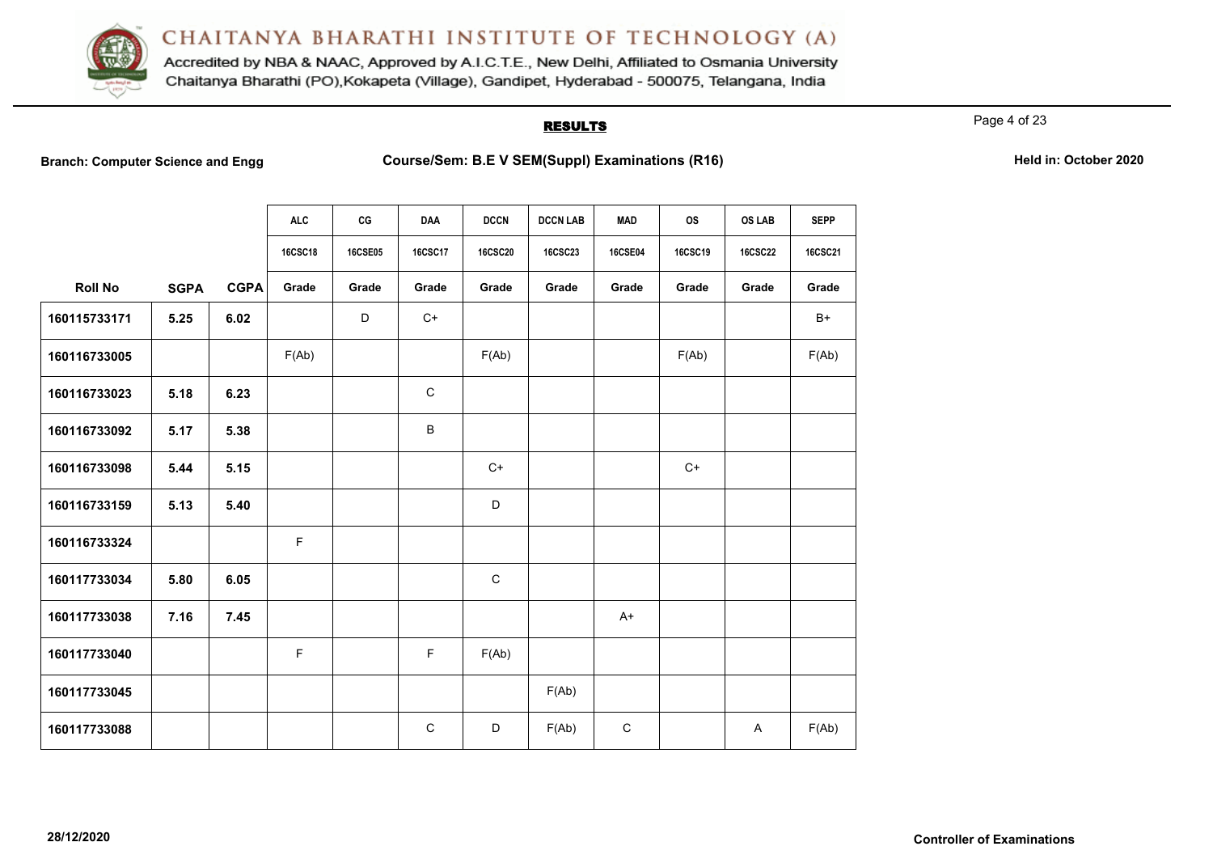# CHAITANYA BHARATHI INSTITUTE OF TECHNOLOGY (A)

Accredited by NBA & NAAC, Approved by A.I.C.T.E., New Delhi, Affiliated to Osmania University
Chaitanya Bharathi (PO),Kokapeta (Village), Gandipet, Hyderabad - 500075, Telangana, India

## RESULTS

**Branch: Computer Science and Engg** **Course/Sem: B.E V SEM(Suppl) Examinations (R16)** **Held in: October 2020**

| | | | ALC | CG | DAA | DCCN | DCCN LAB | MAD | OS | OS LAB | SEPP |
|---|---|---|---|---|---|---|---|---|---|---|---|
| | | | 16CSC18 | 16CSE05 | 16CSC17 | 16CSC20 | 16CSC23 | 16CSE04 | 16CSC19 | 16CSC22 | 16CSC21 |
| **Roll No** | **SGPA** | **CGPA** | **Grade** | **Grade** | **Grade** | **Grade** | **Grade** | **Grade** | **Grade** | **Grade** | **Grade** |
| **160115733171** | **5.25** | **6.02** | | D | C+ | | | | | | B+ |
| **160116733005** | | | F(Ab) | | | F(Ab) | | | F(Ab) | | F(Ab) |
| **160116733023** | **5.18** | **6.23** | | | C | | | | | | |
| **160116733092** | **5.17** | **5.38** | | | B | | | | | | |
| **160116733098** | **5.44** | **5.15** | | | | C+ | | | C+ | | |
| **160116733159** | **5.13** | **5.40** | | | | D | | | | | |
| **160116733324** | | | F | | | | | | | | |
| **160117733034** | **5.80** | **6.05** | | | | C | | | | | |
| **160117733038** | **7.16** | **7.45** | | | | | | A+ | | | |
| **160117733040** | | | F | | F | F(Ab) | | | | | |
| **160117733045** | | | | | | | F(Ab) | | | | |
| **160117733088** | | | | | C | D | F(Ab) | C | | A | F(Ab) |

**28/12/2020** **Controller of Examinations**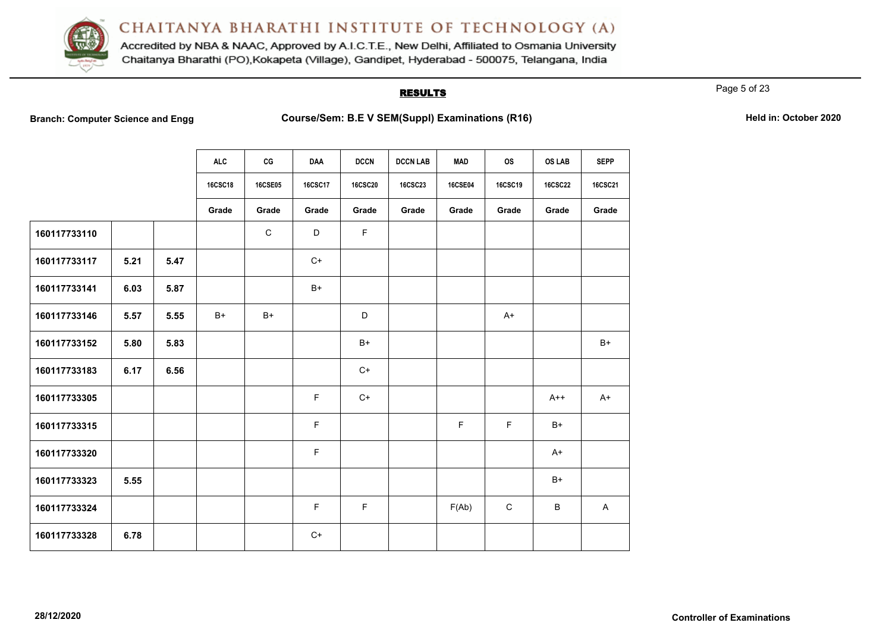# CHAITANYA BHARATHI INSTITUTE OF TECHNOLOGY (A)

Accredited by NBA & NAAC, Approved by A.I.C.T.E., New Delhi, Affiliated to Osmania University
Chaitanya Bharathi (PO),Kokapeta (Village), Gandipet, Hyderabad - 500075, Telangana, India

## RESULTS

**Branch: Computer Science and Engg** | **Course/Sem: B.E V SEM(Suppl) Examinations (R16)** | **Held in: October 2020**

| | | | ALC | CG | DAA | DCCN | DCCN LAB | MAD | OS | OS LAB | SEPP |
|---|---|---|---|---|---|---|---|---|---|---|---|
| | | | 16CSC18 | 16CSE05 | 16CSC17 | 16CSC20 | 16CSC23 | 16CSE04 | 16CSC19 | 16CSC22 | 16CSC21 |
| | | | Grade | Grade | Grade | Grade | Grade | Grade | Grade | Grade | Grade |
| 160117733110 | | | | C | D | F | | | | | |
| 160117733117 | 5.21 | 5.47 | | | C+ | | | | | | |
| 160117733141 | 6.03 | 5.87 | | | B+ | | | | | | |
| 160117733146 | 5.57 | 5.55 | B+ | B+ | | D | | | A+ | | |
| 160117733152 | 5.80 | 5.83 | | | | B+ | | | | | B+ |
| 160117733183 | 6.17 | 6.56 | | | | C+ | | | | | |
| 160117733305 | | | | | F | C+ | | | | A++ | A+ |
| 160117733315 | | | | | F | | | F | F | B+ | |
| 160117733320 | | | | | F | | | | | A+ | |
| 160117733323 | 5.55 | | | | | | | | | B+ | |
| 160117733324 | | | | | F | F | | F(Ab) | C | B | A |
| 160117733328 | 6.78 | | | | C+ | | | | | | |

28/12/2020

Controller of Examinations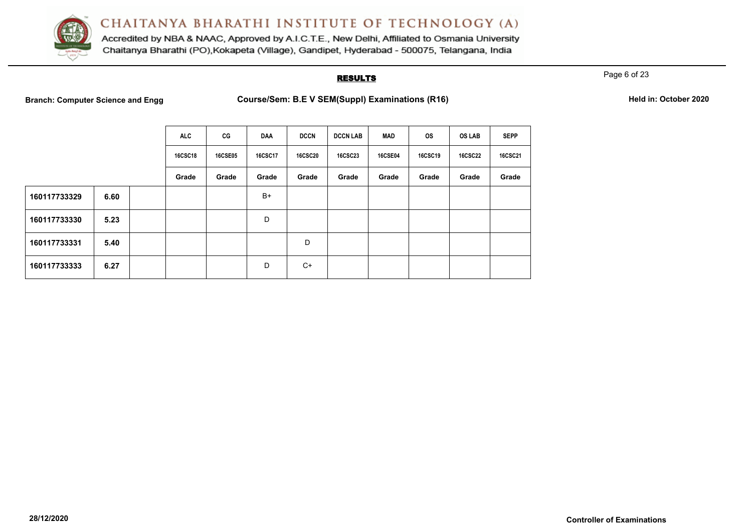# CHAITANYA BHARATHI INSTITUTE OF TECHNOLOGY (A)

Accredited by NBA & NAAC, Approved by A.I.C.T.E., New Delhi, Affiliated to Osmania University
Chaitanya Bharathi (PO),Kokapeta (Village), Gandipet, Hyderabad - 500075, Telangana, India

## RESULTS

**Branch: Computer Science and Engg** **Course/Sem: B.E V SEM(Suppl) Examinations (R16)** **Held in: October 2020**

| | | | ALC | CG | DAA | DCCN | DCCN LAB | MAD | OS | OS LAB | SEPP |
|---|---|---|---|---|---|---|---|---|---|---|---|
| | | | 16CSC18 | 16CSE05 | 16CSC17 | 16CSC20 | 16CSC23 | 16CSE04 | 16CSC19 | 16CSC22 | 16CSC21 |
| | | | Grade | Grade | Grade | Grade | Grade | Grade | Grade | Grade | Grade |
| **160117733329** | **6.60** | | | | B+ | | | | | | |
| **160117733330** | **5.23** | | | | D | | | | | | |
| **160117733331** | **5.40** | | | | | D | | | | | |
| **160117733333** | **6.27** | | | | D | C+ | | | | | |

**28/12/2020** **Controller of Examinations**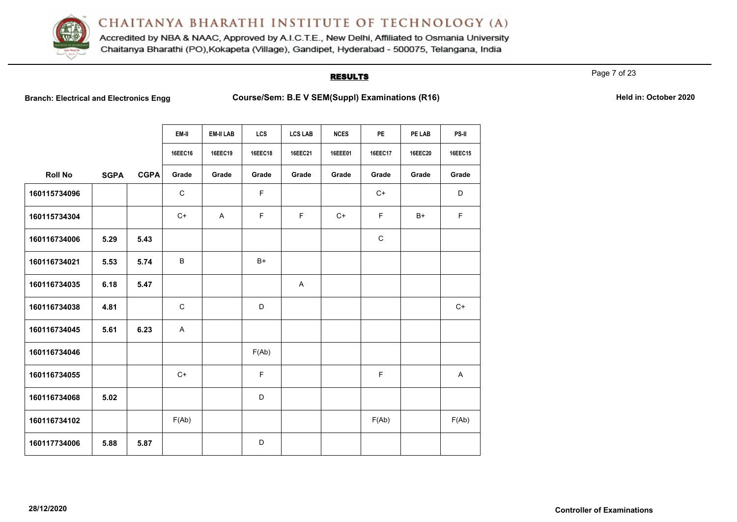# CHAITANYA BHARATHI INSTITUTE OF TECHNOLOGY (A)

Accredited by NBA & NAAC, Approved by A.I.C.T.E., New Delhi, Affiliated to Osmania University
Chaitanya Bharathi (PO),Kokapeta (Village), Gandipet, Hyderabad - 500075, Telangana, India

## RESULTS

**Branch: Electrical and Electronics Engg** | **Course/Sem: B.E V SEM(Suppl) Examinations (R16)** | **Held in: October 2020**

| | | | EM-II | EM-II LAB | LCS | LCS LAB | NCES | PE | PE LAB | PS-II |
|---|---|---|---|---|---|---|---|---|---|---|
| | | | 16EEC16 | 16EEC19 | 16EEC18 | 16EEC21 | 16EEE01 | 16EEC17 | 16EEC20 | 16EEC15 |
| **Roll No** | **SGPA** | **CGPA** | **Grade** | **Grade** | **Grade** | **Grade** | **Grade** | **Grade** | **Grade** | **Grade** |
| **160115734096** | | | C | | F | | | C+ | | D |
| **160115734304** | | | C+ | A | F | F | C+ | F | B+ | F |
| **160116734006** | **5.29** | **5.43** | | | | | | C | | |
| **160116734021** | **5.53** | **5.74** | B | | B+ | | | | | |
| **160116734035** | **6.18** | **5.47** | | | | A | | | | |
| **160116734038** | **4.81** | | C | | D | | | | | C+ |
| **160116734045** | **5.61** | **6.23** | A | | | | | | | |
| **160116734046** | | | | | F(Ab) | | | | | |
| **160116734055** | | | C+ | | F | | | F | | A |
| **160116734068** | **5.02** | | | | D | | | | | |
| **160116734102** | | | F(Ab) | | | | | F(Ab) | | F(Ab) |
| **160117734006** | **5.88** | **5.87** | | | D | | | | | |

**28/12/2020** | **Controller of Examinations**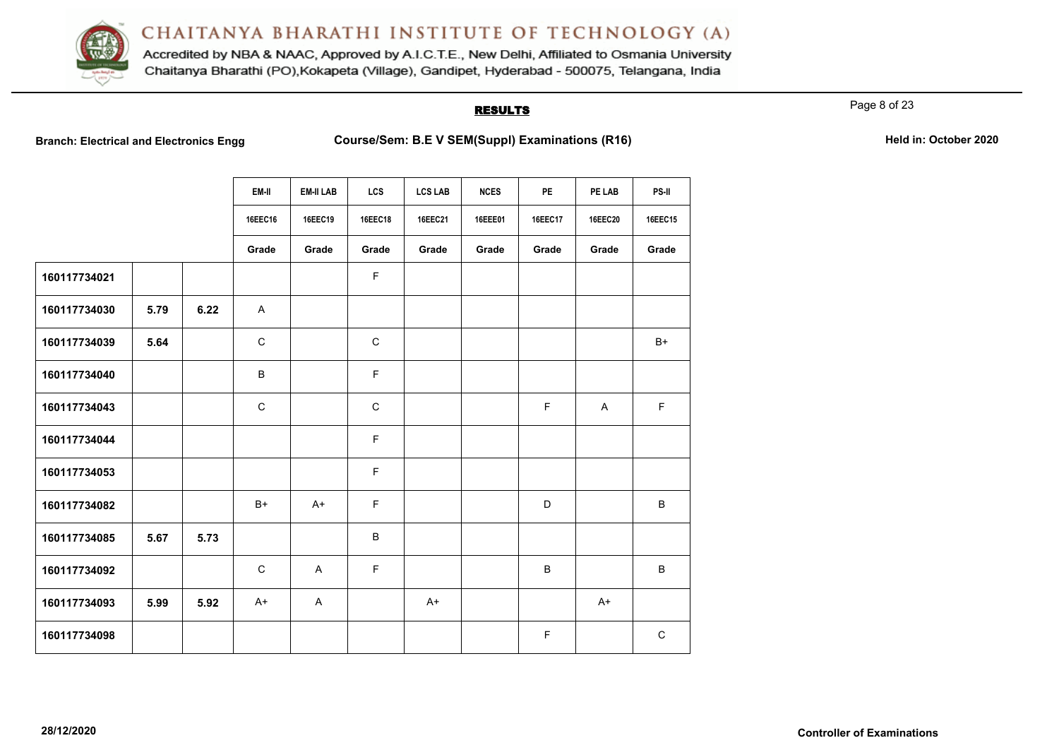# CHAITANYA BHARATHI INSTITUTE OF TECHNOLOGY (A)

Accredited by NBA & NAAC, Approved by A.I.C.T.E., New Delhi, Affiliated to Osmania University
Chaitanya Bharathi (PO),Kokapeta (Village), Gandipet, Hyderabad - 500075, Telangana, India

## RESULTS

**Branch: Electrical and Electronics Engg** | **Course/Sem: B.E V SEM(Suppl) Examinations (R16)** | **Held in: October 2020**

| | | | EM-II | EM-II LAB | LCS | LCS LAB | NCES | PE | PE LAB | PS-II |
|---|---|---|---|---|---|---|---|---|---|---|
| | | | 16EEC16 | 16EEC19 | 16EEC18 | 16EEC21 | 16EEE01 | 16EEC17 | 16EEC20 | 16EEC15 |
| | | | Grade | Grade | Grade | Grade | Grade | Grade | Grade | Grade |
| 160117734021 | | | | | F | | | | | |
| 160117734030 | 5.79 | 6.22 | A | | | | | | | |
| 160117734039 | 5.64 | | C | | C | | | | | B+ |
| 160117734040 | | | B | | F | | | | | |
| 160117734043 | | | C | | C | | | F | A | F |
| 160117734044 | | | | | F | | | | | |
| 160117734053 | | | | | F | | | | | |
| 160117734082 | | | B+ | A+ | F | | | D | | B |
| 160117734085 | 5.67 | 5.73 | | | B | | | | | |
| 160117734092 | | | C | A | F | | | B | | B |
| 160117734093 | 5.99 | 5.92 | A+ | A | | A+ | | | A+ | |
| 160117734098 | | | | | | | | F | | C |

**28/12/2020** | **Controller of Examinations**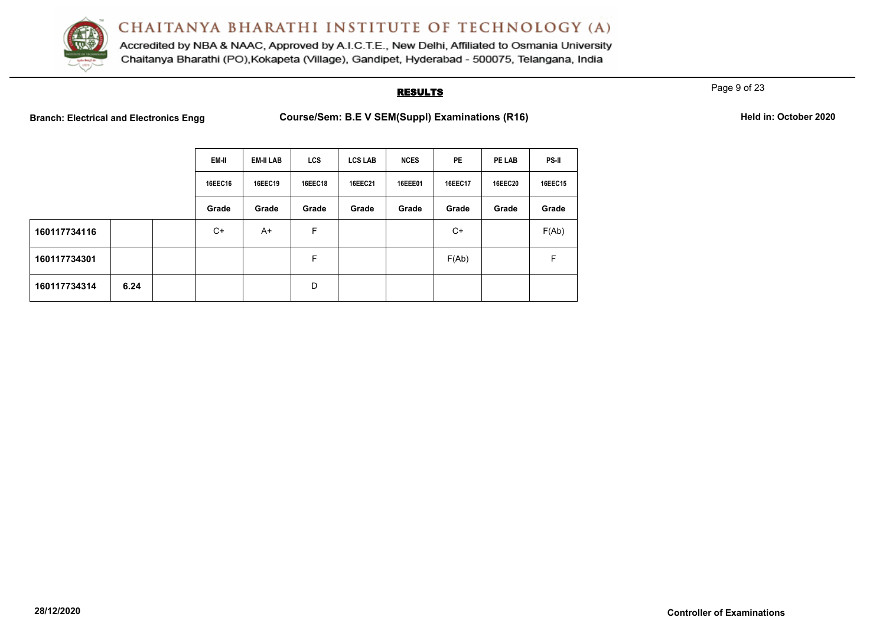# CHAITANYA BHARATHI INSTITUTE OF TECHNOLOGY (A)

Accredited by NBA & NAAC, Approved by A.I.C.T.E., New Delhi, Affiliated to Osmania University
Chaitanya Bharathi (PO),Kokapeta (Village), Gandipet, Hyderabad - 500075, Telangana, India

## RESULTS

**Branch: Electrical and Electronics Engg** **Course/Sem: B.E V SEM(Suppl) Examinations (R16)** **Held in: October 2020**

| | | | EM-II | EM-II LAB | LCS | LCS LAB | NCES | PE | PE LAB | PS-II |
|---|---|---|---|---|---|---|---|---|---|---|
| | | | 16EEC16 | 16EEC19 | 16EEC18 | 16EEC21 | 16EEE01 | 16EEC17 | 16EEC20 | 16EEC15 |
| | | | Grade | Grade | Grade | Grade | Grade | Grade | Grade | Grade |
| **160117734116** | | | C+ | A+ | F | | | C+ | | F(Ab) |
| **160117734301** | | | | | F | | | F(Ab) | | F |
| **160117734314** | **6.24** | | | | D | | | | | |

**28/12/2020** **Controller of Examinations**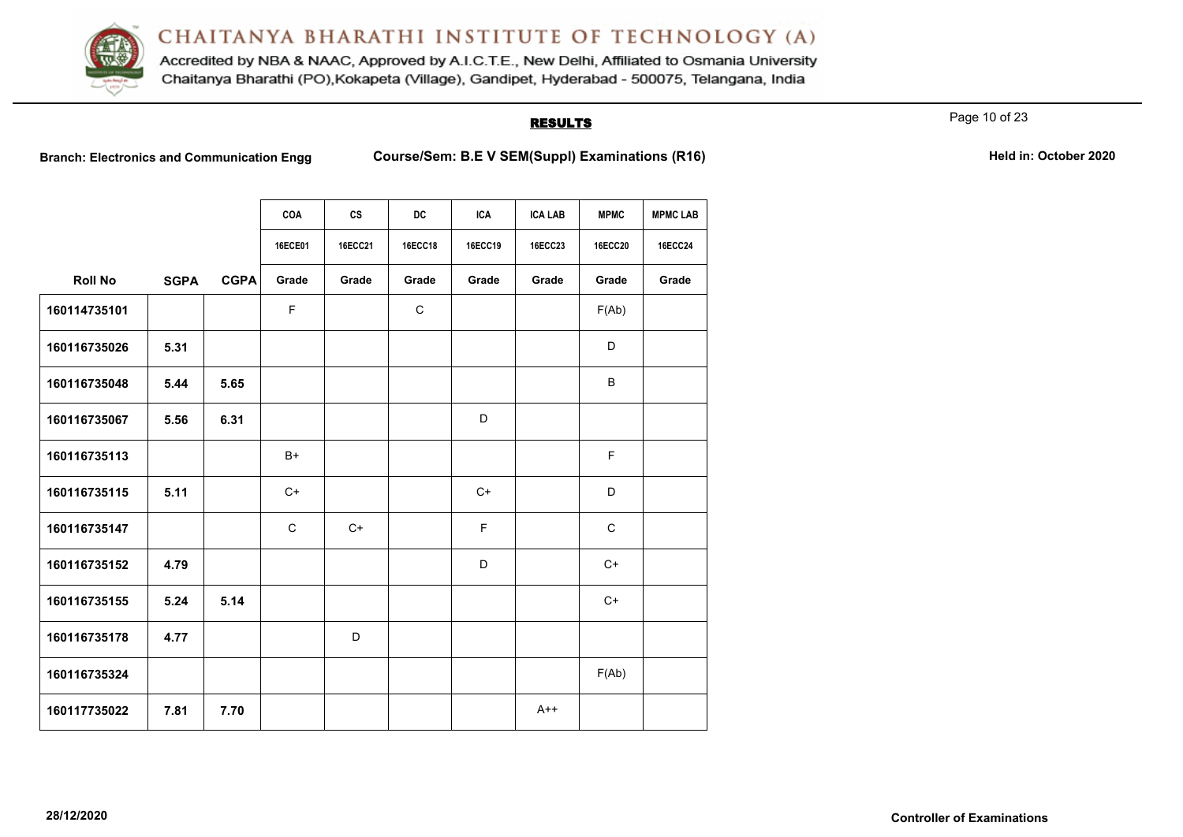# CHAITANYA BHARATHI INSTITUTE OF TECHNOLOGY (A)

Accredited by NBA & NAAC, Approved by A.I.C.T.E., New Delhi, Affiliated to Osmania University
Chaitanya Bharathi (PO),Kokapeta (Village), Gandipet, Hyderabad - 500075, Telangana, India

## RESULTS

**Branch: Electronics and Communication Engg** **Course/Sem: B.E V SEM(Suppl) Examinations (R16)** **Held in: October 2020**

| | | | COA | CS | DC | ICA | ICA LAB | MPMC | MPMC LAB |
|---|---|---|---|---|---|---|---|---|---|
| | | | 16ECE01 | 16ECC21 | 16ECC18 | 16ECC19 | 16ECC23 | 16ECC20 | 16ECC24 |
| **Roll No** | **SGPA** | **CGPA** | **Grade** | **Grade** | **Grade** | **Grade** | **Grade** | **Grade** | **Grade** |
| 160114735101 | | | F | | C | | | F(Ab) | |
| 160116735026 | 5.31 | | | | | | | D | |
| 160116735048 | 5.44 | 5.65 | | | | | | B | |
| 160116735067 | 5.56 | 6.31 | | | | D | | | |
| 160116735113 | | | B+ | | | | | F | |
| 160116735115 | 5.11 | | C+ | | | C+ | | D | |
| 160116735147 | | | C | C+ | | F | | C | |
| 160116735152 | 4.79 | | | | | D | | C+ | |
| 160116735155 | 5.24 | 5.14 | | | | | | C+ | |
| 160116735178 | 4.77 | | | D | | | | | |
| 160116735324 | | | | | | | | F(Ab) | |
| 160117735022 | 7.81 | 7.70 | | | | | A++ | | |

28/12/2020

Controller of Examinations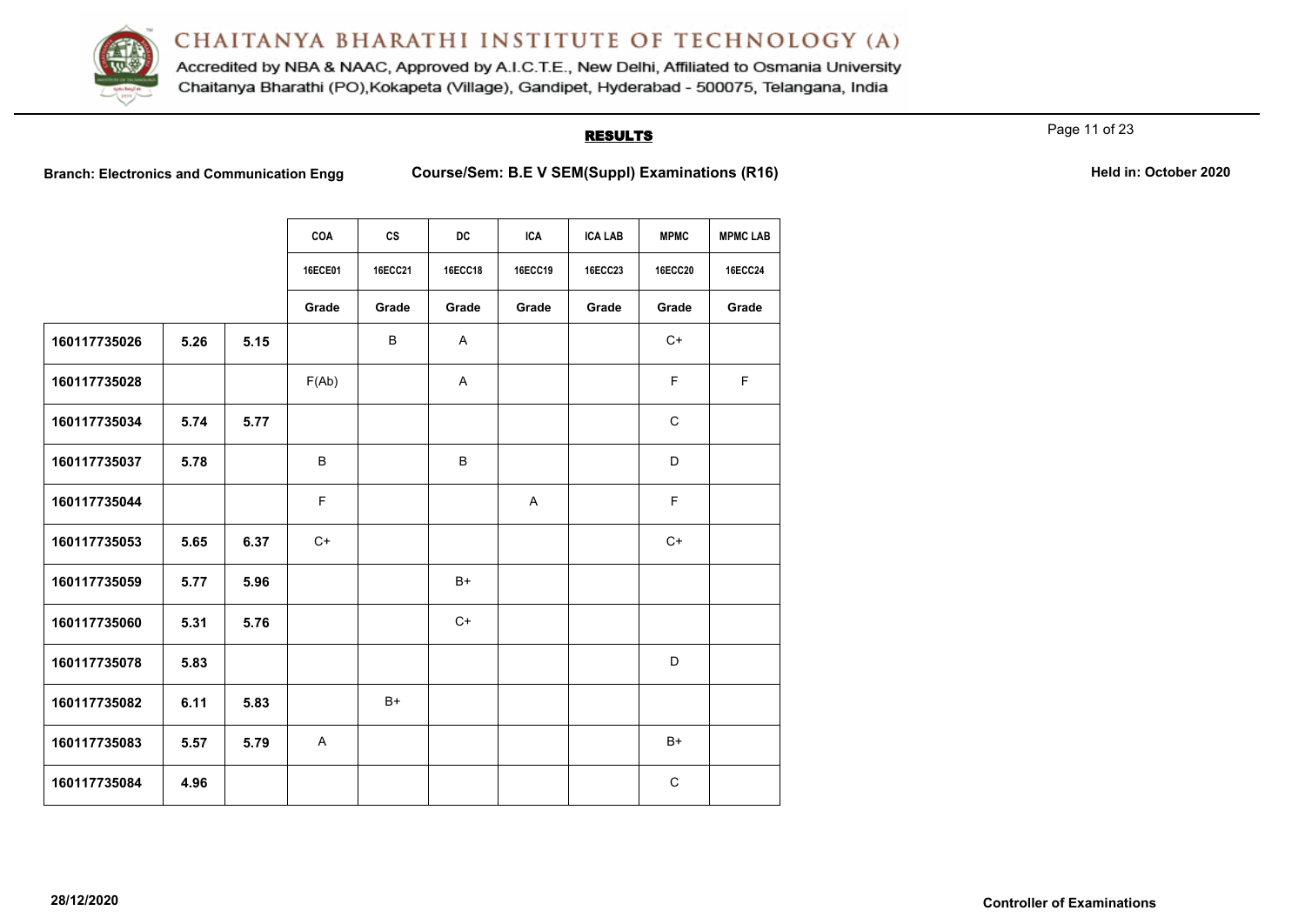# CHAITANYA BHARATHI INSTITUTE OF TECHNOLOGY (A)

Accredited by NBA & NAAC, Approved by A.I.C.T.E., New Delhi, Affiliated to Osmania University
Chaitanya Bharathi (PO),Kokapeta (Village), Gandipet, Hyderabad - 500075, Telangana, India

## RESULTS

**Branch: Electronics and Communication Engg** **Course/Sem: B.E V SEM(Suppl) Examinations (R16)** **Held in: October 2020**

| | | | COA | CS | DC | ICA | ICA LAB | MPMC | MPMC LAB |
|---|---|---|---|---|---|---|---|---|---|
| | | | 16ECE01 | 16ECC21 | 16ECC18 | 16ECC19 | 16ECC23 | 16ECC20 | 16ECC24 |
| | | | Grade | Grade | Grade | Grade | Grade | Grade | Grade |
| 160117735026 | 5.26 | 5.15 | | B | A | | | C+ | |
| 160117735028 | | | F(Ab) | | A | | | F | F |
| 160117735034 | 5.74 | 5.77 | | | | | | C | |
| 160117735037 | 5.78 | | B | | B | | | D | |
| 160117735044 | | | F | | | A | | F | |
| 160117735053 | 5.65 | 6.37 | C+ | | | | | C+ | |
| 160117735059 | 5.77 | 5.96 | | | B+ | | | | |
| 160117735060 | 5.31 | 5.76 | | | C+ | | | | |
| 160117735078 | 5.83 | | | | | | | D | |
| 160117735082 | 6.11 | 5.83 | | B+ | | | | | |
| 160117735083 | 5.57 | 5.79 | A | | | | | B+ | |
| 160117735084 | 4.96 | | | | | | | C | |

28/12/2020

Controller of Examinations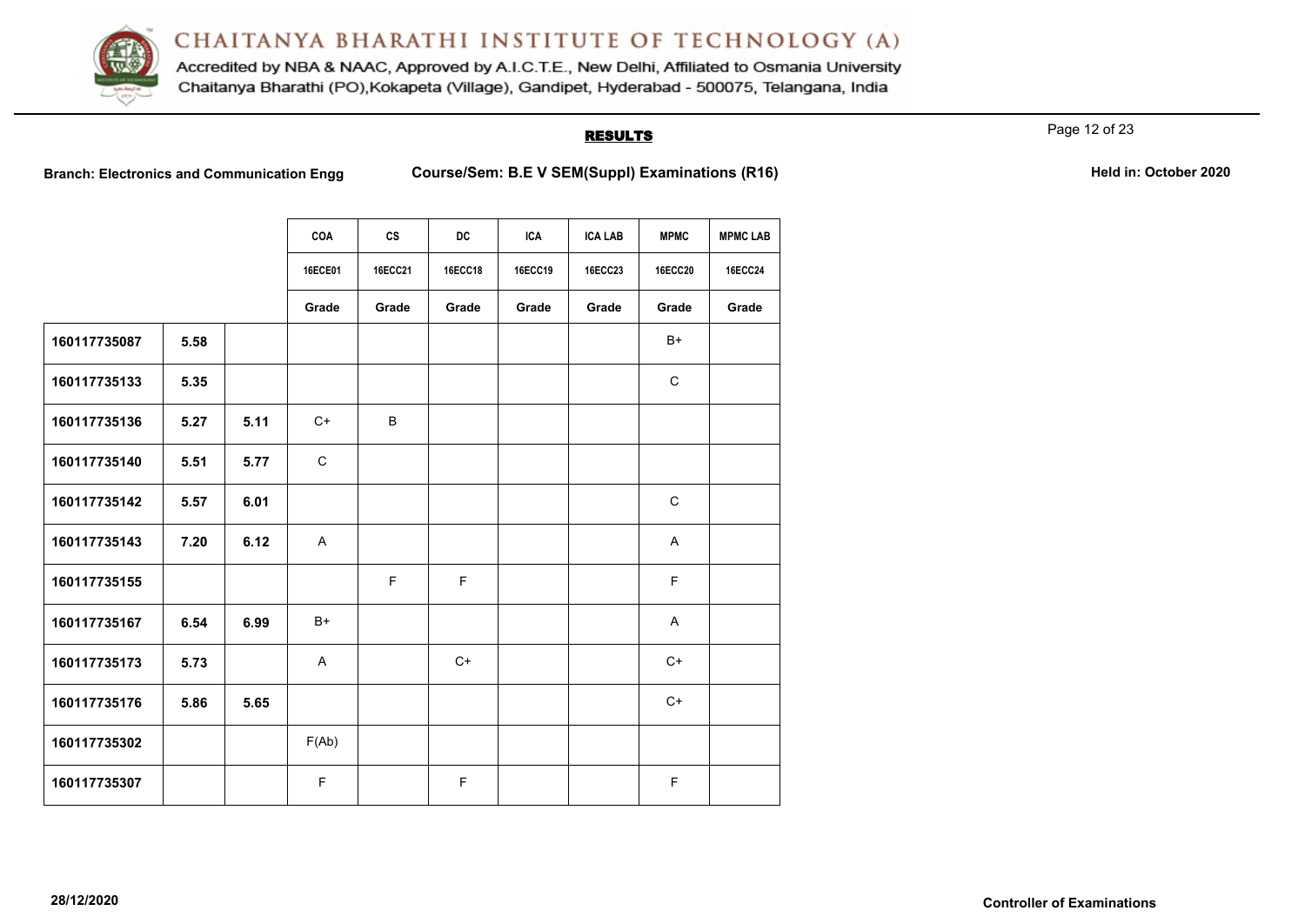# CHAITANYA BHARATHI INSTITUTE OF TECHNOLOGY (A)

Accredited by NBA & NAAC, Approved by A.I.C.T.E., New Delhi, Affiliated to Osmania University
Chaitanya Bharathi (PO),Kokapeta (Village), Gandipet, Hyderabad - 500075, Telangana, India

## RESULTS

**Branch: Electronics and Communication Engg** **Course/Sem: B.E V SEM(Suppl) Examinations (R16)** **Held in: October 2020**

| | | | COA | CS | DC | ICA | ICA LAB | MPMC | MPMC LAB |
|---|---|---|---|---|---|---|---|---|---|
| | | | 16ECE01 | 16ECC21 | 16ECC18 | 16ECC19 | 16ECC23 | 16ECC20 | 16ECC24 |
| | | | Grade | Grade | Grade | Grade | Grade | Grade | Grade |
| 160117735087 | 5.58 | | | | | | | B+ | |
| 160117735133 | 5.35 | | | | | | | C | |
| 160117735136 | 5.27 | 5.11 | C+ | B | | | | | |
| 160117735140 | 5.51 | 5.77 | C | | | | | | |
| 160117735142 | 5.57 | 6.01 | | | | | | C | |
| 160117735143 | 7.20 | 6.12 | A | | | | | A | |
| 160117735155 | | | | F | F | | | F | |
| 160117735167 | 6.54 | 6.99 | B+ | | | | | A | |
| 160117735173 | 5.73 | | A | | C+ | | | C+ | |
| 160117735176 | 5.86 | 5.65 | | | | | | C+ | |
| 160117735302 | | | F(Ab) | | | | | | |
| 160117735307 | | | F | | F | | | F | |

28/12/2020

**Controller of Examinations**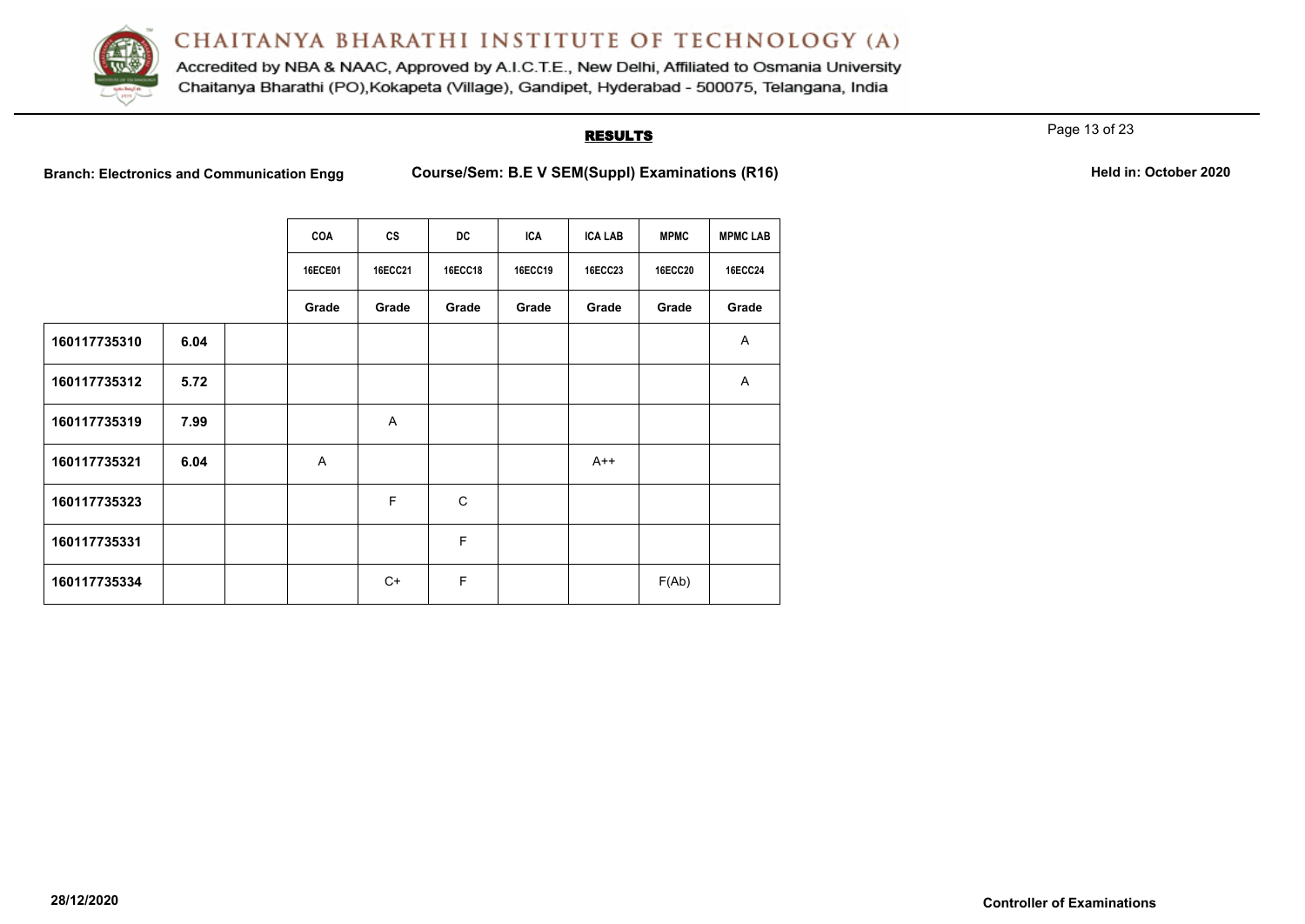# CHAITANYA BHARATHI INSTITUTE OF TECHNOLOGY (A)

Accredited by NBA & NAAC, Approved by A.I.C.T.E., New Delhi, Affiliated to Osmania University
Chaitanya Bharathi (PO),Kokapeta (Village), Gandipet, Hyderabad - 500075, Telangana, India

## RESULTS

**Branch: Electronics and Communication Engg** **Course/Sem: B.E V SEM(Suppl) Examinations (R16)** **Held in: October 2020**

| | | | COA | CS | DC | ICA | ICA LAB | MPMC | MPMC LAB |
|---|---|---|---|---|---|---|---|---|---|
| | | | 16ECE01 | 16ECC21 | 16ECC18 | 16ECC19 | 16ECC23 | 16ECC20 | 16ECC24 |
| | | | Grade | Grade | Grade | Grade | Grade | Grade | Grade |
| **160117735310** | **6.04** | | | | | | | | A |
| **160117735312** | **5.72** | | | | | | | | A |
| **160117735319** | **7.99** | | | A | | | | | |
| **160117735321** | **6.04** | | A | | | | A++ | | |
| **160117735323** | | | | F | C | | | | |
| **160117735331** | | | | | F | | | | |
| **160117735334** | | | | C+ | F | | | F(Ab) | |

**28/12/2020** **Controller of Examinations**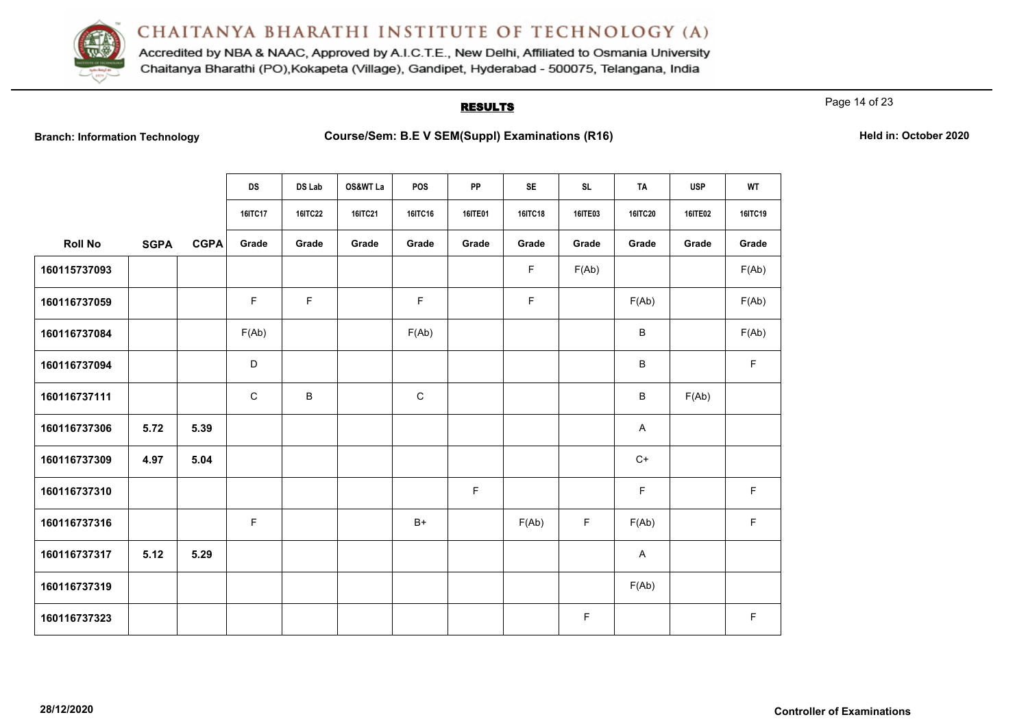# CHAITANYA BHARATHI INSTITUTE OF TECHNOLOGY (A)

Accredited by NBA & NAAC, Approved by A.I.C.T.E., New Delhi, Affiliated to Osmania University
Chaitanya Bharathi (PO),Kokapeta (Village), Gandipet, Hyderabad - 500075, Telangana, India

## RESULTS

**Branch: Information Technology** **Course/Sem: B.E V SEM(Suppl) Examinations (R16)** **Held in: October 2020**

| | | | DS | DS Lab | OS&WT La | POS | PP | SE | SL | TA | USP | WT |
|---|---|---|---|---|---|---|---|---|---|---|---|---|
| | | | 16ITC17 | 16ITC22 | 16ITC21 | 16ITC16 | 16ITE01 | 16ITC18 | 16ITE03 | 16ITC20 | 16ITE02 | 16ITC19 |
| **Roll No** | **SGPA** | **CGPA** | **Grade** | **Grade** | **Grade** | **Grade** | **Grade** | **Grade** | **Grade** | **Grade** | **Grade** | **Grade** |
| 160115737093 | | | | | | | | F | F(Ab) | | | F(Ab) |
| 160116737059 | | | F | F | | F | | F | | F(Ab) | | F(Ab) |
| 160116737084 | | | F(Ab) | | | F(Ab) | | | | B | | F(Ab) |
| 160116737094 | | | D | | | | | | | B | | F |
| 160116737111 | | | C | B | | C | | | | B | F(Ab) | |
| 160116737306 | 5.72 | 5.39 | | | | | | | | A | | |
| 160116737309 | 4.97 | 5.04 | | | | | | | | C+ | | |
| 160116737310 | | | | | | | F | | | F | | F |
| 160116737316 | | | F | | | B+ | | F(Ab) | F | F(Ab) | | F |
| 160116737317 | 5.12 | 5.29 | | | | | | | | A | | |
| 160116737319 | | | | | | | | | | F(Ab) | | |
| 160116737323 | | | | | | | | | F | | | F |

28/12/2020 **Controller of Examinations**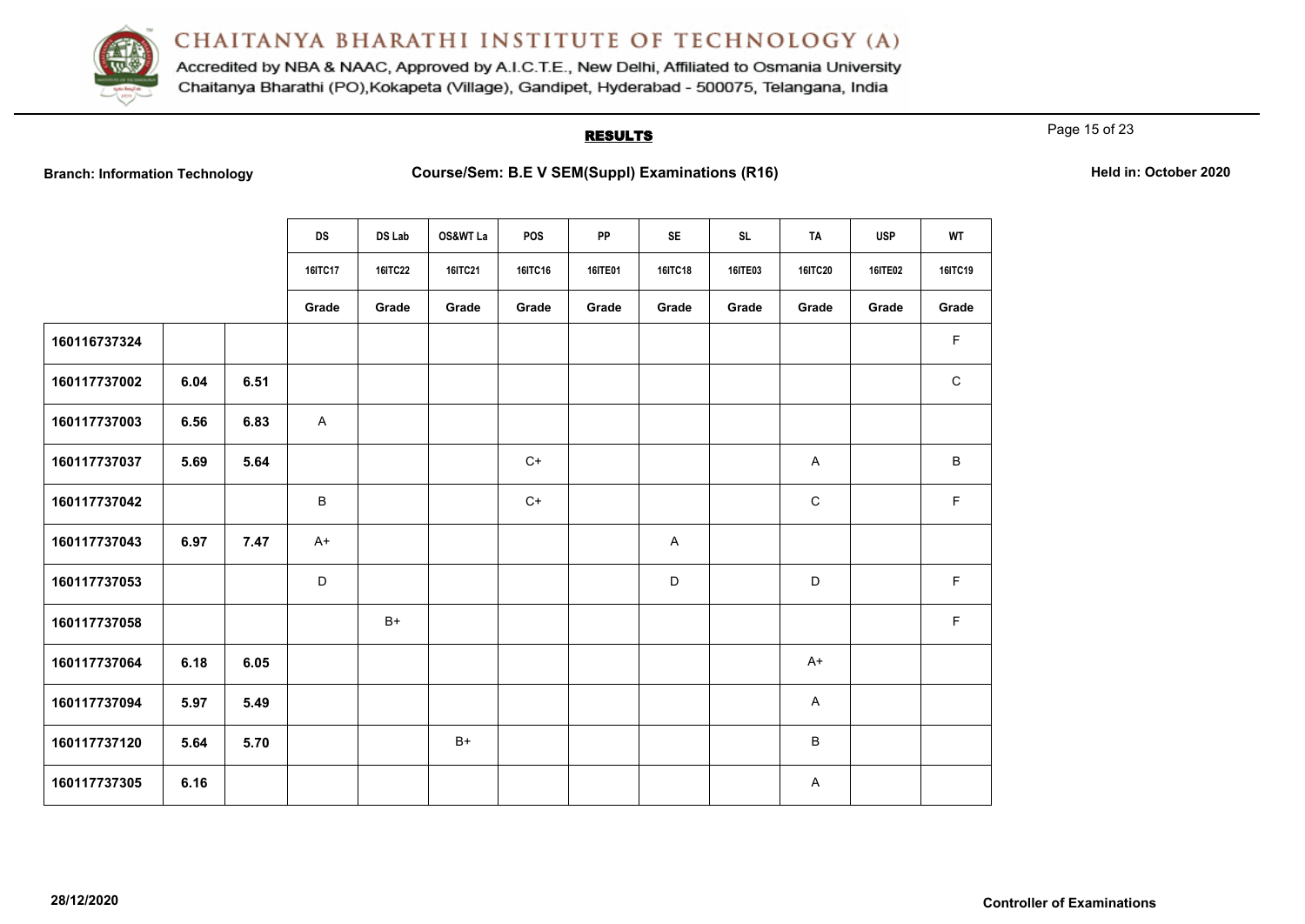# CHAITANYA BHARATHI INSTITUTE OF TECHNOLOGY (A)

Accredited by NBA & NAAC, Approved by A.I.C.T.E., New Delhi, Affiliated to Osmania University
Chaitanya Bharathi (PO),Kokapeta (Village), Gandipet, Hyderabad - 500075, Telangana, India

## RESULTS

**Branch: Information Technology** | **Course/Sem: B.E V SEM(Suppl) Examinations (R16)** | **Held in: October 2020**

| | | | DS | DS Lab | OS&WT La | POS | PP | SE | SL | TA | USP | WT |
|---|---|---|---|---|---|---|---|---|---|---|---|---|
| | | | 16ITC17 | 16ITC22 | 16ITC21 | 16ITC16 | 16ITE01 | 16ITC18 | 16ITE03 | 16ITC20 | 16ITE02 | 16ITC19 |
| | | | Grade | Grade | Grade | Grade | Grade | Grade | Grade | Grade | Grade | Grade |
| 160116737324 | | | | | | | | | | | | F |
| 160117737002 | 6.04 | 6.51 | | | | | | | | | | C |
| 160117737003 | 6.56 | 6.83 | A | | | | | | | | | |
| 160117737037 | 5.69 | 5.64 | | | | C+ | | | | A | | B |
| 160117737042 | | | B | | | C+ | | | | C | | F |
| 160117737043 | 6.97 | 7.47 | A+ | | | | | A | | | | |
| 160117737053 | | | D | | | | | D | | D | | F |
| 160117737058 | | | | B+ | | | | | | | | F |
| 160117737064 | 6.18 | 6.05 | | | | | | | | A+ | | |
| 160117737094 | 5.97 | 5.49 | | | | | | | | A | | |
| 160117737120 | 5.64 | 5.70 | | | B+ | | | | | B | | |
| 160117737305 | 6.16 | | | | | | | | | A | | |

28/12/2020

**Controller of Examinations**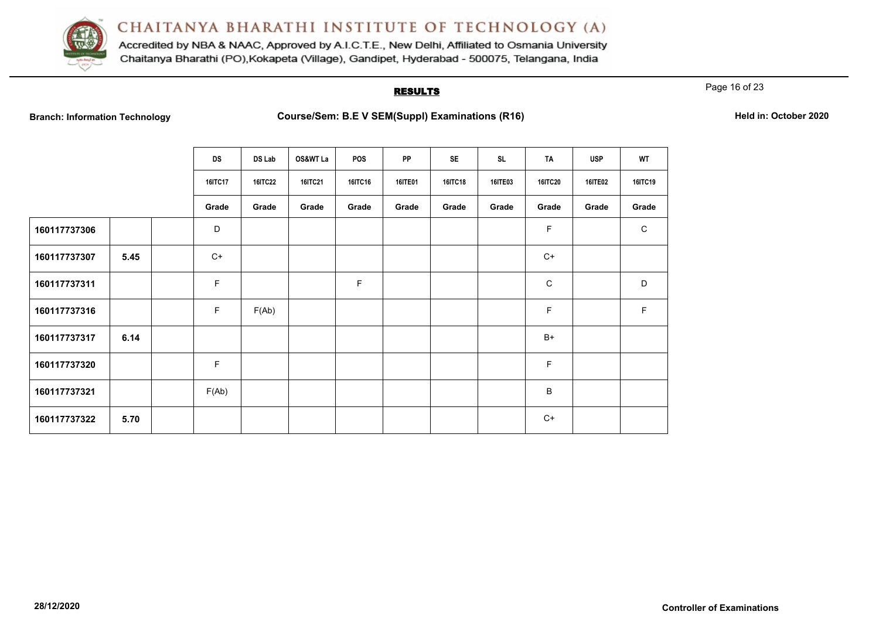# CHAITANYA BHARATHI INSTITUTE OF TECHNOLOGY (A)

Accredited by NBA & NAAC, Approved by A.I.C.T.E., New Delhi, Affiliated to Osmania University
Chaitanya Bharathi (PO),Kokapeta (Village), Gandipet, Hyderabad - 500075, Telangana, India

## RESULTS

**Branch: Information Technology** | **Course/Sem: B.E V SEM(Suppl) Examinations (R16)** | **Held in: October 2020**

| | | | DS | DS Lab | OS&WT La | POS | PP | SE | SL | TA | USP | WT |
|---|---|---|---|---|---|---|---|---|---|---|---|---|
| | | | 16ITC17 | 16ITC22 | 16ITC21 | 16ITC16 | 16ITE01 | 16ITC18 | 16ITE03 | 16ITC20 | 16ITE02 | 16ITC19 |
| | | | Grade | Grade | Grade | Grade | Grade | Grade | Grade | Grade | Grade | Grade |
| 160117737306 | | | D | | | | | | | F | | C |
| 160117737307 | 5.45 | | C+ | | | | | | | C+ | | |
| 160117737311 | | | F | | | F | | | | C | | D |
| 160117737316 | | | F | F(Ab) | | | | | | F | | F |
| 160117737317 | 6.14 | | | | | | | | | B+ | | |
| 160117737320 | | | F | | | | | | | F | | |
| 160117737321 | | | F(Ab) | | | | | | | B | | |
| 160117737322 | 5.70 | | | | | | | | | C+ | | |

28/12/2020

**Controller of Examinations**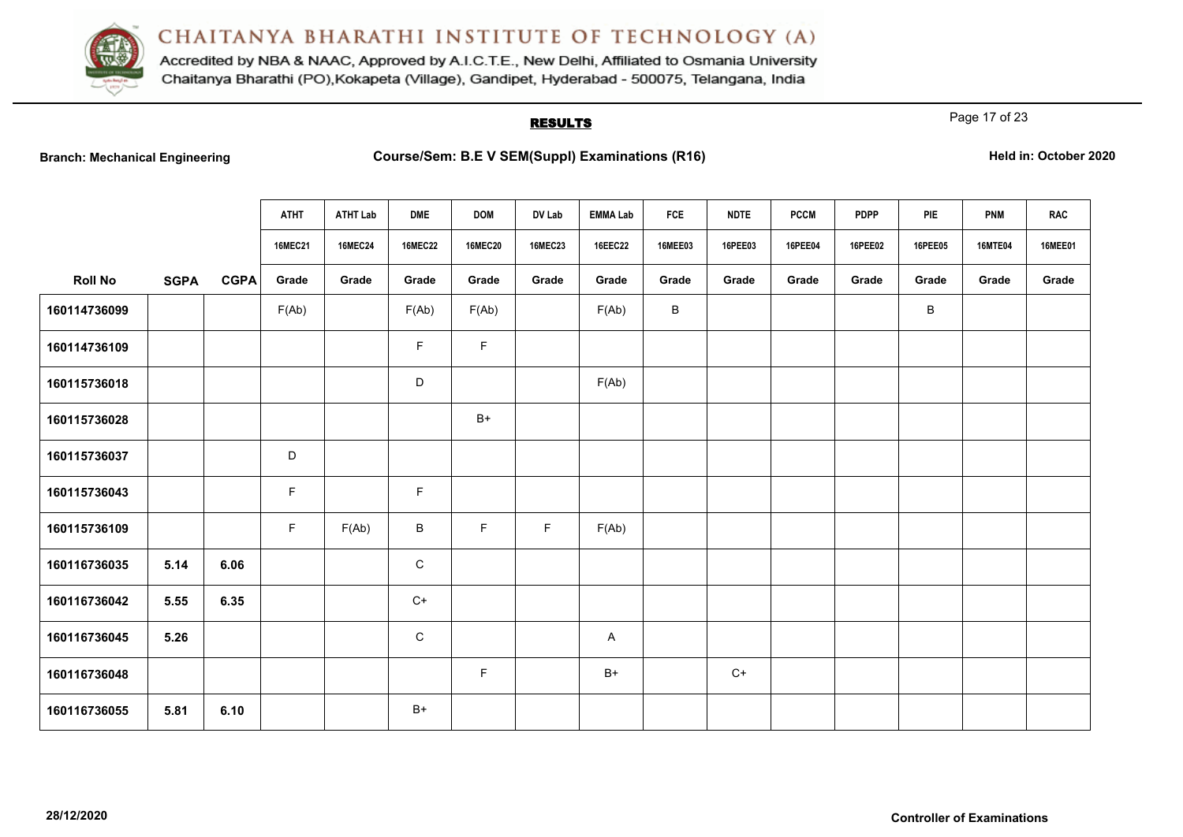# CHAITANYA BHARATHI INSTITUTE OF TECHNOLOGY (A)

Accredited by NBA & NAAC, Approved by A.I.C.T.E., New Delhi, Affiliated to Osmania University
Chaitanya Bharathi (PO),Kokapeta (Village), Gandipet, Hyderabad - 500075, Telangana, India

## RESULTS

**Branch: Mechanical Engineering** **Course/Sem: B.E V SEM(Suppl) Examinations (R16)** **Held in: October 2020**

| | | | ATHT | ATHT Lab | DME | DOM | DV Lab | EMMA Lab | FCE | NDTE | PCCM | PDPP | PIE | PNM | RAC |
|---|---|---|---|---|---|---|---|---|---|---|---|---|---|---|---|
| | | | 16MEC21 | 16MEC24 | 16MEC22 | 16MEC20 | 16MEC23 | 16EEC22 | 16MEE03 | 16PEE03 | 16PEE04 | 16PEE02 | 16PEE05 | 16MTE04 | 16MEE01 |
| **Roll No** | **SGPA** | **CGPA** | Grade | Grade | Grade | Grade | Grade | Grade | Grade | Grade | Grade | Grade | Grade | Grade | Grade |
| 160114736099 | | | F(Ab) | | F(Ab) | F(Ab) | | F(Ab) | B | | | | B | | |
| 160114736109 | | | | | F | F | | | | | | | | | |
| 160115736018 | | | | | D | | | F(Ab) | | | | | | | |
| 160115736028 | | | | | | B+ | | | | | | | | | |
| 160115736037 | | | D | | | | | | | | | | | | |
| 160115736043 | | | F | | F | | | | | | | | | | |
| 160115736109 | | | F | F(Ab) | B | F | F | F(Ab) | | | | | | | |
| 160116736035 | 5.14 | 6.06 | | | C | | | | | | | | | | |
| 160116736042 | 5.55 | 6.35 | | | C+ | | | | | | | | | | |
| 160116736045 | 5.26 | | | | C | | | A | | | | | | | |
| 160116736048 | | | | | | F | | B+ | | C+ | | | | | |
| 160116736055 | 5.81 | 6.10 | | | B+ | | | | | | | | | | |

28/12/2020 **Controller of Examinations**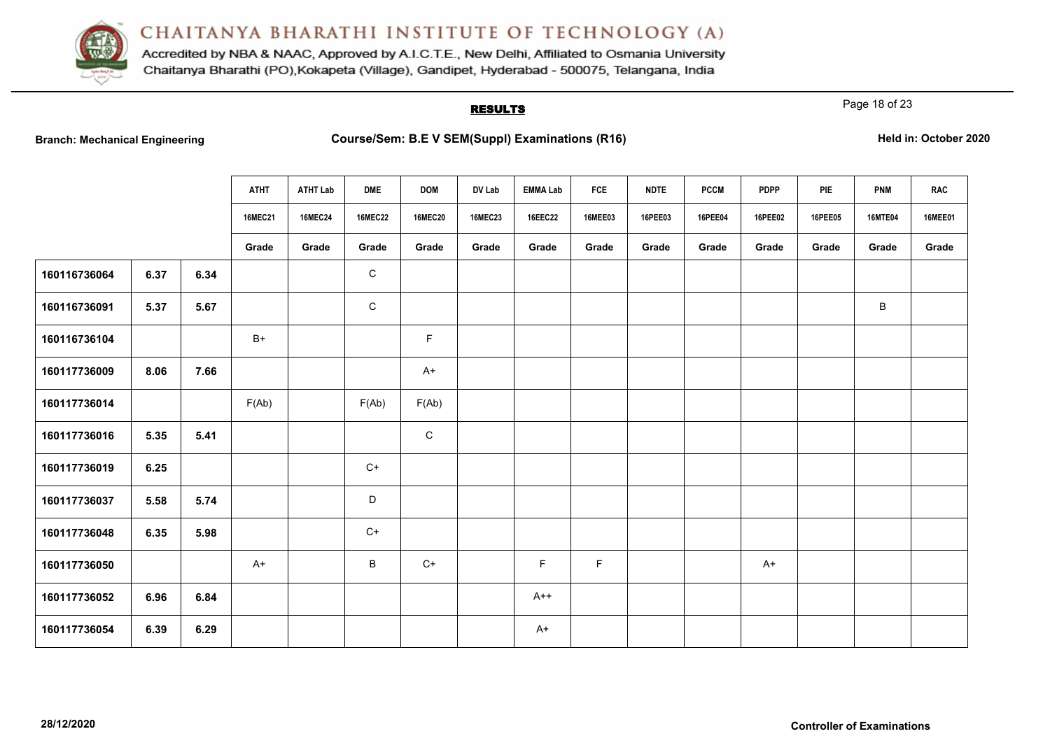# CHAITANYA BHARATHI INSTITUTE OF TECHNOLOGY (A)

Accredited by NBA & NAAC, Approved by A.I.C.T.E., New Delhi, Affiliated to Osmania University
Chaitanya Bharathi (PO),Kokapeta (Village), Gandipet, Hyderabad - 500075, Telangana, India

## RESULTS

**Branch: Mechanical Engineering** **Course/Sem: B.E V SEM(Suppl) Examinations (R16)** **Held in: October 2020**

| | | | ATHT | ATHT Lab | DME | DOM | DV Lab | EMMA Lab | FCE | NDTE | PCCM | PDPP | PIE | PNM | RAC |
|---|---|---|---|---|---|---|---|---|---|---|---|---|---|---|---|
| | | | 16MEC21 | 16MEC24 | 16MEC22 | 16MEC20 | 16MEC23 | 16EEC22 | 16MEE03 | 16PEE03 | 16PEE04 | 16PEE02 | 16PEE05 | 16MTE04 | 16MEE01 |
| | | | Grade | Grade | Grade | Grade | Grade | Grade | Grade | Grade | Grade | Grade | Grade | Grade | Grade |
| 160116736064 | 6.37 | 6.34 | | | C | | | | | | | | | | |
| 160116736091 | 5.37 | 5.67 | | | C | | | | | | | | | B | |
| 160116736104 | | | B+ | | | F | | | | | | | | | |
| 160117736009 | 8.06 | 7.66 | | | | A+ | | | | | | | | | |
| 160117736014 | | | F(Ab) | | F(Ab) | F(Ab) | | | | | | | | | |
| 160117736016 | 5.35 | 5.41 | | | | C | | | | | | | | | |
| 160117736019 | 6.25 | | | | C+ | | | | | | | | | | |
| 160117736037 | 5.58 | 5.74 | | | D | | | | | | | | | | |
| 160117736048 | 6.35 | 5.98 | | | C+ | | | | | | | | | | |
| 160117736050 | | | A+ | | B | C+ | | F | F | | | A+ | | | |
| 160117736052 | 6.96 | 6.84 | | | | | | A++ | | | | | | | |
| 160117736054 | 6.39 | 6.29 | | | | | | A+ | | | | | | | |

28/12/2020 **Controller of Examinations**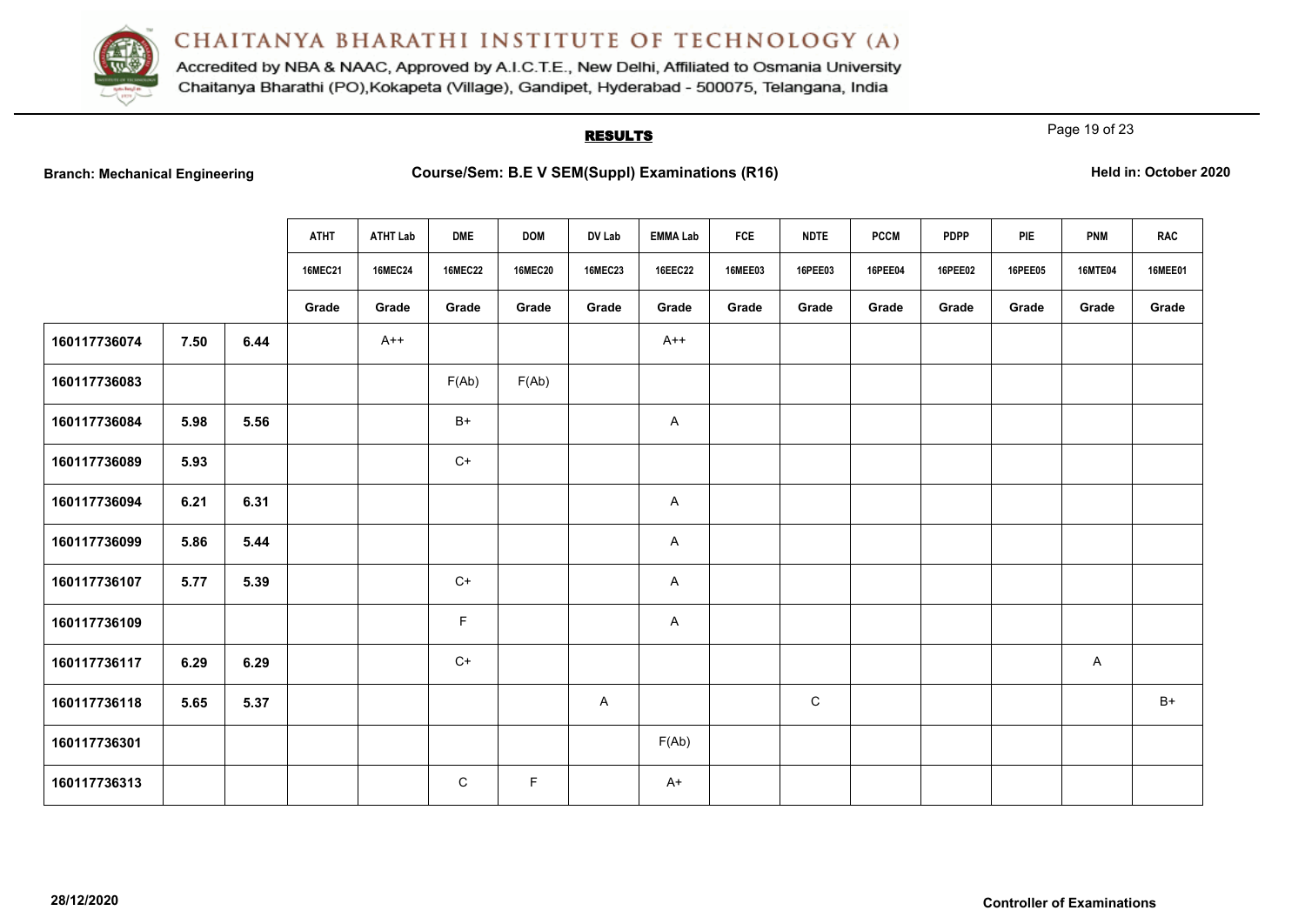# CHAITANYA BHARATHI INSTITUTE OF TECHNOLOGY (A)

Accredited by NBA & NAAC, Approved by A.I.C.T.E., New Delhi, Affiliated to Osmania University
Chaitanya Bharathi (PO),Kokapeta (Village), Gandipet, Hyderabad - 500075, Telangana, India

## RESULTS

**Branch: Mechanical Engineering** | **Course/Sem: B.E V SEM(Suppl) Examinations (R16)** | **Held in: October 2020**

| | | | ATHT | ATHT Lab | DME | DOM | DV Lab | EMMA Lab | FCE | NDTE | PCCM | PDPP | PIE | PNM | RAC |
|---|---|---|---|---|---|---|---|---|---|---|---|---|---|---|---|
| | | | 16MEC21 | 16MEC24 | 16MEC22 | 16MEC20 | 16MEC23 | 16EEC22 | 16MEE03 | 16PEE03 | 16PEE04 | 16PEE02 | 16PEE05 | 16MTE04 | 16MEE01 |
| | | | Grade | Grade | Grade | Grade | Grade | Grade | Grade | Grade | Grade | Grade | Grade | Grade | Grade |
| 160117736074 | 7.50 | 6.44 | | A++ | | | | A++ | | | | | | | |
| 160117736083 | | | | | F(Ab) | F(Ab) | | | | | | | | | |
| 160117736084 | 5.98 | 5.56 | | | B+ | | | A | | | | | | | |
| 160117736089 | 5.93 | | | | C+ | | | | | | | | | | |
| 160117736094 | 6.21 | 6.31 | | | | | | A | | | | | | | |
| 160117736099 | 5.86 | 5.44 | | | | | | A | | | | | | | |
| 160117736107 | 5.77 | 5.39 | | | C+ | | | A | | | | | | | |
| 160117736109 | | | | | F | | | A | | | | | | | |
| 160117736117 | 6.29 | 6.29 | | | C+ | | | | | | | | | A | |
| 160117736118 | 5.65 | 5.37 | | | | | A | | | C | | | | | B+ |
| 160117736301 | | | | | | | | F(Ab) | | | | | | | |
| 160117736313 | | | | | C | F | | A+ | | | | | | | |

28/12/2020

**Controller of Examinations**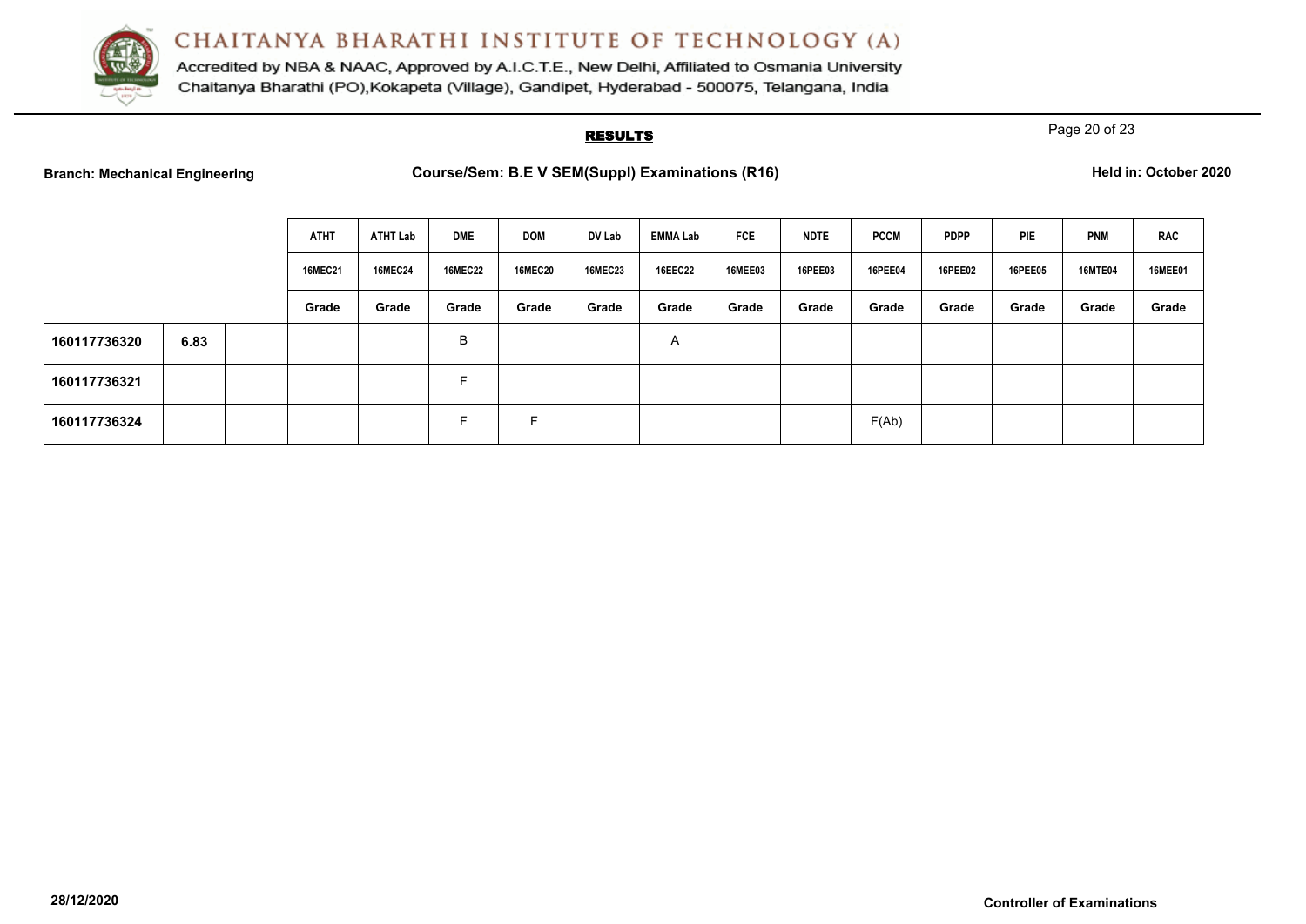# CHAITANYA BHARATHI INSTITUTE OF TECHNOLOGY (A)

Accredited by NBA & NAAC, Approved by A.I.C.T.E., New Delhi, Affiliated to Osmania University
Chaitanya Bharathi (PO),Kokapeta (Village), Gandipet, Hyderabad - 500075, Telangana, India

## RESULTS

**Branch: Mechanical Engineering** **Course/Sem: B.E V SEM(Suppl) Examinations (R16)** **Held in: October 2020**

| | | | ATHT | ATHT Lab | DME | DOM | DV Lab | EMMA Lab | FCE | NDTE | PCCM | PDPP | PIE | PNM | RAC |
|---|---|---|---|---|---|---|---|---|---|---|---|---|---|---|---|
| | | | 16MEC21 | 16MEC24 | 16MEC22 | 16MEC20 | 16MEC23 | 16EEC22 | 16MEE03 | 16PEE03 | 16PEE04 | 16PEE02 | 16PEE05 | 16MTE04 | 16MEE01 |
| | | | Grade | Grade | Grade | Grade | Grade | Grade | Grade | Grade | Grade | Grade | Grade | Grade | Grade |
| 160117736320 | 6.83 | | | | B | | | A | | | | | | | |
| 160117736321 | | | | | F | | | | | | | | | | |
| 160117736324 | | | | | F | F | | | | | F(Ab) | | | | |

28/12/2020

**Controller of Examinations**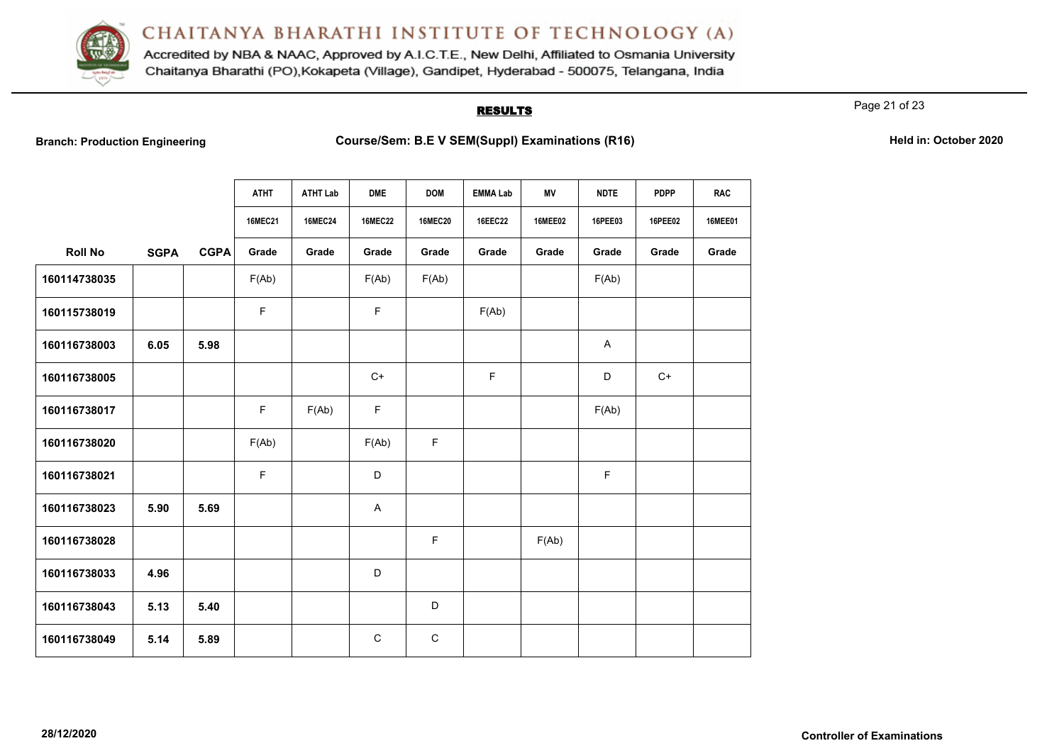## RESULTS

**Branch: Production Engineering** **Course/Sem: B.E V SEM(Suppl) Examinations (R16)** **Held in: October 2020**

| | | | ATHT | ATHT Lab | DME | DOM | EMMA Lab | MV | NDTE | PDPP | RAC |
|---|---|---|---|---|---|---|---|---|---|---|---|
| | | | 16MEC21 | 16MEC24 | 16MEC22 | 16MEC20 | 16EEC22 | 16MEE02 | 16PEE03 | 16PEE02 | 16MEE01 |
| **Roll No** | **SGPA** | **CGPA** | **Grade** | **Grade** | **Grade** | **Grade** | **Grade** | **Grade** | **Grade** | **Grade** | **Grade** |
| **160114738035** | | | F(Ab) | | F(Ab) | F(Ab) | | | F(Ab) | | |
| **160115738019** | | | F | | F | | F(Ab) | | | | |
| **160116738003** | **6.05** | **5.98** | | | | | | | A | | |
| **160116738005** | | | | | C+ | | F | | D | C+ | |
| **160116738017** | | | F | F(Ab) | F | | | | F(Ab) | | |
| **160116738020** | | | F(Ab) | | F(Ab) | F | | | | | |
| **160116738021** | | | F | | D | | | | F | | |
| **160116738023** | **5.90** | **5.69** | | | A | | | | | | |
| **160116738028** | | | | | | F | | F(Ab) | | | |
| **160116738033** | **4.96** | | | | D | | | | | | |
| **160116738043** | **5.13** | **5.40** | | | | D | | | | | |
| **160116738049** | **5.14** | **5.89** | | | C | C | | | | | |

**28/12/2020** **Controller of Examinations**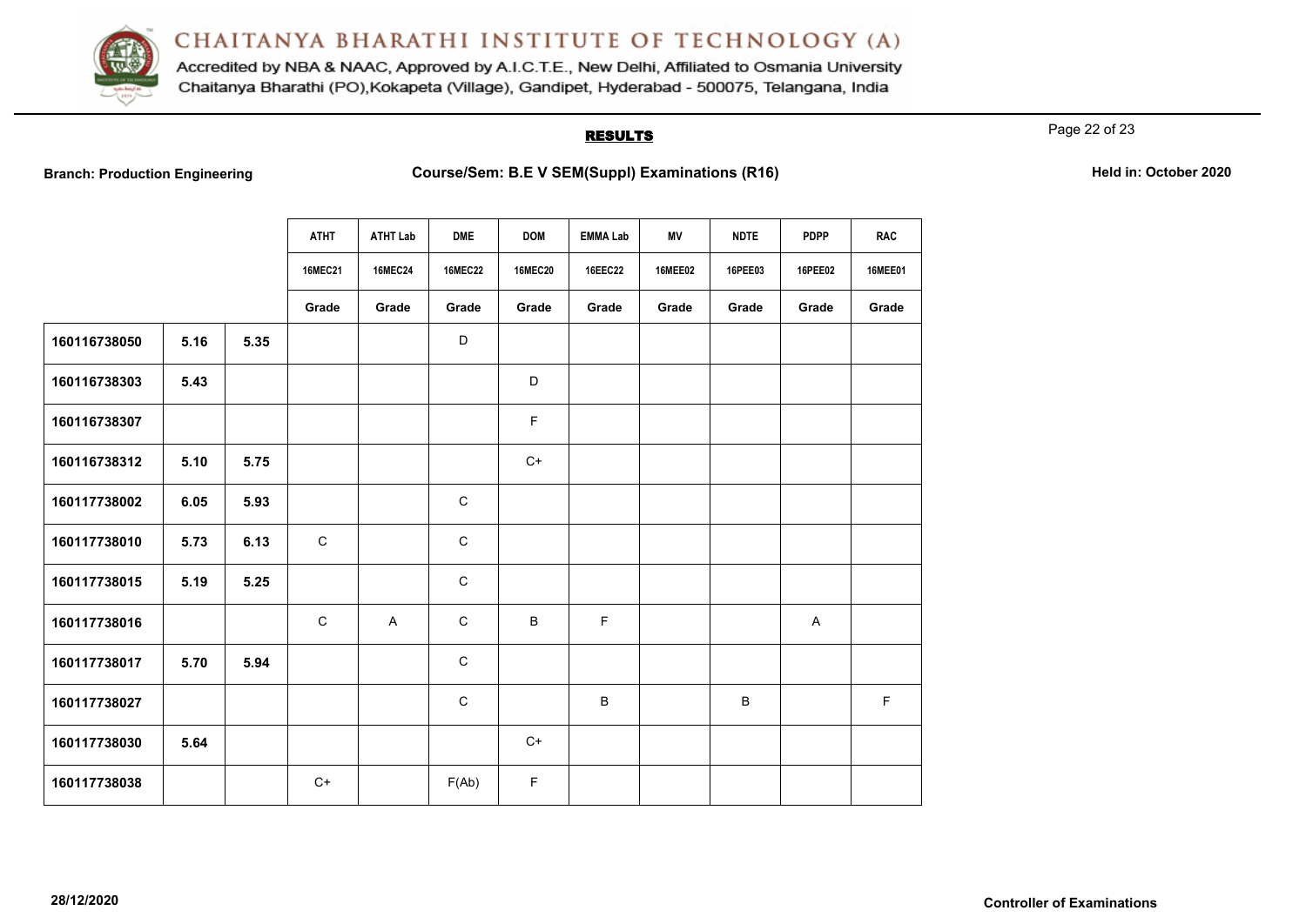# CHAITANYA BHARATHI INSTITUTE OF TECHNOLOGY (A)

Accredited by NBA & NAAC, Approved by A.I.C.T.E., New Delhi, Affiliated to Osmania University
Chaitanya Bharathi (PO),Kokapeta (Village), Gandipet, Hyderabad - 500075, Telangana, India

## RESULTS

**Branch: Production Engineering** **Course/Sem: B.E V SEM(Suppl) Examinations (R16)** **Held in: October 2020**

| | | | ATHT | ATHT Lab | DME | DOM | EMMA Lab | MV | NDTE | PDPP | RAC |
|---|---|---|---|---|---|---|---|---|---|---|---|
| | | | 16MEC21 | 16MEC24 | 16MEC22 | 16MEC20 | 16EEC22 | 16MEE02 | 16PEE03 | 16PEE02 | 16MEE01 |
| | | | Grade | Grade | Grade | Grade | Grade | Grade | Grade | Grade | Grade |
| 160116738050 | 5.16 | 5.35 | | | D | | | | | | |
| 160116738303 | 5.43 | | | | | D | | | | | |
| 160116738307 | | | | | | F | | | | | |
| 160116738312 | 5.10 | 5.75 | | | | C+ | | | | | |
| 160117738002 | 6.05 | 5.93 | | | C | | | | | | |
| 160117738010 | 5.73 | 6.13 | C | | C | | | | | | |
| 160117738015 | 5.19 | 5.25 | | | C | | | | | | |
| 160117738016 | | | C | A | C | B | F | | | A | |
| 160117738017 | 5.70 | 5.94 | | | C | | | | | | |
| 160117738027 | | | | | C | | B | | B | | F |
| 160117738030 | 5.64 | | | | | C+ | | | | | |
| 160117738038 | | | C+ | | F(Ab) | F | | | | | |

28/12/2020

**Controller of Examinations**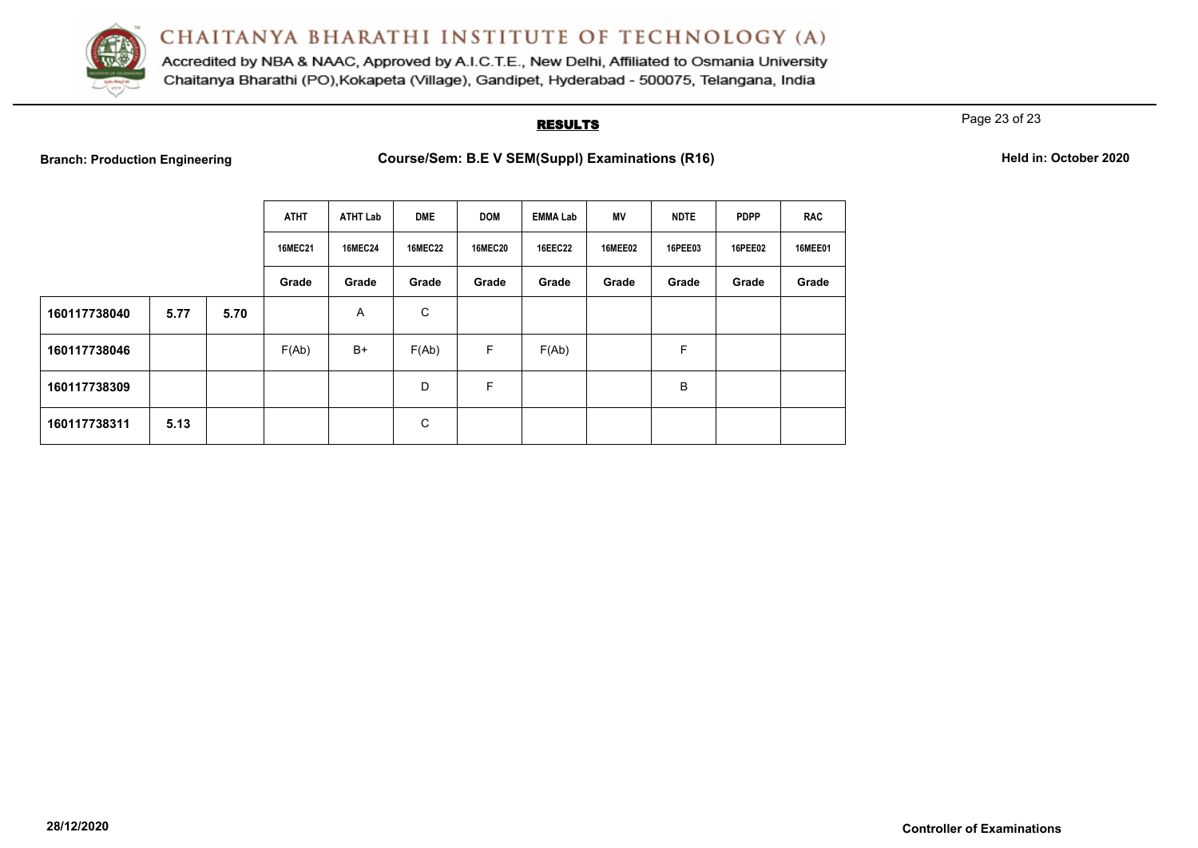# CHAITANYA BHARATHI INSTITUTE OF TECHNOLOGY (A)

Accredited by NBA & NAAC, Approved by A.I.C.T.E., New Delhi, Affiliated to Osmania University
Chaitanya Bharathi (PO),Kokapeta (Village), Gandipet, Hyderabad - 500075, Telangana, India

## RESULTS

**Branch: Production Engineering** **Course/Sem: B.E V SEM(Suppl) Examinations (R16)** **Held in: October 2020**

| | | | ATHT | ATHT Lab | DME | DOM | EMMA Lab | MV | NDTE | PDPP | RAC |
|---|---|---|---|---|---|---|---|---|---|---|---|
| | | | 16MEC21 | 16MEC24 | 16MEC22 | 16MEC20 | 16EEC22 | 16MEE02 | 16PEE03 | 16PEE02 | 16MEE01 |
| | | | Grade | Grade | Grade | Grade | Grade | Grade | Grade | Grade | Grade |
| **160117738040** | **5.77** | **5.70** | | A | C | | | | | | |
| **160117738046** | | | F(Ab) | B+ | F(Ab) | F | F(Ab) | | F | | |
| **160117738309** | | | | | D | F | | | B | | |
| **160117738311** | **5.13** | | | | C | | | | | | |

**28/12/2020** **Controller of Examinations**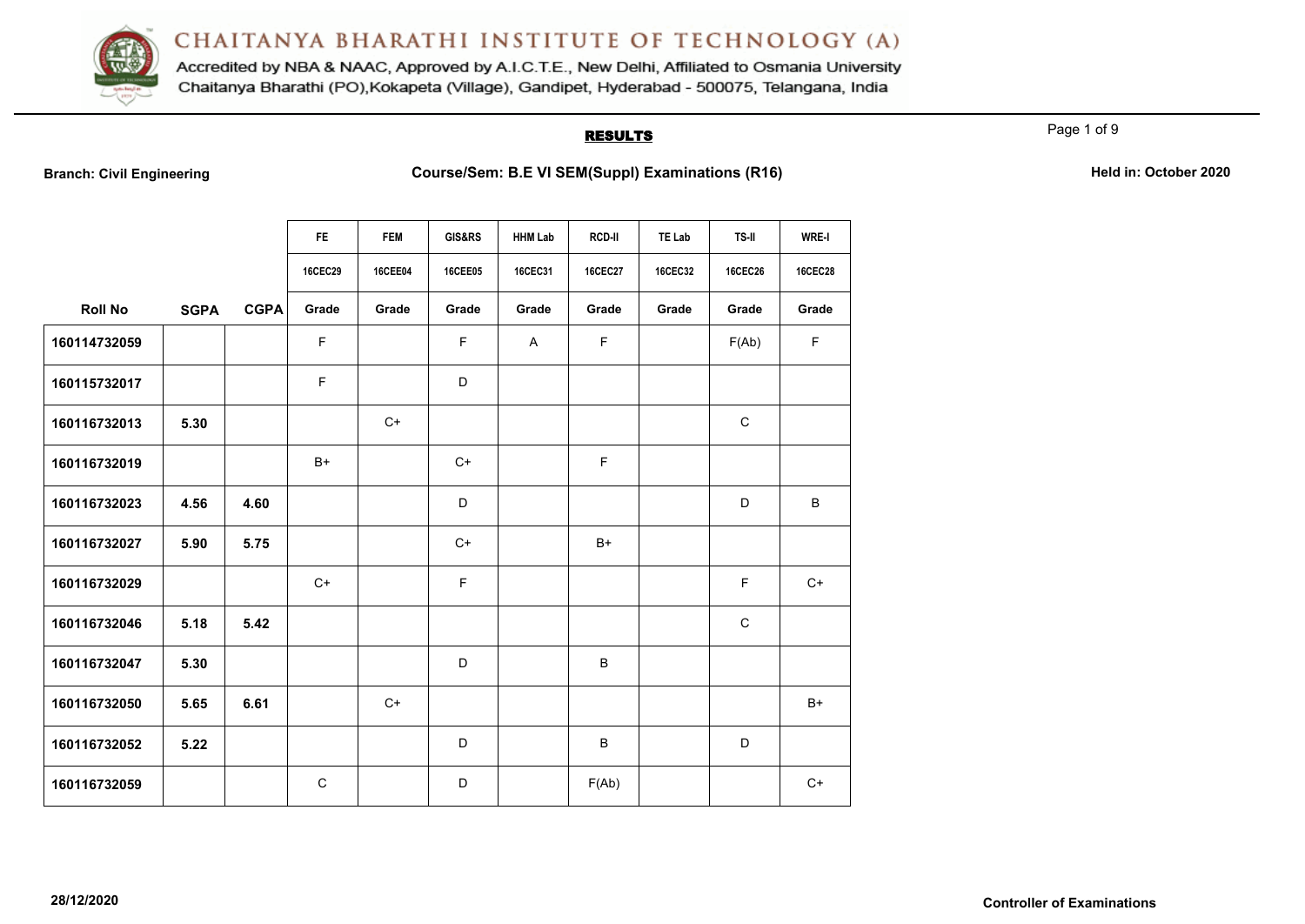# CHAITANYA BHARATHI INSTITUTE OF TECHNOLOGY (A)

Accredited by NBA & NAAC, Approved by A.I.C.T.E., New Delhi, Affiliated to Osmania University
Chaitanya Bharathi (PO),Kokapeta (Village), Gandipet, Hyderabad - 500075, Telangana, India

## RESULTS

**Branch: Civil Engineering** **Course/Sem: B.E VI SEM(Suppl) Examinations (R16)** **Held in: October 2020**

| | | | FE | FEM | GIS&RS | HHM Lab | RCD-II | TE Lab | TS-II | WRE-I |
|---|---|---|---|---|---|---|---|---|---|---|
| | | | 16CEC29 | 16CEE04 | 16CEE05 | 16CEC31 | 16CEC27 | 16CEC32 | 16CEC26 | 16CEC28 |
| **Roll No** | **SGPA** | **CGPA** | **Grade** | **Grade** | **Grade** | **Grade** | **Grade** | **Grade** | **Grade** | **Grade** |
| 160114732059 | | | F | | F | A | F | | F(Ab) | F |
| 160115732017 | | | F | | D | | | | | |
| 160116732013 | 5.30 | | | C+ | | | | | C | |
| 160116732019 | | | B+ | | C+ | | F | | | |
| 160116732023 | 4.56 | 4.60 | | | D | | | | D | B |
| 160116732027 | 5.90 | 5.75 | | | C+ | | B+ | | | |
| 160116732029 | | | C+ | | F | | | | F | C+ |
| 160116732046 | 5.18 | 5.42 | | | | | | | C | |
| 160116732047 | 5.30 | | | | D | | B | | | |
| 160116732050 | 5.65 | 6.61 | | C+ | | | | | | B+ |
| 160116732052 | 5.22 | | | | D | | B | | D | |
| 160116732059 | | | C | | D | | F(Ab) | | | C+ |

28/12/2020

Controller of Examinations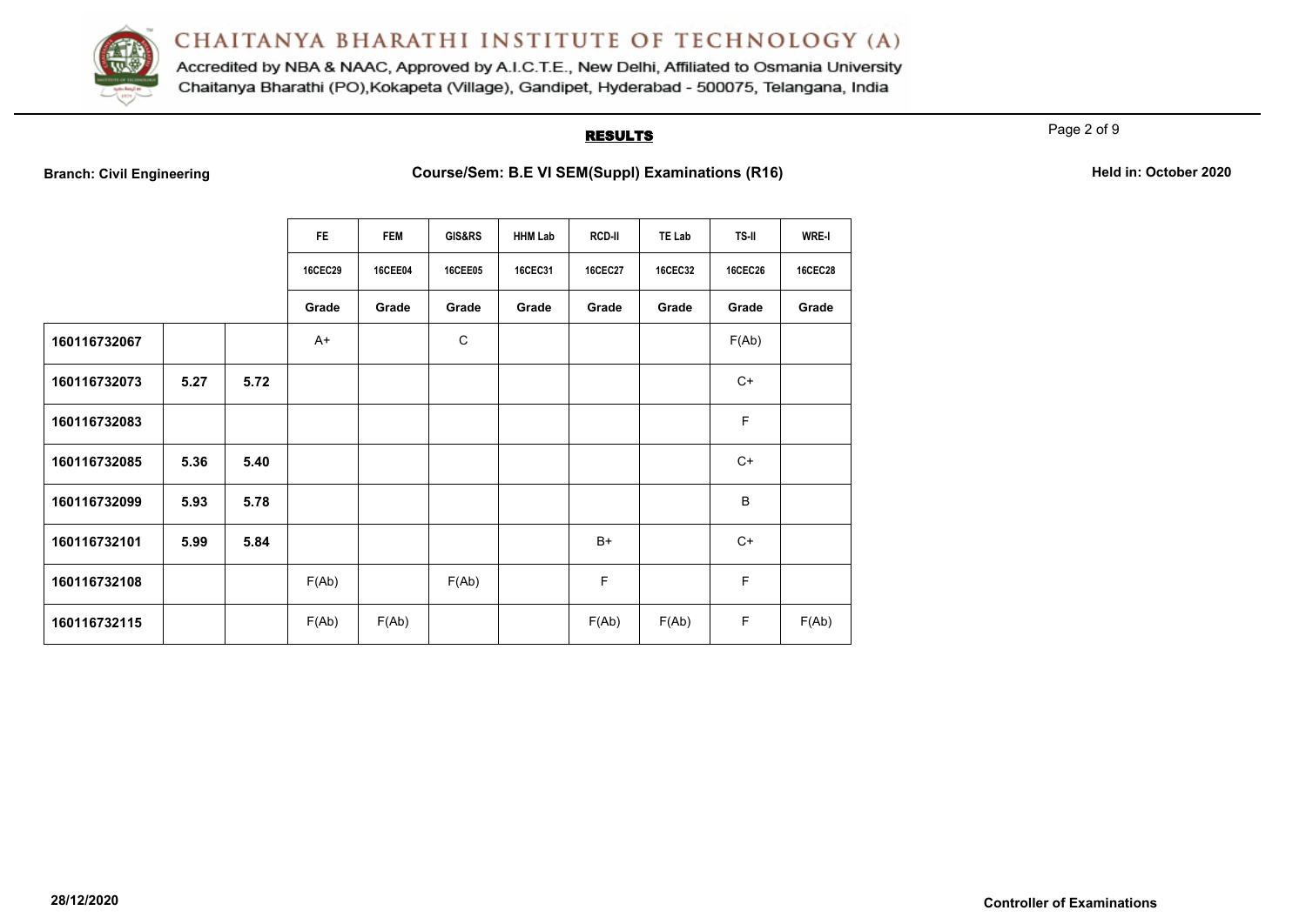# CHAITANYA BHARATHI INSTITUTE OF TECHNOLOGY (A)

Accredited by NBA & NAAC, Approved by A.I.C.T.E., New Delhi, Affiliated to Osmania University
Chaitanya Bharathi (PO),Kokapeta (Village), Gandipet, Hyderabad - 500075, Telangana, India

## RESULTS

**Branch: Civil Engineering** **Course/Sem: B.E VI SEM(Suppl) Examinations (R16)** **Held in: October 2020**

| | | | FE | FEM | GIS&RS | HHM Lab | RCD-II | TE Lab | TS-II | WRE-I |
|---|---|---|---|---|---|---|---|---|---|---|
| | | | 16CEC29 | 16CEE04 | 16CEE05 | 16CEC31 | 16CEC27 | 16CEC32 | 16CEC26 | 16CEC28 |
| | | | Grade | Grade | Grade | Grade | Grade | Grade | Grade | Grade |
| **160116732067** | | | A+ | | C | | | | F(Ab) | |
| **160116732073** | **5.27** | **5.72** | | | | | | | C+ | |
| **160116732083** | | | | | | | | | F | |
| **160116732085** | **5.36** | **5.40** | | | | | | | C+ | |
| **160116732099** | **5.93** | **5.78** | | | | | | | B | |
| **160116732101** | **5.99** | **5.84** | | | | | B+ | | C+ | |
| **160116732108** | | | F(Ab) | | F(Ab) | | F | | F | |
| **160116732115** | | | F(Ab) | F(Ab) | | | F(Ab) | F(Ab) | F | F(Ab) |

**28/12/2020** **Controller of Examinations**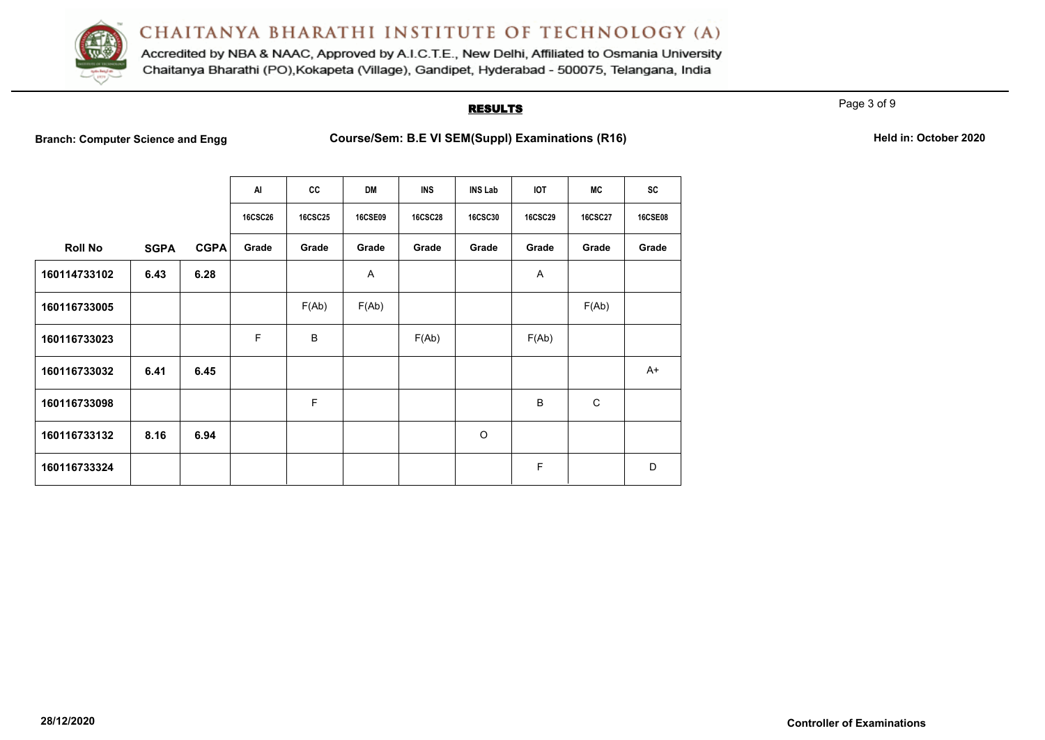# CHAITANYA BHARATHI INSTITUTE OF TECHNOLOGY (A)

Accredited by NBA & NAAC, Approved by A.I.C.T.E., New Delhi, Affiliated to Osmania University
Chaitanya Bharathi (PO),Kokapeta (Village), Gandipet, Hyderabad - 500075, Telangana, India

## RESULTS

**Branch: Computer Science and Engg** **Course/Sem: B.E VI SEM(Suppl) Examinations (R16)** **Held in: October 2020**

| | | | AI | CC | DM | INS | INS Lab | IOT | MC | SC |
|---|---|---|---|---|---|---|---|---|---|---|
| | | | 16CSC26 | 16CSC25 | 16CSE09 | 16CSC28 | 16CSC30 | 16CSC29 | 16CSC27 | 16CSE08 |
| **Roll No** | **SGPA** | **CGPA** | Grade | Grade | Grade | Grade | Grade | Grade | Grade | Grade |
| **160114733102** | **6.43** | **6.28** | | | A | | | A | | |
| **160116733005** | | | | F(Ab) | F(Ab) | | | | F(Ab) | |
| **160116733023** | | | F | B | | F(Ab) | | F(Ab) | | |
| **160116733032** | **6.41** | **6.45** | | | | | | | | A+ |
| **160116733098** | | | | F | | | | B | C | |
| **160116733132** | **8.16** | **6.94** | | | | | O | | | |
| **160116733324** | | | | | | | | F | | D |

**28/12/2020** **Controller of Examinations**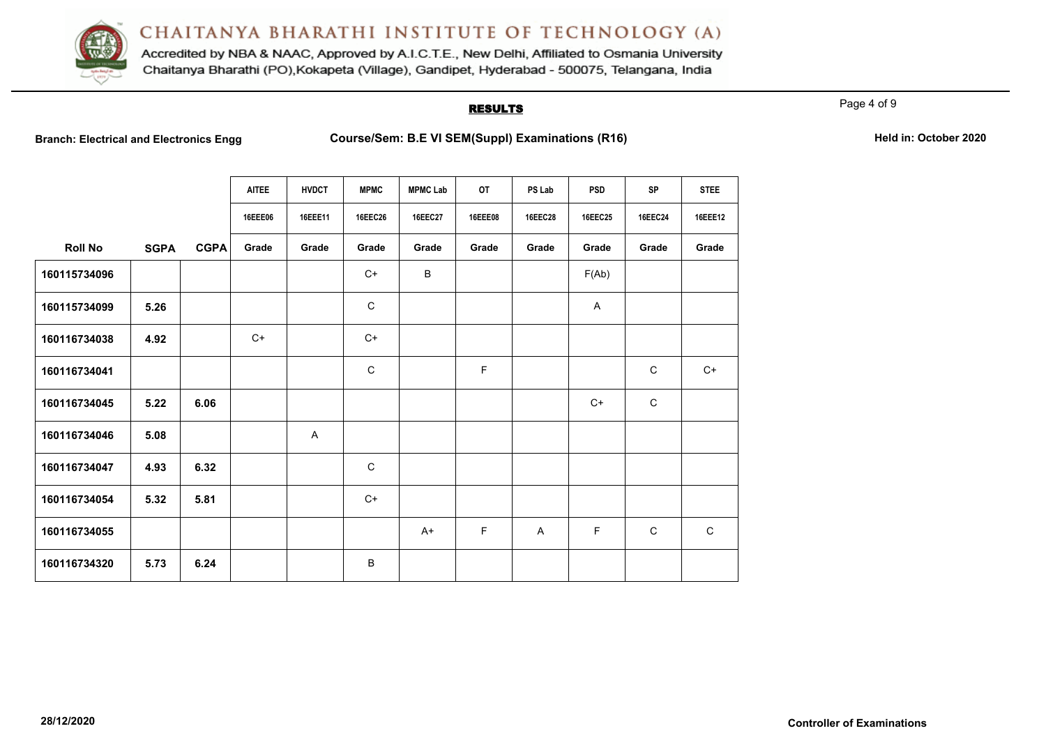# CHAITANYA BHARATHI INSTITUTE OF TECHNOLOGY (A)

Accredited by NBA & NAAC, Approved by A.I.C.T.E., New Delhi, Affiliated to Osmania University
Chaitanya Bharathi (PO),Kokapeta (Village), Gandipet, Hyderabad - 500075, Telangana, India

## RESULTS

**Branch: Electrical and Electronics Engg** **Course/Sem: B.E VI SEM(Suppl) Examinations (R16)** **Held in: October 2020**

| | | | AITEE | HVDCT | MPMC | MPMC Lab | OT | PS Lab | PSD | SP | STEE |
|---|---|---|---|---|---|---|---|---|---|---|---|
| | | | 16EEE06 | 16EEE11 | 16EEC26 | 16EEC27 | 16EEE08 | 16EEC28 | 16EEC25 | 16EEC24 | 16EEE12 |
| **Roll No** | **SGPA** | **CGPA** | **Grade** | **Grade** | **Grade** | **Grade** | **Grade** | **Grade** | **Grade** | **Grade** | **Grade** |
| 160115734096 | | | | | C+ | B | | | F(Ab) | | |
| 160115734099 | 5.26 | | | | C | | | | A | | |
| 160116734038 | 4.92 | | C+ | | C+ | | | | | | |
| 160116734041 | | | | | C | | F | | | C | C+ |
| 160116734045 | 5.22 | 6.06 | | | | | | | C+ | C | |
| 160116734046 | 5.08 | | | A | | | | | | | |
| 160116734047 | 4.93 | 6.32 | | | C | | | | | | |
| 160116734054 | 5.32 | 5.81 | | | C+ | | | | | | |
| 160116734055 | | | | | | A+ | F | A | F | C | C |
| 160116734320 | 5.73 | 6.24 | | | B | | | | | | |

**28/12/2020** **Controller of Examinations**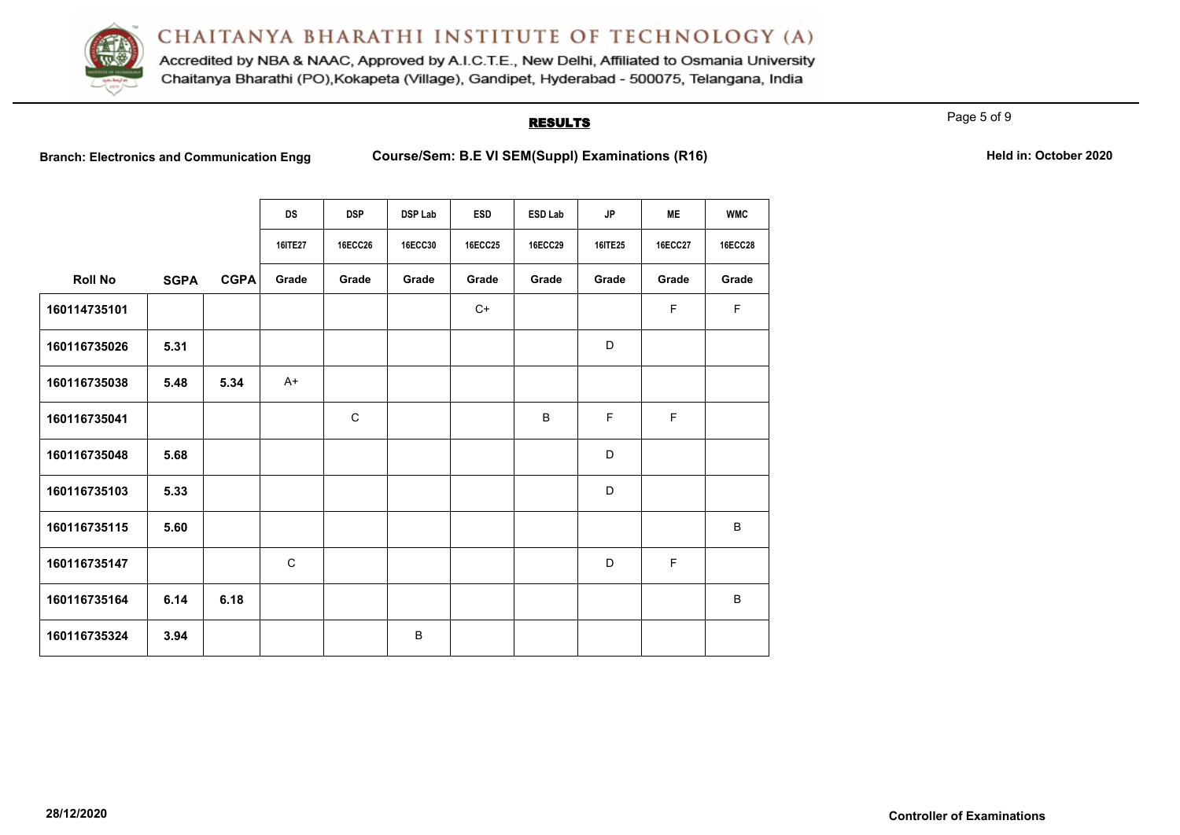# CHAITANYA BHARATHI INSTITUTE OF TECHNOLOGY (A)

Accredited by NBA & NAAC, Approved by A.I.C.T.E., New Delhi, Affiliated to Osmania University
Chaitanya Bharathi (PO),Kokapeta (Village), Gandipet, Hyderabad - 500075, Telangana, India

## RESULTS

**Branch: Electronics and Communication Engg** **Course/Sem: B.E VI SEM(Suppl) Examinations (R16)** **Held in: October 2020**

| | | | DS | DSP | DSP Lab | ESD | ESD Lab | JP | ME | WMC |
|---|---|---|---|---|---|---|---|---|---|---|
| | | | 16ITE27 | 16ECC26 | 16ECC30 | 16ECC25 | 16ECC29 | 16ITE25 | 16ECC27 | 16ECC28 |
| **Roll No** | **SGPA** | **CGPA** | **Grade** | **Grade** | **Grade** | **Grade** | **Grade** | **Grade** | **Grade** | **Grade** |
| **160114735101** | | | | | | C+ | | | F | F |
| **160116735026** | **5.31** | | | | | | | D | | |
| **160116735038** | **5.48** | **5.34** | A+ | | | | | | | |
| **160116735041** | | | | C | | | B | F | F | |
| **160116735048** | **5.68** | | | | | | | D | | |
| **160116735103** | **5.33** | | | | | | | D | | |
| **160116735115** | **5.60** | | | | | | | | | B |
| **160116735147** | | | C | | | | | D | F | |
| **160116735164** | **6.14** | **6.18** | | | | | | | | B |
| **160116735324** | **3.94** | | | | B | | | | | |

**28/12/2020** **Controller of Examinations**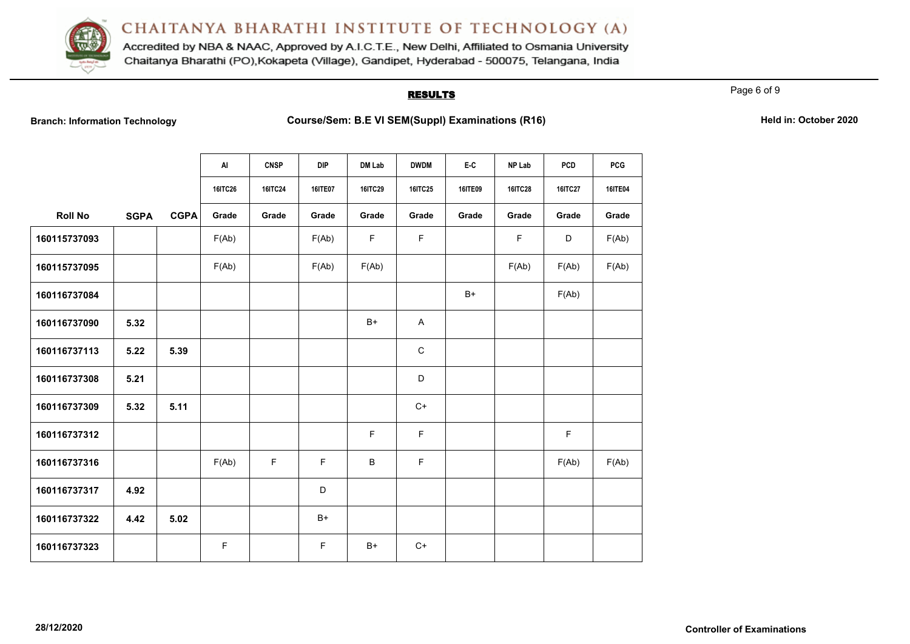# CHAITANYA BHARATHI INSTITUTE OF TECHNOLOGY (A)

Accredited by NBA & NAAC, Approved by A.I.C.T.E., New Delhi, Affiliated to Osmania University
Chaitanya Bharathi (PO),Kokapeta (Village), Gandipet, Hyderabad - 500075, Telangana, India

## RESULTS

**Branch: Information Technology** **Course/Sem: B.E VI SEM(Suppl) Examinations (R16)** **Held in: October 2020**

| | | | AI | CNSP | DIP | DM Lab | DWDM | E-C | NP Lab | PCD | PCG |
|---|---|---|---|---|---|---|---|---|---|---|---|
| | | | 16ITC26 | 16ITC24 | 16ITE07 | 16ITC29 | 16ITC25 | 16ITE09 | 16ITC28 | 16ITC27 | 16ITE04 |
| **Roll No** | **SGPA** | **CGPA** | **Grade** | **Grade** | **Grade** | **Grade** | **Grade** | **Grade** | **Grade** | **Grade** | **Grade** |
| **160115737093** | | | F(Ab) | | F(Ab) | F | F | | F | D | F(Ab) |
| **160115737095** | | | F(Ab) | | F(Ab) | F(Ab) | | | F(Ab) | F(Ab) | F(Ab) |
| **160116737084** | | | | | | | | B+ | | F(Ab) | |
| **160116737090** | **5.32** | | | | | B+ | A | | | | |
| **160116737113** | **5.22** | **5.39** | | | | | C | | | | |
| **160116737308** | **5.21** | | | | | | D | | | | |
| **160116737309** | **5.32** | **5.11** | | | | | C+ | | | | |
| **160116737312** | | | | | | F | F | | | F | |
| **160116737316** | | | F(Ab) | F | F | B | F | | | F(Ab) | F(Ab) |
| **160116737317** | **4.92** | | | | D | | | | | | |
| **160116737322** | **4.42** | **5.02** | | | B+ | | | | | | |
| **160116737323** | | | F | | F | B+ | C+ | | | | |

**28/12/2020** **Controller of Examinations**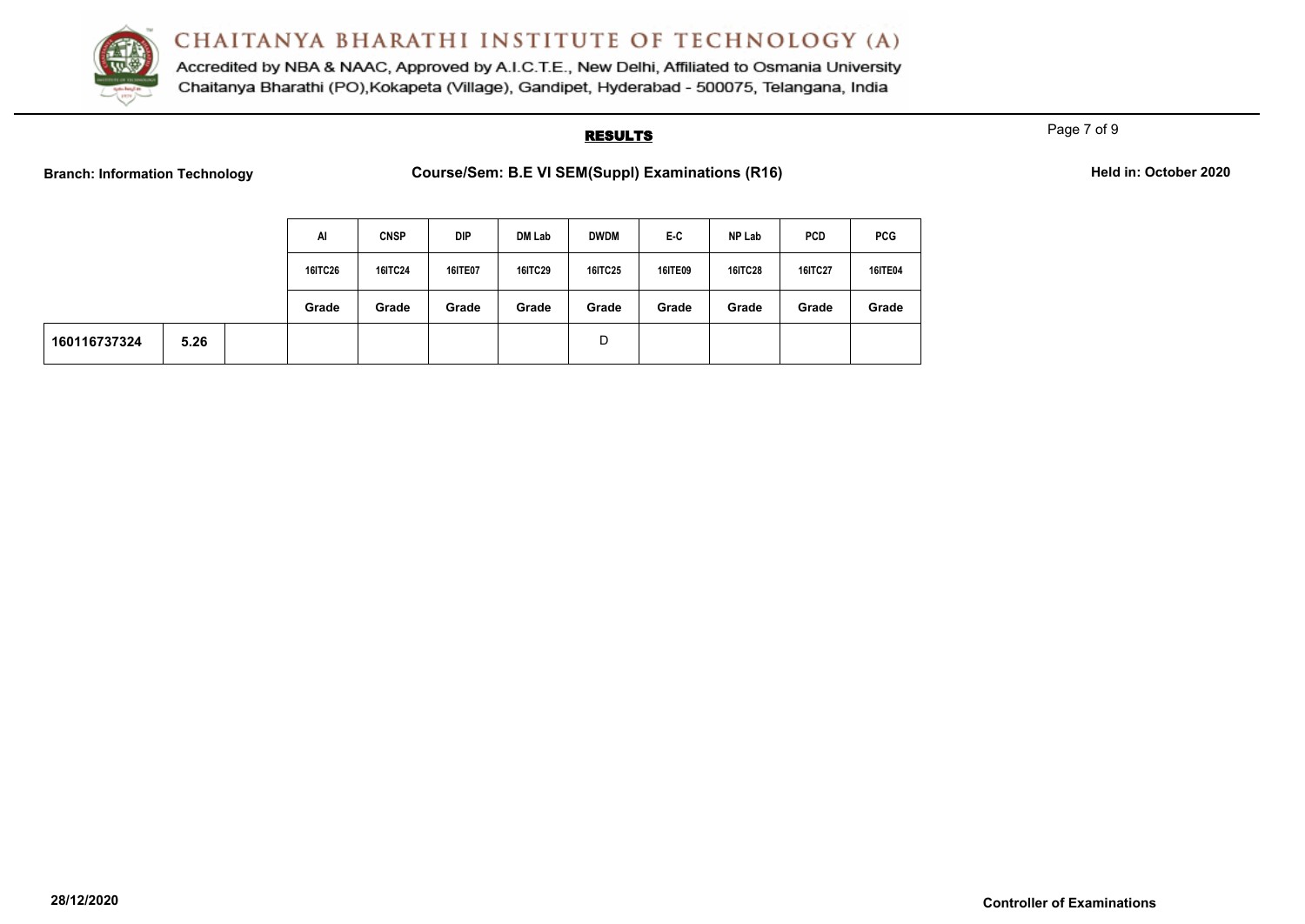# CHAITANYA BHARATHI INSTITUTE OF TECHNOLOGY (A)

Accredited by NBA & NAAC, Approved by A.I.C.T.E., New Delhi, Affiliated to Osmania University
Chaitanya Bharathi (PO),Kokapeta (Village), Gandipet, Hyderabad - 500075, Telangana, India

## RESULTS

**Branch: Information Technology** **Course/Sem: B.E VI SEM(Suppl) Examinations (R16)** **Held in: October 2020**

| | | | AI | CNSP | DIP | DM Lab | DWDM | E-C | NP Lab | PCD | PCG |
|---|---|---|---|---|---|---|---|---|---|---|---|
| | | | 16ITC26 | 16ITC24 | 16ITE07 | 16ITC29 | 16ITC25 | 16ITE09 | 16ITC28 | 16ITC27 | 16ITE04 |
| | | | Grade | Grade | Grade | Grade | Grade | Grade | Grade | Grade | Grade |
| 160116737324 | 5.26 | | | | | | D | | | | |

28/12/2020

**Controller of Examinations**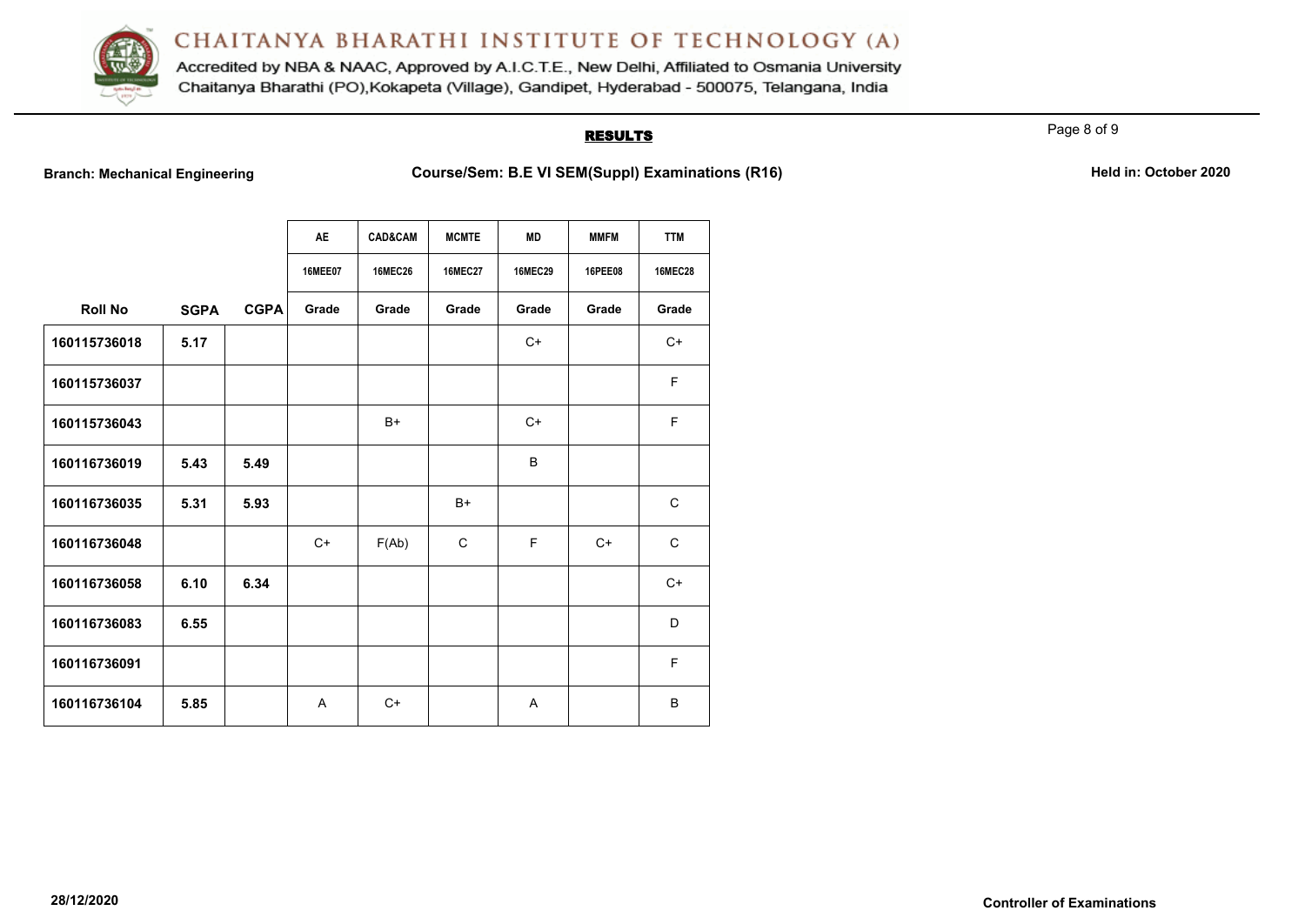# CHAITANYA BHARATHI INSTITUTE OF TECHNOLOGY (A)

Accredited by NBA & NAAC, Approved by A.I.C.T.E., New Delhi, Affiliated to Osmania University
Chaitanya Bharathi (PO),Kokapeta (Village), Gandipet, Hyderabad - 500075, Telangana, India

## RESULTS

**Branch: Mechanical Engineering** **Course/Sem: B.E VI SEM(Suppl) Examinations (R16)** **Held in: October 2020**

| | | | AE | CAD&CAM | MCMTE | MD | MMFM | TTM |
|---|---|---|---|---|---|---|---|---|
| | | | 16MEE07 | 16MEC26 | 16MEC27 | 16MEC29 | 16PEE08 | 16MEC28 |
| **Roll No** | **SGPA** | **CGPA** | Grade | Grade | Grade | Grade | Grade | Grade |
| 160115736018 | 5.17 | | | | | C+ | | C+ |
| 160115736037 | | | | | | | | F |
| 160115736043 | | | | B+ | | C+ | | F |
| 160116736019 | 5.43 | 5.49 | | | | B | | |
| 160116736035 | 5.31 | 5.93 | | | B+ | | | C |
| 160116736048 | | | C+ | F(Ab) | C | F | C+ | C |
| 160116736058 | 6.10 | 6.34 | | | | | | C+ |
| 160116736083 | 6.55 | | | | | | | D |
| 160116736091 | | | | | | | | F |
| 160116736104 | 5.85 | | A | C+ | | A | | B |

**28/12/2020** **Controller of Examinations**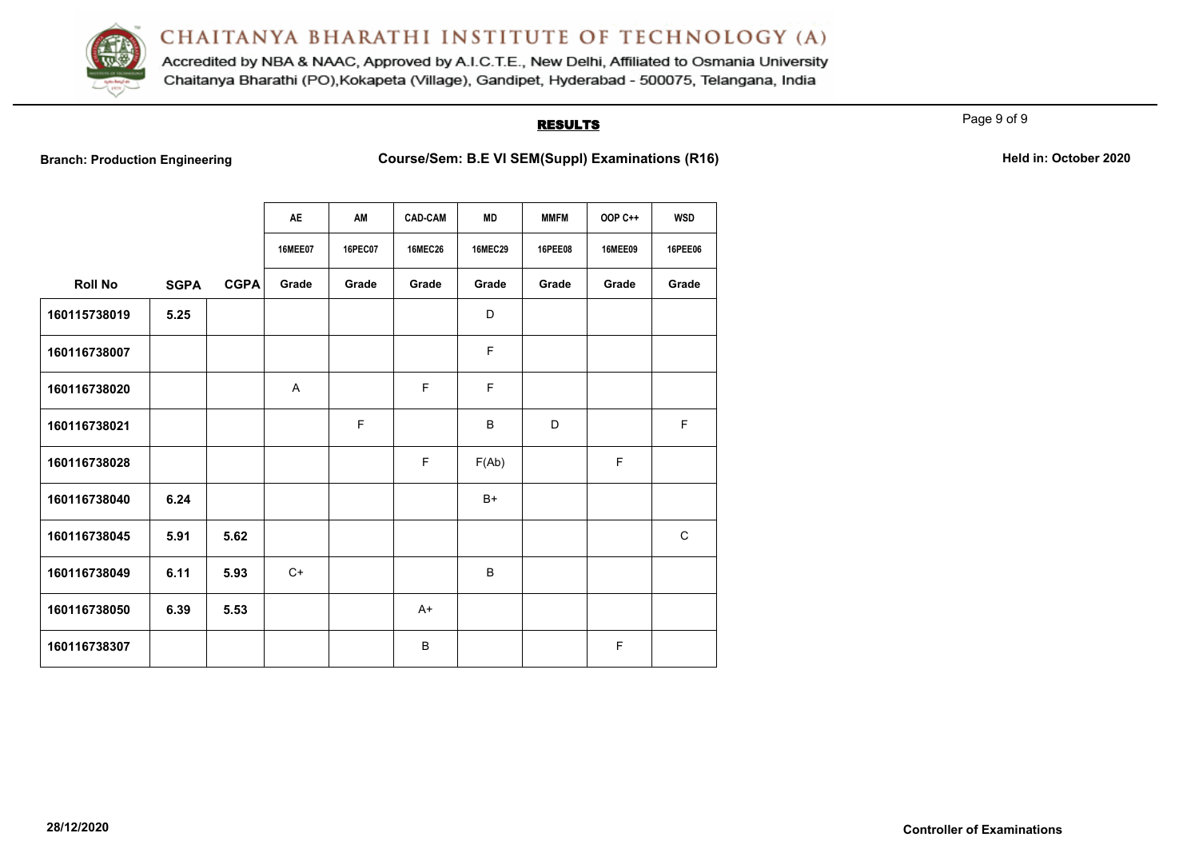# CHAITANYA BHARATHI INSTITUTE OF TECHNOLOGY (A)

Accredited by NBA & NAAC, Approved by A.I.C.T.E., New Delhi, Affiliated to Osmania University
Chaitanya Bharathi (PO),Kokapeta (Village), Gandipet, Hyderabad - 500075, Telangana, India

## RESULTS

**Branch: Production Engineering** **Course/Sem: B.E VI SEM(Suppl) Examinations (R16)** **Held in: October 2020**

| | | | AE | AM | CAD-CAM | MD | MMFM | OOP C++ | WSD |
|---|---|---|---|---|---|---|---|---|---|
| | | | 16MEE07 | 16PEC07 | 16MEC26 | 16MEC29 | 16PEE08 | 16MEE09 | 16PEE06 |
| **Roll No** | **SGPA** | **CGPA** | **Grade** | **Grade** | **Grade** | **Grade** | **Grade** | **Grade** | **Grade** |
| 160115738019 | 5.25 | | | | | D | | | |
| 160116738007 | | | | | | F | | | |
| 160116738020 | | | A | | F | F | | | |
| 160116738021 | | | | F | | B | D | | F |
| 160116738028 | | | | | F | F(Ab) | | F | |
| 160116738040 | 6.24 | | | | | B+ | | | |
| 160116738045 | 5.91 | 5.62 | | | | | | | C |
| 160116738049 | 6.11 | 5.93 | C+ | | | B | | | |
| 160116738050 | 6.39 | 5.53 | | | A+ | | | | |
| 160116738307 | | | | | B | | | F | |

**28/12/2020** **Controller of Examinations**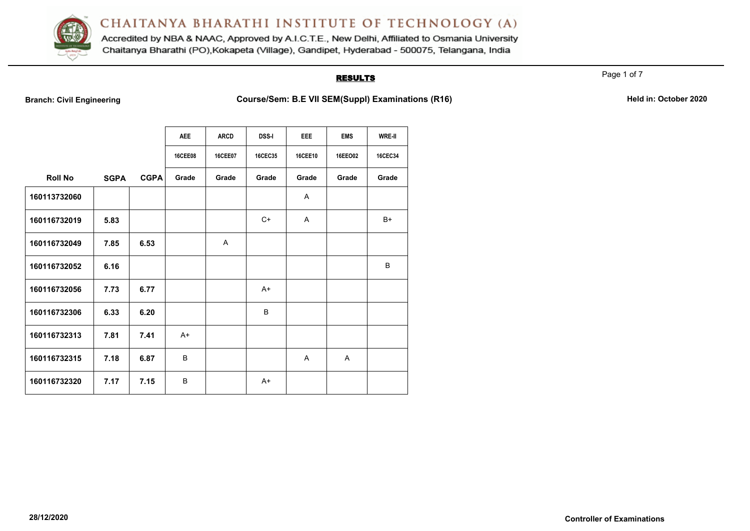# CHAITANYA BHARATHI INSTITUTE OF TECHNOLOGY (A)

Accredited by NBA & NAAC, Approved by A.I.C.T.E., New Delhi, Affiliated to Osmania University
Chaitanya Bharathi (PO),Kokapeta (Village), Gandipet, Hyderabad - 500075, Telangana, India

## RESULTS

**Branch: Civil Engineering** **Course/Sem: B.E VII SEM(Suppl) Examinations (R16)** **Held in: October 2020**

| | | | AEE | ARCD | DSS-I | EEE | EMS | WRE-II |
|---|---|---|---|---|---|---|---|---|
| | | | 16CEE08 | 16CEE07 | 16CEC35 | 16CEE10 | 16EEO02 | 16CEC34 |
| **Roll No** | **SGPA** | **CGPA** | **Grade** | **Grade** | **Grade** | **Grade** | **Grade** | **Grade** |
| **160113732060** | | | | | | A | | |
| **160116732019** | **5.83** | | | | C+ | A | | B+ |
| **160116732049** | **7.85** | **6.53** | | A | | | | |
| **160116732052** | **6.16** | | | | | | | B |
| **160116732056** | **7.73** | **6.77** | | | A+ | | | |
| **160116732306** | **6.33** | **6.20** | | | B | | | |
| **160116732313** | **7.81** | **7.41** | A+ | | | | | |
| **160116732315** | **7.18** | **6.87** | B | | | A | A | |
| **160116732320** | **7.17** | **7.15** | B | | A+ | | | |

**28/12/2020** **Controller of Examinations**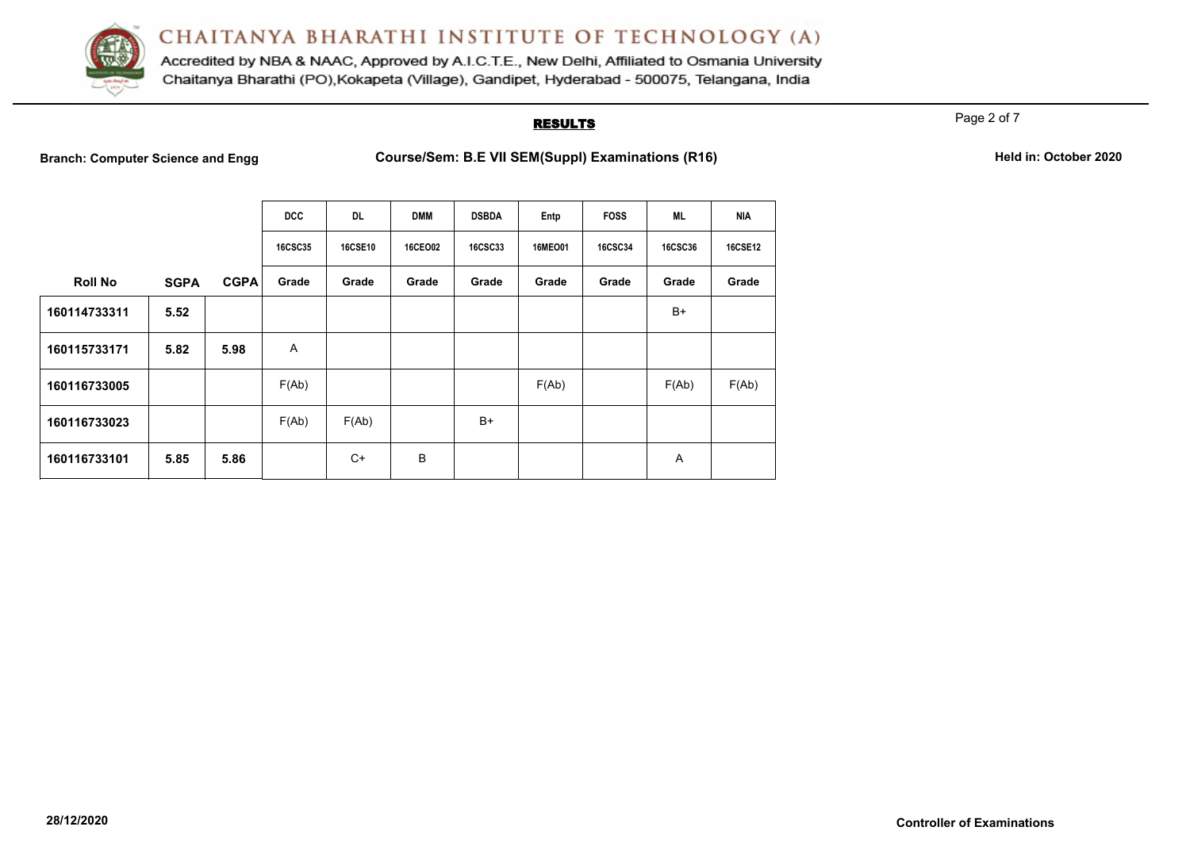# CHAITANYA BHARATHI INSTITUTE OF TECHNOLOGY (A)

Accredited by NBA & NAAC, Approved by A.I.C.T.E., New Delhi, Affiliated to Osmania University
Chaitanya Bharathi (PO),Kokapeta (Village), Gandipet, Hyderabad - 500075, Telangana, India

## RESULTS

**Branch: Computer Science and Engg** **Course/Sem: B.E VII SEM(Suppl) Examinations (R16)** **Held in: October 2020**

| | | | DCC | DL | DMM | DSBDA | Entp | FOSS | ML | NIA |
|---|---|---|---|---|---|---|---|---|---|---|
| | | | 16CSC35 | 16CSE10 | 16CEO02 | 16CSC33 | 16MEO01 | 16CSC34 | 16CSC36 | 16CSE12 |
| **Roll No** | **SGPA** | **CGPA** | **Grade** | **Grade** | **Grade** | **Grade** | **Grade** | **Grade** | **Grade** | **Grade** |
| **160114733311** | **5.52** | | | | | | | | B+ | |
| **160115733171** | **5.82** | **5.98** | A | | | | | | | |
| **160116733005** | | | F(Ab) | | | | F(Ab) | | F(Ab) | F(Ab) |
| **160116733023** | | | F(Ab) | F(Ab) | | B+ | | | | |
| **160116733101** | **5.85** | **5.86** | | C+ | B | | | | A | |

**28/12/2020** **Controller of Examinations**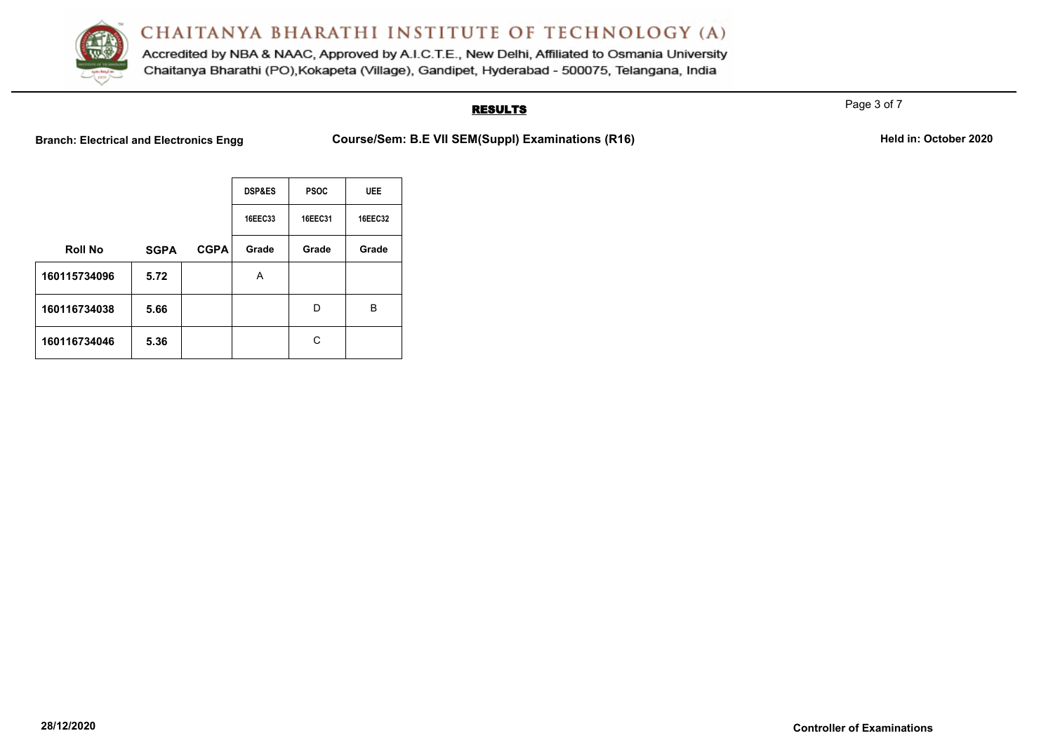# CHAITANYA BHARATHI INSTITUTE OF TECHNOLOGY (A)

Accredited by NBA & NAAC, Approved by A.I.C.T.E., New Delhi, Affiliated to Osmania University
Chaitanya Bharathi (PO),Kokapeta (Village), Gandipet, Hyderabad - 500075, Telangana, India

## RESULTS

**Branch: Electrical and Electronics Engg** | **Course/Sem: B.E VII SEM(Suppl) Examinations (R16)** | **Held in: October 2020**

| | | | DSP&ES | PSOC | UEE |
|---|---|---|---|---|---|
| | | | 16EEC33 | 16EEC31 | 16EEC32 |
| **Roll No** | **SGPA** | **CGPA** | **Grade** | **Grade** | **Grade** |
| **160115734096** | **5.72** | | A | | |
| **160116734038** | **5.66** | | | D | B |
| **160116734046** | **5.36** | | | C | |

**28/12/2020**

**Controller of Examinations**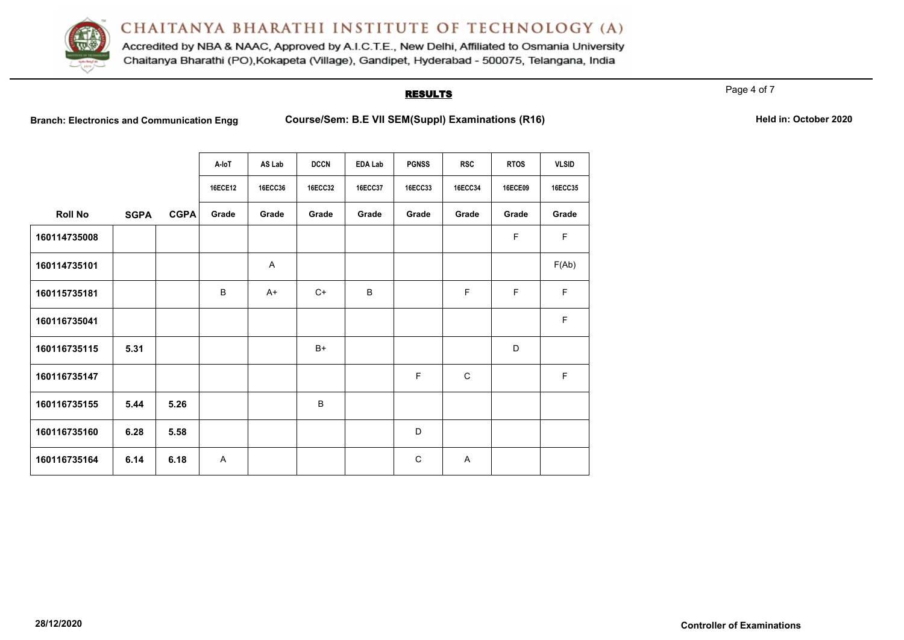# CHAITANYA BHARATHI INSTITUTE OF TECHNOLOGY (A)

Accredited by NBA & NAAC, Approved by A.I.C.T.E., New Delhi, Affiliated to Osmania University
Chaitanya Bharathi (PO),Kokapeta (Village), Gandipet, Hyderabad - 500075, Telangana, India

## RESULTS

**Branch: Electronics and Communication Engg** **Course/Sem: B.E VII SEM(Suppl) Examinations (R16)** **Held in: October 2020**

| | | | A-IoT | AS Lab | DCCN | EDA Lab | PGNSS | RSC | RTOS | VLSID |
|---|---|---|---|---|---|---|---|---|---|---|
| | | | 16ECE12 | 16ECC36 | 16ECC32 | 16ECC37 | 16ECC33 | 16ECC34 | 16ECE09 | 16ECC35 |
| **Roll No** | **SGPA** | **CGPA** | **Grade** | **Grade** | **Grade** | **Grade** | **Grade** | **Grade** | **Grade** | **Grade** |
| 160114735008 | | | | | | | | | F | F |
| 160114735101 | | | | A | | | | | | F(Ab) |
| 160115735181 | | | B | A+ | C+ | B | | F | F | F |
| 160116735041 | | | | | | | | | | F |
| 160116735115 | 5.31 | | | | B+ | | | | D | |
| 160116735147 | | | | | | | F | C | | F |
| 160116735155 | 5.44 | 5.26 | | | B | | | | | |
| 160116735160 | 6.28 | 5.58 | | | | | D | | | |
| 160116735164 | 6.14 | 6.18 | A | | | | C | A | | |

**28/12/2020** **Controller of Examinations**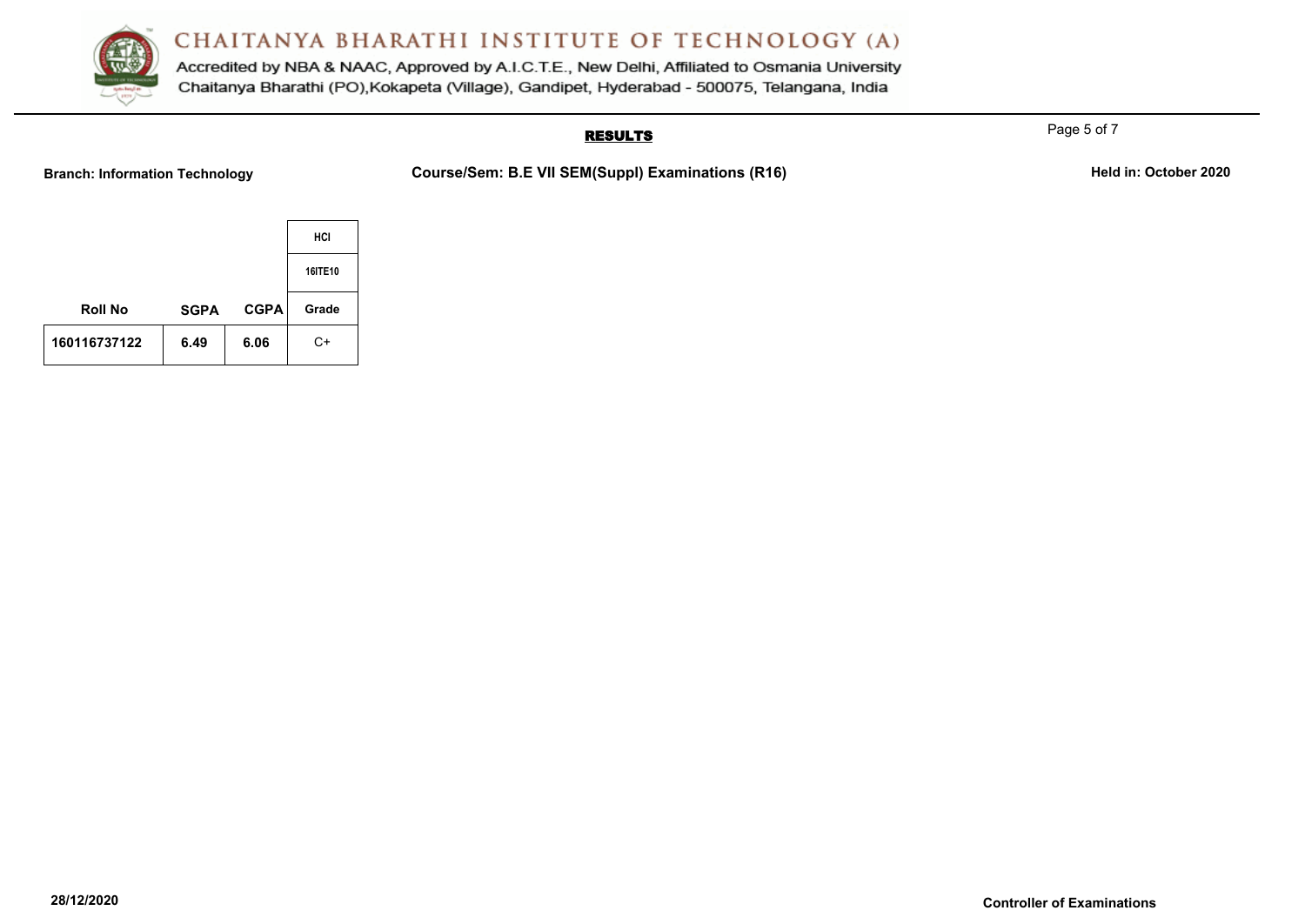# CHAITANYA BHARATHI INSTITUTE OF TECHNOLOGY (A)

Accredited by NBA & NAAC, Approved by A.I.C.T.E., New Delhi, Affiliated to Osmania University
Chaitanya Bharathi (PO),Kokapeta (Village), Gandipet, Hyderabad - 500075, Telangana, India

## RESULTS

**Branch: Information Technology** | **Course/Sem: B.E VII SEM(Suppl) Examinations (R16)** | **Held in: October 2020**

| | | | HCI |
|---|---|---|---|
| | | | 16ITE10 |
| Roll No | SGPA | CGPA | Grade |
| 160116737122 | 6.49 | 6.06 | C+ |

**28/12/2020**

**Controller of Examinations**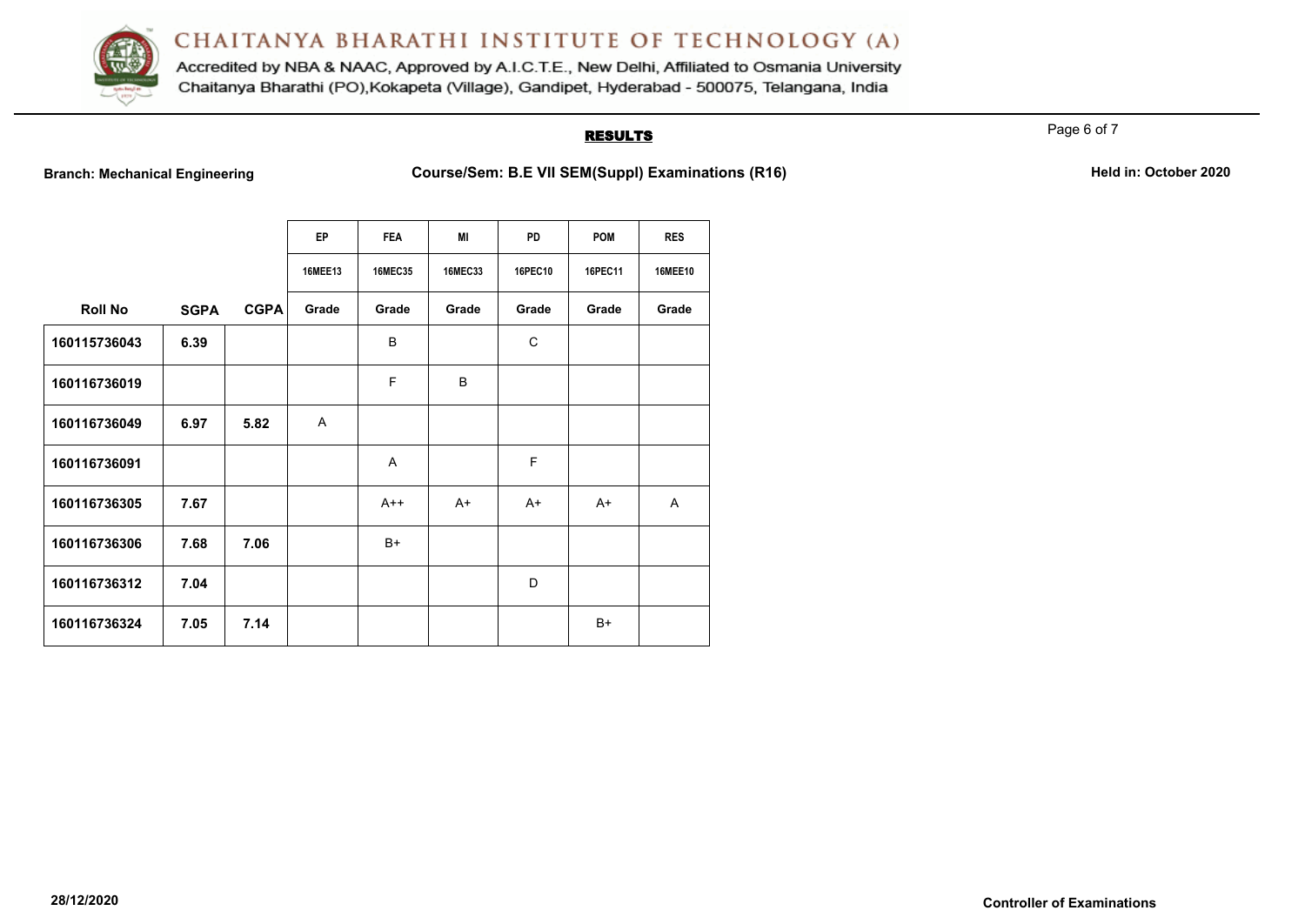# CHAITANYA BHARATHI INSTITUTE OF TECHNOLOGY (A)

Accredited by NBA & NAAC, Approved by A.I.C.T.E., New Delhi, Affiliated to Osmania University
Chaitanya Bharathi (PO),Kokapeta (Village), Gandipet, Hyderabad - 500075, Telangana, India

## RESULTS

**Branch: Mechanical Engineering** **Course/Sem: B.E VII SEM(Suppl) Examinations (R16)** **Held in: October 2020**

| | | | EP | FEA | MI | PD | POM | RES |
|---|---|---|---|---|---|---|---|---|
| | | | 16MEE13 | 16MEC35 | 16MEC33 | 16PEC10 | 16PEC11 | 16MEE10 |
| **Roll No** | **SGPA** | **CGPA** | Grade | Grade | Grade | Grade | Grade | Grade |
| 160115736043 | 6.39 | | | B | | C | | |
| 160116736019 | | | | F | B | | | |
| 160116736049 | 6.97 | 5.82 | A | | | | | |
| 160116736091 | | | | A | | F | | |
| 160116736305 | 7.67 | | | A++ | A+ | A+ | A+ | A |
| 160116736306 | 7.68 | 7.06 | | B+ | | | | |
| 160116736312 | 7.04 | | | | | D | | |
| 160116736324 | 7.05 | 7.14 | | | | | B+ | |

**28/12/2020** **Controller of Examinations**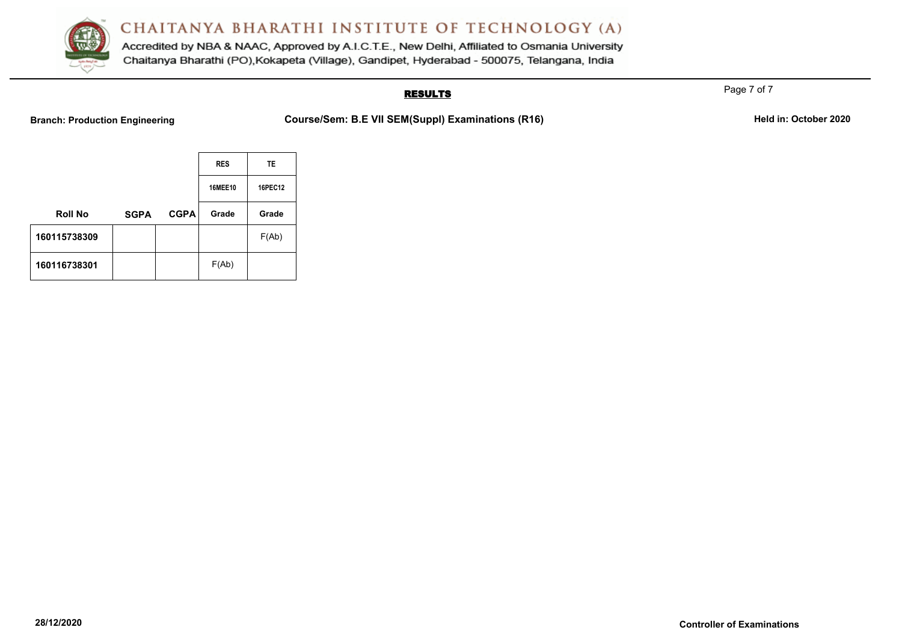# CHAITANYA BHARATHI INSTITUTE OF TECHNOLOGY (A)

Accredited by NBA & NAAC, Approved by A.I.C.T.E., New Delhi, Affiliated to Osmania University
Chaitanya Bharathi (PO),Kokapeta (Village), Gandipet, Hyderabad - 500075, Telangana, India

## RESULTS

**Branch: Production Engineering** **Course/Sem: B.E VII SEM(Suppl) Examinations (R16)** **Held in: October 2020**

| | | | RES | TE |
|---|---|---|---|---|
| | | | 16MEE10 | 16PEC12 |
| **Roll No** | **SGPA** | **CGPA** | **Grade** | **Grade** |
| **160115738309** | | | | F(Ab) |
| **160116738301** | | | F(Ab) | |

**28/12/2020** **Controller of Examinations**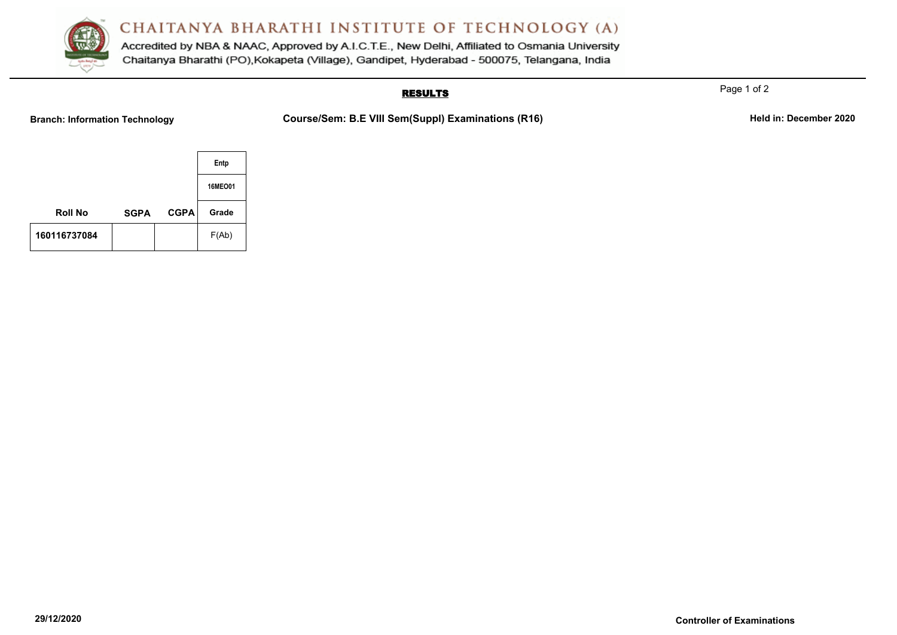# CHAITANYA BHARATHI INSTITUTE OF TECHNOLOGY (A)

Accredited by NBA & NAAC, Approved by A.I.C.T.E., New Delhi, Affiliated to Osmania University
Chaitanya Bharathi (PO),Kokapeta (Village), Gandipet, Hyderabad - 500075, Telangana, India

## RESULTS

**Branch: Information Technology** **Course/Sem: B.E VIII Sem(Suppl) Examinations (R16)** **Held in: December 2020**

| | | | Entp |
|---|---|---|---|
| | | | 16MEO01 |
| Roll No | SGPA | CGPA | Grade |
| 160116737084 | | | F(Ab) |

**29/12/2020**

**Controller of Examinations**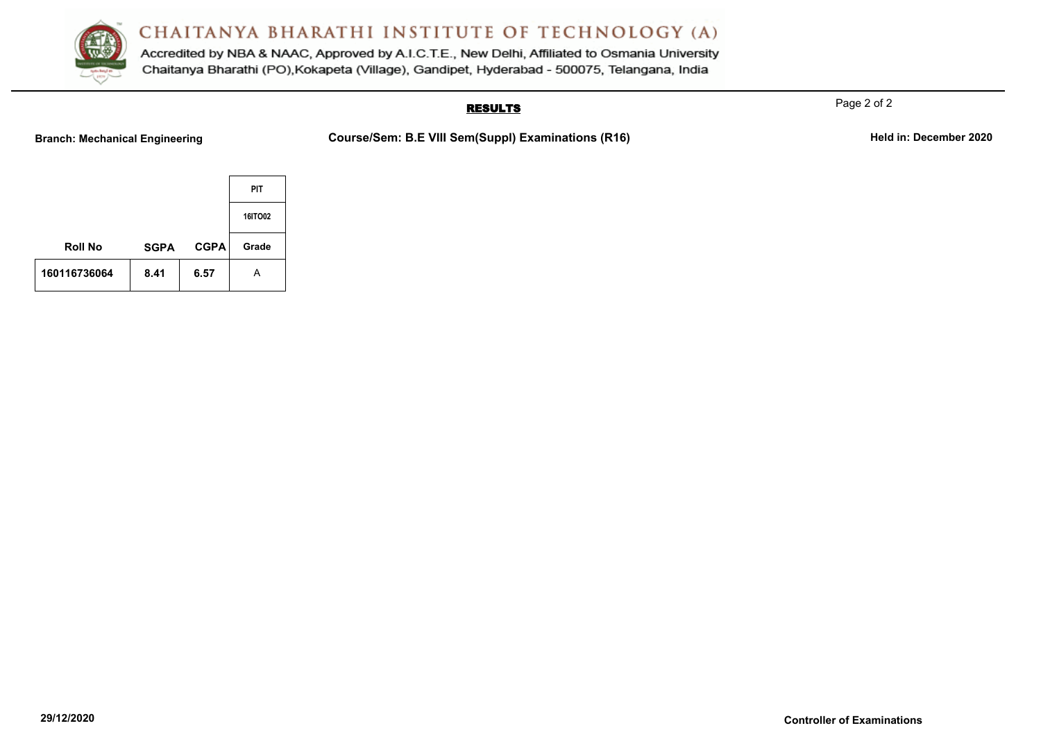# CHAITANYA BHARATHI INSTITUTE OF TECHNOLOGY (A)

Accredited by NBA & NAAC, Approved by A.I.C.T.E., New Delhi, Affiliated to Osmania University

Chaitanya Bharathi (PO),Kokapeta (Village), Gandipet, Hyderabad - 500075, Telangana, India

## RESULTS

**Branch: Mechanical Engineering** **Course/Sem: B.E VIII Sem(Suppl) Examinations (R16)** **Held in: December 2020**

| | | | PIT |
|---|---|---|---|
| | | | 16ITO02 |
| **Roll No** | **SGPA** | **CGPA** | **Grade** |
| 160116736064 | 8.41 | 6.57 | A |

**29/12/2020**

**Controller of Examinations**